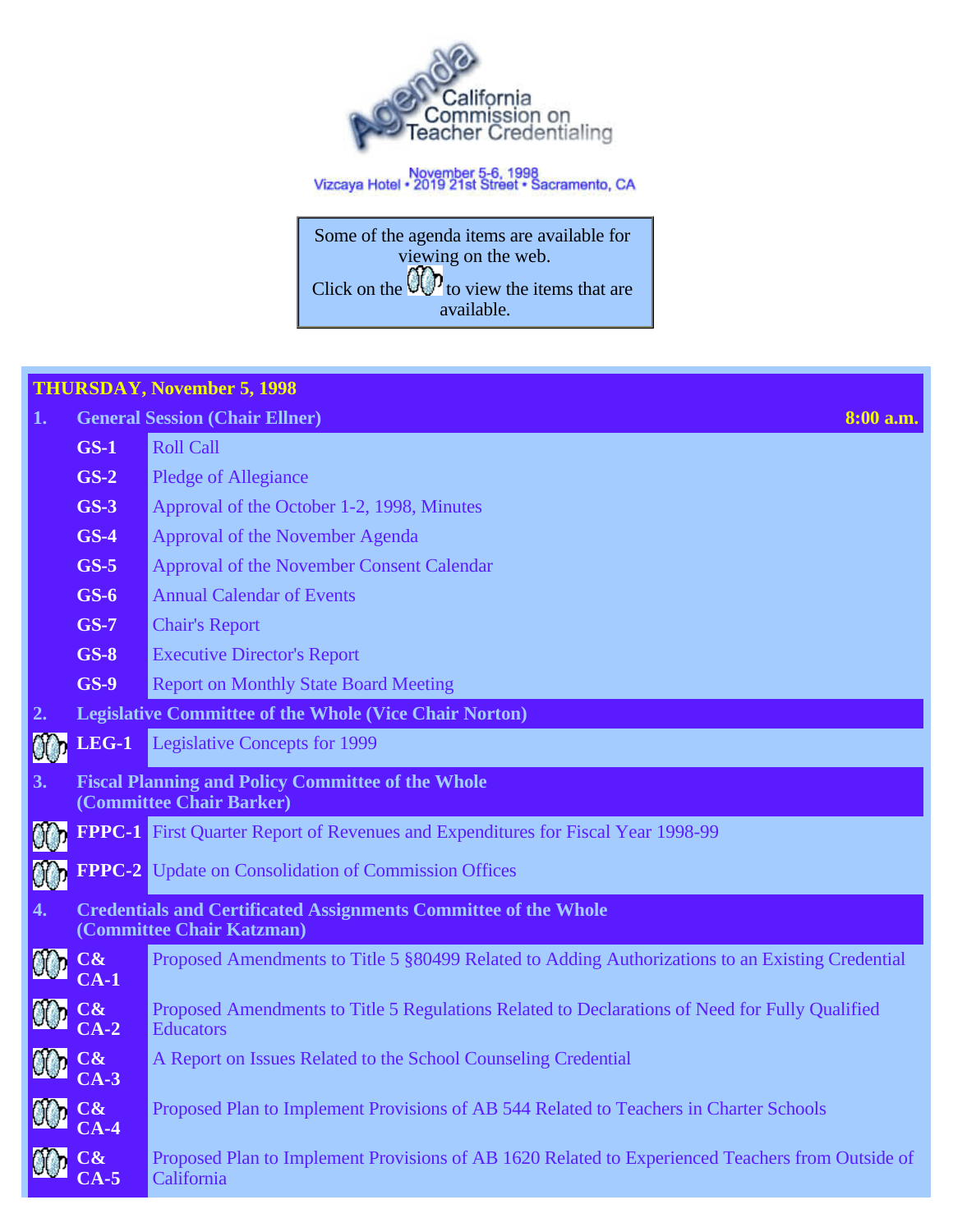# Agenda

## California Commission on Teacher Credentialing

November 5-6, 1998
Vizcaya Hotel • 2019 21st Street • Sacramento, CA

Some of the agenda items are available for viewing on the web.
Click on the icon to view the items that are available.

| THURSDAY, November 5, 1998 | | |
|---|---|---|
| **1.** | **General Session (Chair Ellner)** | **8:00 a.m.** |
| **GS-1** | Roll Call | |
| **GS-2** | Pledge of Allegiance | |
| **GS-3** | Approval of the October 1-2, 1998, Minutes | |
| **GS-4** | Approval of the November Agenda | |
| **GS-5** | Approval of the November Consent Calendar | |
| **GS-6** | Annual Calendar of Events | |
| **GS-7** | Chair's Report | |
| **GS-8** | Executive Director's Report | |
| **GS-9** | Report on Monthly State Board Meeting | |
| **2.** | **Legislative Committee of the Whole (Vice Chair Norton)** | |
| **LEG-1** | Legislative Concepts for 1999 | |
| **3.** | **Fiscal Planning and Policy Committee of the Whole (Committee Chair Barker)** | |
| **FPPC-1** | First Quarter Report of Revenues and Expenditures for Fiscal Year 1998-99 | |
| **FPPC-2** | Update on Consolidation of Commission Offices | |
| **4.** | **Credentials and Certificated Assignments Committee of the Whole (Committee Chair Katzman)** | |
| **C&CA-1** | Proposed Amendments to Title 5 §80499 Related to Adding Authorizations to an Existing Credential | |
| **C&CA-2** | Proposed Amendments to Title 5 Regulations Related to Declarations of Need for Fully Qualified Educators | |
| **C&CA-3** | A Report on Issues Related to the School Counseling Credential | |
| **C&CA-4** | Proposed Plan to Implement Provisions of AB 544 Related to Teachers in Charter Schools | |
| **C&CA-5** | Proposed Plan to Implement Provisions of AB 1620 Related to Experienced Teachers from Outside of California | |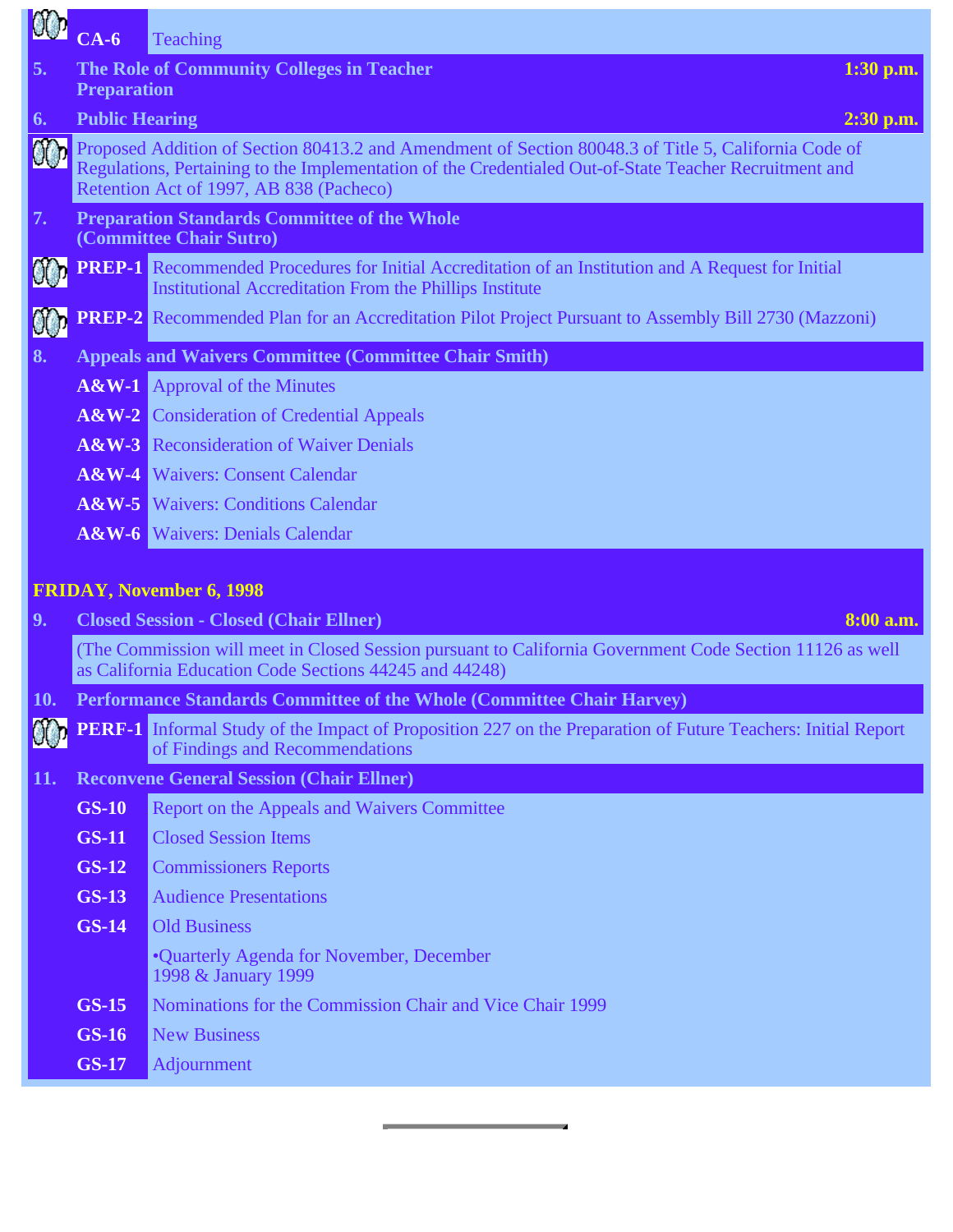| | | |
|---|---|---|
| **CA-6** | Teaching | |
| **5.** | **The Role of Community Colleges in Teacher Preparation** | **1:30 p.m.** |
| **6.** | **Public Hearing** | **2:30 p.m.** |
| | Proposed Addition of Section 80413.2 and Amendment of Section 80048.3 of Title 5, California Code of Regulations, Pertaining to the Implementation of the Credentialed Out-of-State Teacher Recruitment and Retention Act of 1997, AB 838 (Pacheco) | |
| **7.** | **Preparation Standards Committee of the Whole (Committee Chair Sutro)** | |
| **PREP-1** | Recommended Procedures for Initial Accreditation of an Institution and A Request for Initial Institutional Accreditation From the Phillips Institute | |
| **PREP-2** | Recommended Plan for an Accreditation Pilot Project Pursuant to Assembly Bill 2730 (Mazzoni) | |
| **8.** | **Appeals and Waivers Committee (Committee Chair Smith)** | |
| **A&W-1** | Approval of the Minutes | |
| **A&W-2** | Consideration of Credential Appeals | |
| **A&W-3** | Reconsideration of Waiver Denials | |
| **A&W-4** | Waivers: Consent Calendar | |
| **A&W-5** | Waivers: Conditions Calendar | |
| **A&W-6** | Waivers: Denials Calendar | |

## FRIDAY, November 6, 1998

| | | |
|---|---|---|
| **9.** | **Closed Session - Closed (Chair Ellner)** | **8:00 a.m.** |
| | (The Commission will meet in Closed Session pursuant to California Government Code Section 11126 as well as California Education Code Sections 44245 and 44248) | |
| **10.** | **Performance Standards Committee of the Whole (Committee Chair Harvey)** | |
| **PERF-1** | Informal Study of the Impact of Proposition 227 on the Preparation of Future Teachers: Initial Report of Findings and Recommendations | |
| **11.** | **Reconvene General Session (Chair Ellner)** | |
| **GS-10** | Report on the Appeals and Waivers Committee | |
| **GS-11** | Closed Session Items | |
| **GS-12** | Commissioners Reports | |
| **GS-13** | Audience Presentations | |
| **GS-14** | Old Business | |
| | •Quarterly Agenda for November, December 1998 & January 1999 | |
| **GS-15** | Nominations for the Commission Chair and Vice Chair 1999 | |
| **GS-16** | New Business | |
| **GS-17** | Adjournment | |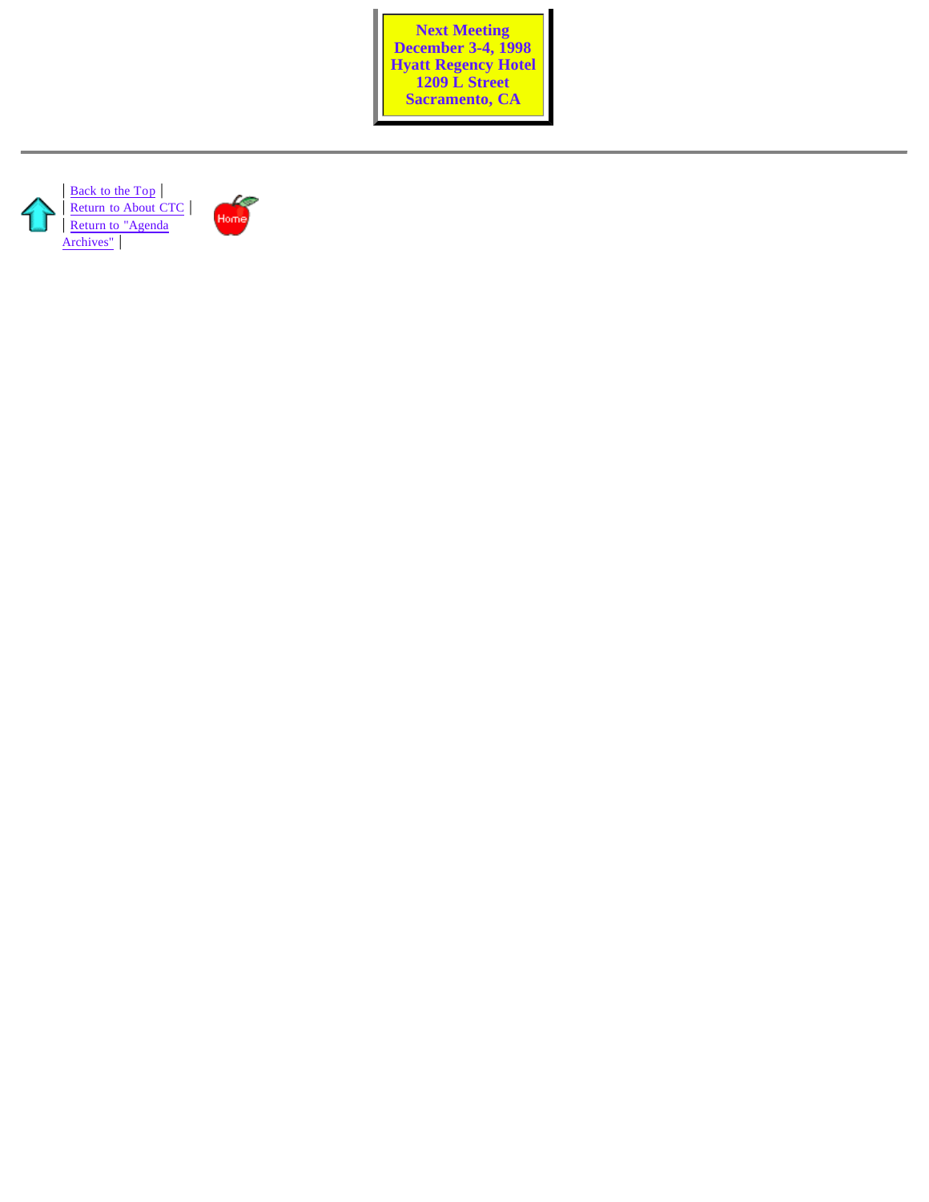**Next Meeting**
**December 3-4, 1998**
**Hyatt Regency Hotel**
**1209 L Street**
**Sacramento, CA**

---

| Back to the Top |
| Return to About CTC |
| Return to "Agenda Archives" |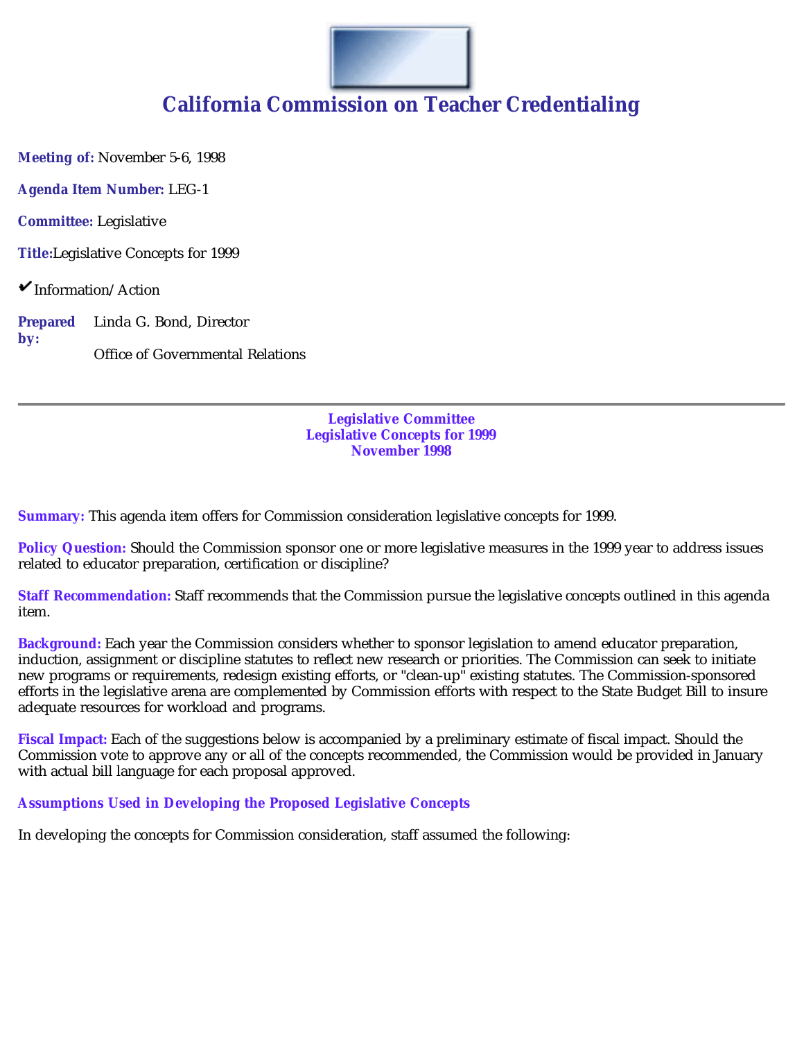# California Commission on Teacher Credentialing

**Meeting of:** November 5-6, 1998

**Agenda Item Number:** LEG-1

**Committee:** Legislative

**Title:** Legislative Concepts for 1999

✔ Information/Action

**Prepared by:** Linda G. Bond, Director

Office of Governmental Relations

---

**Legislative Committee**
**Legislative Concepts for 1999**
**November 1998**

**Summary:** This agenda item offers for Commission consideration legislative concepts for 1999.

**Policy Question:** Should the Commission sponsor one or more legislative measures in the 1999 year to address issues related to educator preparation, certification or discipline?

**Staff Recommendation:** Staff recommends that the Commission pursue the legislative concepts outlined in this agenda item.

**Background:** Each year the Commission considers whether to sponsor legislation to amend educator preparation, induction, assignment or discipline statutes to reflect new research or priorities. The Commission can seek to initiate new programs or requirements, redesign existing efforts, or "clean-up" existing statutes. The Commission-sponsored efforts in the legislative arena are complemented by Commission efforts with respect to the State Budget Bill to insure adequate resources for workload and programs.

**Fiscal Impact:** Each of the suggestions below is accompanied by a preliminary estimate of fiscal impact. Should the Commission vote to approve any or all of the concepts recommended, the Commission would be provided in January with actual bill language for each proposal approved.

**Assumptions Used in Developing the Proposed Legislative Concepts**

In developing the concepts for Commission consideration, staff assumed the following: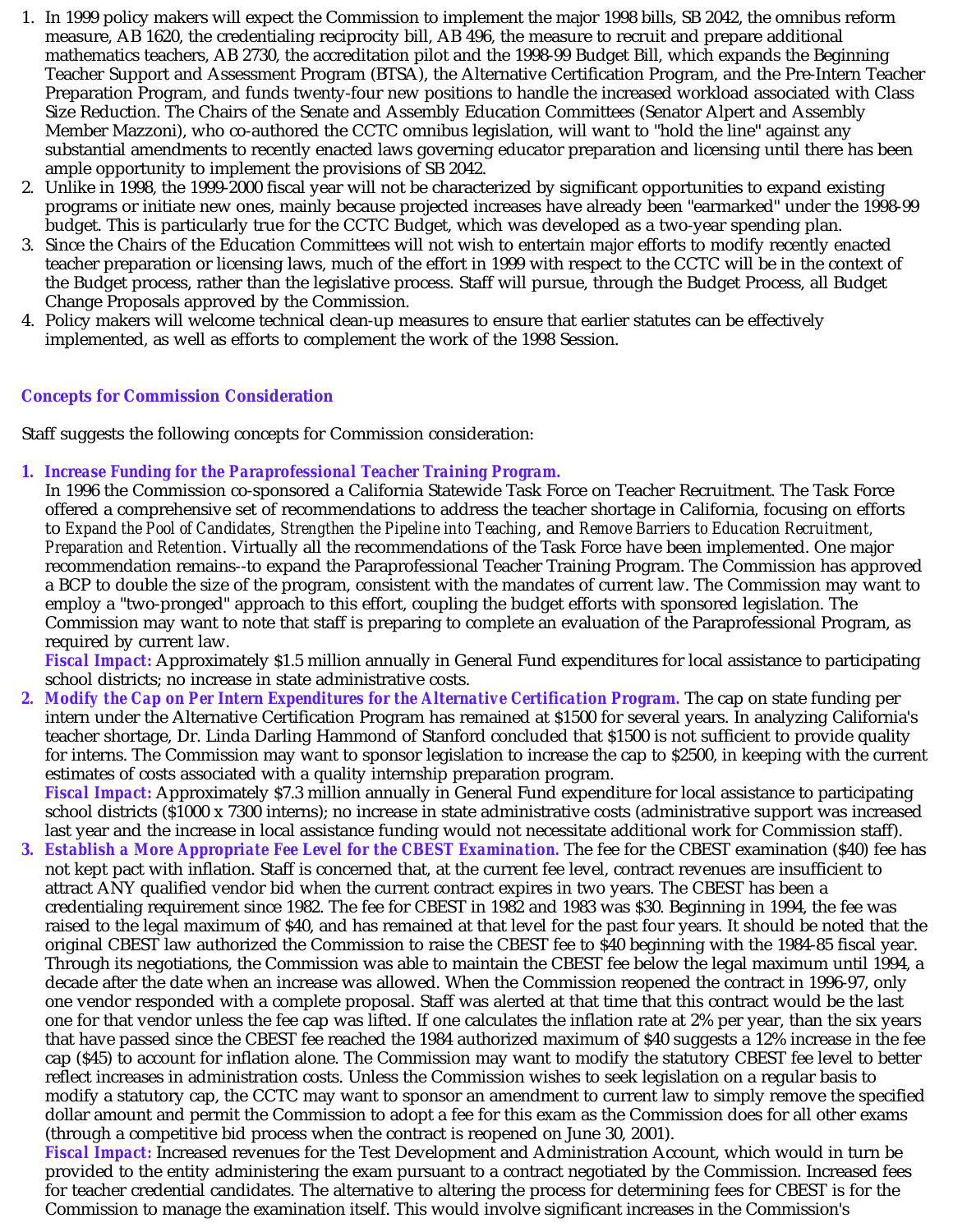1. In 1999 policy makers will expect the Commission to implement the major 1998 bills, SB 2042, the omnibus reform measure, AB 1620, the credentialing reciprocity bill, AB 496, the measure to recruit and prepare additional mathematics teachers, AB 2730, the accreditation pilot and the 1998-99 Budget Bill, which expands the Beginning Teacher Support and Assessment Program (BTSA), the Alternative Certification Program, and the Pre-Intern Teacher Preparation Program, and funds twenty-four new positions to handle the increased workload associated with Class Size Reduction. The Chairs of the Senate and Assembly Education Committees (Senator Alpert and Assembly Member Mazzoni), who co-authored the CCTC omnibus legislation, will want to "hold the line" against any substantial amendments to recently enacted laws governing educator preparation and licensing until there has been ample opportunity to implement the provisions of SB 2042.
2. Unlike in 1998, the 1999-2000 fiscal year will not be characterized by significant opportunities to expand existing programs or initiate new ones, mainly because projected increases have already been "earmarked" under the 1998-99 budget. This is particularly true for the CCTC Budget, which was developed as a two-year spending plan.
3. Since the Chairs of the Education Committees will not wish to entertain major efforts to modify recently enacted teacher preparation or licensing laws, much of the effort in 1999 with respect to the CCTC will be in the context of the Budget process, rather than the legislative process. Staff will pursue, through the Budget Process, all Budget Change Proposals approved by the Commission.
4. Policy makers will welcome technical clean-up measures to ensure that earlier statutes can be effectively implemented, as well as efforts to complement the work of the 1998 Session.

### Concepts for Commission Consideration

Staff suggests the following concepts for Commission consideration:

1. ***Increase Funding for the Paraprofessional Teacher Training Program.***
   In 1996 the Commission co-sponsored a California Statewide Task Force on Teacher Recruitment. The Task Force offered a comprehensive set of recommendations to address the teacher shortage in California, focusing on efforts to *Expand the Pool of Candidates*, *Strengthen the Pipeline into Teaching*, and *Remove Barriers to Education Recruitment, Preparation and Retention*. Virtually all the recommendations of the Task Force have been implemented. One major recommendation remains--to expand the Paraprofessional Teacher Training Program. The Commission has approved a BCP to double the size of the program, consistent with the mandates of current law. The Commission may want to employ a "two-pronged" approach to this effort, coupling the budget efforts with sponsored legislation. The Commission may want to note that staff is preparing to complete an evaluation of the Paraprofessional Program, as required by current law.
   **Fiscal Impact:** Approximately $1.5 million annually in General Fund expenditures for local assistance to participating school districts; no increase in state administrative costs.
2. ***Modify the Cap on Per Intern Expenditures for the Alternative Certification Program.*** The cap on state funding per intern under the Alternative Certification Program has remained at $1500 for several years. In analyzing California's teacher shortage, Dr. Linda Darling Hammond of Stanford concluded that $1500 is not sufficient to provide quality for interns. The Commission may want to sponsor legislation to increase the cap to $2500, in keeping with the current estimates of costs associated with a quality internship preparation program.
   **Fiscal Impact:** Approximately $7.3 million annually in General Fund expenditure for local assistance to participating school districts ($1000 x 7300 interns); no increase in state administrative costs (administrative support was increased last year and the increase in local assistance funding would not necessitate additional work for Commission staff).
3. ***Establish a More Appropriate Fee Level for the CBEST Examination.*** The fee for the CBEST examination ($40) fee has not kept pact with inflation. Staff is concerned that, at the current fee level, contract revenues are insufficient to attract ANY qualified vendor bid when the current contract expires in two years. The CBEST has been a credentialing requirement since 1982. The fee for CBEST in 1982 and 1983 was $30. Beginning in 1994, the fee was raised to the legal maximum of $40, and has remained at that level for the past four years. It should be noted that the original CBEST law authorized the Commission to raise the CBEST fee to $40 beginning with the 1984-85 fiscal year. Through its negotiations, the Commission was able to maintain the CBEST fee below the legal maximum until 1994, a decade after the date when an increase was allowed. When the Commission reopened the contract in 1996-97, only one vendor responded with a complete proposal. Staff was alerted at that time that this contract would be the last one for that vendor unless the fee cap was lifted. If one calculates the inflation rate at 2% per year, than the six years that have passed since the CBEST fee reached the 1984 authorized maximum of $40 suggests a 12% increase in the fee cap ($45) to account for inflation alone. The Commission may want to modify the statutory CBEST fee level to better reflect increases in administration costs. Unless the Commission wishes to seek legislation on a regular basis to modify a statutory cap, the CCTC may want to sponsor an amendment to current law to simply remove the specified dollar amount and permit the Commission to adopt a fee for this exam as the Commission does for all other exams (through a competitive bid process when the contract is reopened on June 30, 2001).
   **Fiscal Impact:** Increased revenues for the Test Development and Administration Account, which would in turn be provided to the entity administering the exam pursuant to a contract negotiated by the Commission. Increased fees for teacher credential candidates. The alternative to altering the process for determining fees for CBEST is for the Commission to manage the examination itself. This would involve significant increases in the Commission's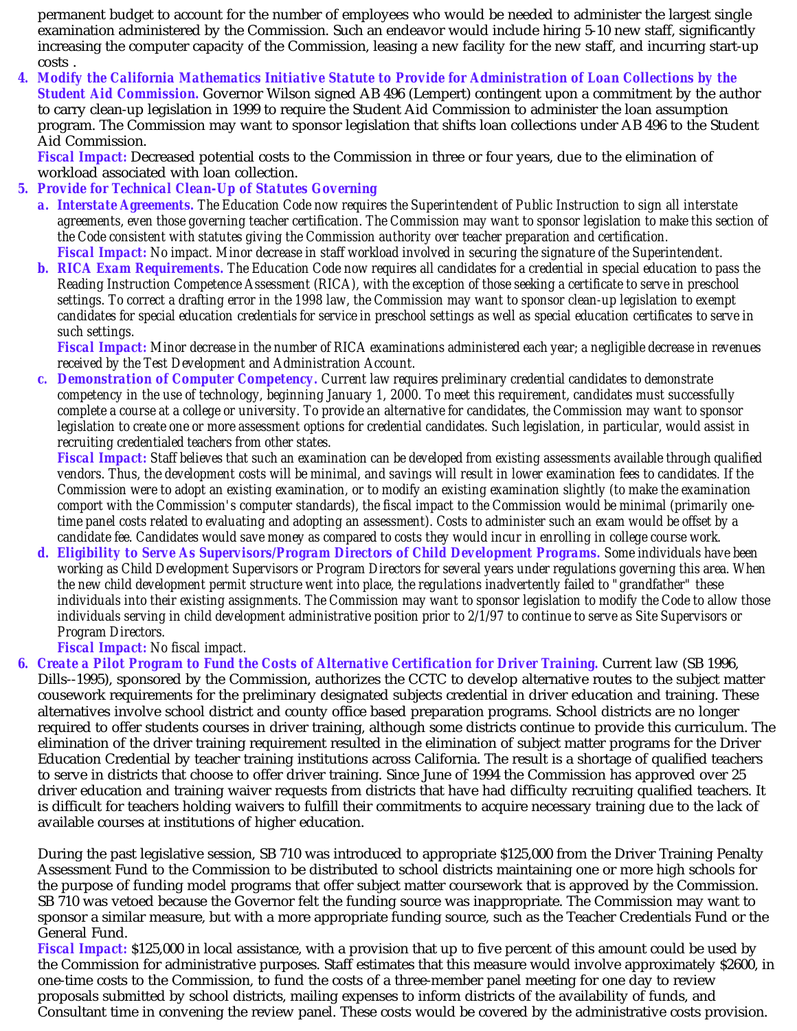permanent budget to account for the number of employees who would be needed to administer the largest single examination administered by the Commission. Such an endeavor would include hiring 5-10 new staff, significantly increasing the computer capacity of the Commission, leasing a new facility for the new staff, and incurring start-up costs .

4. ***Modify the California Mathematics Initiative Statute to Provide for Administration of Loan Collections by the Student Aid Commission.*** Governor Wilson signed AB 496 (Lempert) contingent upon a commitment by the author to carry clean-up legislation in 1999 to require the Student Aid Commission to administer the loan assumption program. The Commission may want to sponsor legislation that shifts loan collections under AB 496 to the Student Aid Commission.
   ***Fiscal Impact:*** Decreased potential costs to the Commission in three or four years, due to the elimination of workload associated with loan collection.

5. ***Provide for Technical Clean-Up of Statutes Governing***
   a. ***Interstate Agreements.*** The Education Code now requires the Superintendent of Public Instruction to sign all interstate agreements, even those governing teacher certification. The Commission may want to sponsor legislation to make this section of the Code consistent with statutes giving the Commission authority over teacher preparation and certification.
      ***Fiscal Impact:*** No impact. Minor decrease in staff workload involved in securing the signature of the Superintendent.
   b. ***RICA Exam Requirements.*** The Education Code now requires all candidates for a credential in special education to pass the Reading Instruction Competence Assessment (RICA), with the exception of those seeking a certificate to serve in preschool settings. To correct a drafting error in the 1998 law, the Commission may want to sponsor clean-up legislation to exempt candidates for special education credentials for service in preschool settings as well as special education certificates to serve in such settings.
      ***Fiscal Impact:*** Minor decrease in the number of RICA examinations administered each year; a negligible decrease in revenues received by the Test Development and Administration Account.
   c. ***Demonstration of Computer Competency.*** Current law requires preliminary credential candidates to demonstrate competency in the use of technology, beginning January 1, 2000. To meet this requirement, candidates must successfully complete a course at a college or university. To provide an alternative for candidates, the Commission may want to sponsor legislation to create one or more assessment options for credential candidates. Such legislation, in particular, would assist in recruiting credentialed teachers from other states.
      ***Fiscal Impact:*** Staff believes that such an examination can be developed from existing assessments available through qualified vendors. Thus, the development costs will be minimal, and savings will result in lower examination fees to candidates. If the Commission were to adopt an existing examination, or to modify an existing examination slightly (to make the examination comport with the Commission's computer standards), the fiscal impact to the Commission would be minimal (primarily one-time panel costs related to evaluating and adopting an assessment). Costs to administer such an exam would be offset by a candidate fee. Candidates would save money as compared to costs they would incur in enrolling in college course work.
   d. ***Eligibility to Serve As Supervisors/Program Directors of Child Development Programs.*** Some individuals have been working as Child Development Supervisors or Program Directors for several years under regulations governing this area. When the new child development permit structure went into place, the regulations inadvertently failed to "grandfather" these individuals into their existing assignments. The Commission may want to sponsor legislation to modify the Code to allow those individuals serving in child development administrative position prior to 2/1/97 to continue to serve as Site Supervisors or Program Directors.
      ***Fiscal Impact:*** No fiscal impact.

6. ***Create a Pilot Program to Fund the Costs of Alternative Certification for Driver Training.*** Current law (SB 1996, Dills--1995), sponsored by the Commission, authorizes the CCTC to develop alternative routes to the subject matter cousework requirements for the preliminary designated subjects credential in driver education and training. These alternatives involve school district and county office based preparation programs. School districts are no longer required to offer students courses in driver training, although some districts continue to provide this curriculum. The elimination of the driver training requirement resulted in the elimination of subject matter programs for the Driver Education Credential by teacher training institutions across California. The result is a shortage of qualified teachers to serve in districts that choose to offer driver training. Since June of 1994 the Commission has approved over 25 driver education and training waiver requests from districts that have had difficulty recruiting qualified teachers. It is difficult for teachers holding waivers to fulfill their commitments to acquire necessary training due to the lack of available courses at institutions of higher education.

   During the past legislative session, SB 710 was introduced to appropriate $125,000 from the Driver Training Penalty Assessment Fund to the Commission to be distributed to school districts maintaining one or more high schools for the purpose of funding model programs that offer subject matter coursework that is approved by the Commission. SB 710 was vetoed because the Governor felt the funding source was inappropriate. The Commission may want to sponsor a similar measure, but with a more appropriate funding source, such as the Teacher Credentials Fund or the General Fund.
   ***Fiscal Impact:*** $125,000 in local assistance, with a provision that up to five percent of this amount could be used by the Commission for administrative purposes. Staff estimates that this measure would involve approximately $2600, in one-time costs to the Commission, to fund the costs of a three-member panel meeting for one day to review proposals submitted by school districts, mailing expenses to inform districts of the availability of funds, and Consultant time in convening the review panel. These costs would be covered by the administrative costs provision.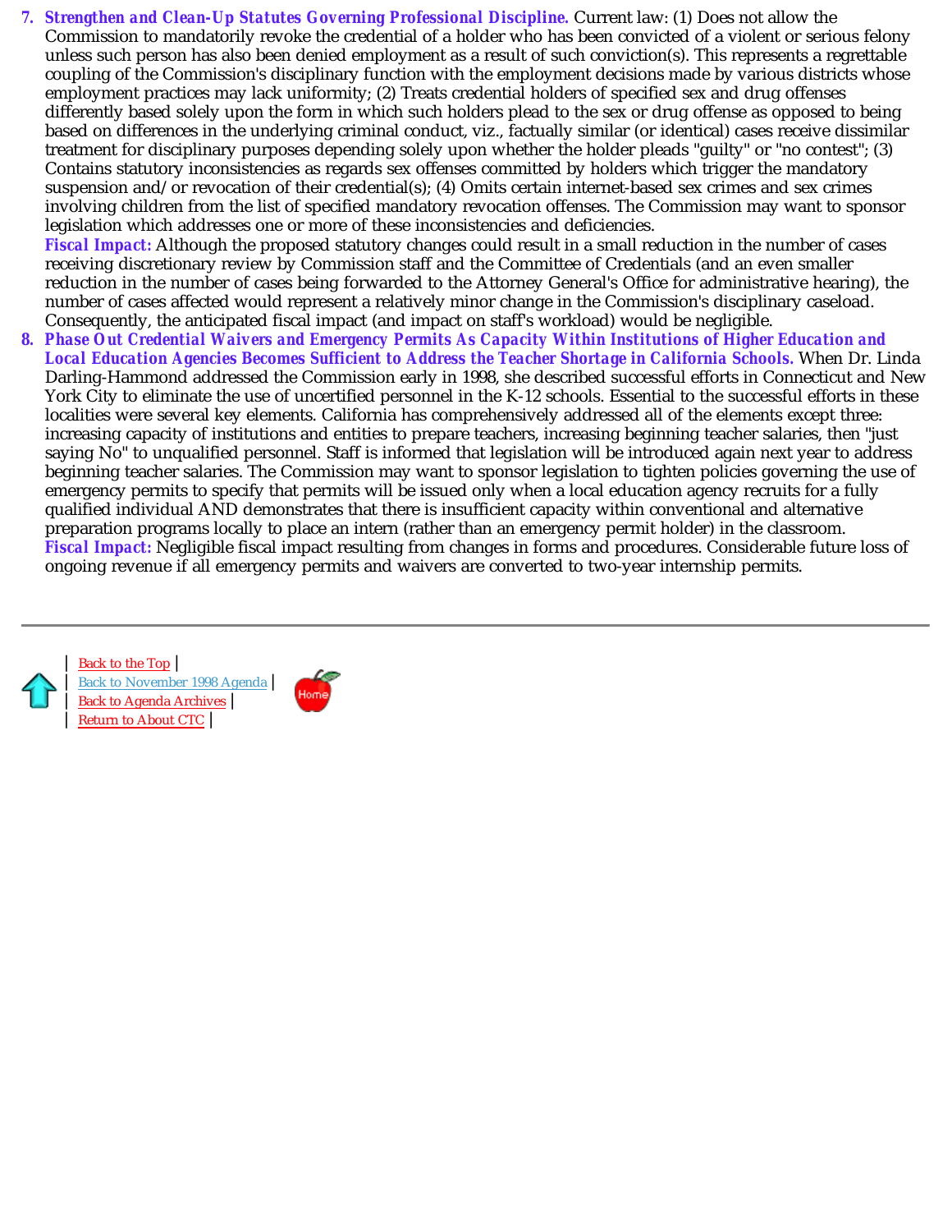7. ***Strengthen and Clean-Up Statutes Governing Professional Discipline.*** Current law: (1) Does not allow the Commission to mandatorily revoke the credential of a holder who has been convicted of a violent or serious felony unless such person has also been denied employment as a result of such conviction(s). This represents a regrettable coupling of the Commission's disciplinary function with the employment decisions made by various districts whose employment practices may lack uniformity; (2) Treats credential holders of specified sex and drug offenses differently based solely upon the form in which such holders plead to the sex or drug offense as opposed to being based on differences in the underlying criminal conduct, viz., factually similar (or identical) cases receive dissimilar treatment for disciplinary purposes depending solely upon whether the holder pleads "guilty" or "no contest"; (3) Contains statutory inconsistencies as regards sex offenses committed by holders which trigger the mandatory suspension and/or revocation of their credential(s); (4) Omits certain internet-based sex crimes and sex crimes involving children from the list of specified mandatory revocation offenses. The Commission may want to sponsor legislation which addresses one or more of these inconsistencies and deficiencies.
   **Fiscal Impact:** Although the proposed statutory changes could result in a small reduction in the number of cases receiving discretionary review by Commission staff and the Committee of Credentials (and an even smaller reduction in the number of cases being forwarded to the Attorney General's Office for administrative hearing), the number of cases affected would represent a relatively minor change in the Commission's disciplinary caseload. Consequently, the anticipated fiscal impact (and impact on staff's workload) would be negligible.
8. ***Phase Out Credential Waivers and Emergency Permits As Capacity Within Institutions of Higher Education and Local Education Agencies Becomes Sufficient to Address the Teacher Shortage in California Schools.*** When Dr. Linda Darling-Hammond addressed the Commission early in 1998, she described successful efforts in Connecticut and New York City to eliminate the use of uncertified personnel in the K-12 schools. Essential to the successful efforts in these localities were several key elements. California has comprehensively addressed all of the elements except three: increasing capacity of institutions and entities to prepare teachers, increasing beginning teacher salaries, then "just saying No" to unqualified personnel. Staff is informed that legislation will be introduced again next year to address beginning teacher salaries. The Commission may want to sponsor legislation to tighten policies governing the use of emergency permits to specify that permits will be issued only when a local education agency recruits for a fully qualified individual AND demonstrates that there is insufficient capacity within conventional and alternative preparation programs locally to place an intern (rather than an emergency permit holder) in the classroom.
   **Fiscal Impact:** Negligible fiscal impact resulting from changes in forms and procedures. Considerable future loss of ongoing revenue if all emergency permits and waivers are converted to two-year internship permits.

---

| Back to the Top |
| Back to November 1998 Agenda |
| Back to Agenda Archives |
| Return to About CTC |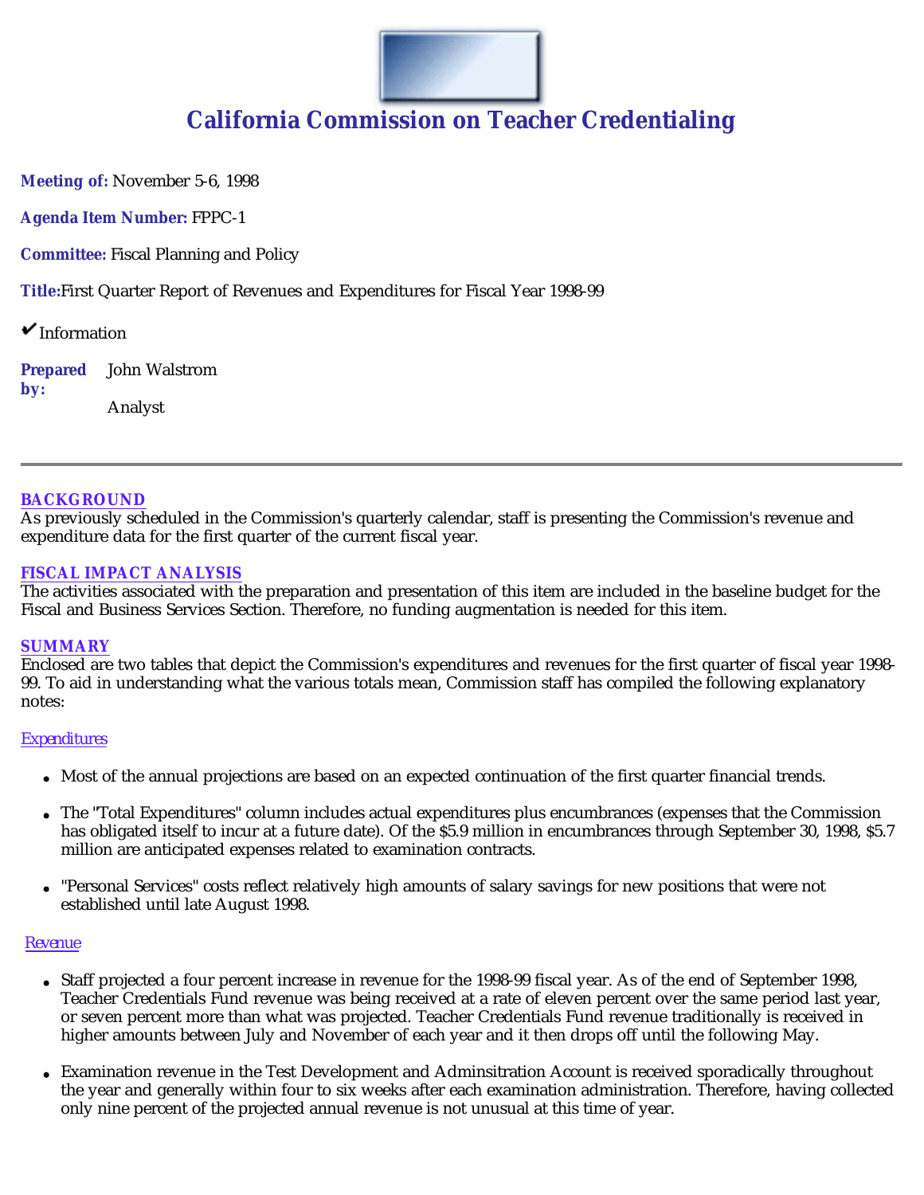# California Commission on Teacher Credentialing

**Meeting of:** November 5-6, 1998

**Agenda Item Number:** FPPC-1

**Committee:** Fiscal Planning and Policy

**Title:** First Quarter Report of Revenues and Expenditures for Fiscal Year 1998-99

✔ Information

**Prepared by:** John Walstrom

Analyst

---

## BACKGROUND

As previously scheduled in the Commission's quarterly calendar, staff is presenting the Commission's revenue and expenditure data for the first quarter of the current fiscal year.

## FISCAL IMPACT ANALYSIS

The activities associated with the preparation and presentation of this item are included in the baseline budget for the Fiscal and Business Services Section. Therefore, no funding augmentation is needed for this item.

## SUMMARY

Enclosed are two tables that depict the Commission's expenditures and revenues for the first quarter of fiscal year 1998-99. To aid in understanding what the various totals mean, Commission staff has compiled the following explanatory notes:

### Expenditures

- Most of the annual projections are based on an expected continuation of the first quarter financial trends.
- The "Total Expenditures" column includes actual expenditures plus encumbrances (expenses that the Commission has obligated itself to incur at a future date). Of the $5.9 million in encumbrances through September 30, 1998, $5.7 million are anticipated expenses related to examination contracts.
- "Personal Services" costs reflect relatively high amounts of salary savings for new positions that were not established until late August 1998.

### Revenue

- Staff projected a four percent increase in revenue for the 1998-99 fiscal year. As of the end of September 1998, Teacher Credentials Fund revenue was being received at a rate of eleven percent over the same period last year, or seven percent more than what was projected. Teacher Credentials Fund revenue traditionally is received in higher amounts between July and November of each year and it then drops off until the following May.
- Examination revenue in the Test Development and Adminsitration Account is received sporadically throughout the year and generally within four to six weeks after each examination administration. Therefore, having collected only nine percent of the projected annual revenue is not unusual at this time of year.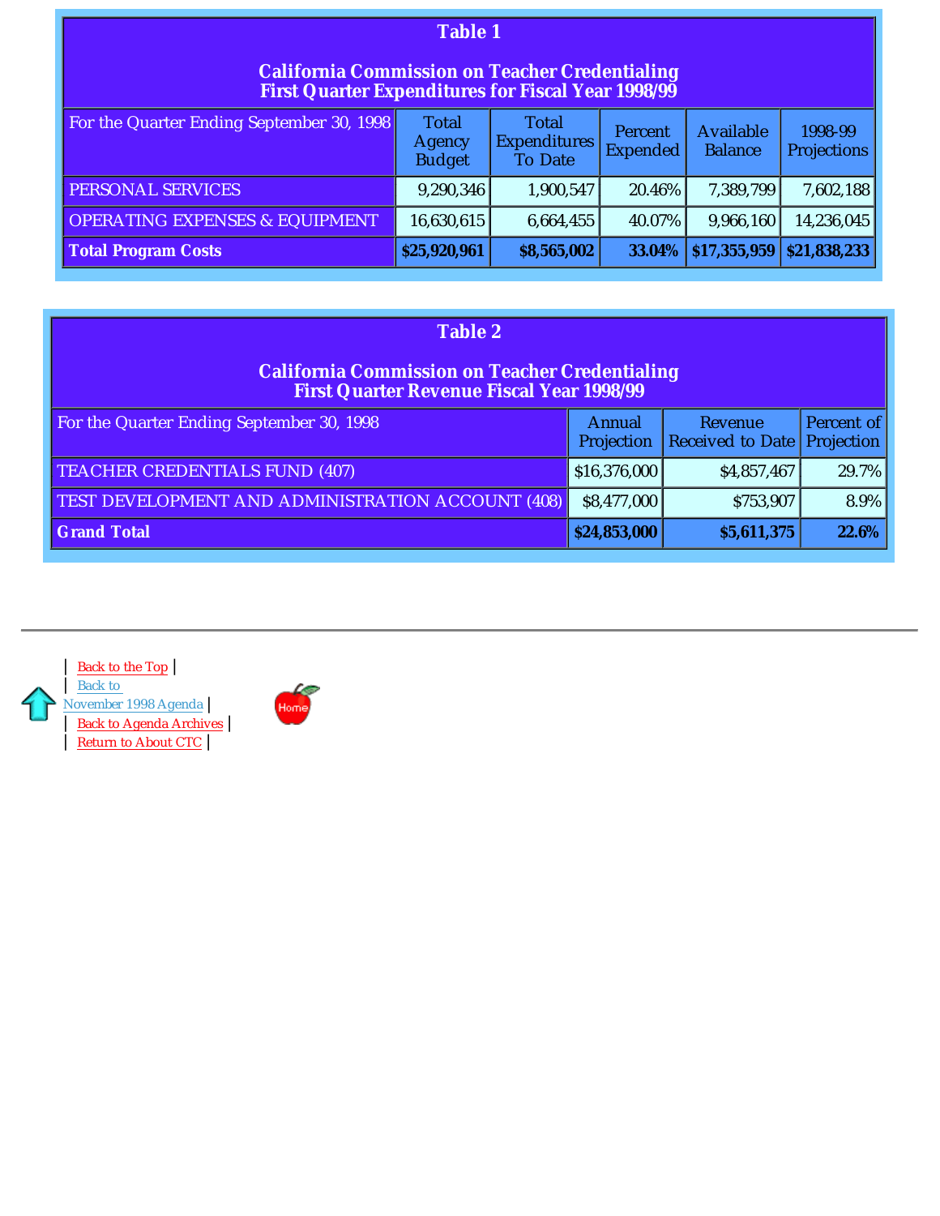**Table 1**

**California Commission on Teacher Credentialing**
**First Quarter Expenditures for Fiscal Year 1998/99**

| For the Quarter Ending September 30, 1998 | Total Agency Budget | Total Expenditures To Date | Percent Expended | Available Balance | 1998-99 Projections |
|---|---|---|---|---|---|
| PERSONAL SERVICES | 9,290,346 | 1,900,547 | 20.46% | 7,389,799 | 7,602,188 |
| OPERATING EXPENSES & EQUIPMENT | 16,630,615 | 6,664,455 | 40.07% | 9,966,160 | 14,236,045 |
| **Total Program Costs** | **$25,920,961** | **$8,565,002** | **33.04%** | **$17,355,959** | **$21,838,233** |

**Table 2**

**California Commission on Teacher Credentialing**
**First Quarter Revenue Fiscal Year 1998/99**

| For the Quarter Ending September 30, 1998 | Annual Projection | Revenue Received to Date | Percent of Projection |
|---|---|---|---|
| TEACHER CREDENTIALS FUND (407) | $16,376,000 | $4,857,467 | 29.7% |
| TEST DEVELOPMENT AND ADMINISTRATION ACCOUNT (408) | $8,477,000 | $753,907 | 8.9% |
| **Grand Total** | **$24,853,000** | **$5,611,375** | **22.6%** |

---

| Back to the Top |
| Back to November 1998 Agenda |
| Back to Agenda Archives |
| Return to About CTC |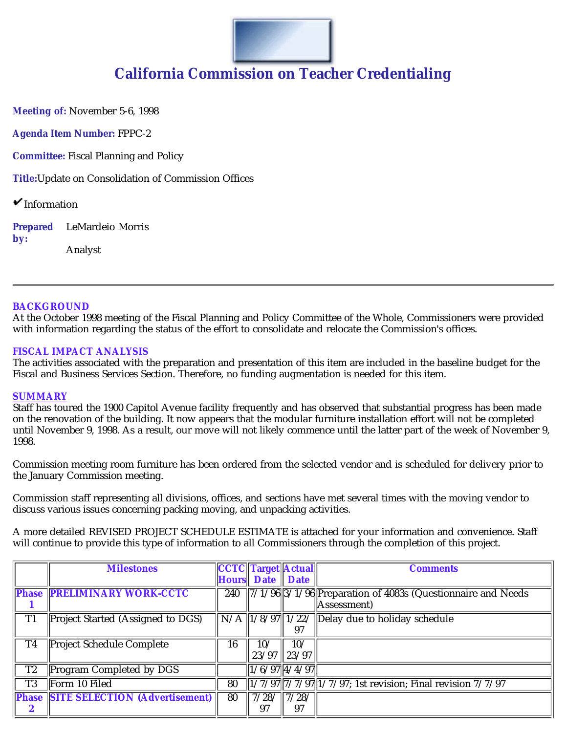# California Commission on Teacher Credentialing

**Meeting of:** November 5-6, 1998

**Agenda Item Number:** FPPC-2

**Committee:** Fiscal Planning and Policy

**Title:** Update on Consolidation of Commission Offices

✔ Information

**Prepared by:** LeMardeio Morris

Analyst

---

**BACKGROUND**

At the October 1998 meeting of the Fiscal Planning and Policy Committee of the Whole, Commissioners were provided with information regarding the status of the effort to consolidate and relocate the Commission's offices.

**FISCAL IMPACT ANALYSIS**

The activities associated with the preparation and presentation of this item are included in the baseline budget for the Fiscal and Business Services Section. Therefore, no funding augmentation is needed for this item.

**SUMMARY**

Staff has toured the 1900 Capitol Avenue facility frequently and has observed that substantial progress has been made on the renovation of the building. It now appears that the modular furniture installation effort will not be completed until November 9, 1998. As a result, our move will not likely commence until the latter part of the week of November 9, 1998.

Commission meeting room furniture has been ordered from the selected vendor and is scheduled for delivery prior to the January Commission meeting.

Commission staff representing all divisions, offices, and sections have met several times with the moving vendor to discuss various issues concerning packing moving, and unpacking activities.

A more detailed REVISED PROJECT SCHEDULE ESTIMATE is attached for your information and convenience. Staff will continue to provide this type of information to all Commissioners through the completion of this project.

| | Milestones | CCTC Hours | Target Date | Actual Date | Comments |
|---|---|---|---|---|---|
| **Phase 1** | **PRELIMINARY WORK-CCTC** | 240 | 7/1/96 | 3/1/96 | Preparation of 4083s (Questionnaire and Needs Assessment) |
| T1 | Project Started (Assigned to DGS) | N/A | 1/8/97 | 1/22/97 | Delay due to holiday schedule |
| T4 | Project Schedule Complete | 16 | 10/23/97 | 10/23/97 | |
| T2 | Program Completed by DGS | | 1/6/97 | 4/4/97 | |
| T3 | Form 10 Filed | 80 | 1/7/97 | 7/7/97 | 1/7/97; 1st revision; Final revision 7/7/97 |
| **Phase 2** | **SITE SELECTION (Advertisement)** | 80 | 7/28/97 | 7/28/97 | |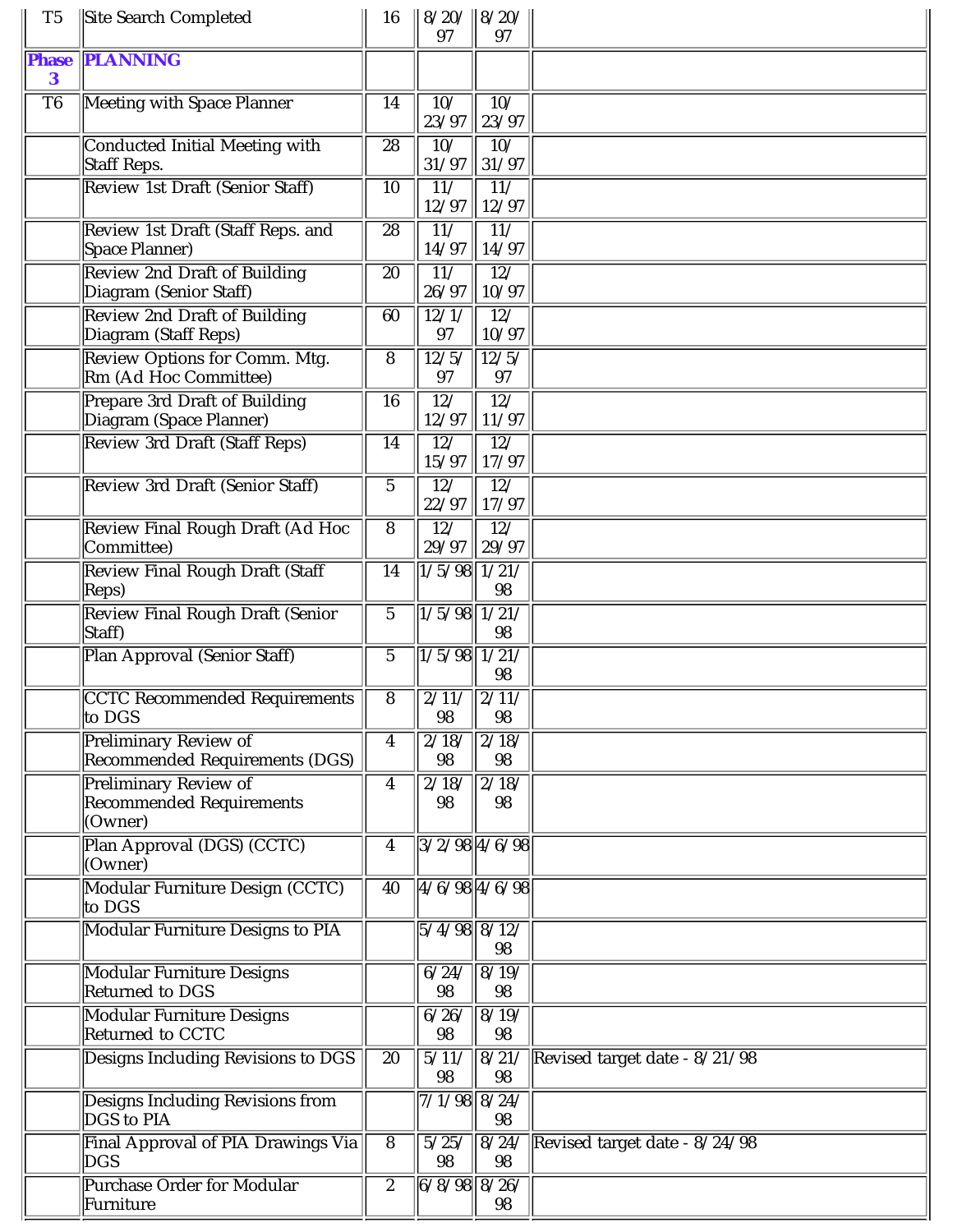| | | | | | |
|---|---|---|---|---|---|
| T5 | Site Search Completed | 16 | 8/20/97 | 8/20/97 | |
| **Phase 3** | **PLANNING** | | | | |
| T6 | Meeting with Space Planner | 14 | 10/23/97 | 10/23/97 | |
| | Conducted Initial Meeting with Staff Reps. | 28 | 10/31/97 | 10/31/97 | |
| | Review 1st Draft (Senior Staff) | 10 | 11/12/97 | 11/12/97 | |
| | Review 1st Draft (Staff Reps. and Space Planner) | 28 | 11/14/97 | 11/14/97 | |
| | Review 2nd Draft of Building Diagram (Senior Staff) | 20 | 11/26/97 | 12/10/97 | |
| | Review 2nd Draft of Building Diagram (Staff Reps) | 60 | 12/1/97 | 12/10/97 | |
| | Review Options for Comm. Mtg. Rm (Ad Hoc Committee) | 8 | 12/5/97 | 12/5/97 | |
| | Prepare 3rd Draft of Building Diagram (Space Planner) | 16 | 12/12/97 | 12/11/97 | |
| | Review 3rd Draft (Staff Reps) | 14 | 12/15/97 | 12/17/97 | |
| | Review 3rd Draft (Senior Staff) | 5 | 12/22/97 | 12/17/97 | |
| | Review Final Rough Draft (Ad Hoc Committee) | 8 | 12/29/97 | 12/29/97 | |
| | Review Final Rough Draft (Staff Reps) | 14 | 1/5/98 | 1/21/98 | |
| | Review Final Rough Draft (Senior Staff) | 5 | 1/5/98 | 1/21/98 | |
| | Plan Approval (Senior Staff) | 5 | 1/5/98 | 1/21/98 | |
| | CCTC Recommended Requirements to DGS | 8 | 2/11/98 | 2/11/98 | |
| | Preliminary Review of Recommended Requirements (DGS) | 4 | 2/18/98 | 2/18/98 | |
| | Preliminary Review of Recommended Requirements (Owner) | 4 | 2/18/98 | 2/18/98 | |
| | Plan Approval (DGS) (CCTC) (Owner) | 4 | 3/2/98 | 4/6/98 | |
| | Modular Furniture Design (CCTC) to DGS | 40 | 4/6/98 | 4/6/98 | |
| | Modular Furniture Designs to PIA | | 5/4/98 | 8/12/98 | |
| | Modular Furniture Designs Returned to DGS | | 6/24/98 | 8/19/98 | |
| | Modular Furniture Designs Returned to CCTC | | 6/26/98 | 8/19/98 | |
| | Designs Including Revisions to DGS | 20 | 5/11/98 | 8/21/98 | Revised target date - 8/21/98 |
| | Designs Including Revisions from DGS to PIA | | 7/1/98 | 8/24/98 | |
| | Final Approval of PIA Drawings Via DGS | 8 | 5/25/98 | 8/24/98 | Revised target date - 8/24/98 |
| | Purchase Order for Modular Furniture | 2 | 6/8/98 | 8/26/98 | |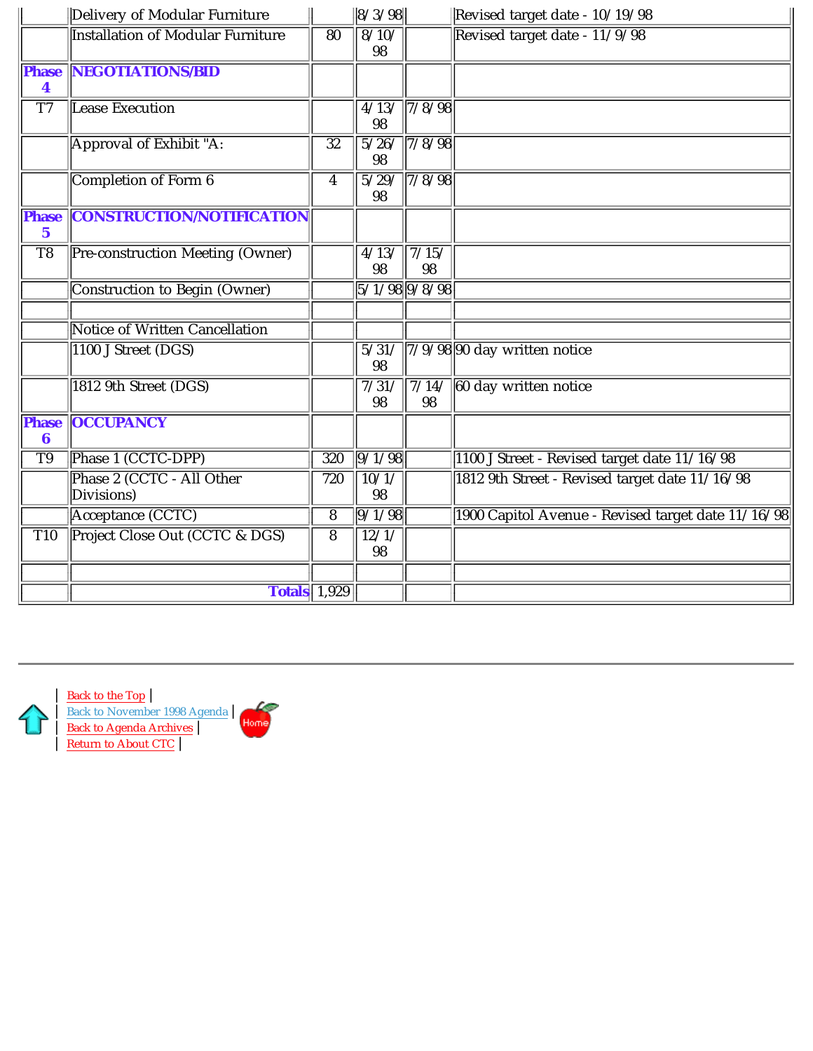|  |  |  |  |  |  |
|---|---|---|---|---|---|
|  | Delivery of Modular Furniture |  | 8/3/98 |  | Revised target date - 10/19/98 |
|  | Installation of Modular Furniture | 80 | 8/10/98 |  | Revised target date - 11/9/98 |
| **Phase 4** | **NEGOTIATIONS/BID** |  |  |  |  |
| T7 | Lease Execution |  | 4/13/98 | 7/8/98 |  |
|  | Approval of Exhibit "A: | 32 | 5/26/98 | 7/8/98 |  |
|  | Completion of Form 6 | 4 | 5/29/98 | 7/8/98 |  |
| **Phase 5** | **CONSTRUCTION/NOTIFICATION** |  |  |  |  |
| T8 | Pre-construction Meeting (Owner) |  | 4/13/98 | 7/15/98 |  |
|  | Construction to Begin (Owner) |  | 5/1/98 | 9/8/98 |  |
|  |  |  |  |  |  |
|  | Notice of Written Cancellation |  |  |  |  |
|  | 1100 J Street (DGS) |  | 5/31/98 | 7/9/98 | 90 day written notice |
|  | 1812 9th Street (DGS) |  | 7/31/98 | 7/14/98 | 60 day written notice |
| **Phase 6** | **OCCUPANCY** |  |  |  |  |
| T9 | Phase 1 (CCTC-DPP) | 320 | 9/1/98 |  | 1100 J Street - Revised target date 11/16/98 |
|  | Phase 2 (CCTC - All Other Divisions) | 720 | 10/1/98 |  | 1812 9th Street - Revised target date 11/16/98 |
|  | Acceptance (CCTC) | 8 | 9/1/98 |  | 1900 Capitol Avenue - Revised target date 11/16/98 |
| T10 | Project Close Out (CCTC & DGS) | 8 | 12/1/98 |  |  |
|  |  |  |  |  |  |
|  | **Totals** | 1,929 |  |  |  |

| Back to the Top |
| Back to November 1998 Agenda |
| Back to Agenda Archives |
| Return to About CTC |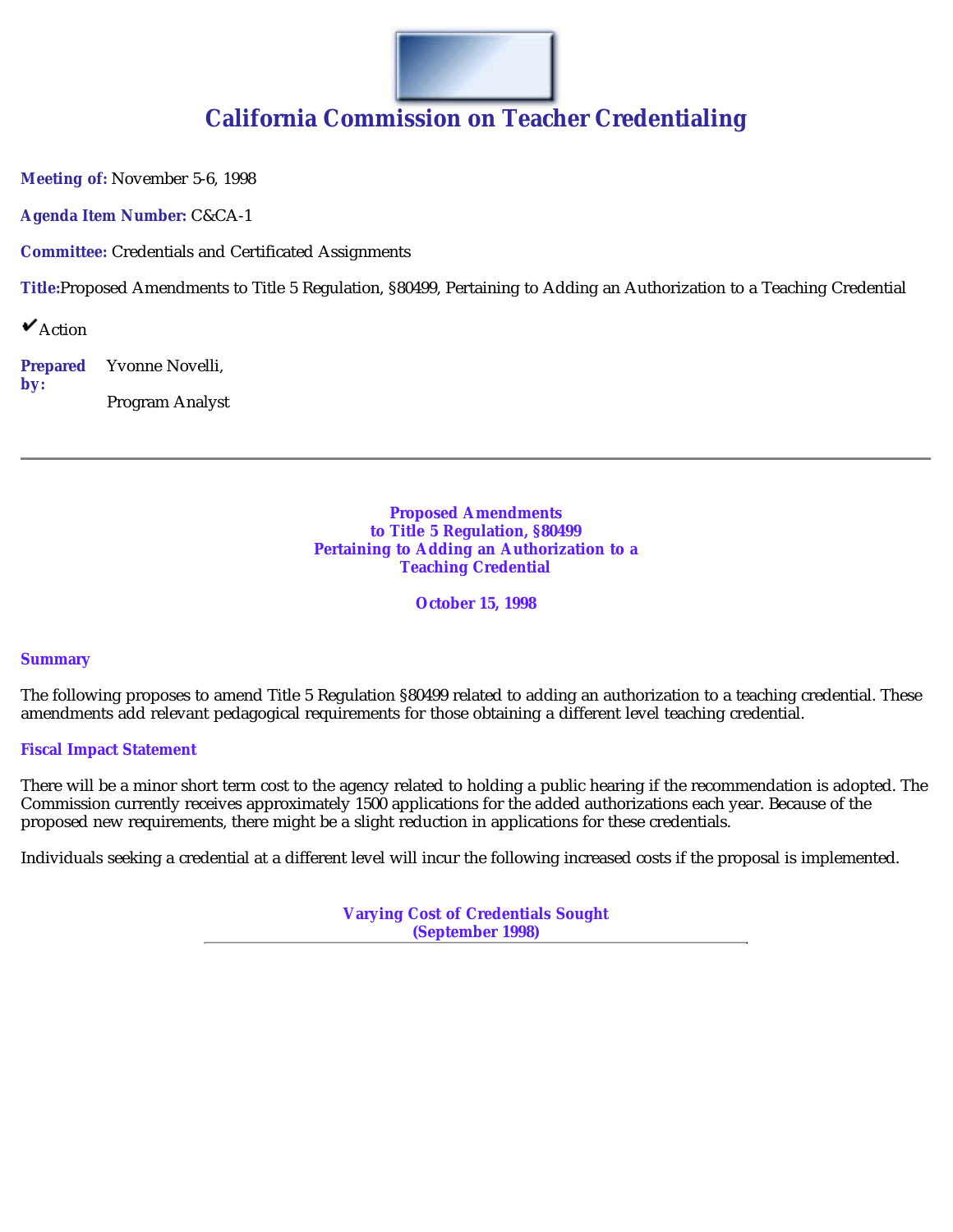# California Commission on Teacher Credentialing

**Meeting of:** November 5-6, 1998

**Agenda Item Number:** C&CA-1

**Committee:** Credentials and Certificated Assignments

**Title:** Proposed Amendments to Title 5 Regulation, §80499, Pertaining to Adding an Authorization to a Teaching Credential

✔Action

**Prepared by:** Yvonne Novelli,

Program Analyst

---

## Proposed Amendments to Title 5 Regulation, §80499 Pertaining to Adding an Authorization to a Teaching Credential

**October 15, 1998**

### Summary

The following proposes to amend Title 5 Regulation §80499 related to adding an authorization to a teaching credential. These amendments add relevant pedagogical requirements for those obtaining a different level teaching credential.

### Fiscal Impact Statement

There will be a minor short term cost to the agency related to holding a public hearing if the recommendation is adopted. The Commission currently receives approximately 1500 applications for the added authorizations each year. Because of the proposed new requirements, there might be a slight reduction in applications for these credentials.

Individuals seeking a credential at a different level will incur the following increased costs if the proposal is implemented.

**Varying Cost of Credentials Sought (September 1998)**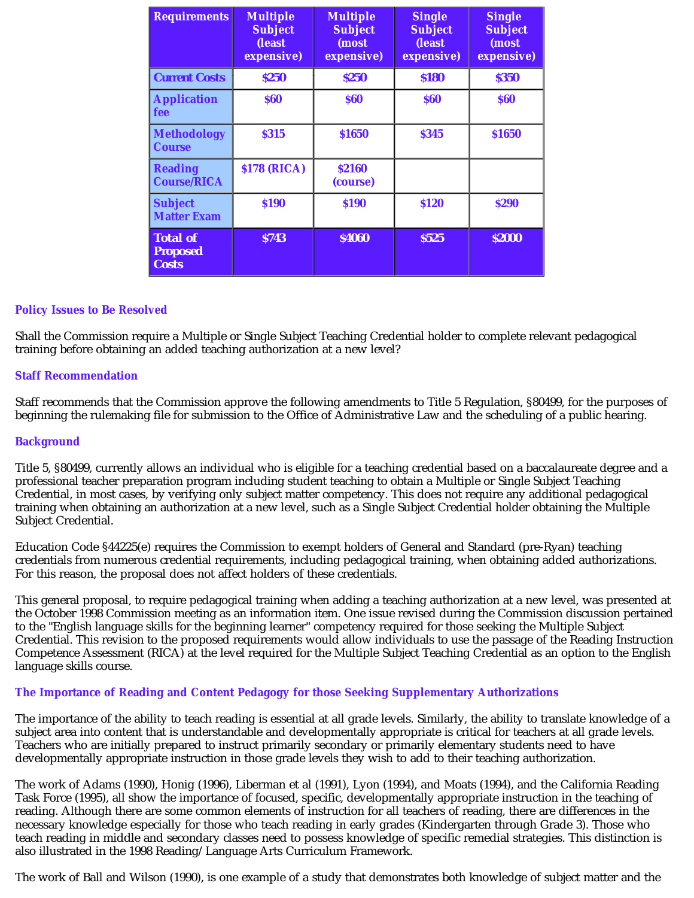| Requirements | Multiple Subject (least expensive) | Multiple Subject (most expensive) | Single Subject (least expensive) | Single Subject (most expensive) |
|---|---|---|---|---|
| Current Costs | $250 | $250 | $180 | $350 |
| Application fee | $60 | $60 | $60 | $60 |
| Methodology Course | $315 | $1650 | $345 | $1650 |
| Reading Course/RICA | $178 (RICA) | $2160 (course) | | |
| Subject Matter Exam | $190 | $190 | $120 | $290 |
| Total of Proposed Costs | $743 | $4060 | $525 | $2000 |

### Policy Issues to Be Resolved

Shall the Commission require a Multiple or Single Subject Teaching Credential holder to complete relevant pedagogical training before obtaining an added teaching authorization at a new level?

### Staff Recommendation

Staff recommends that the Commission approve the following amendments to Title 5 Regulation, §80499, for the purposes of beginning the rulemaking file for submission to the Office of Administrative Law and the scheduling of a public hearing.

### Background

Title 5, §80499, currently allows an individual who is eligible for a teaching credential based on a baccalaureate degree and a professional teacher preparation program including student teaching to obtain a Multiple or Single Subject Teaching Credential, in most cases, by verifying only subject matter competency. This does not require any additional pedagogical training when obtaining an authorization at a new level, such as a Single Subject Credential holder obtaining the Multiple Subject Credential.

Education Code §44225(e) requires the Commission to exempt holders of General and Standard (pre-Ryan) teaching credentials from numerous credential requirements, including pedagogical training, when obtaining added authorizations. For this reason, the proposal does not affect holders of these credentials.

This general proposal, to require pedagogical training when adding a teaching authorization at a new level, was presented at the October 1998 Commission meeting as an information item. One issue revised during the Commission discussion pertained to the "English language skills for the beginning learner" competency required for those seeking the Multiple Subject Credential. This revision to the proposed requirements would allow individuals to use the passage of the Reading Instruction Competence Assessment (RICA) at the level required for the Multiple Subject Teaching Credential as an option to the English language skills course.

### The Importance of Reading and Content Pedagogy for those Seeking Supplementary Authorizations

The importance of the ability to teach reading is essential at all grade levels. Similarly, the ability to translate knowledge of a subject area into content that is understandable and developmentally appropriate is critical for teachers at all grade levels. Teachers who are initially prepared to instruct primarily secondary or primarily elementary students need to have developmentally appropriate instruction in those grade levels they wish to add to their teaching authorization.

The work of Adams (1990), Honig (1996), Liberman et al (1991), Lyon (1994), and Moats (1994), and the California Reading Task Force (1995), all show the importance of focused, specific, developmentally appropriate instruction in the teaching of reading. Although there are some common elements of instruction for all teachers of reading, there are differences in the necessary knowledge especially for those who teach reading in early grades (Kindergarten through Grade 3). Those who teach reading in middle and secondary classes need to possess knowledge of specific remedial strategies. This distinction is also illustrated in the 1998 Reading/ Language Arts Curriculum Framework.

The work of Ball and Wilson (1990), is one example of a study that demonstrates both knowledge of subject matter and the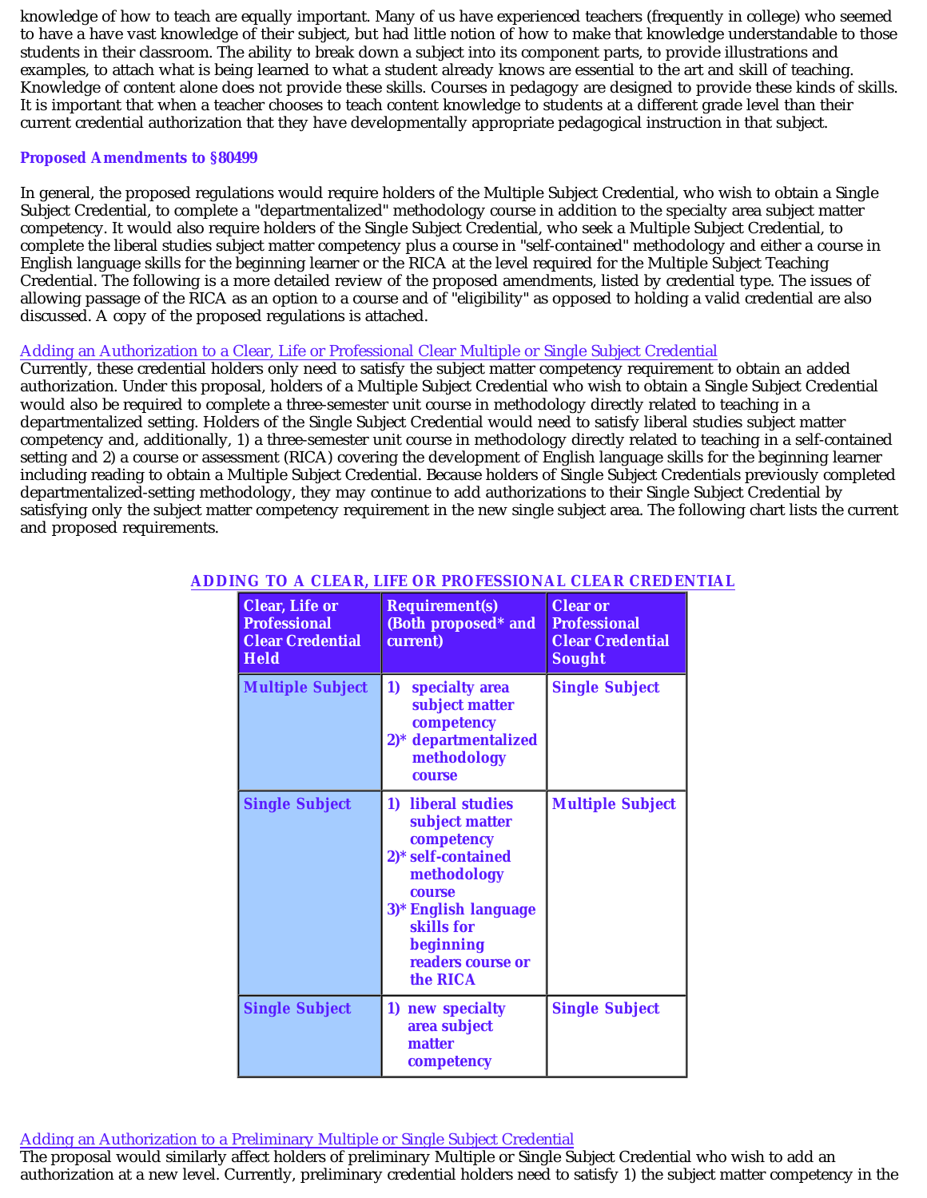knowledge of how to teach are equally important. Many of us have experienced teachers (frequently in college) who seemed to have a have vast knowledge of their subject, but had little notion of how to make that knowledge understandable to those students in their classroom. The ability to break down a subject into its component parts, to provide illustrations and examples, to attach what is being learned to what a student already knows are essential to the art and skill of teaching. Knowledge of content alone does not provide these skills. Courses in pedagogy are designed to provide these kinds of skills. It is important that when a teacher chooses to teach content knowledge to students at a different grade level than their current credential authorization that they have developmentally appropriate pedagogical instruction in that subject.

**Proposed Amendments to §80499**

In general, the proposed regulations would require holders of the Multiple Subject Credential, who wish to obtain a Single Subject Credential, to complete a "departmentalized" methodology course in addition to the specialty area subject matter competency. It would also require holders of the Single Subject Credential, who seek a Multiple Subject Credential, to complete the liberal studies subject matter competency plus a course in "self-contained" methodology and either a course in English language skills for the beginning learner or the RICA at the level required for the Multiple Subject Teaching Credential. The following is a more detailed review of the proposed amendments, listed by credential type. The issues of allowing passage of the RICA as an option to a course and of "eligibility" as opposed to holding a valid credential are also discussed. A copy of the proposed regulations is attached.

Adding an Authorization to a Clear, Life or Professional Clear Multiple or Single Subject Credential

Currently, these credential holders only need to satisfy the subject matter competency requirement to obtain an added authorization. Under this proposal, holders of a Multiple Subject Credential who wish to obtain a Single Subject Credential would also be required to complete a three-semester unit course in methodology directly related to teaching in a departmentalized setting. Holders of the Single Subject Credential would need to satisfy liberal studies subject matter competency and, additionally, 1) a three-semester unit course in methodology directly related to teaching in a self-contained setting and 2) a course or assessment (RICA) covering the development of English language skills for the beginning learner including reading to obtain a Multiple Subject Credential. Because holders of Single Subject Credentials previously completed departmentalized-setting methodology, they may continue to add authorizations to their Single Subject Credential by satisfying only the subject matter competency requirement in the new single subject area. The following chart lists the current and proposed requirements.

**ADDING TO A CLEAR, LIFE OR PROFESSIONAL CLEAR CREDENTIAL**

| Clear, Life or Professional Clear Credential Held | Requirement(s) (Both proposed* and current) | Clear or Professional Clear Credential Sought |
|---|---|---|
| Multiple Subject | 1) specialty area subject matter competency<br>2)* departmentalized methodology course | Single Subject |
| Single Subject | 1) liberal studies subject matter competency<br>2)* self-contained methodology course<br>3)* English language skills for beginning readers course or the RICA | Multiple Subject |
| Single Subject | 1) new specialty area subject matter competency | Single Subject |

Adding an Authorization to a Preliminary Multiple or Single Subject Credential

The proposal would similarly affect holders of preliminary Multiple or Single Subject Credential who wish to add an authorization at a new level. Currently, preliminary credential holders need to satisfy 1) the subject matter competency in the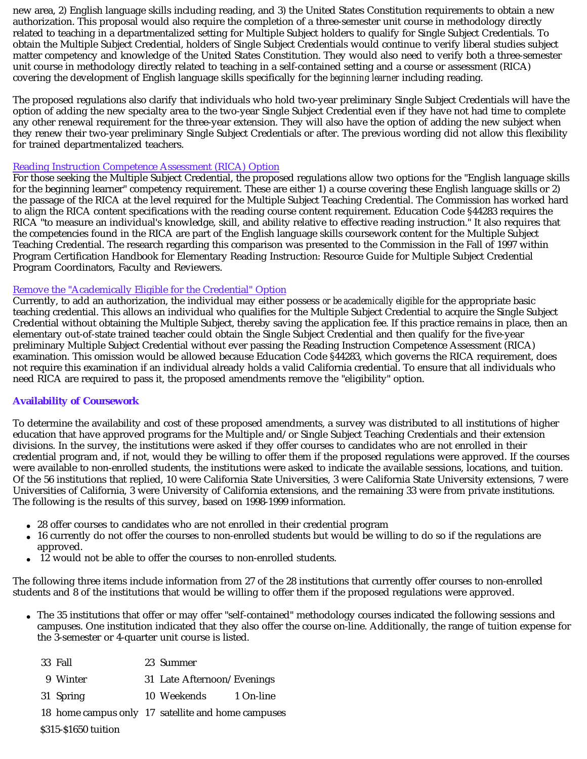new area, 2) English language skills including reading, and 3) the United States Constitution requirements to obtain a new authorization. This proposal would also require the completion of a three-semester unit course in methodology directly related to teaching in a departmentalized setting for Multiple Subject holders to qualify for Single Subject Credentials. To obtain the Multiple Subject Credential, holders of Single Subject Credentials would continue to verify liberal studies subject matter competency and knowledge of the United States Constitution. They would also need to verify both a three-semester unit course in methodology directly related to teaching in a self-contained setting and a course or assessment (RICA) covering the development of English language skills specifically for the *beginning learner* including reading.

The proposed regulations also clarify that individuals who hold two-year preliminary Single Subject Credentials will have the option of adding the new specialty area to the two-year Single Subject Credential even if they have not had time to complete any other renewal requirement for the three-year extension. They will also have the option of adding the new subject when they renew their two-year preliminary Single Subject Credentials or after. The previous wording did not allow this flexibility for trained departmentalized teachers.

Reading Instruction Competence Assessment (RICA) Option
For those seeking the Multiple Subject Credential, the proposed regulations allow two options for the "English language skills for the beginning learner" competency requirement. These are either 1) a course covering these English language skills or 2) the passage of the RICA at the level required for the Multiple Subject Teaching Credential. The Commission has worked hard to align the RICA content specifications with the reading course content requirement. Education Code §44283 requires the RICA "to measure an individual's knowledge, skill, and ability relative to effective reading instruction." It also requires that the competencies found in the RICA are part of the English language skills coursework content for the Multiple Subject Teaching Credential. The research regarding this comparison was presented to the Commission in the Fall of 1997 within Program Certification Handbook for Elementary Reading Instruction: Resource Guide for Multiple Subject Credential Program Coordinators, Faculty and Reviewers.

Remove the "Academically Eligible for the Credential" Option
Currently, to add an authorization, the individual may either possess *or be academically eligible* for the appropriate basic teaching credential. This allows an individual who qualifies for the Multiple Subject Credential to acquire the Single Subject Credential without obtaining the Multiple Subject, thereby saving the application fee. If this practice remains in place, then an elementary out-of-state trained teacher could obtain the Single Subject Credential and then qualify for the five-year preliminary Multiple Subject Credential without ever passing the Reading Instruction Competence Assessment (RICA) examination. This omission would be allowed because Education Code §44283, which governs the RICA requirement, does not require this examination if an individual already holds a valid California credential. To ensure that all individuals who need RICA are required to pass it, the proposed amendments remove the "eligibility" option.

**Availability of Coursework**

To determine the availability and cost of these proposed amendments, a survey was distributed to all institutions of higher education that have approved programs for the Multiple and/or Single Subject Teaching Credentials and their extension divisions. In the survey, the institutions were asked if they offer courses to candidates who are not enrolled in their credential program and, if not, would they be willing to offer them if the proposed regulations were approved. If the courses were available to non-enrolled students, the institutions were asked to indicate the available sessions, locations, and tuition. Of the 56 institutions that replied, 10 were California State Universities, 3 were California State University extensions, 7 were Universities of California, 3 were University of California extensions, and the remaining 33 were from private institutions. The following is the results of this survey, based on 1998-1999 information.

- 28 offer courses to candidates who are not enrolled in their credential program
- 16 currently do not offer the courses to non-enrolled students but would be willing to do so if the regulations are approved.
- 12 would not be able to offer the courses to non-enrolled students.

The following three items include information from 27 of the 28 institutions that currently offer courses to non-enrolled students and 8 of the institutions that would be willing to offer them if the proposed regulations were approved.

- The 35 institutions that offer or may offer "self-contained" methodology courses indicated the following sessions and campuses. One institution indicated that they also offer the course on-line. Additionally, the range of tuition expense for the 3-semester or 4-quarter unit course is listed.

| | | |
|---|---|---|
| 33 Fall | 23 Summer | |
| 9 Winter | 31 Late Afternoon/Evenings | |
| 31 Spring | 10 Weekends | 1 On-line |
| 18 home campus only | 17 satellite and home campuses | |
| $315-$1650 tuition | | |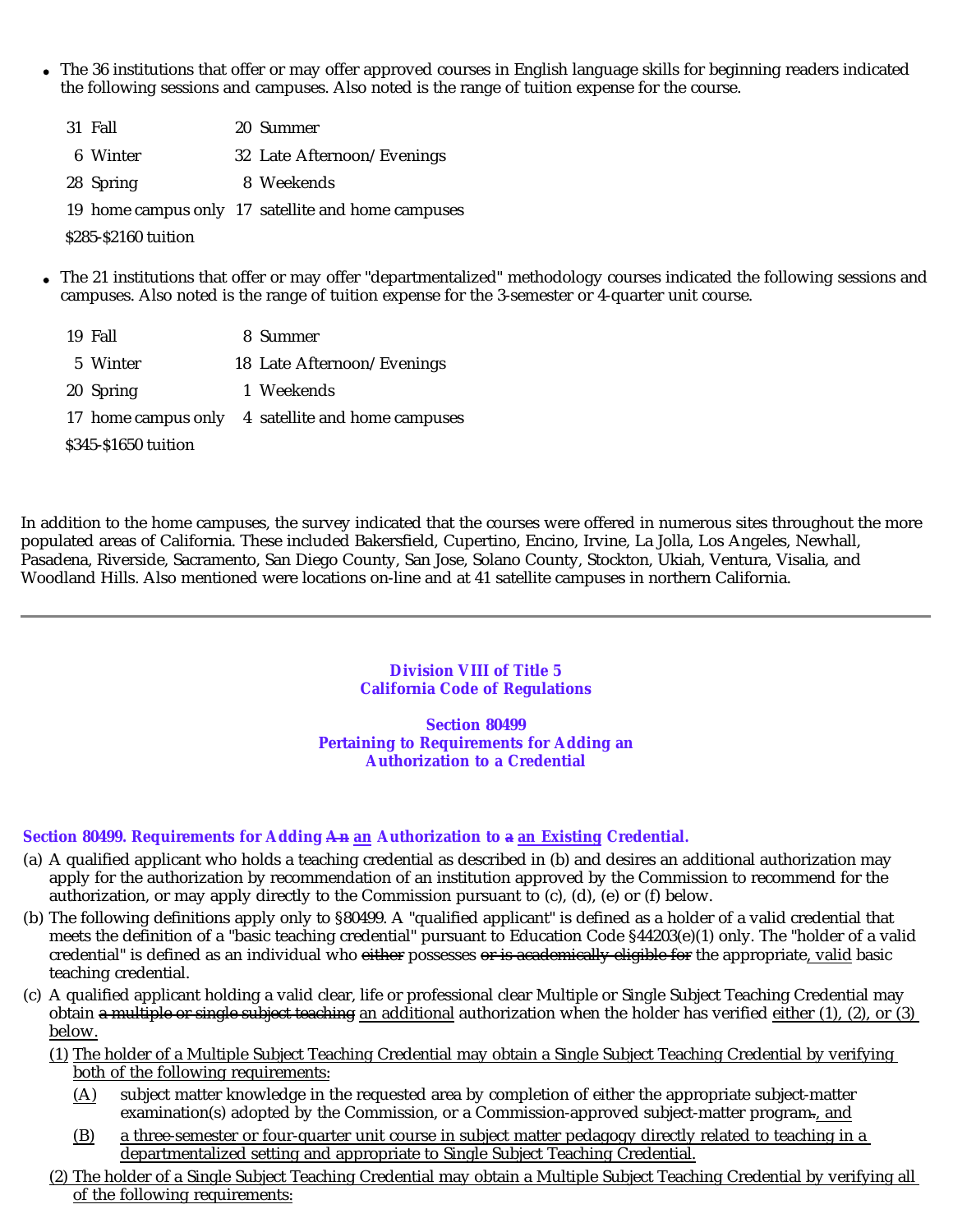- The 36 institutions that offer or may offer approved courses in English language skills for beginning readers indicated the following sessions and campuses. Also noted is the range of tuition expense for the course.

| | |
|---|---|
| 31 Fall | 20 Summer |
| 6 Winter | 32 Late Afternoon/Evenings |
| 28 Spring | 8 Weekends |
| 19 home campus only | 17 satellite and home campuses |
| $285-$2160 tuition | |

- The 21 institutions that offer or may offer "departmentalized" methodology courses indicated the following sessions and campuses. Also noted is the range of tuition expense for the 3-semester or 4-quarter unit course.

| | |
|---|---|
| 19 Fall | 8 Summer |
| 5 Winter | 18 Late Afternoon/Evenings |
| 20 Spring | 1 Weekends |
| 17 home campus only | 4 satellite and home campuses |
| $345-$1650 tuition | |

In addition to the home campuses, the survey indicated that the courses were offered in numerous sites throughout the more populated areas of California. These included Bakersfield, Cupertino, Encino, Irvine, La Jolla, Los Angeles, Newhall, Pasadena, Riverside, Sacramento, San Diego County, San Jose, Solano County, Stockton, Ukiah, Ventura, Visalia, and Woodland Hills. Also mentioned were locations on-line and at 41 satellite campuses in northern California.

---

**Division VIII of Title 5**
**California Code of Regulations**

**Section 80499**
**Pertaining to Requirements for Adding an Authorization to a Credential**

**Section 80499. Requirements for Adding ~~A n~~ <u>an</u> Authorization to ~~a~~ <u>an Existing</u> Credential.**

(a) A qualified applicant who holds a teaching credential as described in (b) and desires an additional authorization may apply for the authorization by recommendation of an institution approved by the Commission to recommend for the authorization, or may apply directly to the Commission pursuant to (c), (d), (e) or (f) below.

(b) The following definitions apply only to §80499. A "qualified applicant" is defined as a holder of a valid credential that meets the definition of a "basic teaching credential" pursuant to Education Code §44203(e)(1) only. The "holder of a valid credential" is defined as an individual who ~~either~~ possesses ~~or is academically eligible for~~ the appropriate<u>, valid</u> basic teaching credential.

(c) A qualified applicant holding a valid clear, life or professional clear Multiple or Single Subject Teaching Credential may obtain ~~a multiple or single subject teaching~~ <u>an additional</u> authorization when the holder has verified <u>either (1), (2), or (3) below.</u>

  <u>(1) The holder of a Multiple Subject Teaching Credential may obtain a Single Subject Teaching Credential by verifying both of the following requirements:</u>

    <u>(A)</u> subject matter knowledge in the requested area by completion of either the appropriate subject-matter examination(s) adopted by the Commission, or a Commission-approved subject-matter program~~.~~<u>, and</u>

    <u>(B)</u> <u>a three-semester or four-quarter unit course in subject matter pedagogy directly related to teaching in a departmentalized setting and appropriate to Single Subject Teaching Credential.</u>

  <u>(2) The holder of a Single Subject Teaching Credential may obtain a Multiple Subject Teaching Credential by verifying all of the following requirements:</u>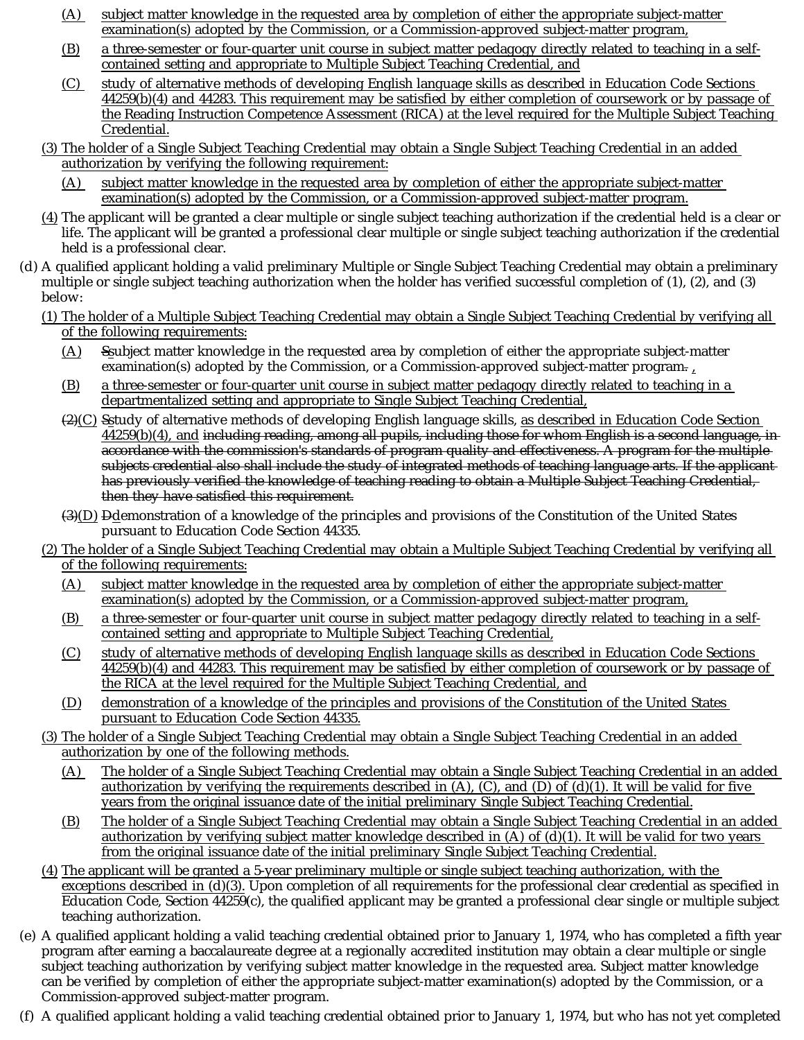(A) subject matter knowledge in the requested area by completion of either the appropriate subject-matter examination(s) adopted by the Commission, or a Commission-approved subject-matter program,

(B) a three-semester or four-quarter unit course in subject matter pedagogy directly related to teaching in a self-contained setting and appropriate to Multiple Subject Teaching Credential, and

(C) study of alternative methods of developing English language skills as described in Education Code Sections 44259(b)(4) and 44283. This requirement may be satisfied by either completion of coursework or by passage of the Reading Instruction Competence Assessment (RICA) at the level required for the Multiple Subject Teaching Credential.

(3) The holder of a Single Subject Teaching Credential may obtain a Single Subject Teaching Credential in an added authorization by verifying the following requirement:

(A) subject matter knowledge in the requested area by completion of either the appropriate subject-matter examination(s) adopted by the Commission, or a Commission-approved subject-matter program.

(4) The applicant will be granted a clear multiple or single subject teaching authorization if the credential held is a clear or life. The applicant will be granted a professional clear multiple or single subject teaching authorization if the credential held is a professional clear.

(d) A qualified applicant holding a valid preliminary Multiple or Single Subject Teaching Credential may obtain a preliminary multiple or single subject teaching authorization when the holder has verified successful completion of (1), (2), and (3) below:

(1) The holder of a Multiple Subject Teaching Credential may obtain a Single Subject Teaching Credential by verifying all of the following requirements:

(A) ~~S~~subject matter knowledge in the requested area by completion of either the appropriate subject-matter examination(s) adopted by the Commission, or a Commission-approved subject-matter program~~.~~ ,

(B) a three-semester or four-quarter unit course in subject matter pedagogy directly related to teaching in a departmentalized setting and appropriate to Single Subject Teaching Credential,

~~(2)~~(C) ~~S~~study of alternative methods of developing English language skills, as described in Education Code Section 44259(b)(4), and ~~including reading, among all pupils, including those for whom English is a second language, in accordance with the commission's standards of program quality and effectiveness. A program for the multiple subjects credential also shall include the study of integrated methods of teaching language arts. If the applicant has previously verified the knowledge of teaching reading to obtain a Multiple Subject Teaching Credential, then they have satisfied this requirement.~~

~~(3)~~(D) ~~D~~demonstration of a knowledge of the principles and provisions of the Constitution of the United States pursuant to Education Code Section 44335.

(2) The holder of a Single Subject Teaching Credential may obtain a Multiple Subject Teaching Credential by verifying all of the following requirements:

(A) subject matter knowledge in the requested area by completion of either the appropriate subject-matter examination(s) adopted by the Commission, or a Commission-approved subject-matter program,

(B) a three-semester or four-quarter unit course in subject matter pedagogy directly related to teaching in a self-contained setting and appropriate to Multiple Subject Teaching Credential,

(C) study of alternative methods of developing English language skills as described in Education Code Sections 44259(b)(4) and 44283. This requirement may be satisfied by either completion of coursework or by passage of the RICA at the level required for the Multiple Subject Teaching Credential, and

(D) demonstration of a knowledge of the principles and provisions of the Constitution of the United States pursuant to Education Code Section 44335.

(3) The holder of a Single Subject Teaching Credential may obtain a Single Subject Teaching Credential in an added authorization by one of the following methods.

(A) The holder of a Single Subject Teaching Credential may obtain a Single Subject Teaching Credential in an added authorization by verifying the requirements described in (A), (C), and (D) of (d)(1). It will be valid for five years from the original issuance date of the initial preliminary Single Subject Teaching Credential.

(B) The holder of a Single Subject Teaching Credential may obtain a Single Subject Teaching Credential in an added authorization by verifying subject matter knowledge described in (A) of (d)(1). It will be valid for two years from the original issuance date of the initial preliminary Single Subject Teaching Credential.

(4) The applicant will be granted a 5-year preliminary multiple or single subject teaching authorization, with the exceptions described in (d)(3). Upon completion of all requirements for the professional clear credential as specified in Education Code, Section 44259(c), the qualified applicant may be granted a professional clear single or multiple subject teaching authorization.

(e) A qualified applicant holding a valid teaching credential obtained prior to January 1, 1974, who has completed a fifth year program after earning a baccalaureate degree at a regionally accredited institution may obtain a clear multiple or single subject teaching authorization by verifying subject matter knowledge in the requested area. Subject matter knowledge can be verified by completion of either the appropriate subject-matter examination(s) adopted by the Commission, or a Commission-approved subject-matter program.

(f) A qualified applicant holding a valid teaching credential obtained prior to January 1, 1974, but who has not yet completed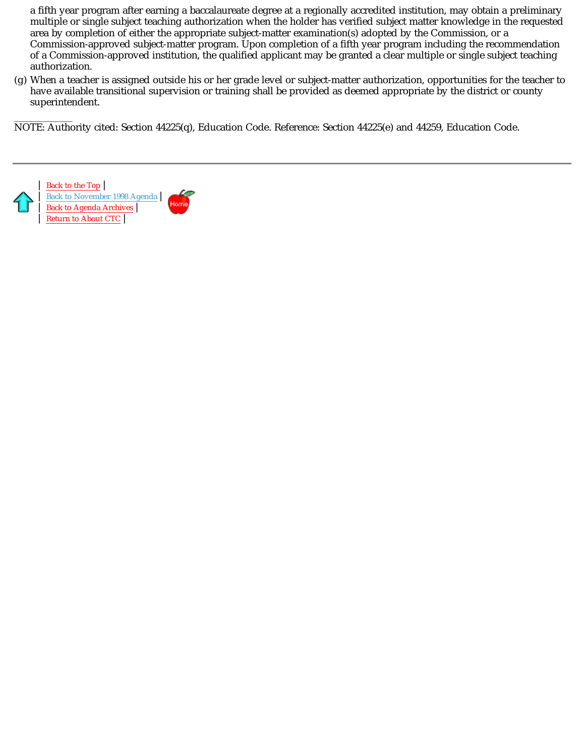a fifth year program after earning a baccalaureate degree at a regionally accredited institution, may obtain a preliminary multiple or single subject teaching authorization when the holder has verified subject matter knowledge in the requested area by completion of either the appropriate subject-matter examination(s) adopted by the Commission, or a Commission-approved subject-matter program. Upon completion of a fifth year program including the recommendation of a Commission-approved institution, the qualified applicant may be granted a clear multiple or single subject teaching authorization.

(g) When a teacher is assigned outside his or her grade level or subject-matter authorization, opportunities for the teacher to have available transitional supervision or training shall be provided as deemed appropriate by the district or county superintendent.

NOTE: Authority cited: Section 44225(q), Education Code. Reference: Section 44225(e) and 44259, Education Code.

---

| Back to the Top |
| Back to November 1998 Agenda |
| Back to Agenda Archives |
| Return to About CTC |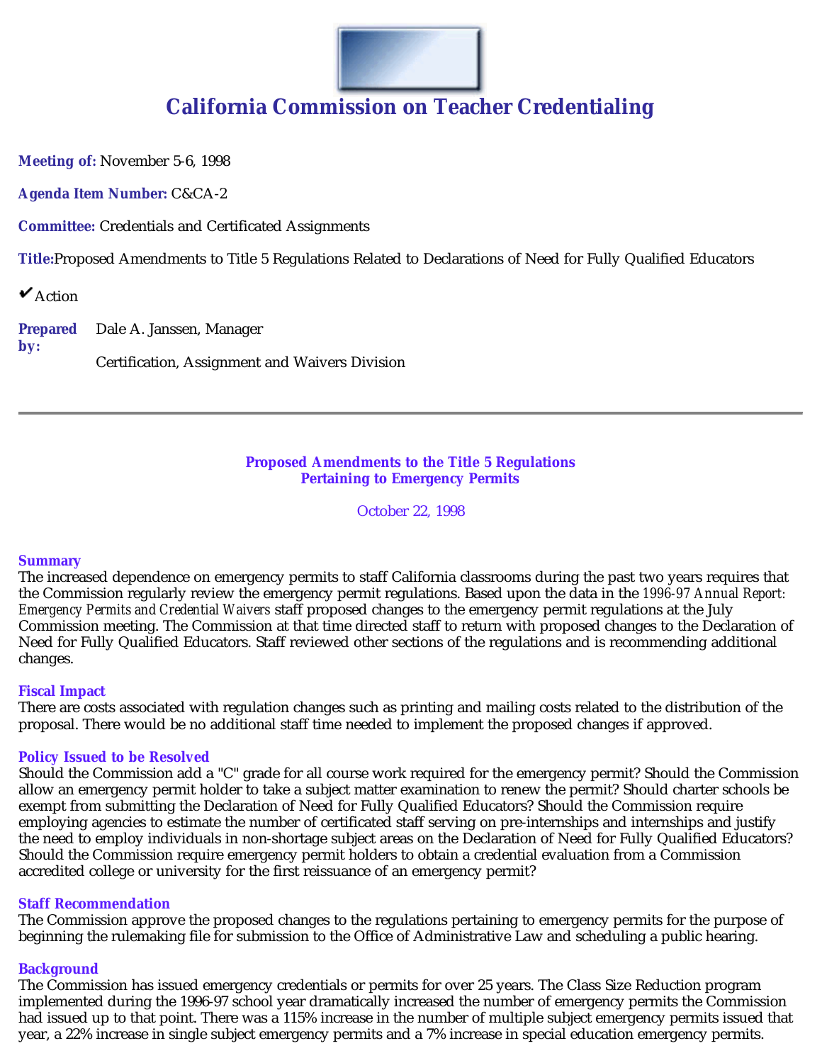# California Commission on Teacher Credentialing

**Meeting of:** November 5-6, 1998

**Agenda Item Number:** C&CA-2

**Committee:** Credentials and Certificated Assignments

**Title:** Proposed Amendments to Title 5 Regulations Related to Declarations of Need for Fully Qualified Educators

✔ Action

**Prepared by:** Dale A. Janssen, Manager

Certification, Assignment and Waivers Division

---

## Proposed Amendments to the Title 5 Regulations Pertaining to Emergency Permits

October 22, 1998

### Summary

The increased dependence on emergency permits to staff California classrooms during the past two years requires that the Commission regularly review the emergency permit regulations. Based upon the data in the *1996-97 Annual Report: Emergency Permits and Credential Waivers* staff proposed changes to the emergency permit regulations at the July Commission meeting. The Commission at that time directed staff to return with proposed changes to the Declaration of Need for Fully Qualified Educators. Staff reviewed other sections of the regulations and is recommending additional changes.

### Fiscal Impact

There are costs associated with regulation changes such as printing and mailing costs related to the distribution of the proposal. There would be no additional staff time needed to implement the proposed changes if approved.

### Policy Issued to be Resolved

Should the Commission add a "C" grade for all course work required for the emergency permit? Should the Commission allow an emergency permit holder to take a subject matter examination to renew the permit? Should charter schools be exempt from submitting the Declaration of Need for Fully Qualified Educators? Should the Commission require employing agencies to estimate the number of certificated staff serving on pre-internships and internships and justify the need to employ individuals in non-shortage subject areas on the Declaration of Need for Fully Qualified Educators? Should the Commission require emergency permit holders to obtain a credential evaluation from a Commission accredited college or university for the first reissuance of an emergency permit?

### Staff Recommendation

The Commission approve the proposed changes to the regulations pertaining to emergency permits for the purpose of beginning the rulemaking file for submission to the Office of Administrative Law and scheduling a public hearing.

### Background

The Commission has issued emergency credentials or permits for over 25 years. The Class Size Reduction program implemented during the 1996-97 school year dramatically increased the number of emergency permits the Commission had issued up to that point. There was a 115% increase in the number of multiple subject emergency permits issued that year, a 22% increase in single subject emergency permits and a 7% increase in special education emergency permits.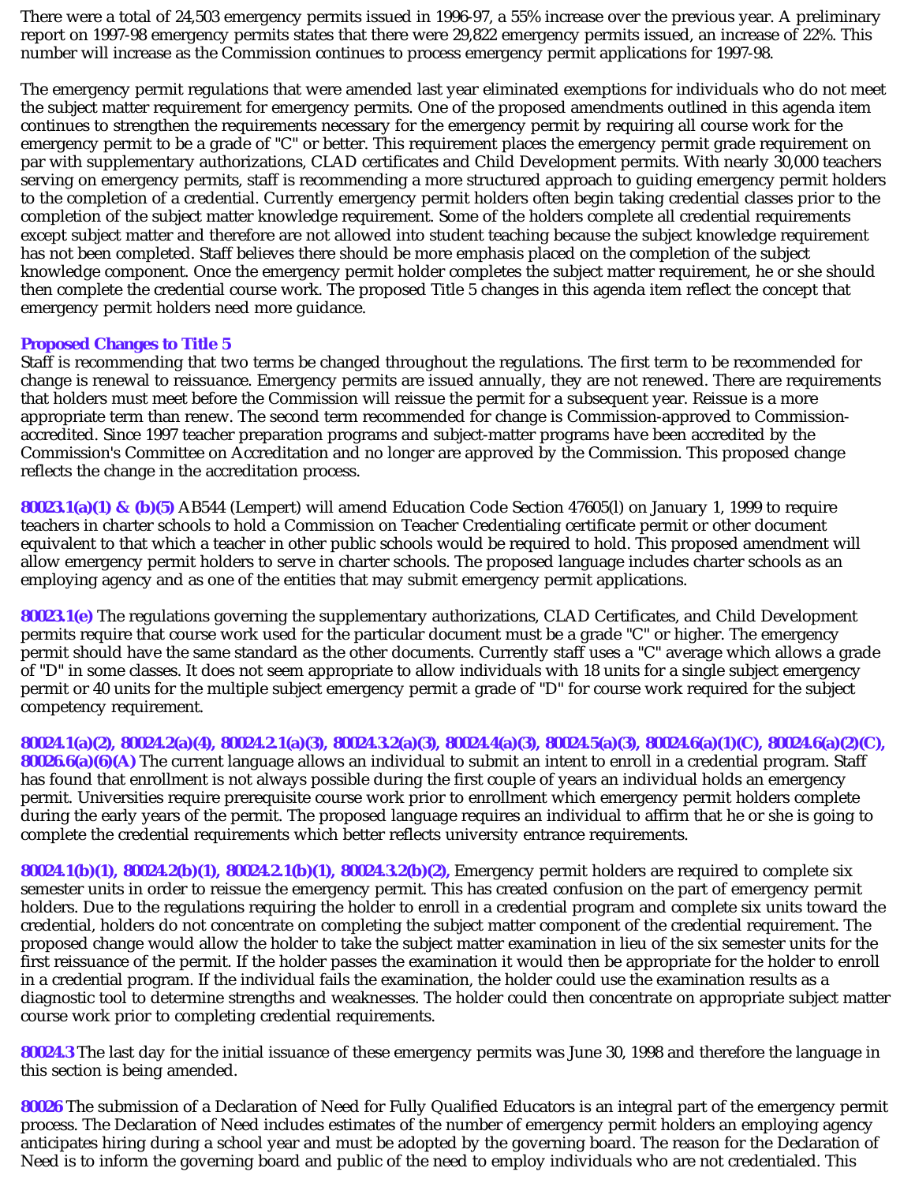There were a total of 24,503 emergency permits issued in 1996-97, a 55% increase over the previous year. A preliminary report on 1997-98 emergency permits states that there were 29,822 emergency permits issued, an increase of 22%. This number will increase as the Commission continues to process emergency permit applications for 1997-98.

The emergency permit regulations that were amended last year eliminated exemptions for individuals who do not meet the subject matter requirement for emergency permits. One of the proposed amendments outlined in this agenda item continues to strengthen the requirements necessary for the emergency permit by requiring all course work for the emergency permit to be a grade of "C" or better. This requirement places the emergency permit grade requirement on par with supplementary authorizations, CLAD certificates and Child Development permits. With nearly 30,000 teachers serving on emergency permits, staff is recommending a more structured approach to guiding emergency permit holders to the completion of a credential. Currently emergency permit holders often begin taking credential classes prior to the completion of the subject matter knowledge requirement. Some of the holders complete all credential requirements except subject matter and therefore are not allowed into student teaching because the subject knowledge requirement has not been completed. Staff believes there should be more emphasis placed on the completion of the subject knowledge component. Once the emergency permit holder completes the subject matter requirement, he or she should then complete the credential course work. The proposed Title 5 changes in this agenda item reflect the concept that emergency permit holders need more guidance.

### Proposed Changes to Title 5

Staff is recommending that two terms be changed throughout the regulations. The first term to be recommended for change is renewal to reissuance. Emergency permits are issued annually, they are not renewed. There are requirements that holders must meet before the Commission will reissue the permit for a subsequent year. Reissue is a more appropriate term than renew. The second term recommended for change is Commission-approved to Commission-accredited. Since 1997 teacher preparation programs and subject-matter programs have been accredited by the Commission's Committee on Accreditation and no longer are approved by the Commission. This proposed change reflects the change in the accreditation process.

**80023.1(a)(1) & (b)(5)** AB544 (Lempert) will amend Education Code Section 47605(l) on January 1, 1999 to require teachers in charter schools to hold a Commission on Teacher Credentialing certificate permit or other document equivalent to that which a teacher in other public schools would be required to hold. This proposed amendment will allow emergency permit holders to serve in charter schools. The proposed language includes charter schools as an employing agency and as one of the entities that may submit emergency permit applications.

**80023.1(e)** The regulations governing the supplementary authorizations, CLAD Certificates, and Child Development permits require that course work used for the particular document must be a grade "C" or higher. The emergency permit should have the same standard as the other documents. Currently staff uses a "C" average which allows a grade of "D" in some classes. It does not seem appropriate to allow individuals with 18 units for a single subject emergency permit or 40 units for the multiple subject emergency permit a grade of "D" for course work required for the subject competency requirement.

**80024.1(a)(2), 80024.2(a)(4), 80024.2.1(a)(3), 80024.3.2(a)(3), 80024.4(a)(3), 80024.5(a)(3), 80024.6(a)(1)(C), 80024.6(a)(2)(C), 80026.6(a)(6)(A)** The current language allows an individual to submit an intent to enroll in a credential program. Staff has found that enrollment is not always possible during the first couple of years an individual holds an emergency permit. Universities require prerequisite course work prior to enrollment which emergency permit holders complete during the early years of the permit. The proposed language requires an individual to affirm that he or she is going to complete the credential requirements which better reflects university entrance requirements.

**80024.1(b)(1), 80024.2(b)(1), 80024.2.1(b)(1), 80024.3.2(b)(2),** Emergency permit holders are required to complete six semester units in order to reissue the emergency permit. This has created confusion on the part of emergency permit holders. Due to the regulations requiring the holder to enroll in a credential program and complete six units toward the credential, holders do not concentrate on completing the subject matter component of the credential requirement. The proposed change would allow the holder to take the subject matter examination in lieu of the six semester units for the first reissuance of the permit. If the holder passes the examination it would then be appropriate for the holder to enroll in a credential program. If the individual fails the examination, the holder could use the examination results as a diagnostic tool to determine strengths and weaknesses. The holder could then concentrate on appropriate subject matter course work prior to completing credential requirements.

**80024.3** The last day for the initial issuance of these emergency permits was June 30, 1998 and therefore the language in this section is being amended.

**80026** The submission of a Declaration of Need for Fully Qualified Educators is an integral part of the emergency permit process. The Declaration of Need includes estimates of the number of emergency permit holders an employing agency anticipates hiring during a school year and must be adopted by the governing board. The reason for the Declaration of Need is to inform the governing board and public of the need to employ individuals who are not credentialed. This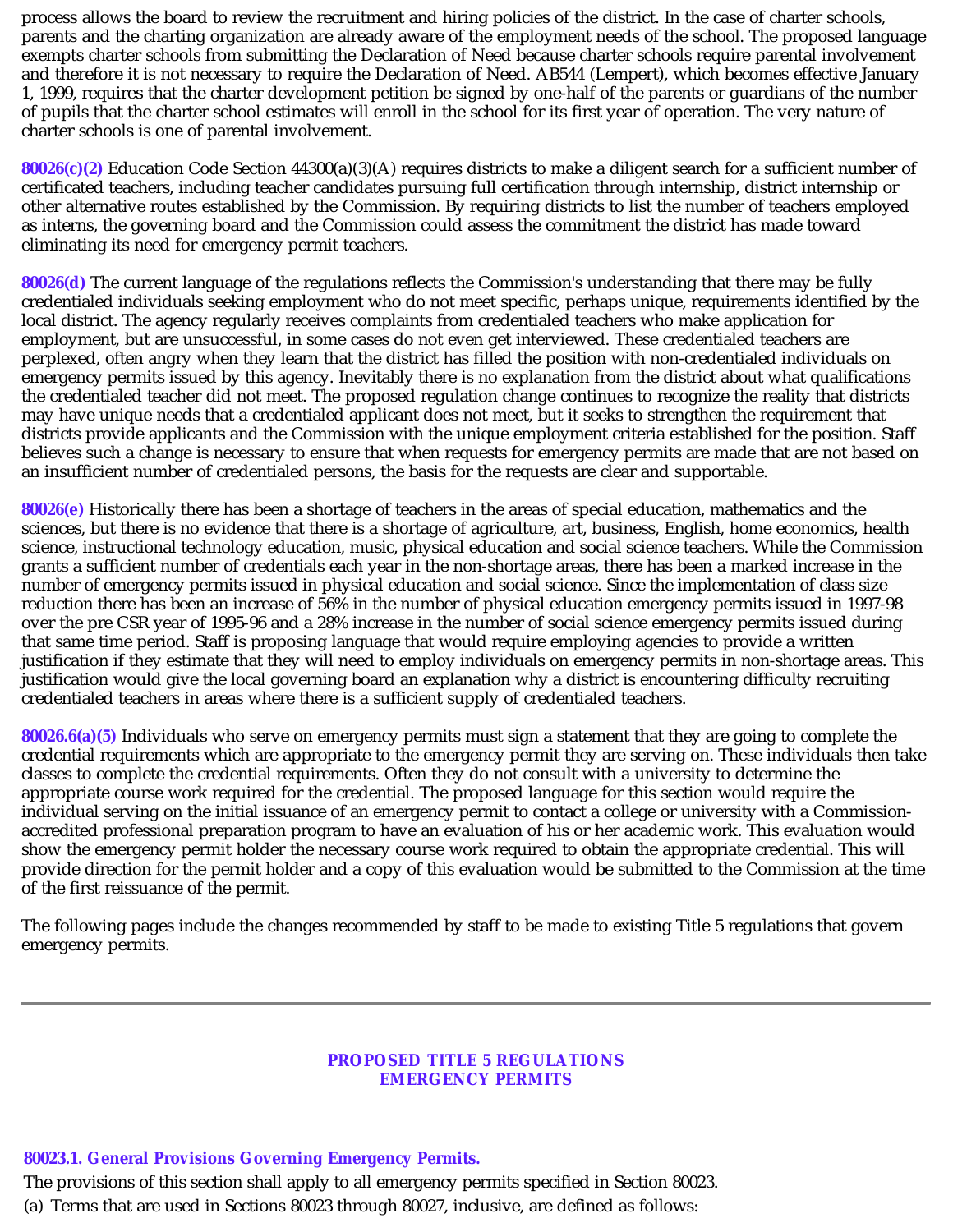process allows the board to review the recruitment and hiring policies of the district. In the case of charter schools, parents and the charting organization are already aware of the employment needs of the school. The proposed language exempts charter schools from submitting the Declaration of Need because charter schools require parental involvement and therefore it is not necessary to require the Declaration of Need. AB544 (Lempert), which becomes effective January 1, 1999, requires that the charter development petition be signed by one-half of the parents or guardians of the number of pupils that the charter school estimates will enroll in the school for its first year of operation. The very nature of charter schools is one of parental involvement.

**80026(c)(2)** Education Code Section 44300(a)(3)(A) requires districts to make a diligent search for a sufficient number of certificated teachers, including teacher candidates pursuing full certification through internship, district internship or other alternative routes established by the Commission. By requiring districts to list the number of teachers employed as interns, the governing board and the Commission could assess the commitment the district has made toward eliminating its need for emergency permit teachers.

**80026(d)** The current language of the regulations reflects the Commission's understanding that there may be fully credentialed individuals seeking employment who do not meet specific, perhaps unique, requirements identified by the local district. The agency regularly receives complaints from credentialed teachers who make application for employment, but are unsuccessful, in some cases do not even get interviewed. These credentialed teachers are perplexed, often angry when they learn that the district has filled the position with non-credentialed individuals on emergency permits issued by this agency. Inevitably there is no explanation from the district about what qualifications the credentialed teacher did not meet. The proposed regulation change continues to recognize the reality that districts may have unique needs that a credentialed applicant does not meet, but it seeks to strengthen the requirement that districts provide applicants and the Commission with the unique employment criteria established for the position. Staff believes such a change is necessary to ensure that when requests for emergency permits are made that are not based on an insufficient number of credentialed persons, the basis for the requests are clear and supportable.

**80026(e)** Historically there has been a shortage of teachers in the areas of special education, mathematics and the sciences, but there is no evidence that there is a shortage of agriculture, art, business, English, home economics, health science, instructional technology education, music, physical education and social science teachers. While the Commission grants a sufficient number of credentials each year in the non-shortage areas, there has been a marked increase in the number of emergency permits issued in physical education and social science. Since the implementation of class size reduction there has been an increase of 56% in the number of physical education emergency permits issued in 1997-98 over the pre CSR year of 1995-96 and a 28% increase in the number of social science emergency permits issued during that same time period. Staff is proposing language that would require employing agencies to provide a written justification if they estimate that they will need to employ individuals on emergency permits in non-shortage areas. This justification would give the local governing board an explanation why a district is encountering difficulty recruiting credentialed teachers in areas where there is a sufficient supply of credentialed teachers.

**80026.6(a)(5)** Individuals who serve on emergency permits must sign a statement that they are going to complete the credential requirements which are appropriate to the emergency permit they are serving on. These individuals then take classes to complete the credential requirements. Often they do not consult with a university to determine the appropriate course work required for the credential. The proposed language for this section would require the individual serving on the initial issuance of an emergency permit to contact a college or university with a Commission-accredited professional preparation program to have an evaluation of his or her academic work. This evaluation would show the emergency permit holder the necessary course work required to obtain the appropriate credential. This will provide direction for the permit holder and a copy of this evaluation would be submitted to the Commission at the time of the first reissuance of the permit.

The following pages include the changes recommended by staff to be made to existing Title 5 regulations that govern emergency permits.

---

## PROPOSED TITLE 5 REGULATIONS
## EMERGENCY PERMITS

### 80023.1. General Provisions Governing Emergency Permits.

The provisions of this section shall apply to all emergency permits specified in Section 80023.

(a) Terms that are used in Sections 80023 through 80027, inclusive, are defined as follows: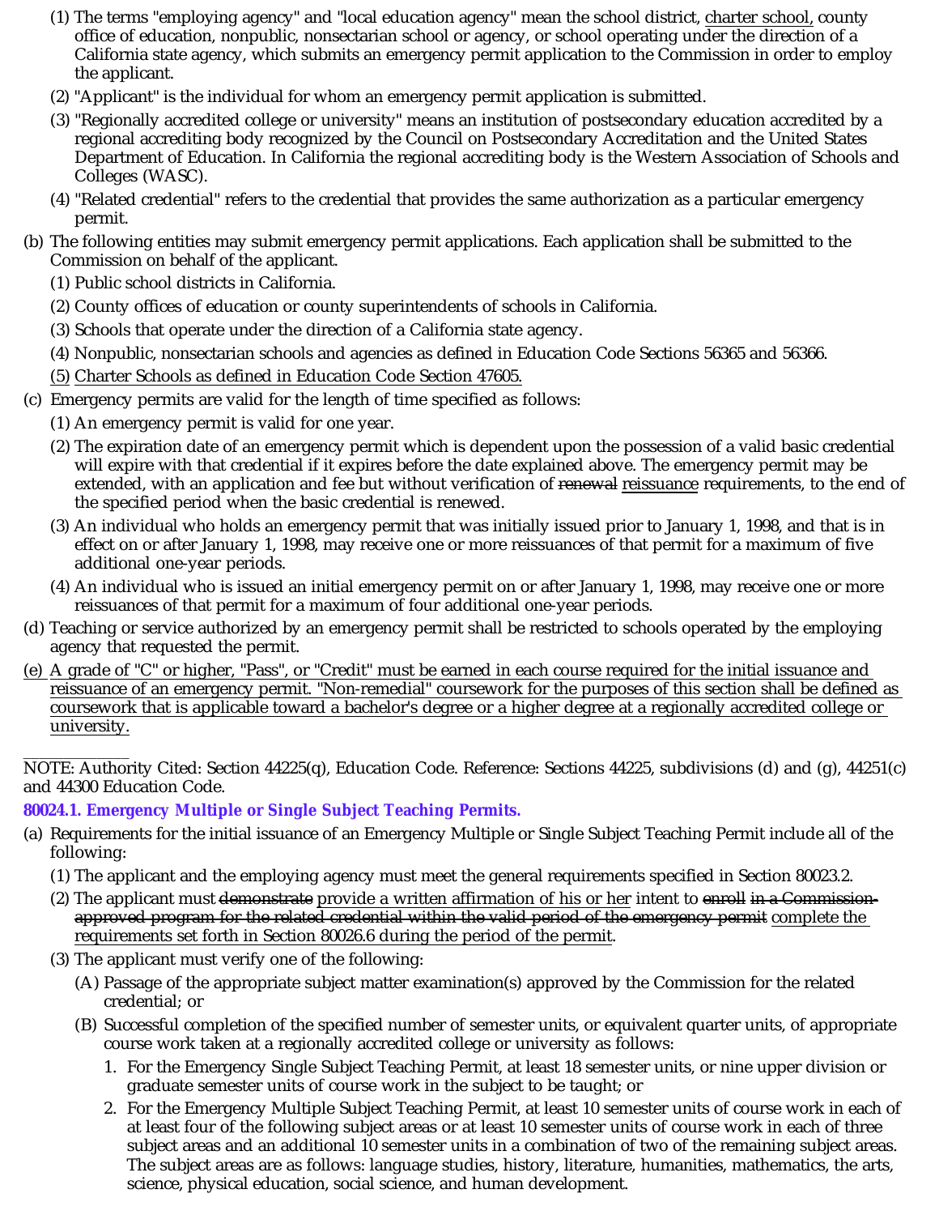(1) The terms "employing agency" and "local education agency" mean the school district, <u>charter school,</u> county office of education, nonpublic, nonsectarian school or agency, or school operating under the direction of a California state agency, which submits an emergency permit application to the Commission in order to employ the applicant.

(2) "Applicant" is the individual for whom an emergency permit application is submitted.

(3) "Regionally accredited college or university" means an institution of postsecondary education accredited by a regional accrediting body recognized by the Council on Postsecondary Accreditation and the United States Department of Education. In California the regional accrediting body is the Western Association of Schools and Colleges (WASC).

(4) "Related credential" refers to the credential that provides the same authorization as a particular emergency permit.

(b) The following entities may submit emergency permit applications. Each application shall be submitted to the Commission on behalf of the applicant.

(1) Public school districts in California.

(2) County offices of education or county superintendents of schools in California.

(3) Schools that operate under the direction of a California state agency.

(4) Nonpublic, nonsectarian schools and agencies as defined in Education Code Sections 56365 and 56366.

<u>(5) Charter Schools as defined in Education Code Section 47605.</u>

(c) Emergency permits are valid for the length of time specified as follows:

(1) An emergency permit is valid for one year.

(2) The expiration date of an emergency permit which is dependent upon the possession of a valid basic credential will expire with that credential if it expires before the date explained above. The emergency permit may be extended, with an application and fee but without verification of ~~renewal~~ <u>reissuance</u> requirements, to the end of the specified period when the basic credential is renewed.

(3) An individual who holds an emergency permit that was initially issued prior to January 1, 1998, and that is in effect on or after January 1, 1998, may receive one or more reissuances of that permit for a maximum of five additional one-year periods.

(4) An individual who is issued an initial emergency permit on or after January 1, 1998, may receive one or more reissuances of that permit for a maximum of four additional one-year periods.

(d) Teaching or service authorized by an emergency permit shall be restricted to schools operated by the employing agency that requested the permit.

<u>(e) A grade of "C" or higher, "Pass", or "Credit" must be earned in each course required for the initial issuance and reissuance of an emergency permit. "Non-remedial" coursework for the purposes of this section shall be defined as coursework that is applicable toward a bachelor's degree or a higher degree at a regionally accredited college or university.</u>

---

NOTE: Authority Cited: Section 44225(q), Education Code. Reference: Sections 44225, subdivisions (d) and (g), 44251(c) and 44300 Education Code.

### 80024.1. Emergency Multiple or Single Subject Teaching Permits.

(a) Requirements for the initial issuance of an Emergency Multiple or Single Subject Teaching Permit include all of the following:

(1) The applicant and the employing agency must meet the general requirements specified in Section 80023.2.

(2) The applicant must ~~demonstrate~~ <u>provide a written affirmation of his or her</u> intent to ~~enroll in a Commission-approved program for the related credential within the valid period of the emergency permit~~ <u>complete the requirements set forth in Section 80026.6 during the period of the permit</u>.

(3) The applicant must verify one of the following:

(A) Passage of the appropriate subject matter examination(s) approved by the Commission for the related credential; or

(B) Successful completion of the specified number of semester units, or equivalent quarter units, of appropriate course work taken at a regionally accredited college or university as follows:

1. For the Emergency Single Subject Teaching Permit, at least 18 semester units, or nine upper division or graduate semester units of course work in the subject to be taught; or

2. For the Emergency Multiple Subject Teaching Permit, at least 10 semester units of course work in each of at least four of the following subject areas or at least 10 semester units of course work in each of three subject areas and an additional 10 semester units in a combination of two of the remaining subject areas. The subject areas are as follows: language studies, history, literature, humanities, mathematics, the arts, science, physical education, social science, and human development.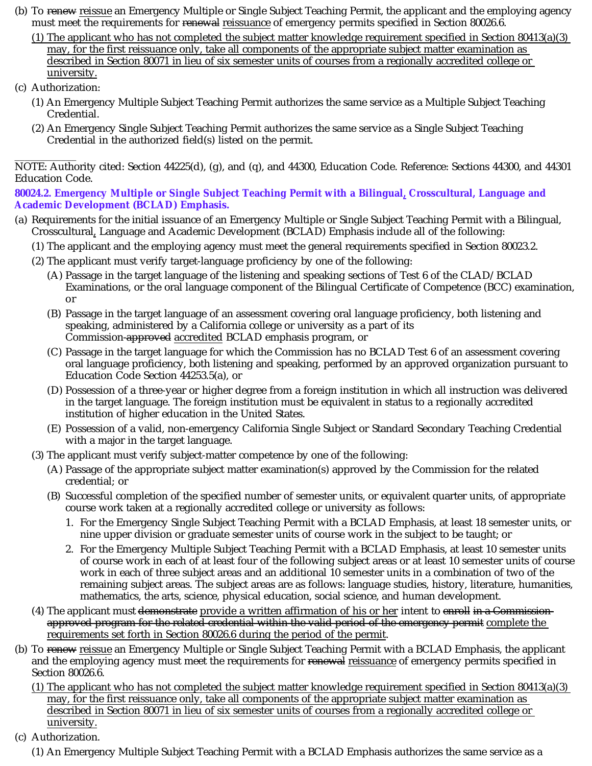(b) To ~~renew~~ reissue an Emergency Multiple or Single Subject Teaching Permit, the applicant and the employing agency must meet the requirements for ~~renewal~~ reissuance of emergency permits specified in Section 80026.6.

(1) The applicant who has not completed the subject matter knowledge requirement specified in Section 80413(a)(3) may, for the first reissuance only, take all components of the appropriate subject matter examination as described in Section 80071 in lieu of six semester units of courses from a regionally accredited college or university.

(c) Authorization:

(1) An Emergency Multiple Subject Teaching Permit authorizes the same service as a Multiple Subject Teaching Credential.

(2) An Emergency Single Subject Teaching Permit authorizes the same service as a Single Subject Teaching Credential in the authorized field(s) listed on the permit.

---

NOTE: Authority cited: Section 44225(d), (g), and (q), and 44300, Education Code. Reference: Sections 44300, and 44301 Education Code.

**80024.2. Emergency Multiple or Single Subject Teaching Permit with a Bilingual, Crosscultural, Language and Academic Development (BCLAD) Emphasis.**

(a) Requirements for the initial issuance of an Emergency Multiple or Single Subject Teaching Permit with a Bilingual, Crosscultural, Language and Academic Development (BCLAD) Emphasis include all of the following:

(1) The applicant and the employing agency must meet the general requirements specified in Section 80023.2.

(2) The applicant must verify target-language proficiency by one of the following:

(A) Passage in the target language of the listening and speaking sections of Test 6 of the CLAD/BCLAD Examinations, or the oral language component of the Bilingual Certificate of Competence (BCC) examination, or

(B) Passage in the target language of an assessment covering oral language proficiency, both listening and speaking, administered by a California college or university as a part of its Commission-~~approved~~ accredited BCLAD emphasis program, or

(C) Passage in the target language for which the Commission has no BCLAD Test 6 of an assessment covering oral language proficiency, both listening and speaking, performed by an approved organization pursuant to Education Code Section 44253.5(a), or

(D) Possession of a three-year or higher degree from a foreign institution in which all instruction was delivered in the target language. The foreign institution must be equivalent in status to a regionally accredited institution of higher education in the United States.

(E) Possession of a valid, non-emergency California Single Subject or Standard Secondary Teaching Credential with a major in the target language.

(3) The applicant must verify subject-matter competence by one of the following:

(A) Passage of the appropriate subject matter examination(s) approved by the Commission for the related credential; or

(B) Successful completion of the specified number of semester units, or equivalent quarter units, of appropriate course work taken at a regionally accredited college or university as follows:

1. For the Emergency Single Subject Teaching Permit with a BCLAD Emphasis, at least 18 semester units, or nine upper division or graduate semester units of course work in the subject to be taught; or

2. For the Emergency Multiple Subject Teaching Permit with a BCLAD Emphasis, at least 10 semester units of course work in each of at least four of the following subject areas or at least 10 semester units of course work in each of three subject areas and an additional 10 semester units in a combination of two of the remaining subject areas. The subject areas are as follows: language studies, history, literature, humanities, mathematics, the arts, science, physical education, social science, and human development.

(4) The applicant must ~~demonstrate~~ provide a written affirmation of his or her intent to ~~enroll in a Commission-approved program for the related credential within the valid period of the emergency permit~~ complete the requirements set forth in Section 80026.6 during the period of the permit.

(b) To ~~renew~~ reissue an Emergency Multiple or Single Subject Teaching Permit with a BCLAD Emphasis, the applicant and the employing agency must meet the requirements for ~~renewal~~ reissuance of emergency permits specified in Section 80026.6.

(1) The applicant who has not completed the subject matter knowledge requirement specified in Section 80413(a)(3) may, for the first reissuance only, take all components of the appropriate subject matter examination as described in Section 80071 in lieu of six semester units of courses from a regionally accredited college or university.

(c) Authorization.

(1) An Emergency Multiple Subject Teaching Permit with a BCLAD Emphasis authorizes the same service as a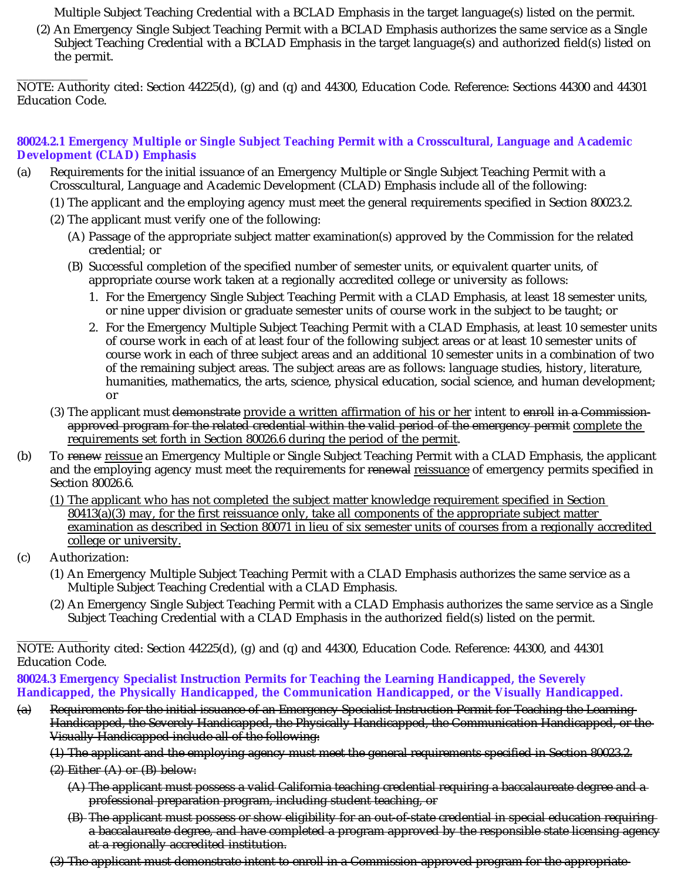Multiple Subject Teaching Credential with a BCLAD Emphasis in the target language(s) listed on the permit.

(2) An Emergency Single Subject Teaching Permit with a BCLAD Emphasis authorizes the same service as a Single Subject Teaching Credential with a BCLAD Emphasis in the target language(s) and authorized field(s) listed on the permit.

NOTE: Authority cited: Section 44225(d), (g) and (q) and 44300, Education Code. Reference: Sections 44300 and 44301 Education Code.

### 80024.2.1 Emergency Multiple or Single Subject Teaching Permit with a Crosscultural, Language and Academic Development (CLAD) Emphasis

(a) Requirements for the initial issuance of an Emergency Multiple or Single Subject Teaching Permit with a Crosscultural, Language and Academic Development (CLAD) Emphasis include all of the following:

(1) The applicant and the employing agency must meet the general requirements specified in Section 80023.2.

(2) The applicant must verify one of the following:

(A) Passage of the appropriate subject matter examination(s) approved by the Commission for the related credential; or

(B) Successful completion of the specified number of semester units, or equivalent quarter units, of appropriate course work taken at a regionally accredited college or university as follows:

1. For the Emergency Single Subject Teaching Permit with a CLAD Emphasis, at least 18 semester units, or nine upper division or graduate semester units of course work in the subject to be taught; or
2. For the Emergency Multiple Subject Teaching Permit with a CLAD Emphasis, at least 10 semester units of course work in each of at least four of the following subject areas or at least 10 semester units of course work in each of three subject areas and an additional 10 semester units in a combination of two of the remaining subject areas. The subject areas are as follows: language studies, history, literature, humanities, mathematics, the arts, science, physical education, social science, and human development; or

(3) The applicant must ~~demonstrate~~ <u>provide a written affirmation of his or her</u> intent to ~~enroll in a Commission-approved program for the related credential within the valid period of the emergency permit~~ <u>complete the requirements set forth in Section 80026.6 during the period of the permit</u>.

(b) To ~~renew~~ <u>reissue</u> an Emergency Multiple or Single Subject Teaching Permit with a CLAD Emphasis, the applicant and the employing agency must meet the requirements for ~~renewal~~ <u>reissuance</u> of emergency permits specified in Section 80026.6.

<u>(1) The applicant who has not completed the subject matter knowledge requirement specified in Section 80413(a)(3) may, for the first reissuance only, take all components of the appropriate subject matter examination as described in Section 80071 in lieu of six semester units of courses from a regionally accredited college or university.</u>

(c) Authorization:

(1) An Emergency Multiple Subject Teaching Permit with a CLAD Emphasis authorizes the same service as a Multiple Subject Teaching Credential with a CLAD Emphasis.

(2) An Emergency Single Subject Teaching Permit with a CLAD Emphasis authorizes the same service as a Single Subject Teaching Credential with a CLAD Emphasis in the authorized field(s) listed on the permit.

NOTE: Authority cited: Section 44225(d), (g) and (q) and 44300, Education Code. Reference: 44300, and 44301 Education Code.

### 80024.3 Emergency Specialist Instruction Permits for Teaching the Learning Handicapped, the Severely Handicapped, the Physically Handicapped, the Communication Handicapped, or the Visually Handicapped.

~~(a) Requirements for the initial issuance of an Emergency Specialist Instruction Permit for Teaching the Learning Handicapped, the Severely Handicapped, the Physically Handicapped, the Communication Handicapped, or the Visually Handicapped include all of the following:~~

~~(1) The applicant and the employing agency must meet the general requirements specified in Section 80023.2.~~

~~(2) Either (A) or (B) below:~~

~~(A) The applicant must possess a valid California teaching credential requiring a baccalaureate degree and a professional preparation program, including student teaching, or~~

~~(B) The applicant must possess or show eligibility for an out-of-state credential in special education requiring a baccalaureate degree, and have completed a program approved by the responsible state licensing agency at a regionally accredited institution.~~

~~(3) The applicant must demonstrate intent to enroll in a Commission-approved program for the appropriate~~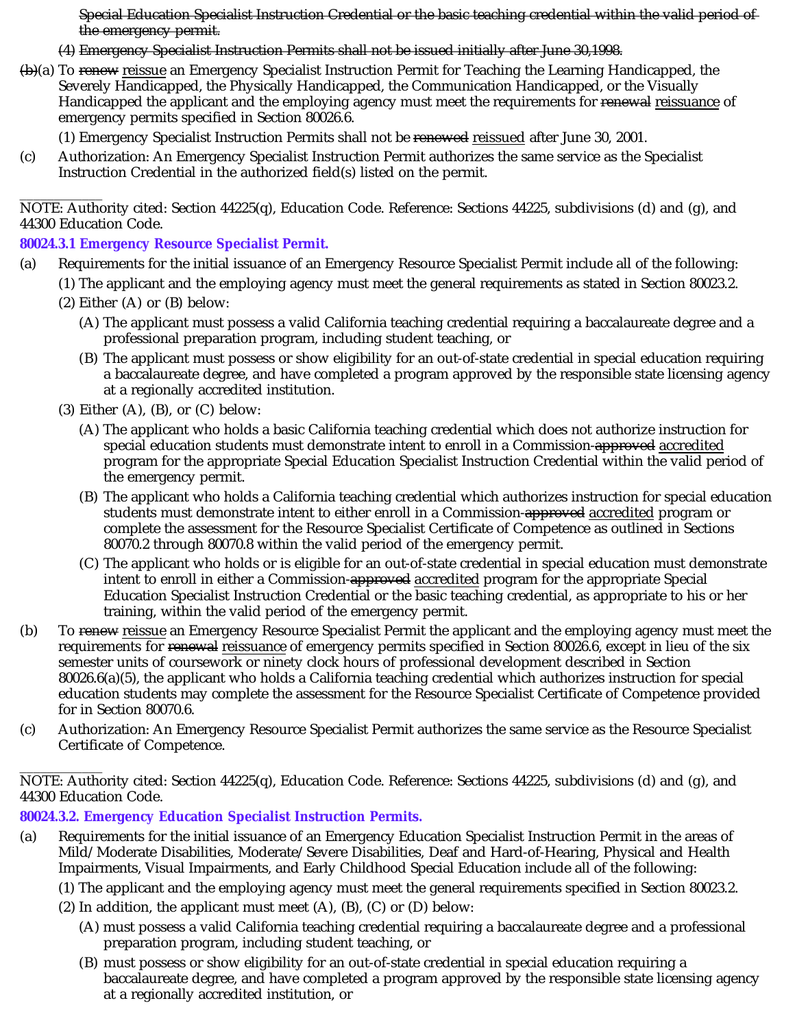~~Special Education Specialist Instruction Credential or the basic teaching credential within the valid period of the emergency permit.~~

~~(4) Emergency Specialist Instruction Permits shall not be issued initially after June 30,1998.~~

~~(b)~~(a) To ~~renew~~ <u>reissue</u> an Emergency Specialist Instruction Permit for Teaching the Learning Handicapped, the Severely Handicapped, the Physically Handicapped, the Communication Handicapped, or the Visually Handicapped the applicant and the employing agency must meet the requirements for ~~renewal~~ <u>reissuance</u> of emergency permits specified in Section 80026.6.

(1) Emergency Specialist Instruction Permits shall not be ~~renewed~~ <u>reissued</u> after June 30, 2001.

(c) Authorization: An Emergency Specialist Instruction Permit authorizes the same service as the Specialist Instruction Credential in the authorized field(s) listed on the permit.

NOTE: Authority cited: Section 44225(q), Education Code. Reference: Sections 44225, subdivisions (d) and (g), and 44300 Education Code.

**80024.3.1 Emergency Resource Specialist Permit.**

(a) Requirements for the initial issuance of an Emergency Resource Specialist Permit include all of the following:

(1) The applicant and the employing agency must meet the general requirements as stated in Section 80023.2.

(2) Either (A) or (B) below:

(A) The applicant must possess a valid California teaching credential requiring a baccalaureate degree and a professional preparation program, including student teaching, or

(B) The applicant must possess or show eligibility for an out-of-state credential in special education requiring a baccalaureate degree, and have completed a program approved by the responsible state licensing agency at a regionally accredited institution.

(3) Either (A), (B), or (C) below:

(A) The applicant who holds a basic California teaching credential which does not authorize instruction for special education students must demonstrate intent to enroll in a Commission-~~approved~~ <u>accredited</u> program for the appropriate Special Education Specialist Instruction Credential within the valid period of the emergency permit.

(B) The applicant who holds a California teaching credential which authorizes instruction for special education students must demonstrate intent to either enroll in a Commission-~~approved~~ <u>accredited</u> program or complete the assessment for the Resource Specialist Certificate of Competence as outlined in Sections 80070.2 through 80070.8 within the valid period of the emergency permit.

(C) The applicant who holds or is eligible for an out-of-state credential in special education must demonstrate intent to enroll in either a Commission-~~approved~~ <u>accredited</u> program for the appropriate Special Education Specialist Instruction Credential or the basic teaching credential, as appropriate to his or her training, within the valid period of the emergency permit.

(b) To ~~renew~~ <u>reissue</u> an Emergency Resource Specialist Permit the applicant and the employing agency must meet the requirements for ~~renewal~~ <u>reissuance</u> of emergency permits specified in Section 80026.6, except in lieu of the six semester units of coursework or ninety clock hours of professional development described in Section 80026.6(a)(5), the applicant who holds a California teaching credential which authorizes instruction for special education students may complete the assessment for the Resource Specialist Certificate of Competence provided for in Section 80070.6.

(c) Authorization: An Emergency Resource Specialist Permit authorizes the same service as the Resource Specialist Certificate of Competence.

NOTE: Authority cited: Section 44225(q), Education Code. Reference: Sections 44225, subdivisions (d) and (g), and 44300 Education Code.

**80024.3.2. Emergency Education Specialist Instruction Permits.**

(a) Requirements for the initial issuance of an Emergency Education Specialist Instruction Permit in the areas of Mild/Moderate Disabilities, Moderate/Severe Disabilities, Deaf and Hard-of-Hearing, Physical and Health Impairments, Visual Impairments, and Early Childhood Special Education include all of the following:

(1) The applicant and the employing agency must meet the general requirements specified in Section 80023.2.

(2) In addition, the applicant must meet (A), (B), (C) or (D) below:

(A) must possess a valid California teaching credential requiring a baccalaureate degree and a professional preparation program, including student teaching, or

(B) must possess or show eligibility for an out-of-state credential in special education requiring a baccalaureate degree, and have completed a program approved by the responsible state licensing agency at a regionally accredited institution, or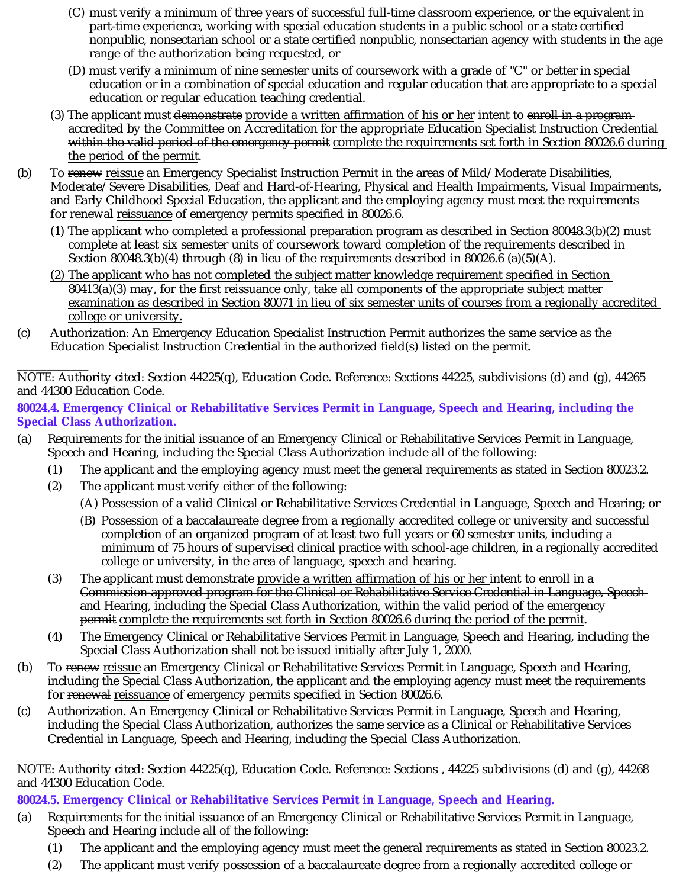(C) must verify a minimum of three years of successful full-time classroom experience, or the equivalent in part-time experience, working with special education students in a public school or a state certified nonpublic, nonsectarian school or a state certified nonpublic, nonsectarian agency with students in the age range of the authorization being requested, or

(D) must verify a minimum of nine semester units of coursework ~~with a grade of "C" or better~~ in special education or in a combination of special education and regular education that are appropriate to a special education or regular education teaching credential.

(3) The applicant must ~~demonstrate~~ <u>provide a written affirmation of his or her</u> intent to ~~enroll in a program accredited by the Committee on Accreditation for the appropriate Education Specialist Instruction Credential within the valid period of the emergency permit~~ <u>complete the requirements set forth in Section 80026.6 during the period of the permit</u>.

(b) To ~~renew~~ <u>reissue</u> an Emergency Specialist Instruction Permit in the areas of Mild/Moderate Disabilities, Moderate/Severe Disabilities, Deaf and Hard-of-Hearing, Physical and Health Impairments, Visual Impairments, and Early Childhood Special Education, the applicant and the employing agency must meet the requirements for ~~renewal~~ <u>reissuance</u> of emergency permits specified in 80026.6.

(1) The applicant who completed a professional preparation program as described in Section 80048.3(b)(2) must complete at least six semester units of coursework toward completion of the requirements described in Section 80048.3(b)(4) through (8) in lieu of the requirements described in 80026.6 (a)(5)(A).

<u>(2) The applicant who has not completed the subject matter knowledge requirement specified in Section 80413(a)(3) may, for the first reissuance only, take all components of the appropriate subject matter examination as described in Section 80071 in lieu of six semester units of courses from a regionally accredited college or university.</u>

(c) Authorization: An Emergency Education Specialist Instruction Permit authorizes the same service as the Education Specialist Instruction Credential in the authorized field(s) listed on the permit.

NOTE: Authority cited: Section 44225(q), Education Code. Reference: Sections 44225, subdivisions (d) and (g), 44265 and 44300 Education Code.

### 80024.4. Emergency Clinical or Rehabilitative Services Permit in Language, Speech and Hearing, including the Special Class Authorization.

(a) Requirements for the initial issuance of an Emergency Clinical or Rehabilitative Services Permit in Language, Speech and Hearing, including the Special Class Authorization include all of the following:

(1) The applicant and the employing agency must meet the general requirements as stated in Section 80023.2.

(2) The applicant must verify either of the following:

(A) Possession of a valid Clinical or Rehabilitative Services Credential in Language, Speech and Hearing; or

(B) Possession of a baccalaureate degree from a regionally accredited college or university and successful completion of an organized program of at least two full years or 60 semester units, including a minimum of 75 hours of supervised clinical practice with school-age children, in a regionally accredited college or university, in the area of language, speech and hearing.

(3) The applicant must ~~demonstrate~~ <u>provide a written affirmation of his or her</u> intent to ~~enroll in a Commission-approved program for the Clinical or Rehabilitative Service Credential in Language, Speech and Hearing, including the Special Class Authorization, within the valid period of the emergency permit~~ <u>complete the requirements set forth in Section 80026.6 during the period of the permit</u>.

(4) The Emergency Clinical or Rehabilitative Services Permit in Language, Speech and Hearing, including the Special Class Authorization shall not be issued initially after July 1, 2000.

(b) To ~~renew~~ <u>reissue</u> an Emergency Clinical or Rehabilitative Services Permit in Language, Speech and Hearing, including the Special Class Authorization, the applicant and the employing agency must meet the requirements for ~~renewal~~ <u>reissuance</u> of emergency permits specified in Section 80026.6.

(c) Authorization. An Emergency Clinical or Rehabilitative Services Permit in Language, Speech and Hearing, including the Special Class Authorization, authorizes the same service as a Clinical or Rehabilitative Services Credential in Language, Speech and Hearing, including the Special Class Authorization.

NOTE: Authority cited: Section 44225(q), Education Code. Reference: Sections , 44225 subdivisions (d) and (g), 44268 and 44300 Education Code.

### 80024.5. Emergency Clinical or Rehabilitative Services Permit in Language, Speech and Hearing.

(a) Requirements for the initial issuance of an Emergency Clinical or Rehabilitative Services Permit in Language, Speech and Hearing include all of the following:

(1) The applicant and the employing agency must meet the general requirements as stated in Section 80023.2.

(2) The applicant must verify possession of a baccalaureate degree from a regionally accredited college or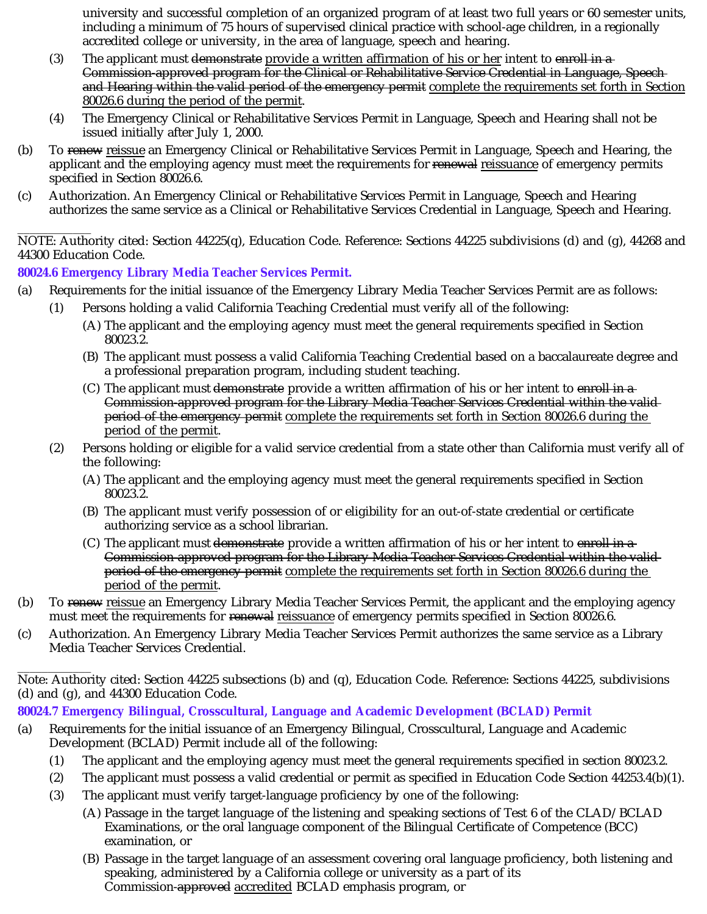university and successful completion of an organized program of at least two full years or 60 semester units, including a minimum of 75 hours of supervised clinical practice with school-age children, in a regionally accredited college or university, in the area of language, speech and hearing.

(3) The applicant must ~~demonstrate~~ <u>provide a written affirmation of his or her</u> intent to ~~enroll in a Commission-approved program for the Clinical or Rehabilitative Service Credential in Language, Speech and Hearing within the valid period of the emergency permit~~ <u>complete the requirements set forth in Section 80026.6 during the period of the permit</u>.

(4) The Emergency Clinical or Rehabilitative Services Permit in Language, Speech and Hearing shall not be issued initially after July 1, 2000.

(b) To ~~renew~~ <u>reissue</u> an Emergency Clinical or Rehabilitative Services Permit in Language, Speech and Hearing, the applicant and the employing agency must meet the requirements for ~~renewal~~ <u>reissuance</u> of emergency permits specified in Section 80026.6.

(c) Authorization. An Emergency Clinical or Rehabilitative Services Permit in Language, Speech and Hearing authorizes the same service as a Clinical or Rehabilitative Services Credential in Language, Speech and Hearing.

NOTE: Authority cited: Section 44225(q), Education Code. Reference: Sections 44225 subdivisions (d) and (g), 44268 and 44300 Education Code.

### 80024.6 Emergency Library Media Teacher Services Permit.

(a) Requirements for the initial issuance of the Emergency Library Media Teacher Services Permit are as follows:

(1) Persons holding a valid California Teaching Credential must verify all of the following:

(A) The applicant and the employing agency must meet the general requirements specified in Section 80023.2.

(B) The applicant must possess a valid California Teaching Credential based on a baccalaureate degree and a professional preparation program, including student teaching.

(C) The applicant must ~~demonstrate~~ provide a written affirmation of his or her intent to ~~enroll in a Commission-approved program for the Library Media Teacher Services Credential within the valid period of the emergency permit~~ <u>complete the requirements set forth in Section 80026.6 during the period of the permit</u>.

(2) Persons holding or eligible for a valid service credential from a state other than California must verify all of the following:

(A) The applicant and the employing agency must meet the general requirements specified in Section 80023.2.

(B) The applicant must verify possession of or eligibility for an out-of-state credential or certificate authorizing service as a school librarian.

(C) The applicant must ~~demonstrate~~ provide a written affirmation of his or her intent to ~~enroll in a Commission-approved program for the Library Media Teacher Services Credential within the valid period of the emergency permit~~ <u>complete the requirements set forth in Section 80026.6 during the period of the permit</u>.

(b) To ~~renew~~ <u>reissue</u> an Emergency Library Media Teacher Services Permit, the applicant and the employing agency must meet the requirements for ~~renewal~~ <u>reissuance</u> of emergency permits specified in Section 80026.6.

(c) Authorization. An Emergency Library Media Teacher Services Permit authorizes the same service as a Library Media Teacher Services Credential.

Note: Authority cited: Section 44225 subsections (b) and (q), Education Code. Reference: Sections 44225, subdivisions (d) and (g), and 44300 Education Code.

### 80024.7 Emergency Bilingual, Crosscultural, Language and Academic Development (BCLAD) Permit

(a) Requirements for the initial issuance of an Emergency Bilingual, Crosscultural, Language and Academic Development (BCLAD) Permit include all of the following:

(1) The applicant and the employing agency must meet the general requirements specified in section 80023.2.

(2) The applicant must possess a valid credential or permit as specified in Education Code Section 44253.4(b)(1).

(3) The applicant must verify target-language proficiency by one of the following:

(A) Passage in the target language of the listening and speaking sections of Test 6 of the CLAD/BCLAD Examinations, or the oral language component of the Bilingual Certificate of Competence (BCC) examination, or

(B) Passage in the target language of an assessment covering oral language proficiency, both listening and speaking, administered by a California college or university as a part of its Commission-~~approved~~ <u>accredited</u> BCLAD emphasis program, or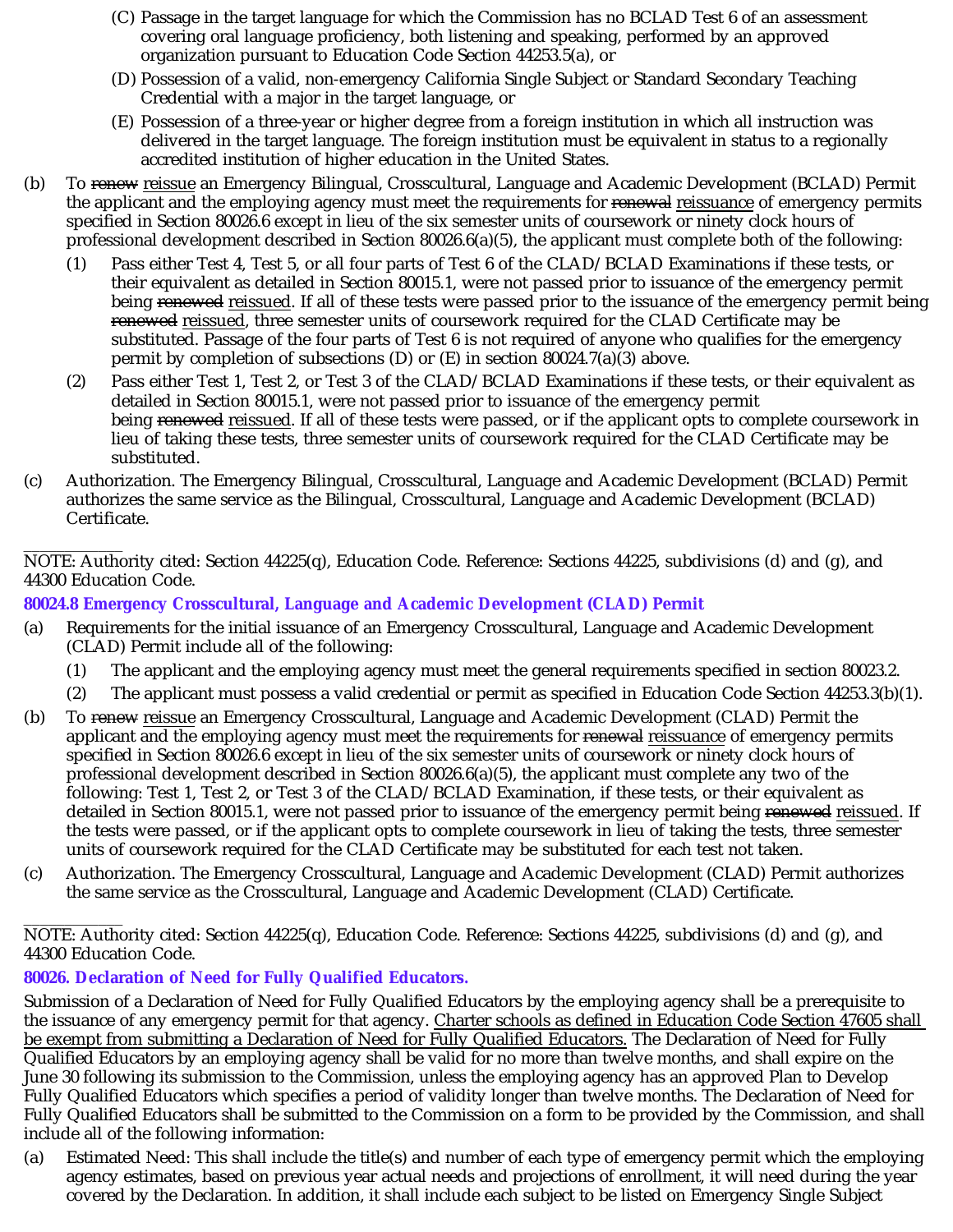(C) Passage in the target language for which the Commission has no BCLAD Test 6 of an assessment covering oral language proficiency, both listening and speaking, performed by an approved organization pursuant to Education Code Section 44253.5(a), or

(D) Possession of a valid, non-emergency California Single Subject or Standard Secondary Teaching Credential with a major in the target language, or

(E) Possession of a three-year or higher degree from a foreign institution in which all instruction was delivered in the target language. The foreign institution must be equivalent in status to a regionally accredited institution of higher education in the United States.

(b) To ~~renew~~ <u>reissue</u> an Emergency Bilingual, Crosscultural, Language and Academic Development (BCLAD) Permit the applicant and the employing agency must meet the requirements for ~~renewal~~ <u>reissuance</u> of emergency permits specified in Section 80026.6 except in lieu of the six semester units of coursework or ninety clock hours of professional development described in Section 80026.6(a)(5), the applicant must complete both of the following:

(1) Pass either Test 4, Test 5, or all four parts of Test 6 of the CLAD/BCLAD Examinations if these tests, or their equivalent as detailed in Section 80015.1, were not passed prior to issuance of the emergency permit being ~~renewed~~ <u>reissued</u>. If all of these tests were passed prior to the issuance of the emergency permit being ~~renewed~~ <u>reissued</u>, three semester units of coursework required for the CLAD Certificate may be substituted. Passage of the four parts of Test 6 is not required of anyone who qualifies for the emergency permit by completion of subsections (D) or (E) in section 80024.7(a)(3) above.

(2) Pass either Test 1, Test 2, or Test 3 of the CLAD/BCLAD Examinations if these tests, or their equivalent as detailed in Section 80015.1, were not passed prior to issuance of the emergency permit being ~~renewed~~ <u>reissued</u>. If all of these tests were passed, or if the applicant opts to complete coursework in lieu of taking these tests, three semester units of coursework required for the CLAD Certificate may be substituted.

(c) Authorization. The Emergency Bilingual, Crosscultural, Language and Academic Development (BCLAD) Permit authorizes the same service as the Bilingual, Crosscultural, Language and Academic Development (BCLAD) Certificate.

---

NOTE: Authority cited: Section 44225(q), Education Code. Reference: Sections 44225, subdivisions (d) and (g), and 44300 Education Code.

### 80024.8 Emergency Crosscultural, Language and Academic Development (CLAD) Permit

(a) Requirements for the initial issuance of an Emergency Crosscultural, Language and Academic Development (CLAD) Permit include all of the following:

(1) The applicant and the employing agency must meet the general requirements specified in section 80023.2.

(2) The applicant must possess a valid credential or permit as specified in Education Code Section 44253.3(b)(1).

(b) To ~~renew~~ <u>reissue</u> an Emergency Crosscultural, Language and Academic Development (CLAD) Permit the applicant and the employing agency must meet the requirements for ~~renewal~~ <u>reissuance</u> of emergency permits specified in Section 80026.6 except in lieu of the six semester units of coursework or ninety clock hours of professional development described in Section 80026.6(a)(5), the applicant must complete any two of the following: Test 1, Test 2, or Test 3 of the CLAD/BCLAD Examination, if these tests, or their equivalent as detailed in Section 80015.1, were not passed prior to issuance of the emergency permit being ~~renewed~~ <u>reissued</u>. If the tests were passed, or if the applicant opts to complete coursework in lieu of taking the tests, three semester units of coursework required for the CLAD Certificate may be substituted for each test not taken.

(c) Authorization. The Emergency Crosscultural, Language and Academic Development (CLAD) Permit authorizes the same service as the Crosscultural, Language and Academic Development (CLAD) Certificate.

---

NOTE: Authority cited: Section 44225(q), Education Code. Reference: Sections 44225, subdivisions (d) and (g), and 44300 Education Code.

### 80026. Declaration of Need for Fully Qualified Educators.

Submission of a Declaration of Need for Fully Qualified Educators by the employing agency shall be a prerequisite to the issuance of any emergency permit for that agency. <u>Charter schools as defined in Education Code Section 47605 shall be exempt from submitting a Declaration of Need for Fully Qualified Educators.</u> The Declaration of Need for Fully Qualified Educators by an employing agency shall be valid for no more than twelve months, and shall expire on the June 30 following its submission to the Commission, unless the employing agency has an approved Plan to Develop Fully Qualified Educators which specifies a period of validity longer than twelve months. The Declaration of Need for Fully Qualified Educators shall be submitted to the Commission on a form to be provided by the Commission, and shall include all of the following information:

(a) Estimated Need: This shall include the title(s) and number of each type of emergency permit which the employing agency estimates, based on previous year actual needs and projections of enrollment, it will need during the year covered by the Declaration. In addition, it shall include each subject to be listed on Emergency Single Subject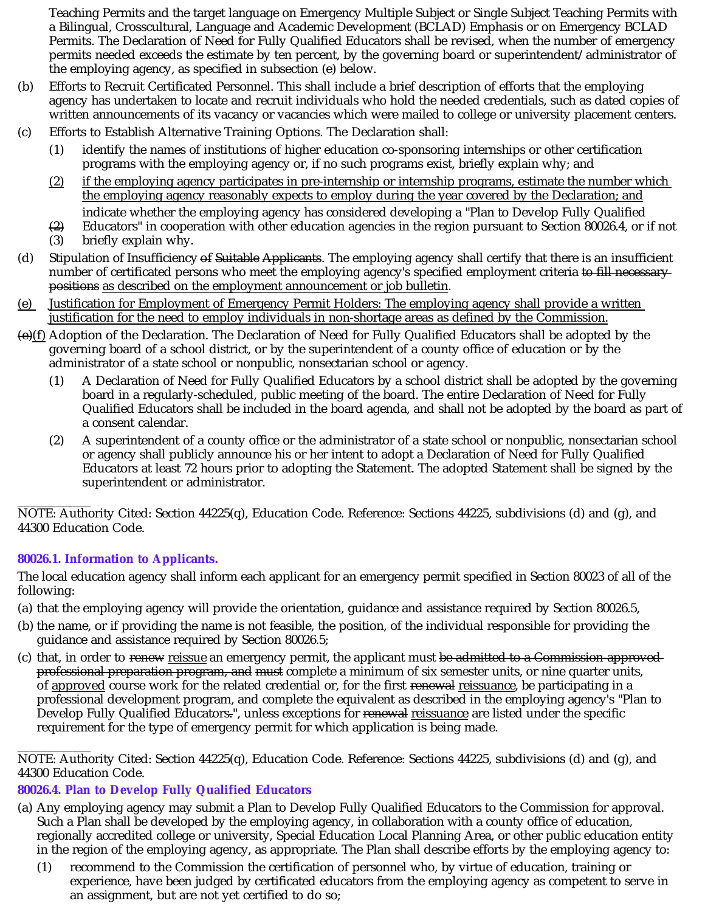Teaching Permits and the target language on Emergency Multiple Subject or Single Subject Teaching Permits with a Bilingual, Crosscultural, Language and Academic Development (BCLAD) Emphasis or on Emergency BCLAD Permits. The Declaration of Need for Fully Qualified Educators shall be revised, when the number of emergency permits needed exceeds the estimate by ten percent, by the governing board or superintendent/administrator of the employing agency, as specified in subsection (e) below.

(b) Efforts to Recruit Certificated Personnel. This shall include a brief description of efforts that the employing agency has undertaken to locate and recruit individuals who hold the needed credentials, such as dated copies of written announcements of its vacancy or vacancies which were mailed to college or university placement centers.

(c) Efforts to Establish Alternative Training Options. The Declaration shall:

   (1) identify the names of institutions of higher education co-sponsoring internships or other certification programs with the employing agency or, if no such programs exist, briefly explain why; and

   <u>(2) if the employing agency participates in pre-internship or internship programs, estimate the number which the employing agency reasonably expects to employ during the year covered by the Declaration; and</u>

   ~~(2)~~ (3) indicate whether the employing agency has considered developing a "Plan to Develop Fully Qualified Educators" in cooperation with other education agencies in the region pursuant to Section 80026.4, or if not briefly explain why.

(d) Stipulation of Insufficiency ~~of Suitable~~ Applicants. The employing agency shall certify that there is an insufficient number of certificated persons who meet the employing agency's specified employment criteria ~~to fill necessary positions~~ <u>as described on the employment announcement or job bulletin</u>.

<u>(e) Justification for Employment of Emergency Permit Holders: The employing agency shall provide a written justification for the need to employ individuals in non-shortage areas as defined by the Commission.</u>

~~(e)~~<u>(f)</u> Adoption of the Declaration. The Declaration of Need for Fully Qualified Educators shall be adopted by the governing board of a school district, or by the superintendent of a county office of education or by the administrator of a state school or nonpublic, nonsectarian school or agency.

   (1) A Declaration of Need for Fully Qualified Educators by a school district shall be adopted by the governing board in a regularly-scheduled, public meeting of the board. The entire Declaration of Need for Fully Qualified Educators shall be included in the board agenda, and shall not be adopted by the board as part of a consent calendar.

   (2) A superintendent of a county office or the administrator of a state school or nonpublic, nonsectarian school or agency shall publicly announce his or her intent to adopt a Declaration of Need for Fully Qualified Educators at least 72 hours prior to adopting the Statement. The adopted Statement shall be signed by the superintendent or administrator.

NOTE: Authority Cited: Section 44225(q), Education Code. Reference: Sections 44225, subdivisions (d) and (g), and 44300 Education Code.

### 80026.1. Information to Applicants.

The local education agency shall inform each applicant for an emergency permit specified in Section 80023 of all of the following:

(a) that the employing agency will provide the orientation, guidance and assistance required by Section 80026.5,

(b) the name, or if providing the name is not feasible, the position, of the individual responsible for providing the guidance and assistance required by Section 80026.5;

(c) that, in order to ~~renew~~ <u>reissue</u> an emergency permit, the applicant must ~~be admitted to a Commission-approved professional preparation program, and must~~ complete a minimum of six semester units, or nine quarter units, of <u>approved</u> course work for the related credential or, for the first ~~renewal~~ <u>reissuance</u>, be participating in a professional development program, and complete the equivalent as described in the employing agency's "Plan to Develop Fully Qualified Educators~~.~~", unless exceptions for ~~renewal~~ <u>reissuance</u> are listed under the specific requirement for the type of emergency permit for which application is being made.

NOTE: Authority Cited: Section 44225(q), Education Code. Reference: Sections 44225, subdivisions (d) and (g), and 44300 Education Code.

### 80026.4. Plan to Develop Fully Qualified Educators

(a) Any employing agency may submit a Plan to Develop Fully Qualified Educators to the Commission for approval. Such a Plan shall be developed by the employing agency, in collaboration with a county office of education, regionally accredited college or university, Special Education Local Planning Area, or other public education entity in the region of the employing agency, as appropriate. The Plan shall describe efforts by the employing agency to:

   (1) recommend to the Commission the certification of personnel who, by virtue of education, training or experience, have been judged by certificated educators from the employing agency as competent to serve in an assignment, but are not yet certified to do so;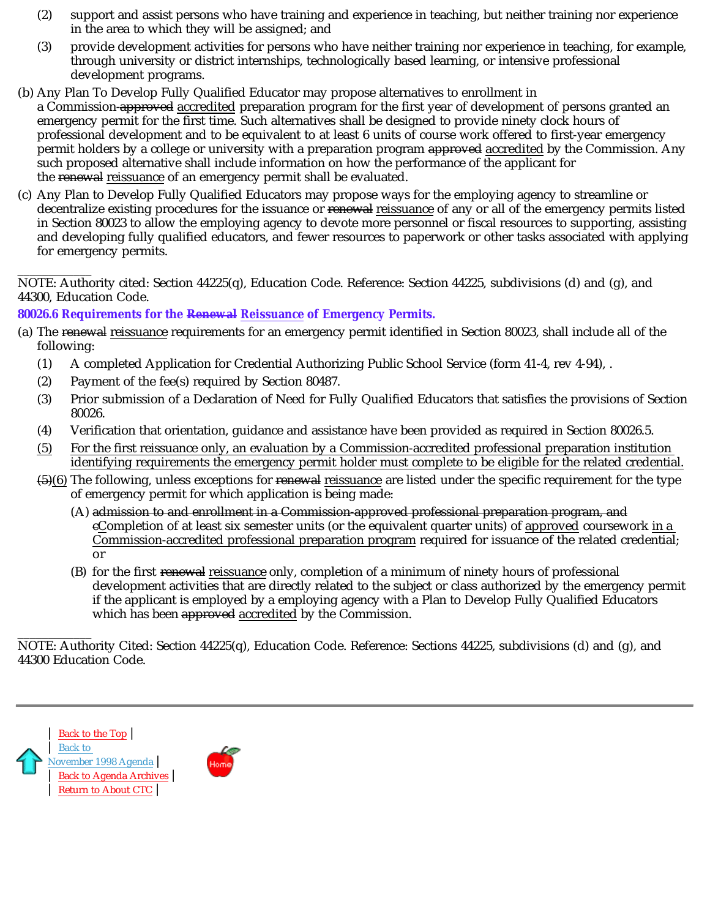(2) support and assist persons who have training and experience in teaching, but neither training nor experience in the area to which they will be assigned; and

(3) provide development activities for persons who have neither training nor experience in teaching, for example, through university or district internships, technologically based learning, or intensive professional development programs.

(b) Any Plan To Develop Fully Qualified Educator may propose alternatives to enrollment in a Commission-~~approved~~ accredited preparation program for the first year of development of persons granted an emergency permit for the first time. Such alternatives shall be designed to provide ninety clock hours of professional development and to be equivalent to at least 6 units of course work offered to first-year emergency permit holders by a college or university with a preparation program ~~approved~~ accredited by the Commission. Any such proposed alternative shall include information on how the performance of the applicant for the ~~renewal~~ reissuance of an emergency permit shall be evaluated.

(c) Any Plan to Develop Fully Qualified Educators may propose ways for the employing agency to streamline or decentralize existing procedures for the issuance or ~~renewal~~ reissuance of any or all of the emergency permits listed in Section 80023 to allow the employing agency to devote more personnel or fiscal resources to supporting, assisting and developing fully qualified educators, and fewer resources to paperwork or other tasks associated with applying for emergency permits.

---

NOTE: Authority cited: Section 44225(q), Education Code. Reference: Section 44225, subdivisions (d) and (g), and 44300, Education Code.

**80026.6 Requirements for the ~~Renewal~~ Reissuance of Emergency Permits.**

(a) The ~~renewal~~ reissuance requirements for an emergency permit identified in Section 80023, shall include all of the following:

(1) A completed Application for Credential Authorizing Public School Service (form 41-4, rev 4-94), .

(2) Payment of the fee(s) required by Section 80487.

(3) Prior submission of a Declaration of Need for Fully Qualified Educators that satisfies the provisions of Section 80026.

(4) Verification that orientation, guidance and assistance have been provided as required in Section 80026.5.

(5) For the first reissuance only, an evaluation by a Commission-accredited professional preparation institution identifying requirements the emergency permit holder must complete to be eligible for the related credential.

~~(5)~~(6) The following, unless exceptions for ~~renewal~~ reissuance are listed under the specific requirement for the type of emergency permit for which application is being made:

(A) ~~admission to and enrollment in a Commission-approved professional preparation program, and c~~Completion of at least six semester units (or the equivalent quarter units) of approved coursework in a Commission-accredited professional preparation program required for issuance of the related credential; or

(B) for the first ~~renewal~~ reissuance only, completion of a minimum of ninety hours of professional development activities that are directly related to the subject or class authorized by the emergency permit if the applicant is employed by a employing agency with a Plan to Develop Fully Qualified Educators which has been ~~approved~~ accredited by the Commission.

---

NOTE: Authority Cited: Section 44225(q), Education Code. Reference: Sections 44225, subdivisions (d) and (g), and 44300 Education Code.

---

| Back to the Top |
| Back to November 1998 Agenda |
| Back to Agenda Archives |
| Return to About CTC |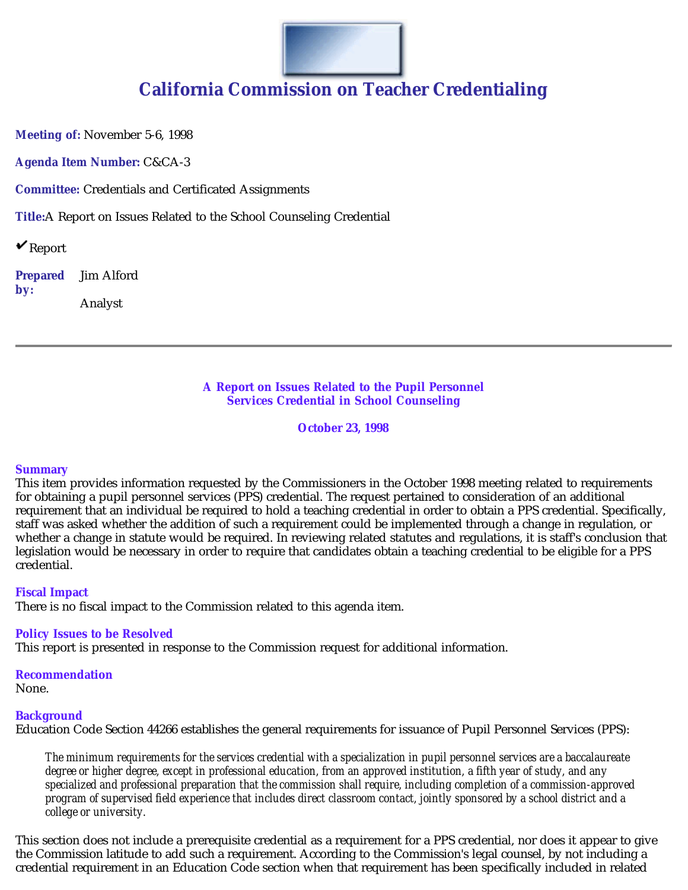# California Commission on Teacher Credentialing

**Meeting of:** November 5-6, 1998

**Agenda Item Number:** C&CA-3

**Committee:** Credentials and Certificated Assignments

**Title:** A Report on Issues Related to the School Counseling Credential

✔ Report

**Prepared by:** Jim Alford

Analyst

---

### A Report on Issues Related to the Pupil Personnel Services Credential in School Counseling

### October 23, 1998

**Summary**

This item provides information requested by the Commissioners in the October 1998 meeting related to requirements for obtaining a pupil personnel services (PPS) credential. The request pertained to consideration of an additional requirement that an individual be required to hold a teaching credential in order to obtain a PPS credential. Specifically, staff was asked whether the addition of such a requirement could be implemented through a change in regulation, or whether a change in statute would be required. In reviewing related statutes and regulations, it is staff's conclusion that legislation would be necessary in order to require that candidates obtain a teaching credential to be eligible for a PPS credential.

**Fiscal Impact**

There is no fiscal impact to the Commission related to this agenda item.

**Policy Issues to be Resolved**

This report is presented in response to the Commission request for additional information.

**Recommendation**

None.

**Background**

Education Code Section 44266 establishes the general requirements for issuance of Pupil Personnel Services (PPS):

> *The minimum requirements for the services credential with a specialization in pupil personnel services are a baccalaureate degree or higher degree, except in professional education, from an approved institution, a fifth year of study, and any specialized and professional preparation that the commission shall require, including completion of a commission-approved program of supervised field experience that includes direct classroom contact, jointly sponsored by a school district and a college or university.*

This section does not include a prerequisite credential as a requirement for a PPS credential, nor does it appear to give the Commission latitude to add such a requirement. According to the Commission's legal counsel, by not including a credential requirement in an Education Code section when that requirement has been specifically included in related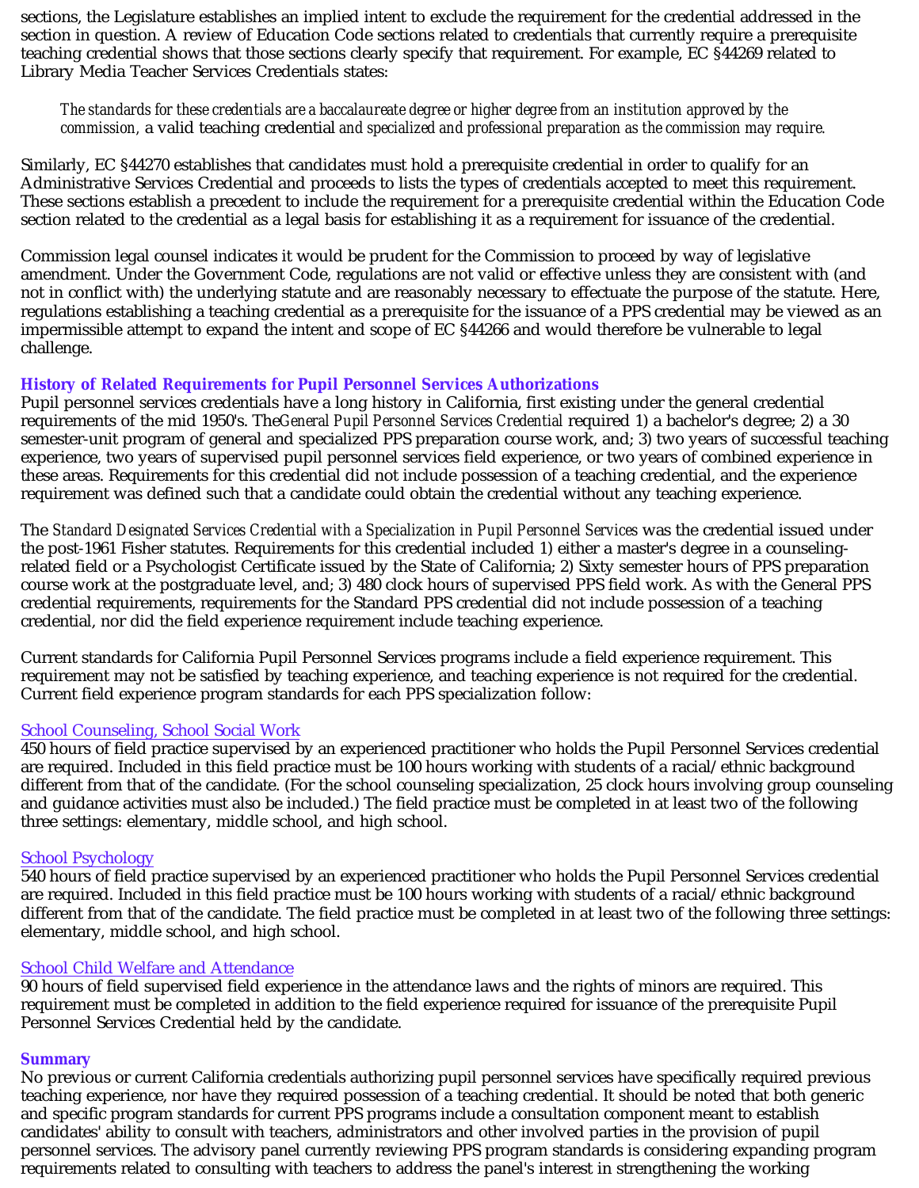sections, the Legislature establishes an implied intent to exclude the requirement for the credential addressed in the section in question. A review of Education Code sections related to credentials that currently require a prerequisite teaching credential shows that those sections clearly specify that requirement. For example, EC §44269 related to Library Media Teacher Services Credentials states:

> *The standards for these credentials are a baccalaureate degree or higher degree from an institution approved by the commission,* a valid teaching credential *and specialized and professional preparation as the commission may require.*

Similarly, EC §44270 establishes that candidates must hold a prerequisite credential in order to qualify for an Administrative Services Credential and proceeds to lists the types of credentials accepted to meet this requirement. These sections establish a precedent to include the requirement for a prerequisite credential within the Education Code section related to the credential as a legal basis for establishing it as a requirement for issuance of the credential.

Commission legal counsel indicates it would be prudent for the Commission to proceed by way of legislative amendment. Under the Government Code, regulations are not valid or effective unless they are consistent with (and not in conflict with) the underlying statute and are reasonably necessary to effectuate the purpose of the statute. Here, regulations establishing a teaching credential as a prerequisite for the issuance of a PPS credential may be viewed as an impermissible attempt to expand the intent and scope of EC §44266 and would therefore be vulnerable to legal challenge.

**History of Related Requirements for Pupil Personnel Services Authorizations**

Pupil personnel services credentials have a long history in California, first existing under the general credential requirements of the mid 1950's. The *General Pupil Personnel Services Credential* required 1) a bachelor's degree; 2) a 30 semester-unit program of general and specialized PPS preparation course work, and; 3) two years of successful teaching experience, two years of supervised pupil personnel services field experience, or two years of combined experience in these areas. Requirements for this credential did not include possession of a teaching credential, and the experience requirement was defined such that a candidate could obtain the credential without any teaching experience.

The *Standard Designated Services Credential with a Specialization in Pupil Personnel Services* was the credential issued under the post-1961 Fisher statutes. Requirements for this credential included 1) either a master's degree in a counseling-related field or a Psychologist Certificate issued by the State of California; 2) Sixty semester hours of PPS preparation course work at the postgraduate level, and; 3) 480 clock hours of supervised PPS field work. As with the General PPS credential requirements, requirements for the Standard PPS credential did not include possession of a teaching credential, nor did the field experience requirement include teaching experience.

Current standards for California Pupil Personnel Services programs include a field experience requirement. This requirement may not be satisfied by teaching experience, and teaching experience is not required for the credential. Current field experience program standards for each PPS specialization follow:

School Counseling, School Social Work

450 hours of field practice supervised by an experienced practitioner who holds the Pupil Personnel Services credential are required. Included in this field practice must be 100 hours working with students of a racial/ethnic background different from that of the candidate. (For the school counseling specialization, 25 clock hours involving group counseling and guidance activities must also be included.) The field practice must be completed in at least two of the following three settings: elementary, middle school, and high school.

School Psychology

540 hours of field practice supervised by an experienced practitioner who holds the Pupil Personnel Services credential are required. Included in this field practice must be 100 hours working with students of a racial/ethnic background different from that of the candidate. The field practice must be completed in at least two of the following three settings: elementary, middle school, and high school.

School Child Welfare and Attendance

90 hours of field supervised field experience in the attendance laws and the rights of minors are required. This requirement must be completed in addition to the field experience required for issuance of the prerequisite Pupil Personnel Services Credential held by the candidate.

**Summary**

No previous or current California credentials authorizing pupil personnel services have specifically required previous teaching experience, nor have they required possession of a teaching credential. It should be noted that both generic and specific program standards for current PPS programs include a consultation component meant to establish candidates' ability to consult with teachers, administrators and other involved parties in the provision of pupil personnel services. The advisory panel currently reviewing PPS program standards is considering expanding program requirements related to consulting with teachers to address the panel's interest in strengthening the working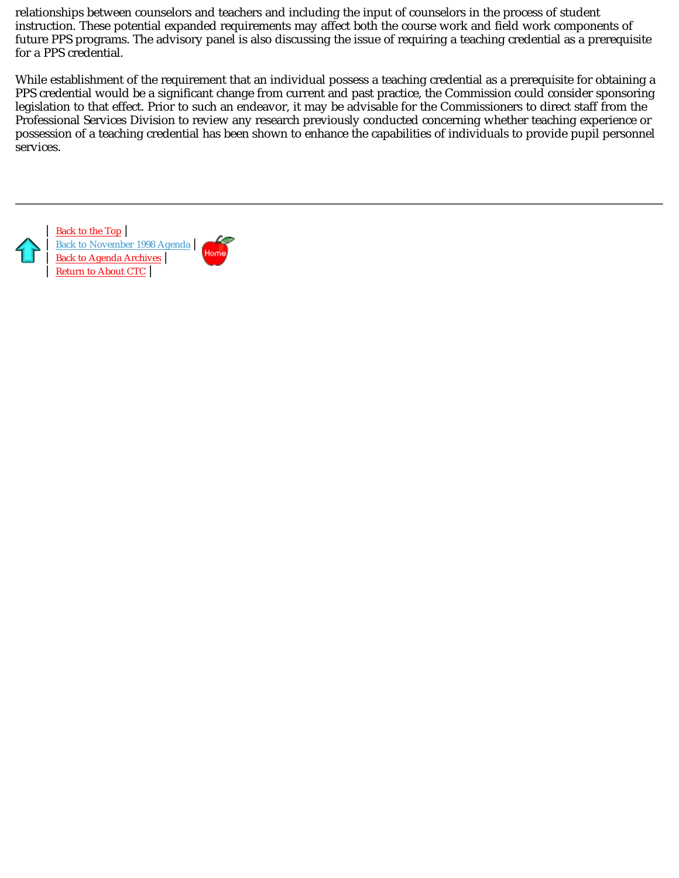relationships between counselors and teachers and including the input of counselors in the process of student instruction. These potential expanded requirements may affect both the course work and field work components of future PPS programs. The advisory panel is also discussing the issue of requiring a teaching credential as a prerequisite for a PPS credential.

While establishment of the requirement that an individual possess a teaching credential as a prerequisite for obtaining a PPS credential would be a significant change from current and past practice, the Commission could consider sponsoring legislation to that effect. Prior to such an endeavor, it may be advisable for the Commissioners to direct staff from the Professional Services Division to review any research previously conducted concerning whether teaching experience or possession of a teaching credential has been shown to enhance the capabilities of individuals to provide pupil personnel services.

---

| Back to the Top |
| Back to November 1998 Agenda |
| Back to Agenda Archives |
| Return to About CTC |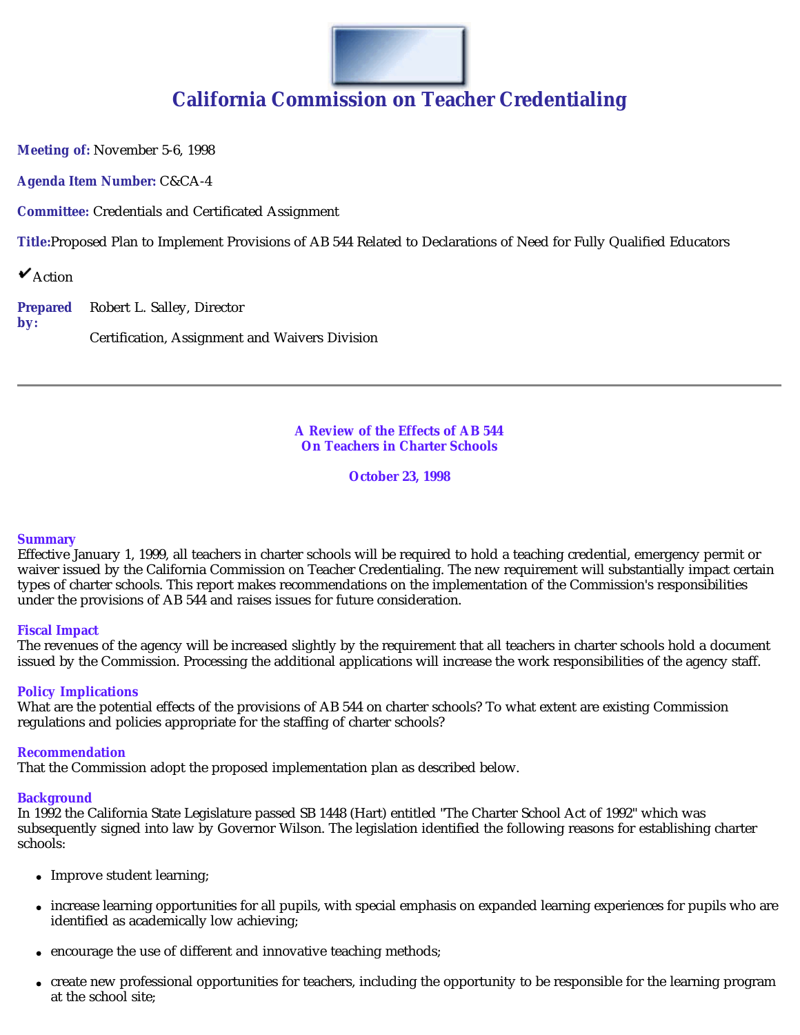# California Commission on Teacher Credentialing

**Meeting of:** November 5-6, 1998

**Agenda Item Number:** C&CA-4

**Committee:** Credentials and Certificated Assignment

**Title:** Proposed Plan to Implement Provisions of AB 544 Related to Declarations of Need for Fully Qualified Educators

✔Action

**Prepared by:** Robert L. Salley, Director

Certification, Assignment and Waivers Division

---

## A Review of the Effects of AB 544 On Teachers in Charter Schools

**October 23, 1998**

### Summary

Effective January 1, 1999, all teachers in charter schools will be required to hold a teaching credential, emergency permit or waiver issued by the California Commission on Teacher Credentialing. The new requirement will substantially impact certain types of charter schools. This report makes recommendations on the implementation of the Commission's responsibilities under the provisions of AB 544 and raises issues for future consideration.

### Fiscal Impact

The revenues of the agency will be increased slightly by the requirement that all teachers in charter schools hold a document issued by the Commission. Processing the additional applications will increase the work responsibilities of the agency staff.

### Policy Implications

What are the potential effects of the provisions of AB 544 on charter schools? To what extent are existing Commission regulations and policies appropriate for the staffing of charter schools?

### Recommendation

That the Commission adopt the proposed implementation plan as described below.

### Background

In 1992 the California State Legislature passed SB 1448 (Hart) entitled "The Charter School Act of 1992" which was subsequently signed into law by Governor Wilson. The legislation identified the following reasons for establishing charter schools:

- Improve student learning;
- increase learning opportunities for all pupils, with special emphasis on expanded learning experiences for pupils who are identified as academically low achieving;
- encourage the use of different and innovative teaching methods;
- create new professional opportunities for teachers, including the opportunity to be responsible for the learning program at the school site;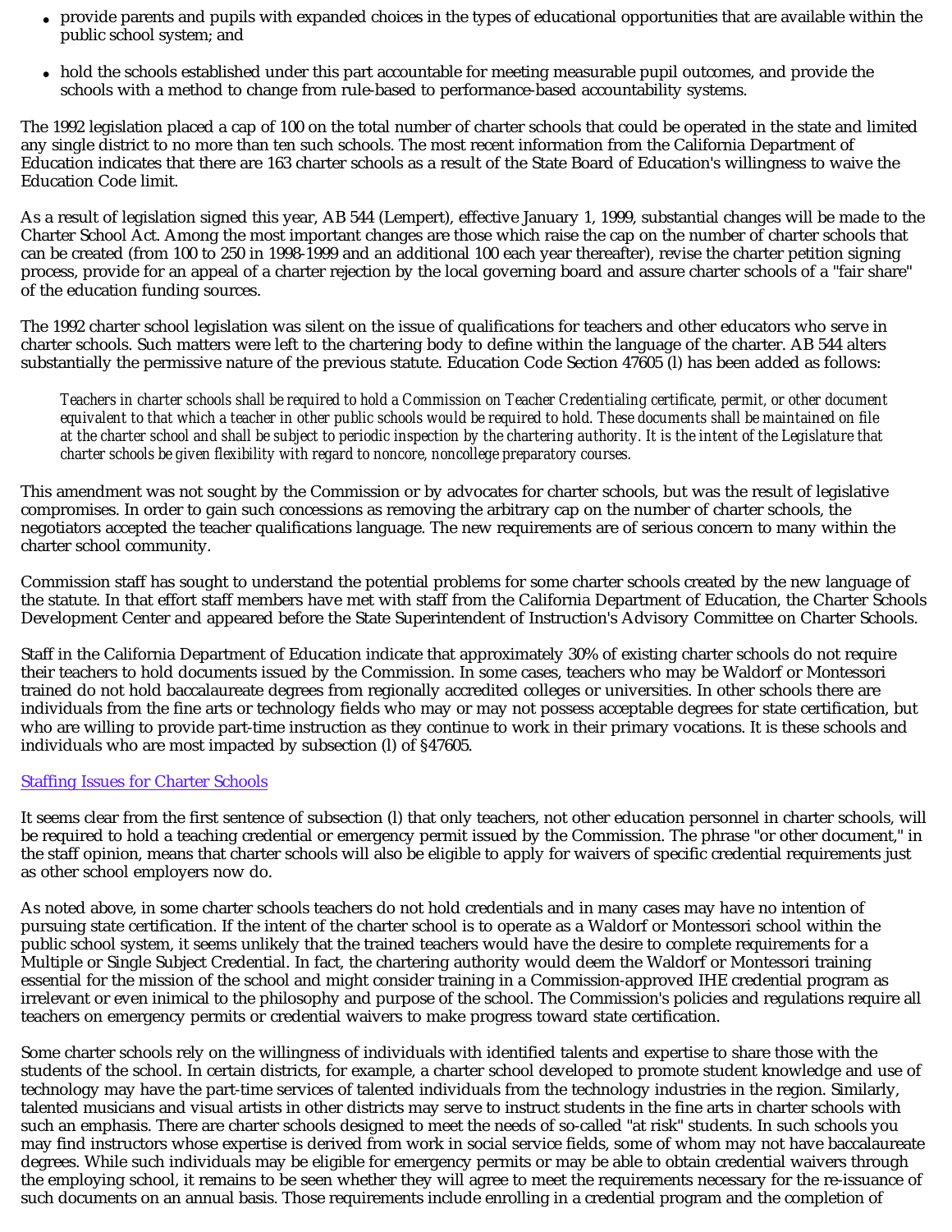- provide parents and pupils with expanded choices in the types of educational opportunities that are available within the public school system; and

- hold the schools established under this part accountable for meeting measurable pupil outcomes, and provide the schools with a method to change from rule-based to performance-based accountability systems.

The 1992 legislation placed a cap of 100 on the total number of charter schools that could be operated in the state and limited any single district to no more than ten such schools. The most recent information from the California Department of Education indicates that there are 163 charter schools as a result of the State Board of Education's willingness to waive the Education Code limit.

As a result of legislation signed this year, AB 544 (Lempert), effective January 1, 1999, substantial changes will be made to the Charter School Act. Among the most important changes are those which raise the cap on the number of charter schools that can be created (from 100 to 250 in 1998-1999 and an additional 100 each year thereafter), revise the charter petition signing process, provide for an appeal of a charter rejection by the local governing board and assure charter schools of a "fair share" of the education funding sources.

The 1992 charter school legislation was silent on the issue of qualifications for teachers and other educators who serve in charter schools. Such matters were left to the chartering body to define within the language of the charter. AB 544 alters substantially the permissive nature of the previous statute. Education Code Section 47605 (l) has been added as follows:

> *Teachers in charter schools shall be required to hold a Commission on Teacher Credentialing certificate, permit, or other document equivalent to that which a teacher in other public schools would be required to hold. These documents shall be maintained on file at the charter school and shall be subject to periodic inspection by the chartering authority. It is the intent of the Legislature that charter schools be given flexibility with regard to noncore, noncollege preparatory courses.*

This amendment was not sought by the Commission or by advocates for charter schools, but was the result of legislative compromises. In order to gain such concessions as removing the arbitrary cap on the number of charter schools, the negotiators accepted the teacher qualifications language. The new requirements are of serious concern to many within the charter school community.

Commission staff has sought to understand the potential problems for some charter schools created by the new language of the statute. In that effort staff members have met with staff from the California Department of Education, the Charter Schools Development Center and appeared before the State Superintendent of Instruction's Advisory Committee on Charter Schools.

Staff in the California Department of Education indicate that approximately 30% of existing charter schools do not require their teachers to hold documents issued by the Commission. In some cases, teachers who may be Waldorf or Montessori trained do not hold baccalaureate degrees from regionally accredited colleges or universities. In other schools there are individuals from the fine arts or technology fields who may or may not possess acceptable degrees for state certification, but who are willing to provide part-time instruction as they continue to work in their primary vocations. It is these schools and individuals who are most impacted by subsection (l) of §47605.

Staffing Issues for Charter Schools

It seems clear from the first sentence of subsection (l) that only teachers, not other education personnel in charter schools, will be required to hold a teaching credential or emergency permit issued by the Commission. The phrase "or other document," in the staff opinion, means that charter schools will also be eligible to apply for waivers of specific credential requirements just as other school employers now do.

As noted above, in some charter schools teachers do not hold credentials and in many cases may have no intention of pursuing state certification. If the intent of the charter school is to operate as a Waldorf or Montessori school within the public school system, it seems unlikely that the trained teachers would have the desire to complete requirements for a Multiple or Single Subject Credential. In fact, the chartering authority would deem the Waldorf or Montessori training essential for the mission of the school and might consider training in a Commission-approved IHE credential program as irrelevant or even inimical to the philosophy and purpose of the school. The Commission's policies and regulations require all teachers on emergency permits or credential waivers to make progress toward state certification.

Some charter schools rely on the willingness of individuals with identified talents and expertise to share those with the students of the school. In certain districts, for example, a charter school developed to promote student knowledge and use of technology may have the part-time services of talented individuals from the technology industries in the region. Similarly, talented musicians and visual artists in other districts may serve to instruct students in the fine arts in charter schools with such an emphasis. There are charter schools designed to meet the needs of so-called "at risk" students. In such schools you may find instructors whose expertise is derived from work in social service fields, some of whom may not have baccalaureate degrees. While such individuals may be eligible for emergency permits or may be able to obtain credential waivers through the employing school, it remains to be seen whether they will agree to meet the requirements necessary for the re-issuance of such documents on an annual basis. Those requirements include enrolling in a credential program and the completion of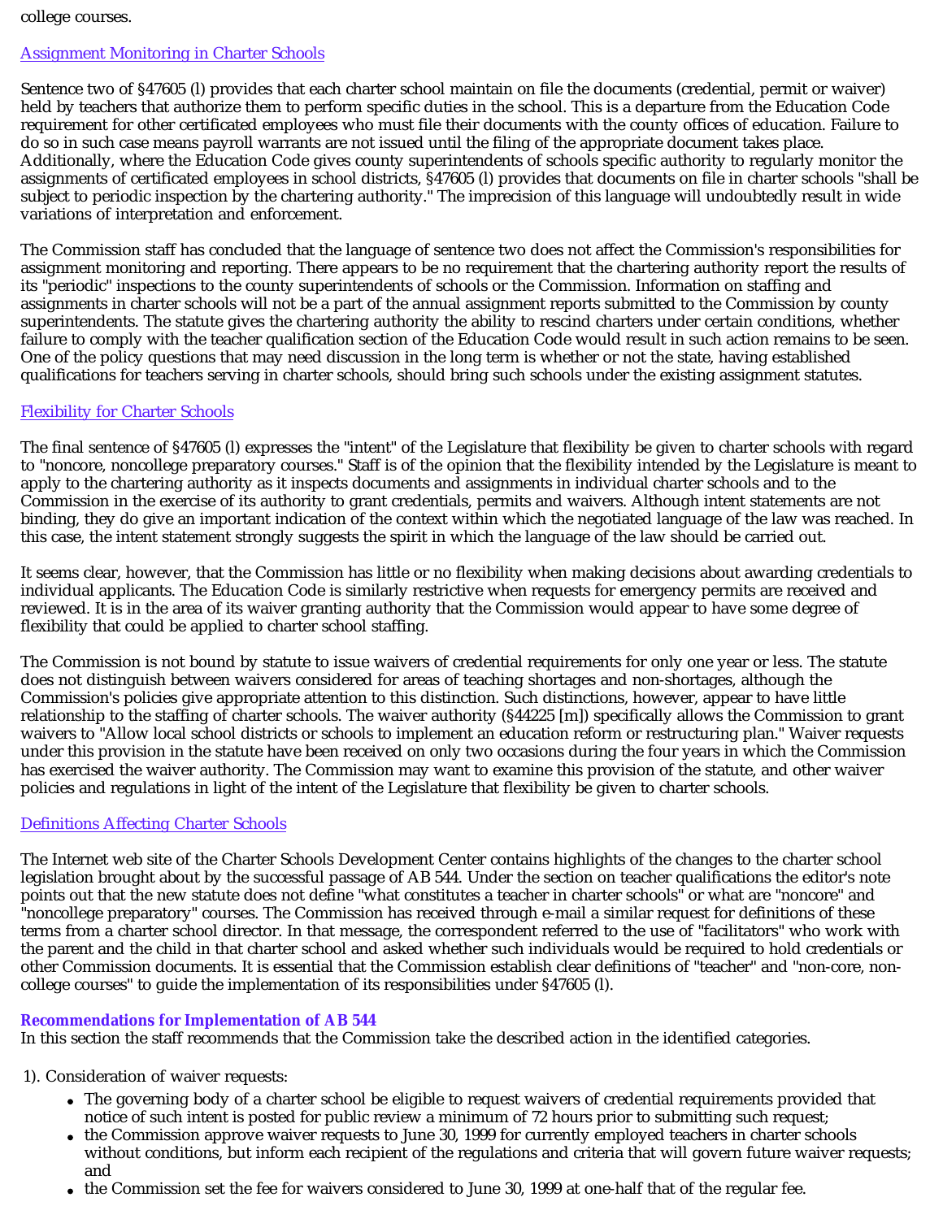college courses.

[Assignment Monitoring in Charter Schools]

Sentence two of §47605 (l) provides that each charter school maintain on file the documents (credential, permit or waiver) held by teachers that authorize them to perform specific duties in the school. This is a departure from the Education Code requirement for other certificated employees who must file their documents with the county offices of education. Failure to do so in such case means payroll warrants are not issued until the filing of the appropriate document takes place. Additionally, where the Education Code gives county superintendents of schools specific authority to regularly monitor the assignments of certificated employees in school districts, §47605 (l) provides that documents on file in charter schools "shall be subject to periodic inspection by the chartering authority." The imprecision of this language will undoubtedly result in wide variations of interpretation and enforcement.

The Commission staff has concluded that the language of sentence two does not affect the Commission's responsibilities for assignment monitoring and reporting. There appears to be no requirement that the chartering authority report the results of its "periodic" inspections to the county superintendents of schools or the Commission. Information on staffing and assignments in charter schools will not be a part of the annual assignment reports submitted to the Commission by county superintendents. The statute gives the chartering authority the ability to rescind charters under certain conditions, whether failure to comply with the teacher qualification section of the Education Code would result in such action remains to be seen. One of the policy questions that may need discussion in the long term is whether or not the state, having established qualifications for teachers serving in charter schools, should bring such schools under the existing assignment statutes.

[Flexibility for Charter Schools]

The final sentence of §47605 (l) expresses the "intent" of the Legislature that flexibility be given to charter schools with regard to "noncore, noncollege preparatory courses." Staff is of the opinion that the flexibility intended by the Legislature is meant to apply to the chartering authority as it inspects documents and assignments in individual charter schools and to the Commission in the exercise of its authority to grant credentials, permits and waivers. Although intent statements are not binding, they do give an important indication of the context within which the negotiated language of the law was reached. In this case, the intent statement strongly suggests the spirit in which the language of the law should be carried out.

It seems clear, however, that the Commission has little or no flexibility when making decisions about awarding credentials to individual applicants. The Education Code is similarly restrictive when requests for emergency permits are received and reviewed. It is in the area of its waiver granting authority that the Commission would appear to have some degree of flexibility that could be applied to charter school staffing.

The Commission is not bound by statute to issue waivers of credential requirements for only one year or less. The statute does not distinguish between waivers considered for areas of teaching shortages and non-shortages, although the Commission's policies give appropriate attention to this distinction. Such distinctions, however, appear to have little relationship to the staffing of charter schools. The waiver authority (§44225 [m]) specifically allows the Commission to grant waivers to "Allow local school districts or schools to implement an education reform or restructuring plan." Waiver requests under this provision in the statute have been received on only two occasions during the four years in which the Commission has exercised the waiver authority. The Commission may want to examine this provision of the statute, and other waiver policies and regulations in light of the intent of the Legislature that flexibility be given to charter schools.

[Definitions Affecting Charter Schools]

The Internet web site of the Charter Schools Development Center contains highlights of the changes to the charter school legislation brought about by the successful passage of AB 544. Under the section on teacher qualifications the editor's note points out that the new statute does not define "what constitutes a teacher in charter schools" or what are "noncore" and "noncollege preparatory" courses. The Commission has received through e-mail a similar request for definitions of these terms from a charter school director. In that message, the correspondent referred to the use of "facilitators" who work with the parent and the child in that charter school and asked whether such individuals would be required to hold credentials or other Commission documents. It is essential that the Commission establish clear definitions of "teacher" and "non-core, non-college courses" to guide the implementation of its responsibilities under §47605 (l).

**Recommendations for Implementation of AB 544**

In this section the staff recommends that the Commission take the described action in the identified categories.

1). Consideration of waiver requests:

- The governing body of a charter school be eligible to request waivers of credential requirements provided that notice of such intent is posted for public review a minimum of 72 hours prior to submitting such request;
- the Commission approve waiver requests to June 30, 1999 for currently employed teachers in charter schools without conditions, but inform each recipient of the regulations and criteria that will govern future waiver requests; and
- the Commission set the fee for waivers considered to June 30, 1999 at one-half that of the regular fee.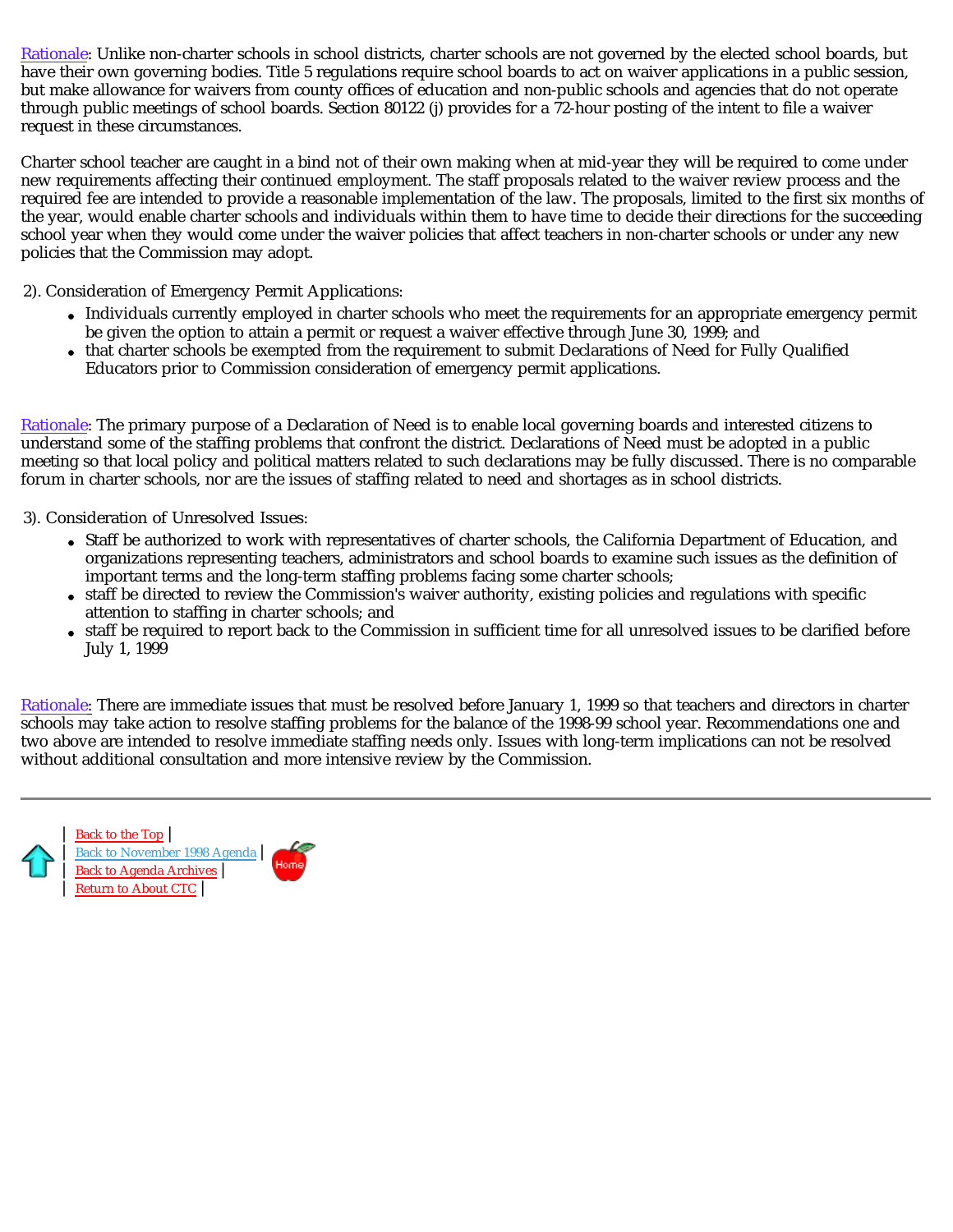Rationale: Unlike non-charter schools in school districts, charter schools are not governed by the elected school boards, but have their own governing bodies. Title 5 regulations require school boards to act on waiver applications in a public session, but make allowance for waivers from county offices of education and non-public schools and agencies that do not operate through public meetings of school boards. Section 80122 (j) provides for a 72-hour posting of the intent to file a waiver request in these circumstances.

Charter school teacher are caught in a bind not of their own making when at mid-year they will be required to come under new requirements affecting their continued employment. The staff proposals related to the waiver review process and the required fee are intended to provide a reasonable implementation of the law. The proposals, limited to the first six months of the year, would enable charter schools and individuals within them to have time to decide their directions for the succeeding school year when they would come under the waiver policies that affect teachers in non-charter schools or under any new policies that the Commission may adopt.

2). Consideration of Emergency Permit Applications:

- Individuals currently employed in charter schools who meet the requirements for an appropriate emergency permit be given the option to attain a permit or request a waiver effective through June 30, 1999; and
- that charter schools be exempted from the requirement to submit Declarations of Need for Fully Qualified Educators prior to Commission consideration of emergency permit applications.

Rationale: The primary purpose of a Declaration of Need is to enable local governing boards and interested citizens to understand some of the staffing problems that confront the district. Declarations of Need must be adopted in a public meeting so that local policy and political matters related to such declarations may be fully discussed. There is no comparable forum in charter schools, nor are the issues of staffing related to need and shortages as in school districts.

3). Consideration of Unresolved Issues:

- Staff be authorized to work with representatives of charter schools, the California Department of Education, and organizations representing teachers, administrators and school boards to examine such issues as the definition of important terms and the long-term staffing problems facing some charter schools;
- staff be directed to review the Commission's waiver authority, existing policies and regulations with specific attention to staffing in charter schools; and
- staff be required to report back to the Commission in sufficient time for all unresolved issues to be clarified before July 1, 1999

Rationale: There are immediate issues that must be resolved before January 1, 1999 so that teachers and directors in charter schools may take action to resolve staffing problems for the balance of the 1998-99 school year. Recommendations one and two above are intended to resolve immediate staffing needs only. Issues with long-term implications can not be resolved without additional consultation and more intensive review by the Commission.

---

| Back to the Top |
| Back to November 1998 Agenda |
| Back to Agenda Archives |
| Return to About CTC |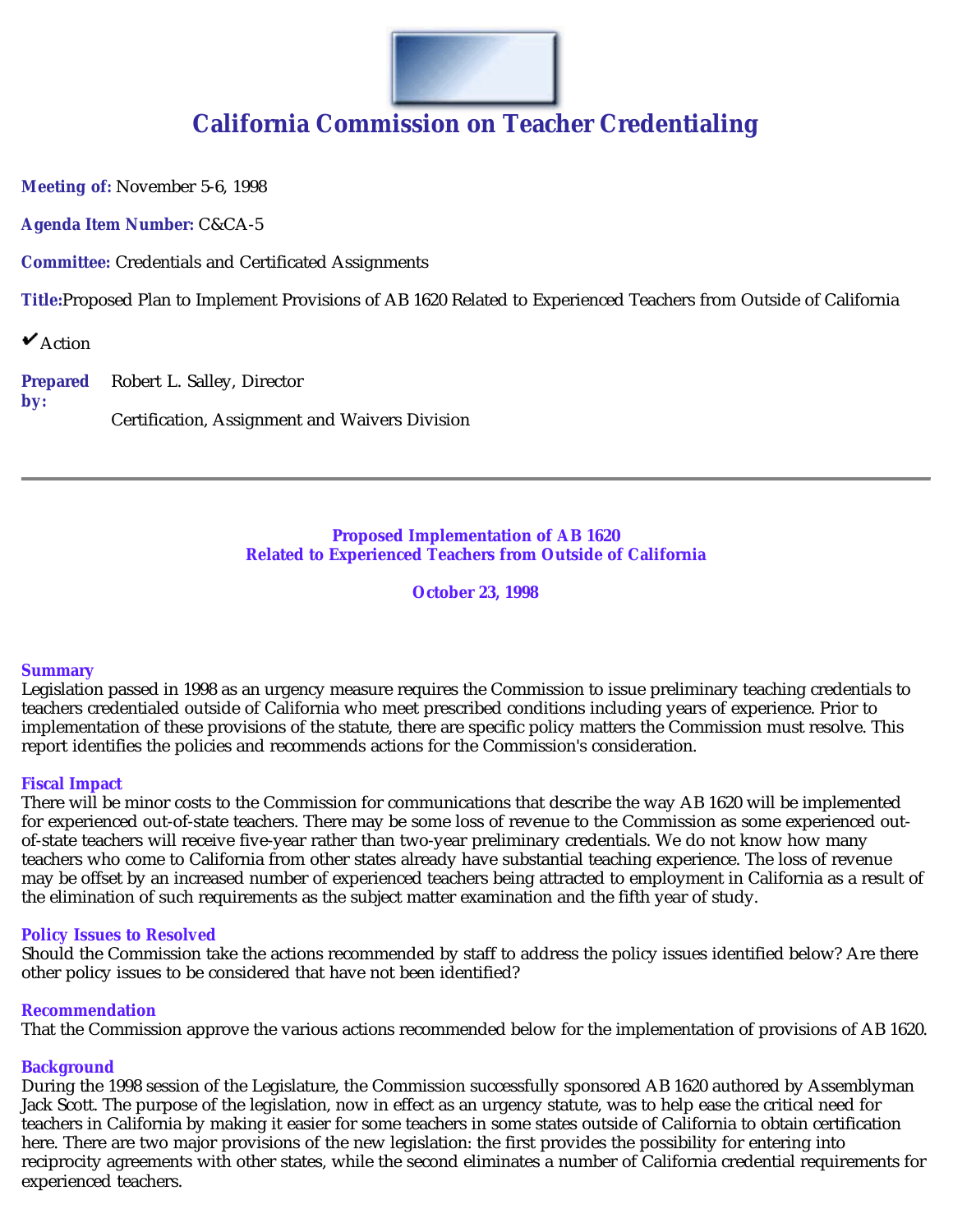# California Commission on Teacher Credentialing

**Meeting of:** November 5-6, 1998

**Agenda Item Number:** C&CA-5

**Committee:** Credentials and Certificated Assignments

**Title:**Proposed Plan to Implement Provisions of AB 1620 Related to Experienced Teachers from Outside of California

✔Action

**Prepared by:** Robert L. Salley, Director

Certification, Assignment and Waivers Division

---

## Proposed Implementation of AB 1620
## Related to Experienced Teachers from Outside of California

**October 23, 1998**

### Summary

Legislation passed in 1998 as an urgency measure requires the Commission to issue preliminary teaching credentials to teachers credentialed outside of California who meet prescribed conditions including years of experience. Prior to implementation of these provisions of the statute, there are specific policy matters the Commission must resolve. This report identifies the policies and recommends actions for the Commission's consideration.

### Fiscal Impact

There will be minor costs to the Commission for communications that describe the way AB 1620 will be implemented for experienced out-of-state teachers. There may be some loss of revenue to the Commission as some experienced out-of-state teachers will receive five-year rather than two-year preliminary credentials. We do not know how many teachers who come to California from other states already have substantial teaching experience. The loss of revenue may be offset by an increased number of experienced teachers being attracted to employment in California as a result of the elimination of such requirements as the subject matter examination and the fifth year of study.

### Policy Issues to Resolved

Should the Commission take the actions recommended by staff to address the policy issues identified below? Are there other policy issues to be considered that have not been identified?

### Recommendation

That the Commission approve the various actions recommended below for the implementation of provisions of AB 1620.

### Background

During the 1998 session of the Legislature, the Commission successfully sponsored AB 1620 authored by Assemblyman Jack Scott. The purpose of the legislation, now in effect as an urgency statute, was to help ease the critical need for teachers in California by making it easier for some teachers in some states outside of California to obtain certification here. There are two major provisions of the new legislation: the first provides the possibility for entering into reciprocity agreements with other states, while the second eliminates a number of California credential requirements for experienced teachers.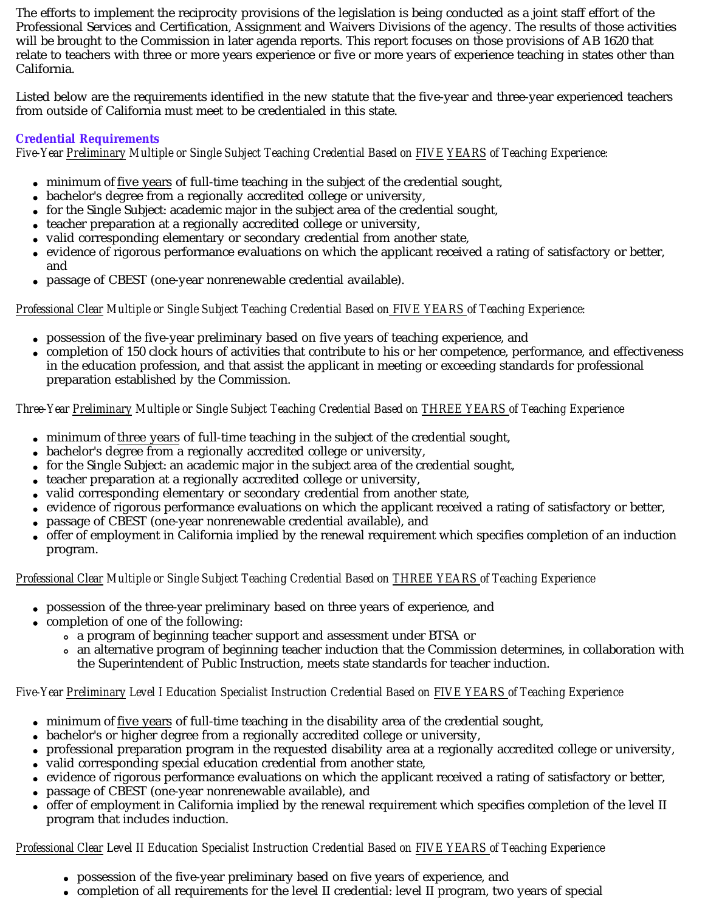The efforts to implement the reciprocity provisions of the legislation is being conducted as a joint staff effort of the Professional Services and Certification, Assignment and Waivers Divisions of the agency. The results of those activities will be brought to the Commission in later agenda reports. This report focuses on those provisions of AB 1620 that relate to teachers with three or more years experience or five or more years of experience teaching in states other than California.

Listed below are the requirements identified in the new statute that the five-year and three-year experienced teachers from outside of California must meet to be credentialed in this state.

### Credential Requirements

*Five-Year Preliminary Multiple or Single Subject Teaching Credential Based on FIVE YEARS of Teaching Experience:*

- minimum of five years of full-time teaching in the subject of the credential sought,
- bachelor's degree from a regionally accredited college or university,
- for the Single Subject: academic major in the subject area of the credential sought,
- teacher preparation at a regionally accredited college or university,
- valid corresponding elementary or secondary credential from another state,
- evidence of rigorous performance evaluations on which the applicant received a rating of satisfactory or better, and
- passage of CBEST (one-year nonrenewable credential available).

*Professional Clear Multiple or Single Subject Teaching Credential Based on FIVE YEARS of Teaching Experience:*

- possession of the five-year preliminary based on five years of teaching experience, and
- completion of 150 clock hours of activities that contribute to his or her competence, performance, and effectiveness in the education profession, and that assist the applicant in meeting or exceeding standards for professional preparation established by the Commission.

*Three-Year Preliminary Multiple or Single Subject Teaching Credential Based on THREE YEARS of Teaching Experience*

- minimum of three years of full-time teaching in the subject of the credential sought,
- bachelor's degree from a regionally accredited college or university,
- for the Single Subject: an academic major in the subject area of the credential sought,
- teacher preparation at a regionally accredited college or university,
- valid corresponding elementary or secondary credential from another state,
- evidence of rigorous performance evaluations on which the applicant received a rating of satisfactory or better,
- passage of CBEST (one-year nonrenewable credential available), and
- offer of employment in California implied by the renewal requirement which specifies completion of an induction program.

*Professional Clear Multiple or Single Subject Teaching Credential Based on THREE YEARS of Teaching Experience*

- possession of the three-year preliminary based on three years of experience, and
- completion of one of the following:
  - a program of beginning teacher support and assessment under BTSA or
  - an alternative program of beginning teacher induction that the Commission determines, in collaboration with the Superintendent of Public Instruction, meets state standards for teacher induction.

*Five-Year Preliminary Level I Education Specialist Instruction Credential Based on FIVE YEARS of Teaching Experience*

- minimum of five years of full-time teaching in the disability area of the credential sought,
- bachelor's or higher degree from a regionally accredited college or university,
- professional preparation program in the requested disability area at a regionally accredited college or university,
- valid corresponding special education credential from another state,
- evidence of rigorous performance evaluations on which the applicant received a rating of satisfactory or better,
- passage of CBEST (one-year nonrenewable available), and
- offer of employment in California implied by the renewal requirement which specifies completion of the level II program that includes induction.

*Professional Clear Level II Education Specialist Instruction Credential Based on FIVE YEARS of Teaching Experience*

- possession of the five-year preliminary based on five years of experience, and
- completion of all requirements for the level II credential: level II program, two years of special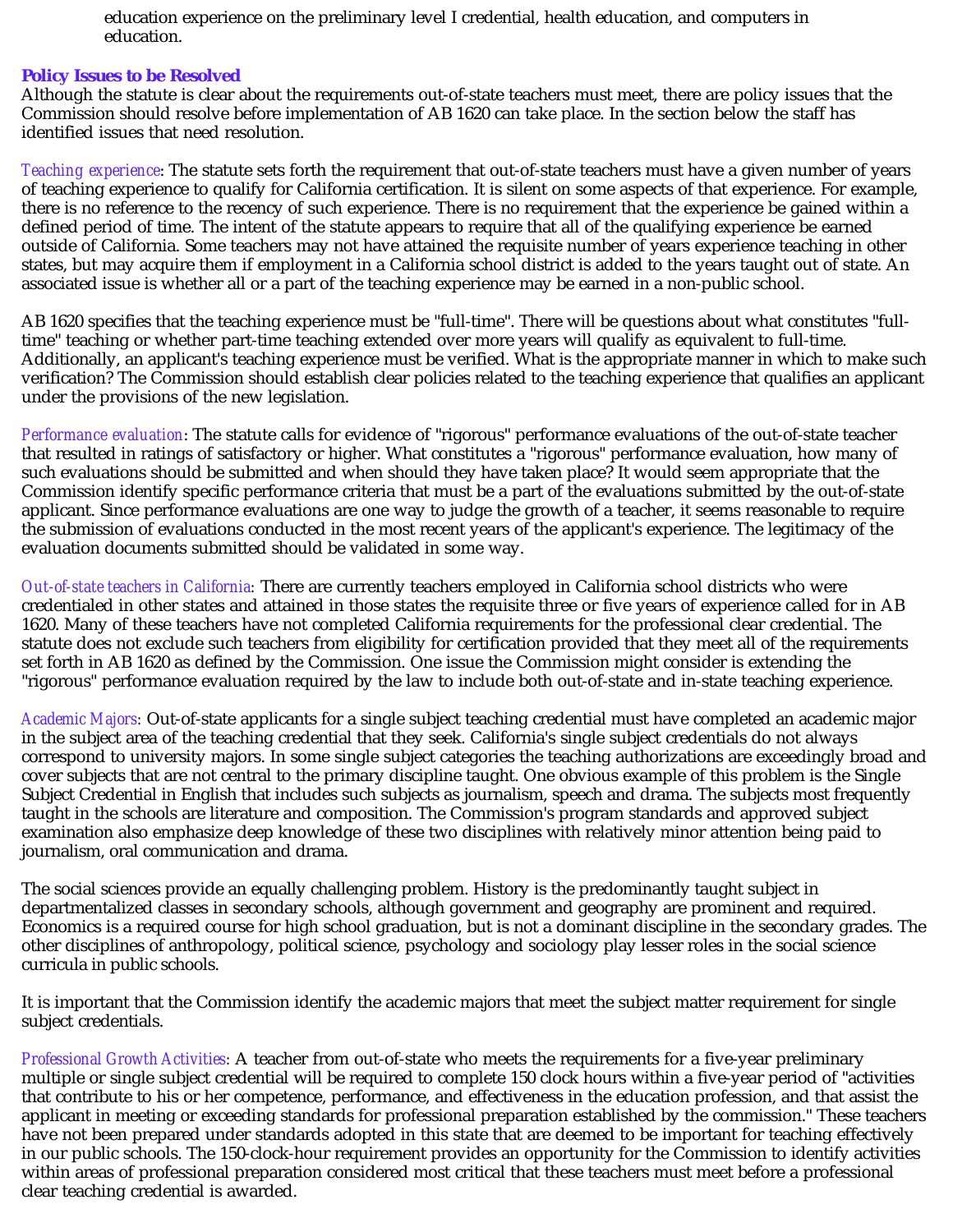education experience on the preliminary level I credential, health education, and computers in education.

## Policy Issues to be Resolved

Although the statute is clear about the requirements out-of-state teachers must meet, there are policy issues that the Commission should resolve before implementation of AB 1620 can take place. In the section below the staff has identified issues that need resolution.

*Teaching experience*: The statute sets forth the requirement that out-of-state teachers must have a given number of years of teaching experience to qualify for California certification. It is silent on some aspects of that experience. For example, there is no reference to the recency of such experience. There is no requirement that the experience be gained within a defined period of time. The intent of the statute appears to require that all of the qualifying experience be earned outside of California. Some teachers may not have attained the requisite number of years experience teaching in other states, but may acquire them if employment in a California school district is added to the years taught out of state. An associated issue is whether all or a part of the teaching experience may be earned in a non-public school.

AB 1620 specifies that the teaching experience must be "full-time". There will be questions about what constitutes "full-time" teaching or whether part-time teaching extended over more years will qualify as equivalent to full-time. Additionally, an applicant's teaching experience must be verified. What is the appropriate manner in which to make such verification? The Commission should establish clear policies related to the teaching experience that qualifies an applicant under the provisions of the new legislation.

*Performance evaluation*: The statute calls for evidence of "rigorous" performance evaluations of the out-of-state teacher that resulted in ratings of satisfactory or higher. What constitutes a "rigorous" performance evaluation, how many of such evaluations should be submitted and when should they have taken place? It would seem appropriate that the Commission identify specific performance criteria that must be a part of the evaluations submitted by the out-of-state applicant. Since performance evaluations are one way to judge the growth of a teacher, it seems reasonable to require the submission of evaluations conducted in the most recent years of the applicant's experience. The legitimacy of the evaluation documents submitted should be validated in some way.

*Out-of-state teachers in California*: There are currently teachers employed in California school districts who were credentialed in other states and attained in those states the requisite three or five years of experience called for in AB 1620. Many of these teachers have not completed California requirements for the professional clear credential. The statute does not exclude such teachers from eligibility for certification provided that they meet all of the requirements set forth in AB 1620 as defined by the Commission. One issue the Commission might consider is extending the "rigorous" performance evaluation required by the law to include both out-of-state and in-state teaching experience.

*Academic Majors*: Out-of-state applicants for a single subject teaching credential must have completed an academic major in the subject area of the teaching credential that they seek. California's single subject credentials do not always correspond to university majors. In some single subject categories the teaching authorizations are exceedingly broad and cover subjects that are not central to the primary discipline taught. One obvious example of this problem is the Single Subject Credential in English that includes such subjects as journalism, speech and drama. The subjects most frequently taught in the schools are literature and composition. The Commission's program standards and approved subject examination also emphasize deep knowledge of these two disciplines with relatively minor attention being paid to journalism, oral communication and drama.

The social sciences provide an equally challenging problem. History is the predominantly taught subject in departmentalized classes in secondary schools, although government and geography are prominent and required. Economics is a required course for high school graduation, but is not a dominant discipline in the secondary grades. The other disciplines of anthropology, political science, psychology and sociology play lesser roles in the social science curricula in public schools.

It is important that the Commission identify the academic majors that meet the subject matter requirement for single subject credentials.

*Professional Growth Activities*: A teacher from out-of-state who meets the requirements for a five-year preliminary multiple or single subject credential will be required to complete 150 clock hours within a five-year period of "activities that contribute to his or her competence, performance, and effectiveness in the education profession, and that assist the applicant in meeting or exceeding standards for professional preparation established by the commission." These teachers have not been prepared under standards adopted in this state that are deemed to be important for teaching effectively in our public schools. The 150-clock-hour requirement provides an opportunity for the Commission to identify activities within areas of professional preparation considered most critical that these teachers must meet before a professional clear teaching credential is awarded.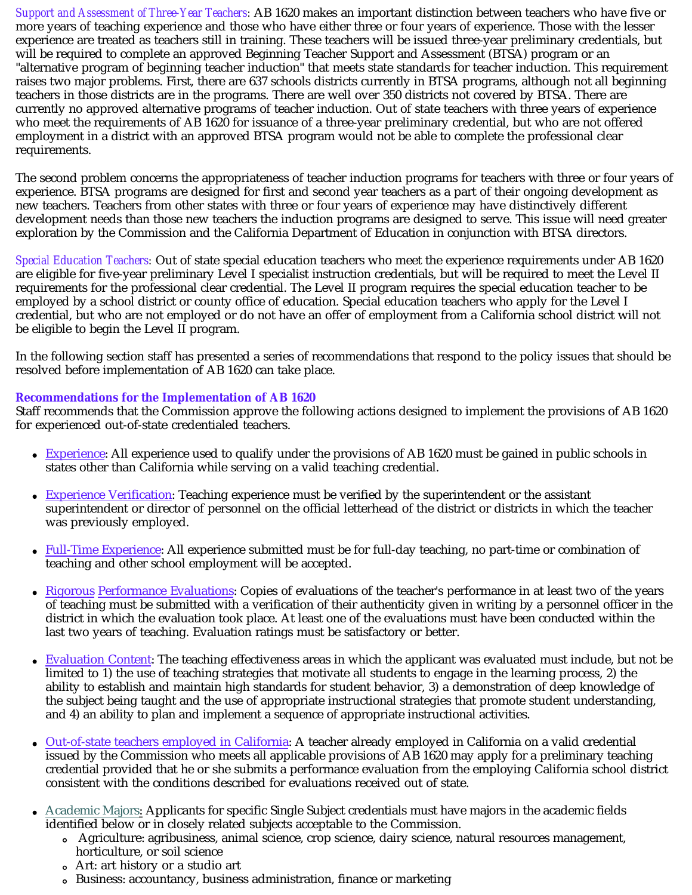*Support and Assessment of Three-Year Teachers*: AB 1620 makes an important distinction between teachers who have five or more years of teaching experience and those who have either three or four years of experience. Those with the lesser experience are treated as teachers still in training. These teachers will be issued three-year preliminary credentials, but will be required to complete an approved Beginning Teacher Support and Assessment (BTSA) program or an "alternative program of beginning teacher induction" that meets state standards for teacher induction. This requirement raises two major problems. First, there are 637 schools districts currently in BTSA programs, although not all beginning teachers in those districts are in the programs. There are well over 350 districts not covered by BTSA. There are currently no approved alternative programs of teacher induction. Out of state teachers with three years of experience who meet the requirements of AB 1620 for issuance of a three-year preliminary credential, but who are not offered employment in a district with an approved BTSA program would not be able to complete the professional clear requirements.

The second problem concerns the appropriateness of teacher induction programs for teachers with three or four years of experience. BTSA programs are designed for first and second year teachers as a part of their ongoing development as new teachers. Teachers from other states with three or four years of experience may have distinctively different development needs than those new teachers the induction programs are designed to serve. This issue will need greater exploration by the Commission and the California Department of Education in conjunction with BTSA directors.

*Special Education Teachers*: Out of state special education teachers who meet the experience requirements under AB 1620 are eligible for five-year preliminary Level I specialist instruction credentials, but will be required to meet the Level II requirements for the professional clear credential. The Level II program requires the special education teacher to be employed by a school district or county office of education. Special education teachers who apply for the Level I credential, but who are not employed or do not have an offer of employment from a California school district will not be eligible to begin the Level II program.

In the following section staff has presented a series of recommendations that respond to the policy issues that should be resolved before implementation of AB 1620 can take place.

**Recommendations for the Implementation of AB 1620**

Staff recommends that the Commission approve the following actions designed to implement the provisions of AB 1620 for experienced out-of-state credentialed teachers.

- Experience: All experience used to qualify under the provisions of AB 1620 must be gained in public schools in states other than California while serving on a valid teaching credential.

- Experience Verification: Teaching experience must be verified by the superintendent or the assistant superintendent or director of personnel on the official letterhead of the district or districts in which the teacher was previously employed.

- Full-Time Experience: All experience submitted must be for full-day teaching, no part-time or combination of teaching and other school employment will be accepted.

- Rigorous Performance Evaluations: Copies of evaluations of the teacher's performance in at least two of the years of teaching must be submitted with a verification of their authenticity given in writing by a personnel officer in the district in which the evaluation took place. At least one of the evaluations must have been conducted within the last two years of teaching. Evaluation ratings must be satisfactory or better.

- Evaluation Content: The teaching effectiveness areas in which the applicant was evaluated must include, but not be limited to 1) the use of teaching strategies that motivate all students to engage in the learning process, 2) the ability to establish and maintain high standards for student behavior, 3) a demonstration of deep knowledge of the subject being taught and the use of appropriate instructional strategies that promote student understanding, and 4) an ability to plan and implement a sequence of appropriate instructional activities.

- Out-of-state teachers employed in California: A teacher already employed in California on a valid credential issued by the Commission who meets all applicable provisions of AB 1620 may apply for a preliminary teaching credential provided that he or she submits a performance evaluation from the employing California school district consistent with the conditions described for evaluations received out of state.

- Academic Majors: Applicants for specific Single Subject credentials must have majors in the academic fields identified below or in closely related subjects acceptable to the Commission.
  - Agriculture: agribusiness, animal science, crop science, dairy science, natural resources management, horticulture, or soil science
  - Art: art history or a studio art
  - Business: accountancy, business administration, finance or marketing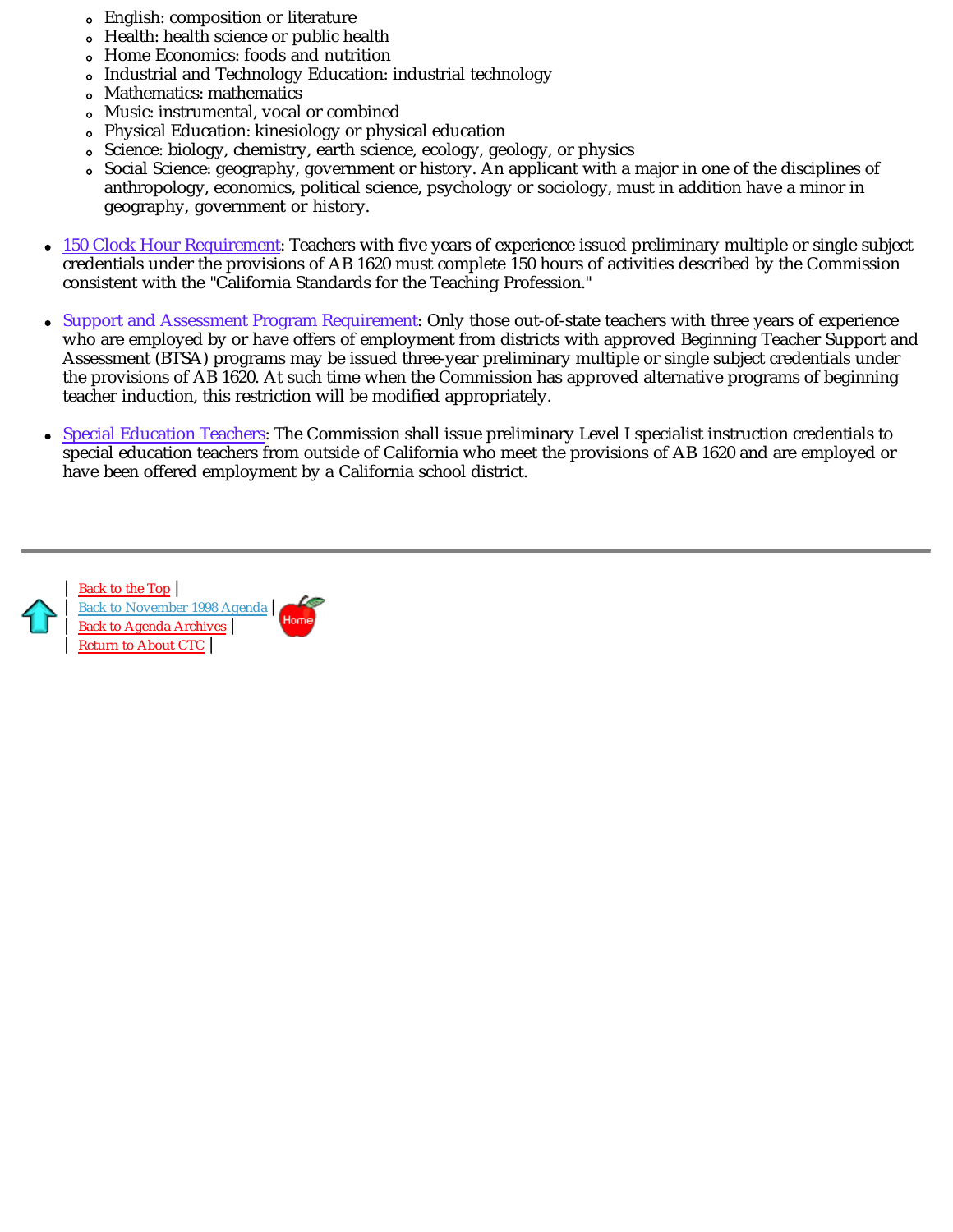- English: composition or literature
  - Health: health science or public health
  - Home Economics: foods and nutrition
  - Industrial and Technology Education: industrial technology
  - Mathematics: mathematics
  - Music: instrumental, vocal or combined
  - Physical Education: kinesiology or physical education
  - Science: biology, chemistry, earth science, ecology, geology, or physics
  - Social Science: geography, government or history. An applicant with a major in one of the disciplines of anthropology, economics, political science, psychology or sociology, must in addition have a minor in geography, government or history.

- 150 Clock Hour Requirement: Teachers with five years of experience issued preliminary multiple or single subject credentials under the provisions of AB 1620 must complete 150 hours of activities described by the Commission consistent with the "California Standards for the Teaching Profession."

- Support and Assessment Program Requirement: Only those out-of-state teachers with three years of experience who are employed by or have offers of employment from districts with approved Beginning Teacher Support and Assessment (BTSA) programs may be issued three-year preliminary multiple or single subject credentials under the provisions of AB 1620. At such time when the Commission has approved alternative programs of beginning teacher induction, this restriction will be modified appropriately.

- Special Education Teachers: The Commission shall issue preliminary Level I specialist instruction credentials to special education teachers from outside of California who meet the provisions of AB 1620 and are employed or have been offered employment by a California school district.

---

| Back to the Top |
| Back to November 1998 Agenda |
| Back to Agenda Archives |
| Return to About CTC |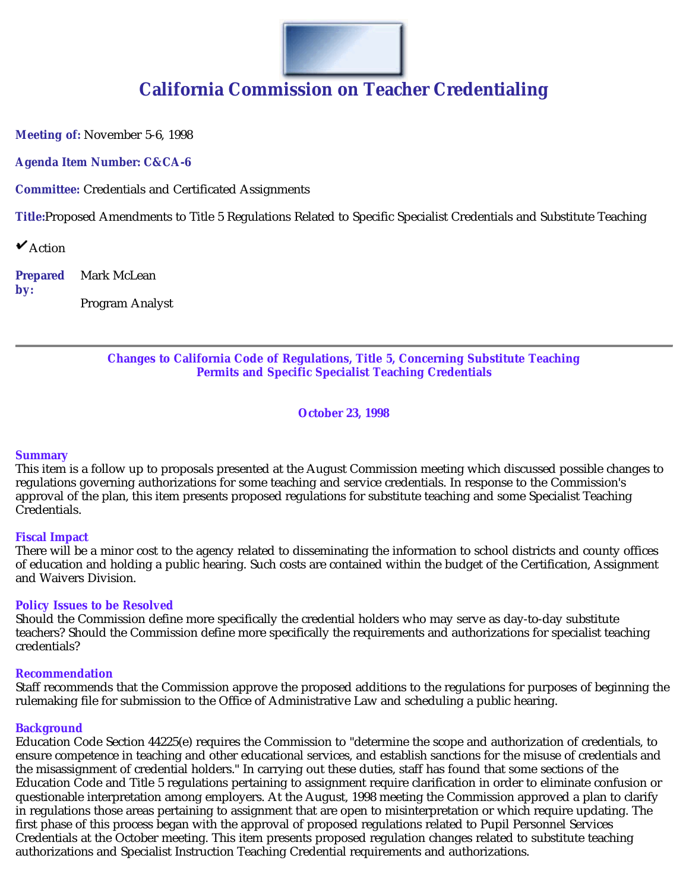# California Commission on Teacher Credentialing

**Meeting of:** November 5-6, 1998

**Agenda Item Number: C&CA-6**

**Committee:** Credentials and Certificated Assignments

**Title:** Proposed Amendments to Title 5 Regulations Related to Specific Specialist Credentials and Substitute Teaching

✔ Action

**Prepared by:** Mark McLean

Program Analyst

---

## Changes to California Code of Regulations, Title 5, Concerning Substitute Teaching Permits and Specific Specialist Teaching Credentials

**October 23, 1998**

### Summary

This item is a follow up to proposals presented at the August Commission meeting which discussed possible changes to regulations governing authorizations for some teaching and service credentials. In response to the Commission's approval of the plan, this item presents proposed regulations for substitute teaching and some Specialist Teaching Credentials.

### Fiscal Impact

There will be a minor cost to the agency related to disseminating the information to school districts and county offices of education and holding a public hearing. Such costs are contained within the budget of the Certification, Assignment and Waivers Division.

### Policy Issues to be Resolved

Should the Commission define more specifically the credential holders who may serve as day-to-day substitute teachers? Should the Commission define more specifically the requirements and authorizations for specialist teaching credentials?

### Recommendation

Staff recommends that the Commission approve the proposed additions to the regulations for purposes of beginning the rulemaking file for submission to the Office of Administrative Law and scheduling a public hearing.

### Background

Education Code Section 44225(e) requires the Commission to "determine the scope and authorization of credentials, to ensure competence in teaching and other educational services, and establish sanctions for the misuse of credentials and the misassignment of credential holders." In carrying out these duties, staff has found that some sections of the Education Code and Title 5 regulations pertaining to assignment require clarification in order to eliminate confusion or questionable interpretation among employers. At the August, 1998 meeting the Commission approved a plan to clarify in regulations those areas pertaining to assignment that are open to misinterpretation or which require updating. The first phase of this process began with the approval of proposed regulations related to Pupil Personnel Services Credentials at the October meeting. This item presents proposed regulation changes related to substitute teaching authorizations and Specialist Instruction Teaching Credential requirements and authorizations.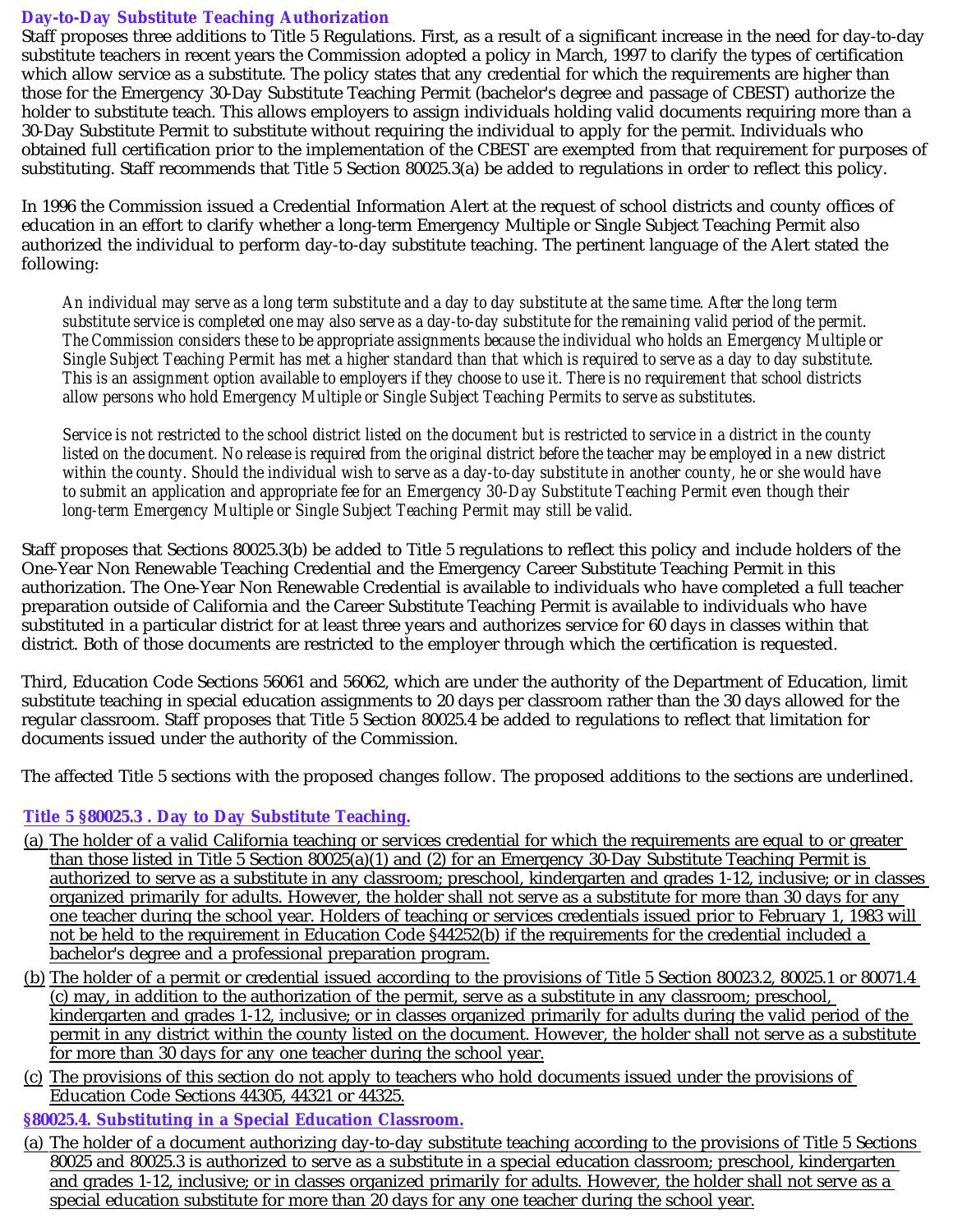### Day-to-Day Substitute Teaching Authorization

Staff proposes three additions to Title 5 Regulations. First, as a result of a significant increase in the need for day-to-day substitute teachers in recent years the Commission adopted a policy in March, 1997 to clarify the types of certification which allow service as a substitute. The policy states that any credential for which the requirements are higher than those for the Emergency 30-Day Substitute Teaching Permit (bachelor's degree and passage of CBEST) authorize the holder to substitute teach. This allows employers to assign individuals holding valid documents requiring more than a 30-Day Substitute Permit to substitute without requiring the individual to apply for the permit. Individuals who obtained full certification prior to the implementation of the CBEST are exempted from that requirement for purposes of substituting. Staff recommends that Title 5 Section 80025.3(a) be added to regulations in order to reflect this policy.

In 1996 the Commission issued a Credential Information Alert at the request of school districts and county offices of education in an effort to clarify whether a long-term Emergency Multiple or Single Subject Teaching Permit also authorized the individual to perform day-to-day substitute teaching. The pertinent language of the Alert stated the following:

> *An individual may serve as a long term substitute and a day to day substitute at the same time. After the long term substitute service is completed one may also serve as a day-to-day substitute for the remaining valid period of the permit. The Commission considers these to be appropriate assignments because the individual who holds an Emergency Multiple or Single Subject Teaching Permit has met a higher standard than that which is required to serve as a day to day substitute. This is an assignment option available to employers if they choose to use it. There is no requirement that school districts allow persons who hold Emergency Multiple or Single Subject Teaching Permits to serve as substitutes.*
>
> *Service is not restricted to the school district listed on the document but is restricted to service in a district in the county listed on the document. No release is required from the original district before the teacher may be employed in a new district within the county. Should the individual wish to serve as a day-to-day substitute in another county, he or she would have to submit an application and appropriate fee for an Emergency 30-Day Substitute Teaching Permit even though their long-term Emergency Multiple or Single Subject Teaching Permit may still be valid.*

Staff proposes that Sections 80025.3(b) be added to Title 5 regulations to reflect this policy and include holders of the One-Year Non Renewable Teaching Credential and the Emergency Career Substitute Teaching Permit in this authorization. The One-Year Non Renewable Credential is available to individuals who have completed a full teacher preparation outside of California and the Career Substitute Teaching Permit is available to individuals who have substituted in a particular district for at least three years and authorizes service for 60 days in classes within that district. Both of those documents are restricted to the employer through which the certification is requested.

Third, Education Code Sections 56061 and 56062, which are under the authority of the Department of Education, limit substitute teaching in special education assignments to 20 days per classroom rather than the 30 days allowed for the regular classroom. Staff proposes that Title 5 Section 80025.4 be added to regulations to reflect that limitation for documents issued under the authority of the Commission.

The affected Title 5 sections with the proposed changes follow. The proposed additions to the sections are underlined.

#### Title 5 §80025.3 . Day to Day Substitute Teaching.

(a) <u>The holder of a valid California teaching or services credential for which the requirements are equal to or greater than those listed in Title 5 Section 80025(a)(1) and (2) for an Emergency 30-Day Substitute Teaching Permit is authorized to serve as a substitute in any classroom; preschool, kindergarten and grades 1-12, inclusive; or in classes organized primarily for adults. However, the holder shall not serve as a substitute for more than 30 days for any one teacher during the school year. Holders of teaching or services credentials issued prior to February 1, 1983 will not be held to the requirement in Education Code §44252(b) if the requirements for the credential included a bachelor's degree and a professional preparation program.</u>

(b) <u>The holder of a permit or credential issued according to the provisions of Title 5 Section 80023.2, 80025.1 or 80071.4 (c) may, in addition to the authorization of the permit, serve as a substitute in any classroom; preschool, kindergarten and grades 1-12, inclusive; or in classes organized primarily for adults during the valid period of the permit in any district within the county listed on the document. However, the holder shall not serve as a substitute for more than 30 days for any one teacher during the school year.</u>

(c) <u>The provisions of this section do not apply to teachers who hold documents issued under the provisions of Education Code Sections 44305, 44321 or 44325.</u>

#### §80025.4. Substituting in a Special Education Classroom.

(a) <u>The holder of a document authorizing day-to-day substitute teaching according to the provisions of Title 5 Sections 80025 and 80025.3 is authorized to serve as a substitute in a special education classroom; preschool, kindergarten and grades 1-12, inclusive; or in classes organized primarily for adults. However, the holder shall not serve as a special education substitute for more than 20 days for any one teacher during the school year.</u>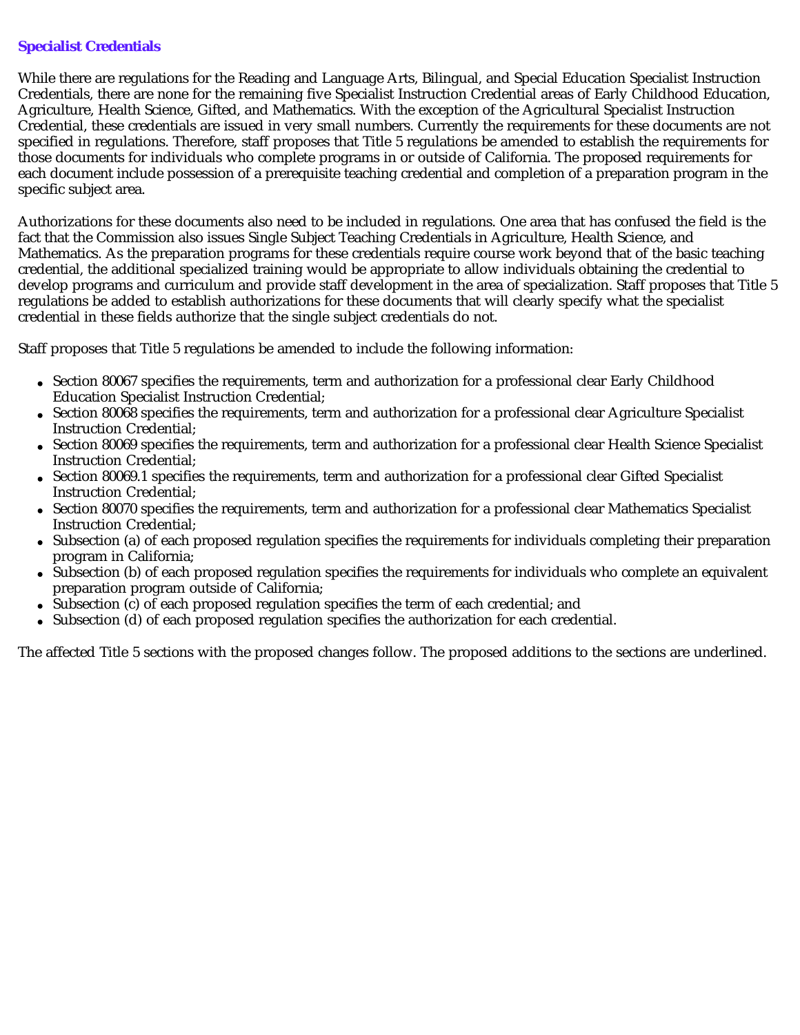**Specialist Credentials**

While there are regulations for the Reading and Language Arts, Bilingual, and Special Education Specialist Instruction Credentials, there are none for the remaining five Specialist Instruction Credential areas of Early Childhood Education, Agriculture, Health Science, Gifted, and Mathematics. With the exception of the Agricultural Specialist Instruction Credential, these credentials are issued in very small numbers. Currently the requirements for these documents are not specified in regulations. Therefore, staff proposes that Title 5 regulations be amended to establish the requirements for those documents for individuals who complete programs in or outside of California. The proposed requirements for each document include possession of a prerequisite teaching credential and completion of a preparation program in the specific subject area.

Authorizations for these documents also need to be included in regulations. One area that has confused the field is the fact that the Commission also issues Single Subject Teaching Credentials in Agriculture, Health Science, and Mathematics. As the preparation programs for these credentials require course work beyond that of the basic teaching credential, the additional specialized training would be appropriate to allow individuals obtaining the credential to develop programs and curriculum and provide staff development in the area of specialization. Staff proposes that Title 5 regulations be added to establish authorizations for these documents that will clearly specify what the specialist credential in these fields authorize that the single subject credentials do not.

Staff proposes that Title 5 regulations be amended to include the following information:

- Section 80067 specifies the requirements, term and authorization for a professional clear Early Childhood Education Specialist Instruction Credential;
- Section 80068 specifies the requirements, term and authorization for a professional clear Agriculture Specialist Instruction Credential;
- Section 80069 specifies the requirements, term and authorization for a professional clear Health Science Specialist Instruction Credential;
- Section 80069.1 specifies the requirements, term and authorization for a professional clear Gifted Specialist Instruction Credential;
- Section 80070 specifies the requirements, term and authorization for a professional clear Mathematics Specialist Instruction Credential;
- Subsection (a) of each proposed regulation specifies the requirements for individuals completing their preparation program in California;
- Subsection (b) of each proposed regulation specifies the requirements for individuals who complete an equivalent preparation program outside of California;
- Subsection (c) of each proposed regulation specifies the term of each credential; and
- Subsection (d) of each proposed regulation specifies the authorization for each credential.

The affected Title 5 sections with the proposed changes follow. The proposed additions to the sections are underlined.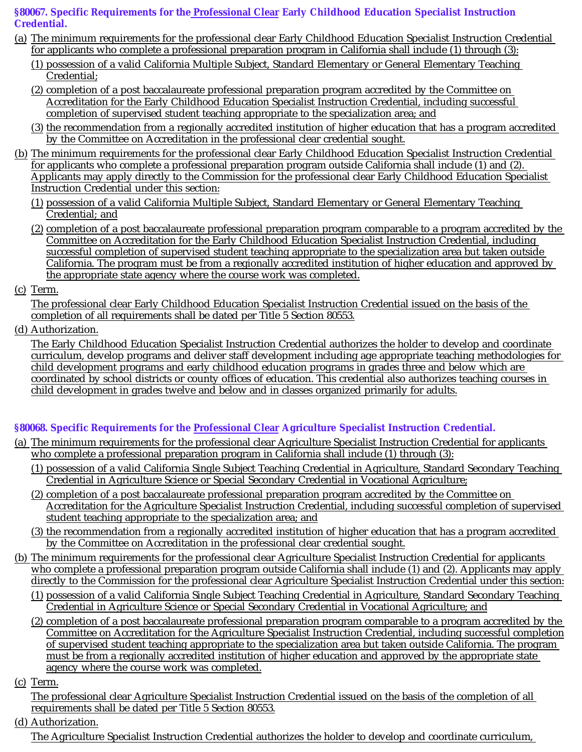### §80067. Specific Requirements for the Professional Clear Early Childhood Education Specialist Instruction Credential.

(a) The minimum requirements for the professional clear Early Childhood Education Specialist Instruction Credential for applicants who complete a professional preparation program in California shall include (1) through (3):

(1) possession of a valid California Multiple Subject, Standard Elementary or General Elementary Teaching Credential;

(2) completion of a post baccalaureate professional preparation program accredited by the Committee on Accreditation for the Early Childhood Education Specialist Instruction Credential, including successful completion of supervised student teaching appropriate to the specialization area; and

(3) the recommendation from a regionally accredited institution of higher education that has a program accredited by the Committee on Accreditation in the professional clear credential sought.

(b) The minimum requirements for the professional clear Early Childhood Education Specialist Instruction Credential for applicants who complete a professional preparation program outside California shall include (1) and (2). Applicants may apply directly to the Commission for the professional clear Early Childhood Education Specialist Instruction Credential under this section:

(1) possession of a valid California Multiple Subject, Standard Elementary or General Elementary Teaching Credential; and

(2) completion of a post baccalaureate professional preparation program comparable to a program accredited by the Committee on Accreditation for the Early Childhood Education Specialist Instruction Credential, including successful completion of supervised student teaching appropriate to the specialization area but taken outside California. The program must be from a regionally accredited institution of higher education and approved by the appropriate state agency where the course work was completed.

(c) Term.

The professional clear Early Childhood Education Specialist Instruction Credential issued on the basis of the completion of all requirements shall be dated per Title 5 Section 80553.

(d) Authorization.

The Early Childhood Education Specialist Instruction Credential authorizes the holder to develop and coordinate curriculum, develop programs and deliver staff development including age appropriate teaching methodologies for child development programs and early childhood education programs in grades three and below which are coordinated by school districts or county offices of education. This credential also authorizes teaching courses in child development in grades twelve and below and in classes organized primarily for adults.

### §80068. Specific Requirements for the Professional Clear Agriculture Specialist Instruction Credential.

(a) The minimum requirements for the professional clear Agriculture Specialist Instruction Credential for applicants who complete a professional preparation program in California shall include (1) through (3):

(1) possession of a valid California Single Subject Teaching Credential in Agriculture, Standard Secondary Teaching Credential in Agriculture Science or Special Secondary Credential in Vocational Agriculture;

(2) completion of a post baccalaureate professional preparation program accredited by the Committee on Accreditation for the Agriculture Specialist Instruction Credential, including successful completion of supervised student teaching appropriate to the specialization area; and

(3) the recommendation from a regionally accredited institution of higher education that has a program accredited by the Committee on Accreditation in the professional clear credential sought.

(b) The minimum requirements for the professional clear Agriculture Specialist Instruction Credential for applicants who complete a professional preparation program outside California shall include (1) and (2). Applicants may apply directly to the Commission for the professional clear Agriculture Specialist Instruction Credential under this section:

(1) possession of a valid California Single Subject Teaching Credential in Agriculture, Standard Secondary Teaching Credential in Agriculture Science or Special Secondary Credential in Vocational Agriculture; and

(2) completion of a post baccalaureate professional preparation program comparable to a program accredited by the Committee on Accreditation for the Agriculture Specialist Instruction Credential, including successful completion of supervised student teaching appropriate to the specialization area but taken outside California. The program must be from a regionally accredited institution of higher education and approved by the appropriate state agency where the course work was completed.

(c) Term.

The professional clear Agriculture Specialist Instruction Credential issued on the basis of the completion of all requirements shall be dated per Title 5 Section 80553.

(d) Authorization.

The Agriculture Specialist Instruction Credential authorizes the holder to develop and coordinate curriculum,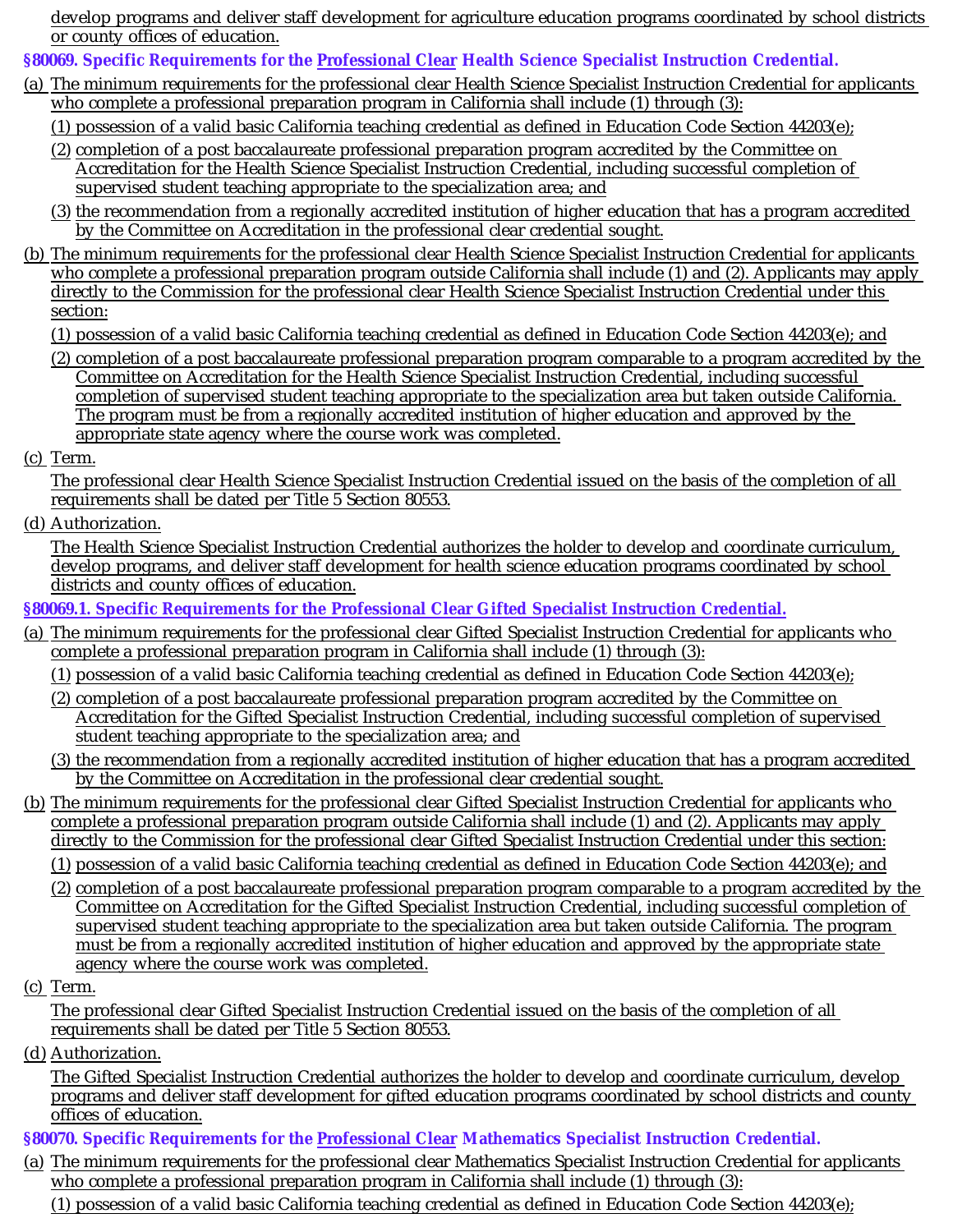develop programs and deliver staff development for agriculture education programs coordinated by school districts or county offices of education.

**§80069. Specific Requirements for the Professional Clear Health Science Specialist Instruction Credential.**

(a) The minimum requirements for the professional clear Health Science Specialist Instruction Credential for applicants who complete a professional preparation program in California shall include (1) through (3):

(1) possession of a valid basic California teaching credential as defined in Education Code Section 44203(e);

(2) completion of a post baccalaureate professional preparation program accredited by the Committee on Accreditation for the Health Science Specialist Instruction Credential, including successful completion of supervised student teaching appropriate to the specialization area; and

(3) the recommendation from a regionally accredited institution of higher education that has a program accredited by the Committee on Accreditation in the professional clear credential sought.

(b) The minimum requirements for the professional clear Health Science Specialist Instruction Credential for applicants who complete a professional preparation program outside California shall include (1) and (2). Applicants may apply directly to the Commission for the professional clear Health Science Specialist Instruction Credential under this section:

(1) possession of a valid basic California teaching credential as defined in Education Code Section 44203(e); and

(2) completion of a post baccalaureate professional preparation program comparable to a program accredited by the Committee on Accreditation for the Health Science Specialist Instruction Credential, including successful completion of supervised student teaching appropriate to the specialization area but taken outside California. The program must be from a regionally accredited institution of higher education and approved by the appropriate state agency where the course work was completed.

(c) Term.

The professional clear Health Science Specialist Instruction Credential issued on the basis of the completion of all requirements shall be dated per Title 5 Section 80553.

(d) Authorization.

The Health Science Specialist Instruction Credential authorizes the holder to develop and coordinate curriculum, develop programs, and deliver staff development for health science education programs coordinated by school districts and county offices of education.

**§80069.1. Specific Requirements for the Professional Clear Gifted Specialist Instruction Credential.**

(a) The minimum requirements for the professional clear Gifted Specialist Instruction Credential for applicants who complete a professional preparation program in California shall include (1) through (3):

(1) possession of a valid basic California teaching credential as defined in Education Code Section 44203(e);

(2) completion of a post baccalaureate professional preparation program accredited by the Committee on Accreditation for the Gifted Specialist Instruction Credential, including successful completion of supervised student teaching appropriate to the specialization area; and

(3) the recommendation from a regionally accredited institution of higher education that has a program accredited by the Committee on Accreditation in the professional clear credential sought.

(b) The minimum requirements for the professional clear Gifted Specialist Instruction Credential for applicants who complete a professional preparation program outside California shall include (1) and (2). Applicants may apply directly to the Commission for the professional clear Gifted Specialist Instruction Credential under this section:

(1) possession of a valid basic California teaching credential as defined in Education Code Section 44203(e); and

(2) completion of a post baccalaureate professional preparation program comparable to a program accredited by the Committee on Accreditation for the Gifted Specialist Instruction Credential, including successful completion of supervised student teaching appropriate to the specialization area but taken outside California. The program must be from a regionally accredited institution of higher education and approved by the appropriate state agency where the course work was completed.

(c) Term.

The professional clear Gifted Specialist Instruction Credential issued on the basis of the completion of all requirements shall be dated per Title 5 Section 80553.

(d) Authorization.

The Gifted Specialist Instruction Credential authorizes the holder to develop and coordinate curriculum, develop programs and deliver staff development for gifted education programs coordinated by school districts and county offices of education.

**§80070. Specific Requirements for the Professional Clear Mathematics Specialist Instruction Credential.**

(a) The minimum requirements for the professional clear Mathematics Specialist Instruction Credential for applicants who complete a professional preparation program in California shall include (1) through (3):

(1) possession of a valid basic California teaching credential as defined in Education Code Section 44203(e);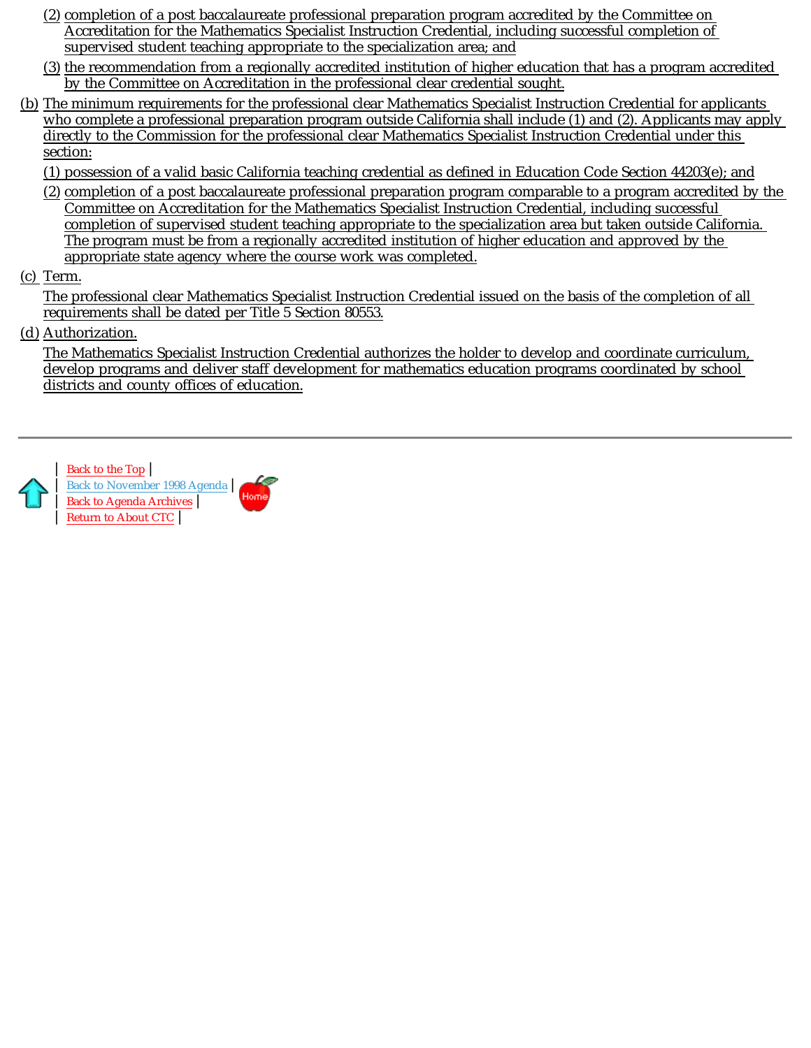(2) completion of a post baccalaureate professional preparation program accredited by the Committee on Accreditation for the Mathematics Specialist Instruction Credential, including successful completion of supervised student teaching appropriate to the specialization area; and

(3) the recommendation from a regionally accredited institution of higher education that has a program accredited by the Committee on Accreditation in the professional clear credential sought.

(b) The minimum requirements for the professional clear Mathematics Specialist Instruction Credential for applicants who complete a professional preparation program outside California shall include (1) and (2). Applicants may apply directly to the Commission for the professional clear Mathematics Specialist Instruction Credential under this section:

(1) possession of a valid basic California teaching credential as defined in Education Code Section 44203(e); and

(2) completion of a post baccalaureate professional preparation program comparable to a program accredited by the Committee on Accreditation for the Mathematics Specialist Instruction Credential, including successful completion of supervised student teaching appropriate to the specialization area but taken outside California. The program must be from a regionally accredited institution of higher education and approved by the appropriate state agency where the course work was completed.

(c) Term.

The professional clear Mathematics Specialist Instruction Credential issued on the basis of the completion of all requirements shall be dated per Title 5 Section 80553.

(d) Authorization.

The Mathematics Specialist Instruction Credential authorizes the holder to develop and coordinate curriculum, develop programs and deliver staff development for mathematics education programs coordinated by school districts and county offices of education.

---

| Back to the Top |
| Back to November 1998 Agenda |
| Back to Agenda Archives |
| Return to About CTC |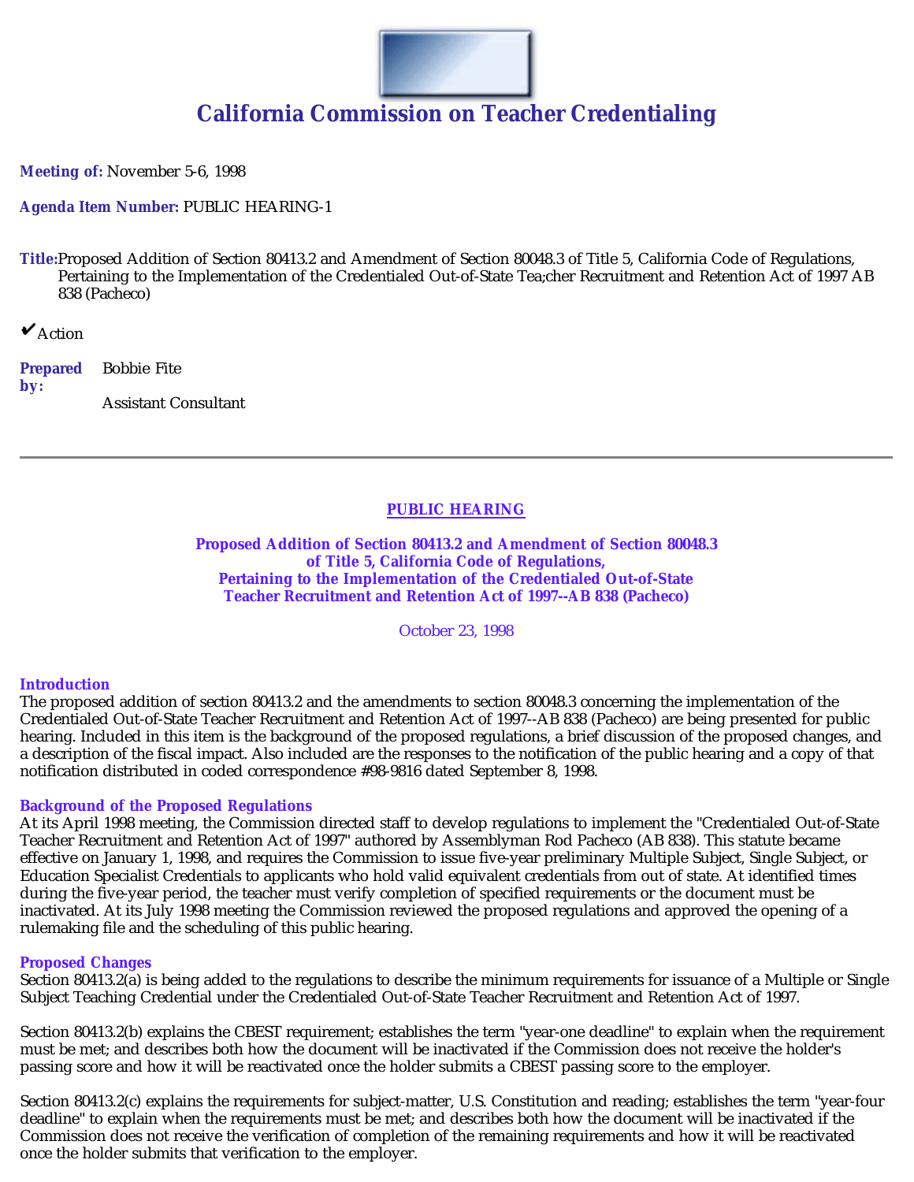# California Commission on Teacher Credentialing

**Meeting of:** November 5-6, 1998

**Agenda Item Number:** PUBLIC HEARING-1

**Title:** Proposed Addition of Section 80413.2 and Amendment of Section 80048.3 of Title 5, California Code of Regulations, Pertaining to the Implementation of the Credentialed Out-of-State Tea;cher Recruitment and Retention Act of 1997 AB 838 (Pacheco)

✔Action

**Prepared by:** Bobbie Fite

Assistant Consultant

---

## PUBLIC HEARING

**Proposed Addition of Section 80413.2 and Amendment of Section 80048.3 of Title 5, California Code of Regulations, Pertaining to the Implementation of the Credentialed Out-of-State Teacher Recruitment and Retention Act of 1997--AB 838 (Pacheco)**

October 23, 1998

### Introduction

The proposed addition of section 80413.2 and the amendments to section 80048.3 concerning the implementation of the Credentialed Out-of-State Teacher Recruitment and Retention Act of 1997--AB 838 (Pacheco) are being presented for public hearing. Included in this item is the background of the proposed regulations, a brief discussion of the proposed changes, and a description of the fiscal impact. Also included are the responses to the notification of the public hearing and a copy of that notification distributed in coded correspondence #98-9816 dated September 8, 1998.

### Background of the Proposed Regulations

At its April 1998 meeting, the Commission directed staff to develop regulations to implement the "Credentialed Out-of-State Teacher Recruitment and Retention Act of 1997" authored by Assemblyman Rod Pacheco (AB 838). This statute became effective on January 1, 1998, and requires the Commission to issue five-year preliminary Multiple Subject, Single Subject, or Education Specialist Credentials to applicants who hold valid equivalent credentials from out of state. At identified times during the five-year period, the teacher must verify completion of specified requirements or the document must be inactivated. At its July 1998 meeting the Commission reviewed the proposed regulations and approved the opening of a rulemaking file and the scheduling of this public hearing.

### Proposed Changes

Section 80413.2(a) is being added to the regulations to describe the minimum requirements for issuance of a Multiple or Single Subject Teaching Credential under the Credentialed Out-of-State Teacher Recruitment and Retention Act of 1997.

Section 80413.2(b) explains the CBEST requirement; establishes the term "year-one deadline" to explain when the requirement must be met; and describes both how the document will be inactivated if the Commission does not receive the holder's passing score and how it will be reactivated once the holder submits a CBEST passing score to the employer.

Section 80413.2(c) explains the requirements for subject-matter, U.S. Constitution and reading; establishes the term "year-four deadline" to explain when the requirements must be met; and describes both how the document will be inactivated if the Commission does not receive the verification of completion of the remaining requirements and how it will be reactivated once the holder submits that verification to the employer.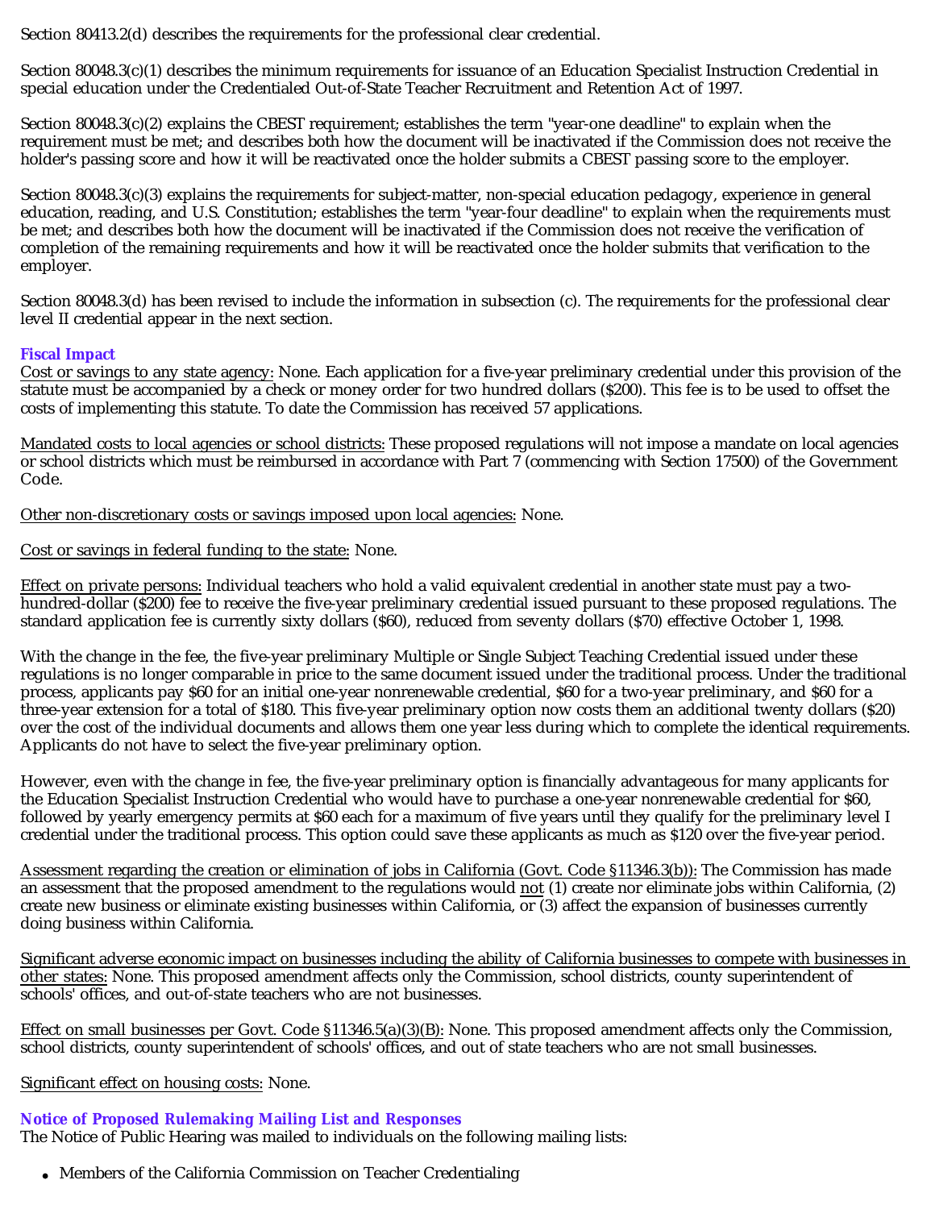Section 80413.2(d) describes the requirements for the professional clear credential.

Section 80048.3(c)(1) describes the minimum requirements for issuance of an Education Specialist Instruction Credential in special education under the Credentialed Out-of-State Teacher Recruitment and Retention Act of 1997.

Section 80048.3(c)(2) explains the CBEST requirement; establishes the term "year-one deadline" to explain when the requirement must be met; and describes both how the document will be inactivated if the Commission does not receive the holder's passing score and how it will be reactivated once the holder submits a CBEST passing score to the employer.

Section 80048.3(c)(3) explains the requirements for subject-matter, non-special education pedagogy, experience in general education, reading, and U.S. Constitution; establishes the term "year-four deadline" to explain when the requirements must be met; and describes both how the document will be inactivated if the Commission does not receive the verification of completion of the remaining requirements and how it will be reactivated once the holder submits that verification to the employer.

Section 80048.3(d) has been revised to include the information in subsection (c). The requirements for the professional clear level II credential appear in the next section.

### Fiscal Impact

Cost or savings to any state agency: None. Each application for a five-year preliminary credential under this provision of the statute must be accompanied by a check or money order for two hundred dollars ($200). This fee is to be used to offset the costs of implementing this statute. To date the Commission has received 57 applications.

Mandated costs to local agencies or school districts: These proposed regulations will not impose a mandate on local agencies or school districts which must be reimbursed in accordance with Part 7 (commencing with Section 17500) of the Government Code.

Other non-discretionary costs or savings imposed upon local agencies: None.

Cost or savings in federal funding to the state: None.

Effect on private persons: Individual teachers who hold a valid equivalent credential in another state must pay a two-hundred-dollar ($200) fee to receive the five-year preliminary credential issued pursuant to these proposed regulations. The standard application fee is currently sixty dollars ($60), reduced from seventy dollars ($70) effective October 1, 1998.

With the change in the fee, the five-year preliminary Multiple or Single Subject Teaching Credential issued under these regulations is no longer comparable in price to the same document issued under the traditional process. Under the traditional process, applicants pay $60 for an initial one-year nonrenewable credential, $60 for a two-year preliminary, and $60 for a three-year extension for a total of $180. This five-year preliminary option now costs them an additional twenty dollars ($20) over the cost of the individual documents and allows them one year less during which to complete the identical requirements. Applicants do not have to select the five-year preliminary option.

However, even with the change in fee, the five-year preliminary option is financially advantageous for many applicants for the Education Specialist Instruction Credential who would have to purchase a one-year nonrenewable credential for $60, followed by yearly emergency permits at $60 each for a maximum of five years until they qualify for the preliminary level I credential under the traditional process. This option could save these applicants as much as $120 over the five-year period.

Assessment regarding the creation or elimination of jobs in California (Govt. Code §11346.3(b)): The Commission has made an assessment that the proposed amendment to the regulations would not (1) create nor eliminate jobs within California, (2) create new business or eliminate existing businesses within California, or (3) affect the expansion of businesses currently doing business within California.

Significant adverse economic impact on businesses including the ability of California businesses to compete with businesses in other states: None. This proposed amendment affects only the Commission, school districts, county superintendent of schools' offices, and out-of-state teachers who are not businesses.

Effect on small businesses per Govt. Code §11346.5(a)(3)(B): None. This proposed amendment affects only the Commission, school districts, county superintendent of schools' offices, and out of state teachers who are not small businesses.

Significant effect on housing costs: None.

### Notice of Proposed Rulemaking Mailing List and Responses

The Notice of Public Hearing was mailed to individuals on the following mailing lists:

- Members of the California Commission on Teacher Credentialing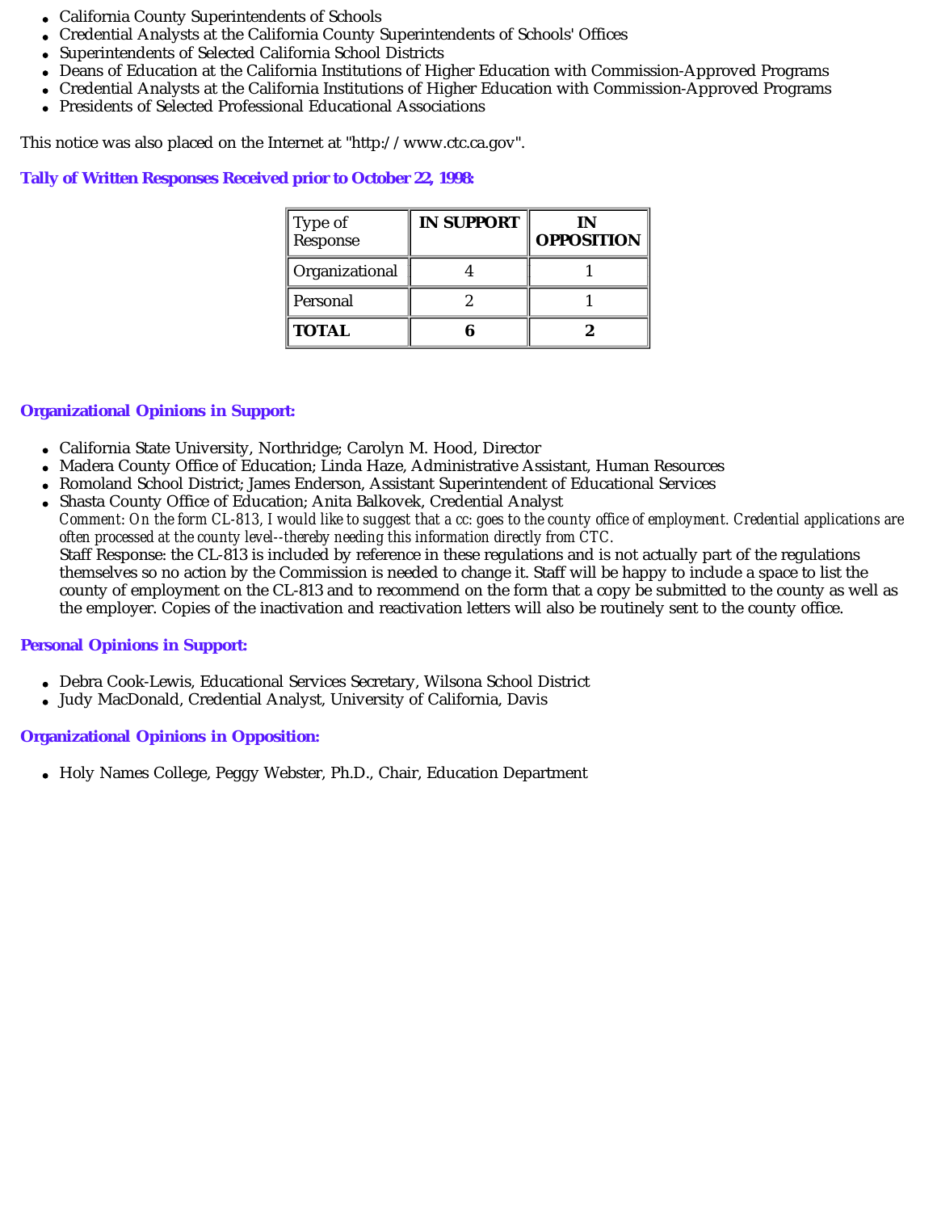- California County Superintendents of Schools
- Credential Analysts at the California County Superintendents of Schools' Offices
- Superintendents of Selected California School Districts
- Deans of Education at the California Institutions of Higher Education with Commission-Approved Programs
- Credential Analysts at the California Institutions of Higher Education with Commission-Approved Programs
- Presidents of Selected Professional Educational Associations

This notice was also placed on the Internet at "http://www.ctc.ca.gov".

### Tally of Written Responses Received prior to October 22, 1998:

| Type of Response | IN SUPPORT | IN OPPOSITION |
|---|---|---|
| Organizational | 4 | 1 |
| Personal | 2 | 1 |
| **TOTAL** | **6** | **2** |

### Organizational Opinions in Support:

- California State University, Northridge; Carolyn M. Hood, Director
- Madera County Office of Education; Linda Haze, Administrative Assistant, Human Resources
- Romoland School District; James Enderson, Assistant Superintendent of Educational Services
- Shasta County Office of Education; Anita Balkovek, Credential Analyst
  *Comment: On the form CL-813, I would like to suggest that a cc: goes to the county office of employment. Credential applications are often processed at the county level--thereby needing this information directly from CTC.*
  Staff Response: the CL-813 is included by reference in these regulations and is not actually part of the regulations themselves so no action by the Commission is needed to change it. Staff will be happy to include a space to list the county of employment on the CL-813 and to recommend on the form that a copy be submitted to the county as well as the employer. Copies of the inactivation and reactivation letters will also be routinely sent to the county office.

### Personal Opinions in Support:

- Debra Cook-Lewis, Educational Services Secretary, Wilsona School District
- Judy MacDonald, Credential Analyst, University of California, Davis

### Organizational Opinions in Opposition:

- Holy Names College, Peggy Webster, Ph.D., Chair, Education Department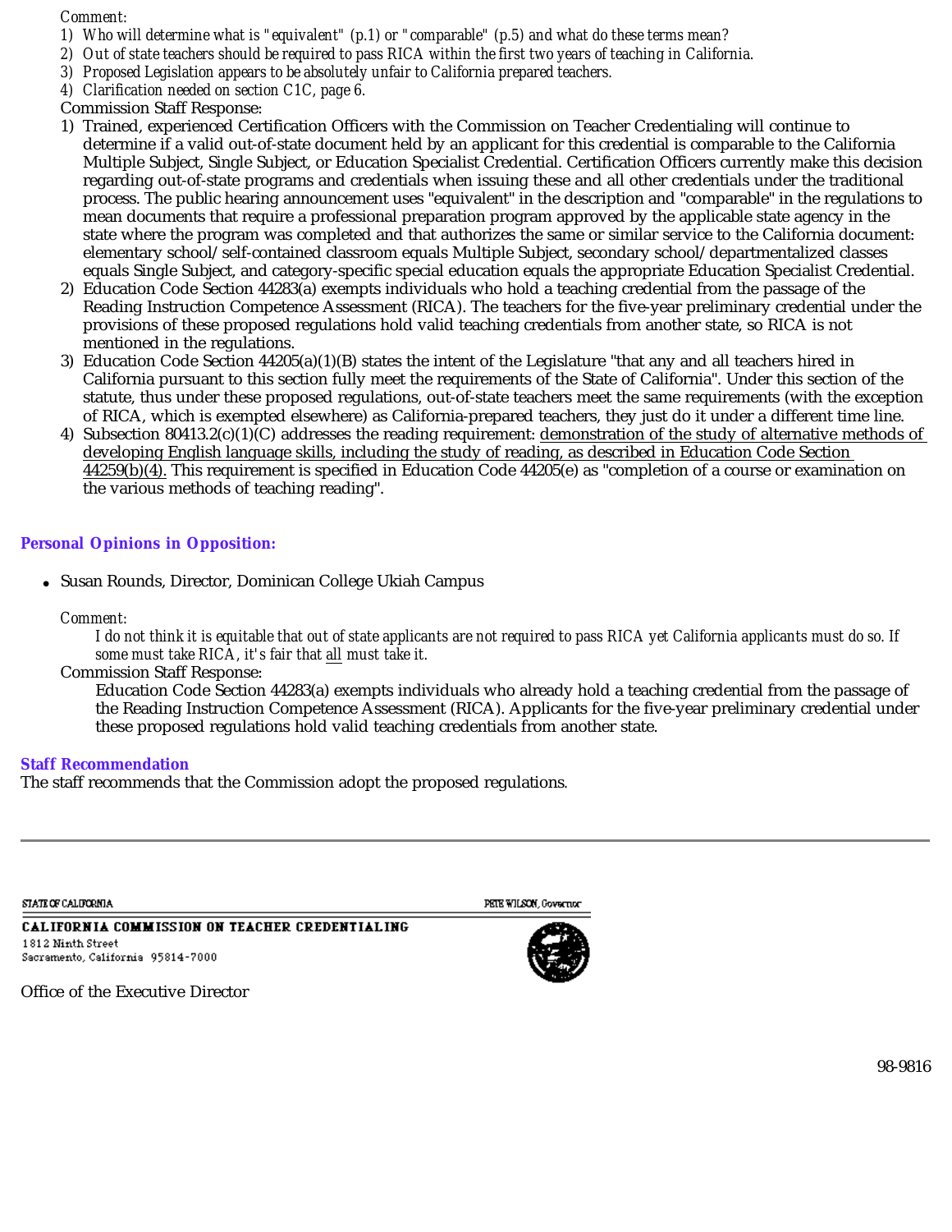*Comment:*

1) *Who will determine what is "equivalent" (p.1) or "comparable" (p.5) and what do these terms mean?*
2) *Out of state teachers should be required to pass RICA within the first two years of teaching in California.*
3) *Proposed Legislation appears to be absolutely unfair to California prepared teachers.*
4) *Clarification needed on section C1C, page 6.*

Commission Staff Response:

1) Trained, experienced Certification Officers with the Commission on Teacher Credentialing will continue to determine if a valid out-of-state document held by an applicant for this credential is comparable to the California Multiple Subject, Single Subject, or Education Specialist Credential. Certification Officers currently make this decision regarding out-of-state programs and credentials when issuing these and all other credentials under the traditional process. The public hearing announcement uses "equivalent" in the description and "comparable" in the regulations to mean documents that require a professional preparation program approved by the applicable state agency in the state where the program was completed and that authorizes the same or similar service to the California document: elementary school/self-contained classroom equals Multiple Subject, secondary school/departmentalized classes equals Single Subject, and category-specific special education equals the appropriate Education Specialist Credential.
2) Education Code Section 44283(a) exempts individuals who hold a teaching credential from the passage of the Reading Instruction Competence Assessment (RICA). The teachers for the five-year preliminary credential under the provisions of these proposed regulations hold valid teaching credentials from another state, so RICA is not mentioned in the regulations.
3) Education Code Section 44205(a)(1)(B) states the intent of the Legislature "that any and all teachers hired in California pursuant to this section fully meet the requirements of the State of California". Under this section of the statute, thus under these proposed regulations, out-of-state teachers meet the same requirements (with the exception of RICA, which is exempted elsewhere) as California-prepared teachers, they just do it under a different time line.
4) Subsection 80413.2(c)(1)(C) addresses the reading requirement: <u>demonstration of the study of alternative methods of developing English language skills, including the study of reading, as described in Education Code Section 44259(b)(4).</u> This requirement is specified in Education Code 44205(e) as "completion of a course or examination on the various methods of teaching reading".

### Personal Opinions in Opposition:

- Susan Rounds, Director, Dominican College Ukiah Campus

*Comment:*

*I do not think it is equitable that out of state applicants are not required to pass RICA yet California applicants must do so. If some must take RICA, it's fair that <u>all</u> must take it.*

Commission Staff Response:

Education Code Section 44283(a) exempts individuals who already hold a teaching credential from the passage of the Reading Instruction Competence Assessment (RICA). Applicants for the five-year preliminary credential under these proposed regulations hold valid teaching credentials from another state.

### Staff Recommendation

The staff recommends that the Commission adopt the proposed regulations.

---

STATE OF CALIFORNIA — PETE WILSON, Governor

**CALIFORNIA COMMISSION ON TEACHER CREDENTIALING**
1812 Ninth Street
Sacramento, California 95814-7000

Office of the Executive Director

98-9816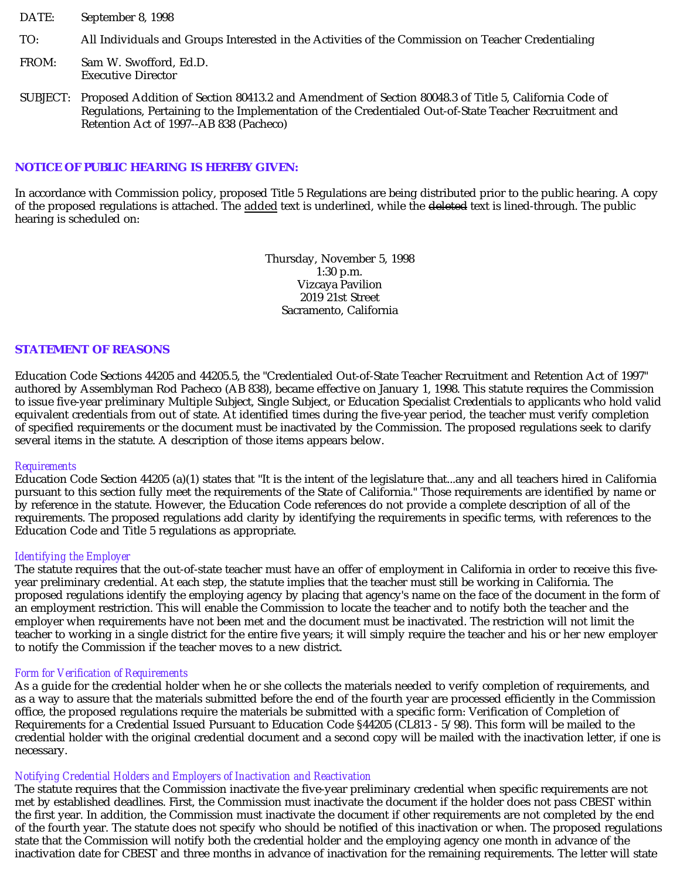DATE: September 8, 1998

TO: All Individuals and Groups Interested in the Activities of the Commission on Teacher Credentialing

FROM: Sam W. Swofford, Ed.D.
Executive Director

SUBJECT: Proposed Addition of Section 80413.2 and Amendment of Section 80048.3 of Title 5, California Code of Regulations, Pertaining to the Implementation of the Credentialed Out-of-State Teacher Recruitment and Retention Act of 1997--AB 838 (Pacheco)

## NOTICE OF PUBLIC HEARING IS HEREBY GIVEN:

In accordance with Commission policy, proposed Title 5 Regulations are being distributed prior to the public hearing. A copy of the proposed regulations is attached. The <u>added</u> text is underlined, while the ~~deleted~~ text is lined-through. The public hearing is scheduled on:

Thursday, November 5, 1998
1:30 p.m.
Vizcaya Pavilion
2019 21st Street
Sacramento, California

## STATEMENT OF REASONS

Education Code Sections 44205 and 44205.5, the "Credentialed Out-of-State Teacher Recruitment and Retention Act of 1997" authored by Assemblyman Rod Pacheco (AB 838), became effective on January 1, 1998. This statute requires the Commission to issue five-year preliminary Multiple Subject, Single Subject, or Education Specialist Credentials to applicants who hold valid equivalent credentials from out of state. At identified times during the five-year period, the teacher must verify completion of specified requirements or the document must be inactivated by the Commission. The proposed regulations seek to clarify several items in the statute. A description of those items appears below.

*Requirements*
Education Code Section 44205 (a)(1) states that "It is the intent of the legislature that...any and all teachers hired in California pursuant to this section fully meet the requirements of the State of California." Those requirements are identified by name or by reference in the statute. However, the Education Code references do not provide a complete description of all of the requirements. The proposed regulations add clarity by identifying the requirements in specific terms, with references to the Education Code and Title 5 regulations as appropriate.

*Identifying the Employer*
The statute requires that the out-of-state teacher must have an offer of employment in California in order to receive this five-year preliminary credential. At each step, the statute implies that the teacher must still be working in California. The proposed regulations identify the employing agency by placing that agency's name on the face of the document in the form of an employment restriction. This will enable the Commission to locate the teacher and to notify both the teacher and the employer when requirements have not been met and the document must be inactivated. The restriction will not limit the teacher to working in a single district for the entire five years; it will simply require the teacher and his or her new employer to notify the Commission if the teacher moves to a new district.

*Form for Verification of Requirements*
As a guide for the credential holder when he or she collects the materials needed to verify completion of requirements, and as a way to assure that the materials submitted before the end of the fourth year are processed efficiently in the Commission office, the proposed regulations require the materials be submitted with a specific form: Verification of Completion of Requirements for a Credential Issued Pursuant to Education Code §44205 (CL813 - 5/98). This form will be mailed to the credential holder with the original credential document and a second copy will be mailed with the inactivation letter, if one is necessary.

*Notifying Credential Holders and Employers of Inactivation and Reactivation*
The statute requires that the Commission inactivate the five-year preliminary credential when specific requirements are not met by established deadlines. First, the Commission must inactivate the document if the holder does not pass CBEST within the first year. In addition, the Commission must inactivate the document if other requirements are not completed by the end of the fourth year. The statute does not specify who should be notified of this inactivation or when. The proposed regulations state that the Commission will notify both the credential holder and the employing agency one month in advance of the inactivation date for CBEST and three months in advance of inactivation for the remaining requirements. The letter will state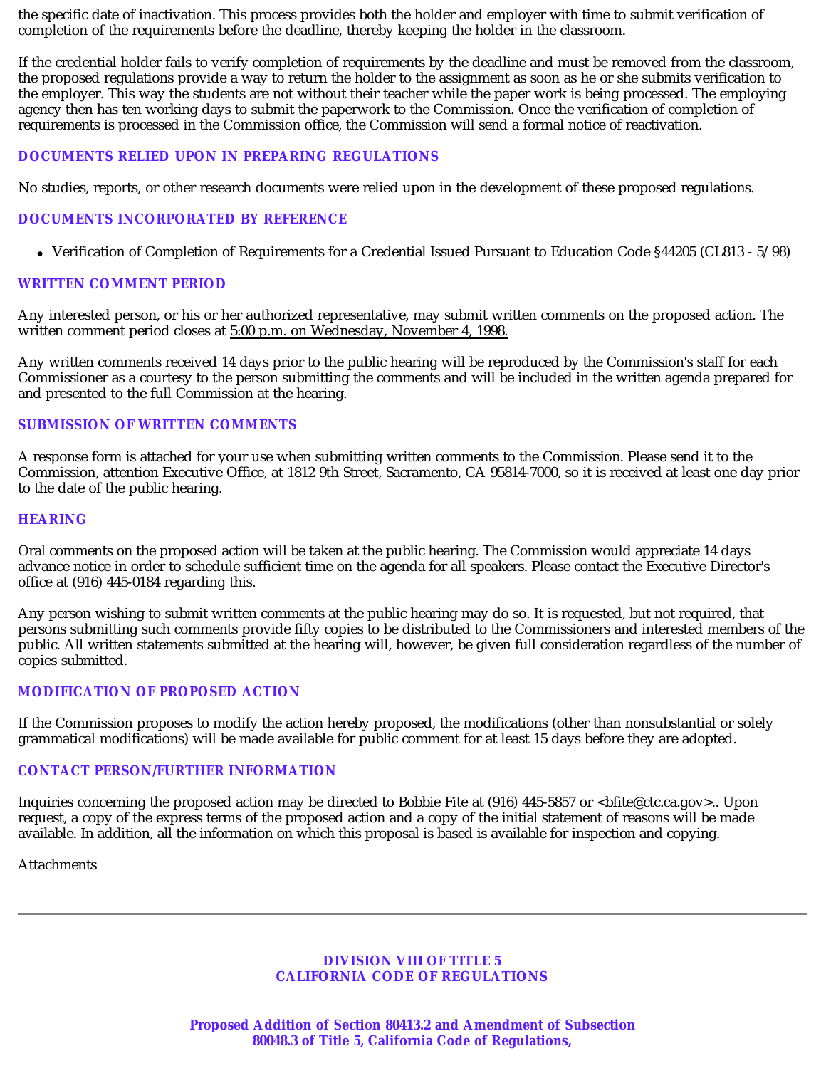the specific date of inactivation. This process provides both the holder and employer with time to submit verification of completion of the requirements before the deadline, thereby keeping the holder in the classroom.

If the credential holder fails to verify completion of requirements by the deadline and must be removed from the classroom, the proposed regulations provide a way to return the holder to the assignment as soon as he or she submits verification to the employer. This way the students are not without their teacher while the paper work is being processed. The employing agency then has ten working days to submit the paperwork to the Commission. Once the verification of completion of requirements is processed in the Commission office, the Commission will send a formal notice of reactivation.

### DOCUMENTS RELIED UPON IN PREPARING REGULATIONS

No studies, reports, or other research documents were relied upon in the development of these proposed regulations.

### DOCUMENTS INCORPORATED BY REFERENCE

- Verification of Completion of Requirements for a Credential Issued Pursuant to Education Code §44205 (CL813 - 5/98)

### WRITTEN COMMENT PERIOD

Any interested person, or his or her authorized representative, may submit written comments on the proposed action. The written comment period closes at 5:00 p.m. on Wednesday, November 4, 1998.

Any written comments received 14 days prior to the public hearing will be reproduced by the Commission's staff for each Commissioner as a courtesy to the person submitting the comments and will be included in the written agenda prepared for and presented to the full Commission at the hearing.

### SUBMISSION OF WRITTEN COMMENTS

A response form is attached for your use when submitting written comments to the Commission. Please send it to the Commission, attention Executive Office, at 1812 9th Street, Sacramento, CA 95814-7000, so it is received at least one day prior to the date of the public hearing.

### HEARING

Oral comments on the proposed action will be taken at the public hearing. The Commission would appreciate 14 days advance notice in order to schedule sufficient time on the agenda for all speakers. Please contact the Executive Director's office at (916) 445-0184 regarding this.

Any person wishing to submit written comments at the public hearing may do so. It is requested, but not required, that persons submitting such comments provide fifty copies to be distributed to the Commissioners and interested members of the public. All written statements submitted at the hearing will, however, be given full consideration regardless of the number of copies submitted.

### MODIFICATION OF PROPOSED ACTION

If the Commission proposes to modify the action hereby proposed, the modifications (other than nonsubstantial or solely grammatical modifications) will be made available for public comment for at least 15 days before they are adopted.

### CONTACT PERSON/FURTHER INFORMATION

Inquiries concerning the proposed action may be directed to Bobbie Fite at (916) 445-5857 or <bfite@ctc.ca.gov>.. Upon request, a copy of the express terms of the proposed action and a copy of the initial statement of reasons will be made available. In addition, all the information on which this proposal is based is available for inspection and copying.

Attachments

---

## DIVISION VIII OF TITLE 5
## CALIFORNIA CODE OF REGULATIONS

### Proposed Addition of Section 80413.2 and Amendment of Subsection 80048.3 of Title 5, California Code of Regulations,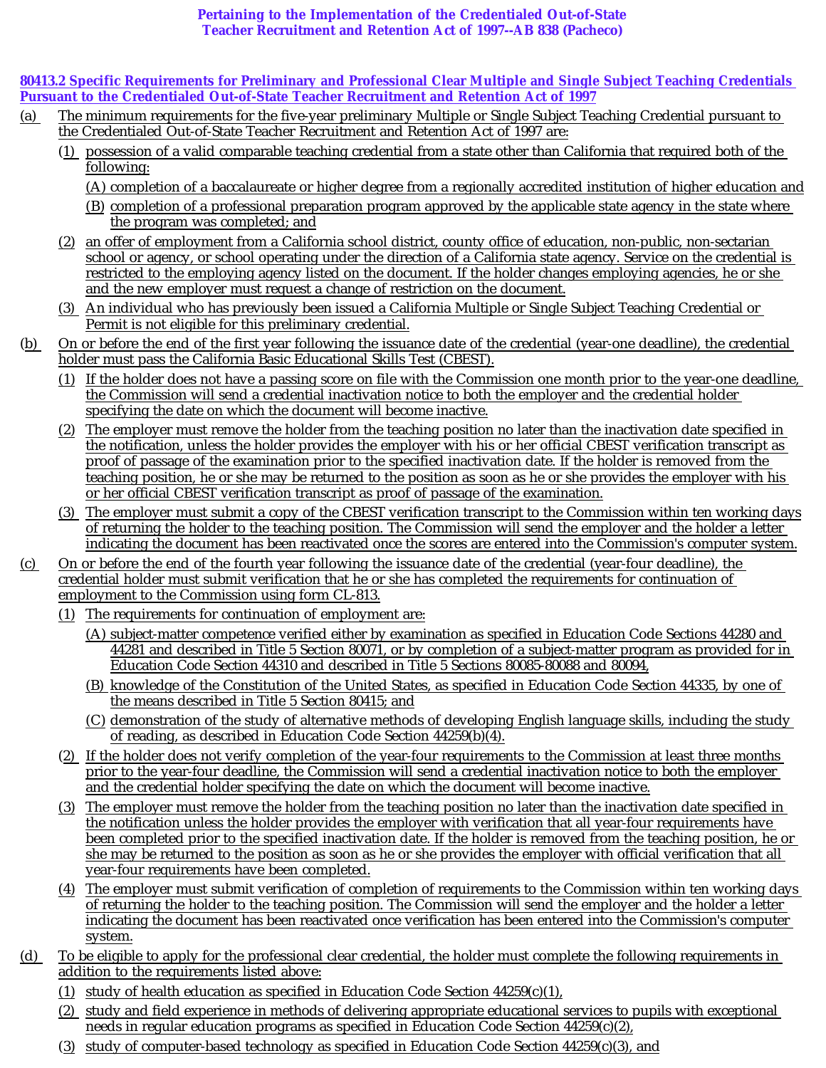**Pertaining to the Implementation of the Credentialed Out-of-State Teacher Recruitment and Retention Act of 1997--AB 838 (Pacheco)**

**80413.2 Specific Requirements for Preliminary and Professional Clear Multiple and Single Subject Teaching Credentials Pursuant to the Credentialed Out-of-State Teacher Recruitment and Retention Act of 1997**

(a) The minimum requirements for the five-year preliminary Multiple or Single Subject Teaching Credential pursuant to the Credentialed Out-of-State Teacher Recruitment and Retention Act of 1997 are:

- (1) possession of a valid comparable teaching credential from a state other than California that required both of the following:
  - (A) completion of a baccalaureate or higher degree from a regionally accredited institution of higher education and
  - (B) completion of a professional preparation program approved by the applicable state agency in the state where the program was completed; and
- (2) an offer of employment from a California school district, county office of education, non-public, non-sectarian school or agency, or school operating under the direction of a California state agency. Service on the credential is restricted to the employing agency listed on the document. If the holder changes employing agencies, he or she and the new employer must request a change of restriction on the document.
- (3) An individual who has previously been issued a California Multiple or Single Subject Teaching Credential or Permit is not eligible for this preliminary credential.

(b) On or before the end of the first year following the issuance date of the credential (year-one deadline), the credential holder must pass the California Basic Educational Skills Test (CBEST).

- (1) If the holder does not have a passing score on file with the Commission one month prior to the year-one deadline, the Commission will send a credential inactivation notice to both the employer and the credential holder specifying the date on which the document will become inactive.
- (2) The employer must remove the holder from the teaching position no later than the inactivation date specified in the notification, unless the holder provides the employer with his or her official CBEST verification transcript as proof of passage of the examination prior to the specified inactivation date. If the holder is removed from the teaching position, he or she may be returned to the position as soon as he or she provides the employer with his or her official CBEST verification transcript as proof of passage of the examination.
- (3) The employer must submit a copy of the CBEST verification transcript to the Commission within ten working days of returning the holder to the teaching position. The Commission will send the employer and the holder a letter indicating the document has been reactivated once the scores are entered into the Commission's computer system.

(c) On or before the end of the fourth year following the issuance date of the credential (year-four deadline), the credential holder must submit verification that he or she has completed the requirements for continuation of employment to the Commission using form CL-813.

- (1) The requirements for continuation of employment are:
  - (A) subject-matter competence verified either by examination as specified in Education Code Sections 44280 and 44281 and described in Title 5 Section 80071, or by completion of a subject-matter program as provided for in Education Code Section 44310 and described in Title 5 Sections 80085-80088 and 80094,
  - (B) knowledge of the Constitution of the United States, as specified in Education Code Section 44335, by one of the means described in Title 5 Section 80415; and
  - (C) demonstration of the study of alternative methods of developing English language skills, including the study of reading, as described in Education Code Section 44259(b)(4).
- (2) If the holder does not verify completion of the year-four requirements to the Commission at least three months prior to the year-four deadline, the Commission will send a credential inactivation notice to both the employer and the credential holder specifying the date on which the document will become inactive.
- (3) The employer must remove the holder from the teaching position no later than the inactivation date specified in the notification unless the holder provides the employer with verification that all year-four requirements have been completed prior to the specified inactivation date. If the holder is removed from the teaching position, he or she may be returned to the position as soon as he or she provides the employer with official verification that all year-four requirements have been completed.
- (4) The employer must submit verification of completion of requirements to the Commission within ten working days of returning the holder to the teaching position. The Commission will send the employer and the holder a letter indicating the document has been reactivated once verification has been entered into the Commission's computer system.

(d) To be eligible to apply for the professional clear credential, the holder must complete the following requirements in addition to the requirements listed above:

- (1) study of health education as specified in Education Code Section 44259(c)(1),
- (2) study and field experience in methods of delivering appropriate educational services to pupils with exceptional needs in regular education programs as specified in Education Code Section 44259(c)(2),
- (3) study of computer-based technology as specified in Education Code Section 44259(c)(3), and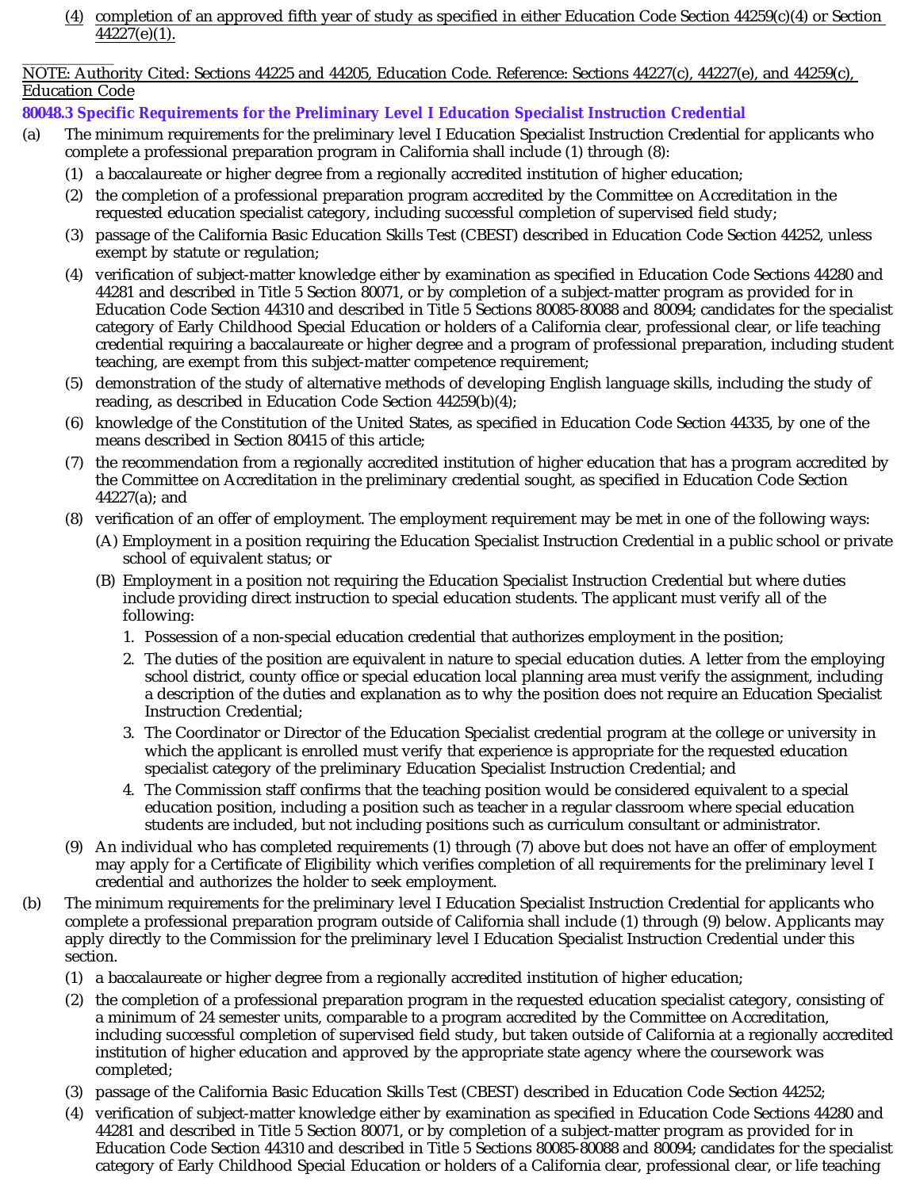(4) completion of an approved fifth year of study as specified in either Education Code Section 44259(c)(4) or Section 44227(e)(1).

NOTE: Authority Cited: Sections 44225 and 44205, Education Code. Reference: Sections 44227(c), 44227(e), and 44259(c), Education Code

**80048.3 Specific Requirements for the Preliminary Level I Education Specialist Instruction Credential**

(a) The minimum requirements for the preliminary level I Education Specialist Instruction Credential for applicants who complete a professional preparation program in California shall include (1) through (8):

(1) a baccalaureate or higher degree from a regionally accredited institution of higher education;

(2) the completion of a professional preparation program accredited by the Committee on Accreditation in the requested education specialist category, including successful completion of supervised field study;

(3) passage of the California Basic Education Skills Test (CBEST) described in Education Code Section 44252, unless exempt by statute or regulation;

(4) verification of subject-matter knowledge either by examination as specified in Education Code Sections 44280 and 44281 and described in Title 5 Section 80071, or by completion of a subject-matter program as provided for in Education Code Section 44310 and described in Title 5 Sections 80085-80088 and 80094; candidates for the specialist category of Early Childhood Special Education or holders of a California clear, professional clear, or life teaching credential requiring a baccalaureate or higher degree and a program of professional preparation, including student teaching, are exempt from this subject-matter competence requirement;

(5) demonstration of the study of alternative methods of developing English language skills, including the study of reading, as described in Education Code Section 44259(b)(4);

(6) knowledge of the Constitution of the United States, as specified in Education Code Section 44335, by one of the means described in Section 80415 of this article;

(7) the recommendation from a regionally accredited institution of higher education that has a program accredited by the Committee on Accreditation in the preliminary credential sought, as specified in Education Code Section 44227(a); and

(8) verification of an offer of employment. The employment requirement may be met in one of the following ways:

(A) Employment in a position requiring the Education Specialist Instruction Credential in a public school or private school of equivalent status; or

(B) Employment in a position not requiring the Education Specialist Instruction Credential but where duties include providing direct instruction to special education students. The applicant must verify all of the following:

1. Possession of a non-special education credential that authorizes employment in the position;
2. The duties of the position are equivalent in nature to special education duties. A letter from the employing school district, county office or special education local planning area must verify the assignment, including a description of the duties and explanation as to why the position does not require an Education Specialist Instruction Credential;
3. The Coordinator or Director of the Education Specialist credential program at the college or university in which the applicant is enrolled must verify that experience is appropriate for the requested education specialist category of the preliminary Education Specialist Instruction Credential; and
4. The Commission staff confirms that the teaching position would be considered equivalent to a special education position, including a position such as teacher in a regular classroom where special education students are included, but not including positions such as curriculum consultant or administrator.

(9) An individual who has completed requirements (1) through (7) above but does not have an offer of employment may apply for a Certificate of Eligibility which verifies completion of all requirements for the preliminary level I credential and authorizes the holder to seek employment.

(b) The minimum requirements for the preliminary level I Education Specialist Instruction Credential for applicants who complete a professional preparation program outside of California shall include (1) through (9) below. Applicants may apply directly to the Commission for the preliminary level I Education Specialist Instruction Credential under this section.

(1) a baccalaureate or higher degree from a regionally accredited institution of higher education;

(2) the completion of a professional preparation program in the requested education specialist category, consisting of a minimum of 24 semester units, comparable to a program accredited by the Committee on Accreditation, including successful completion of supervised field study, but taken outside of California at a regionally accredited institution of higher education and approved by the appropriate state agency where the coursework was completed;

(3) passage of the California Basic Education Skills Test (CBEST) described in Education Code Section 44252;

(4) verification of subject-matter knowledge either by examination as specified in Education Code Sections 44280 and 44281 and described in Title 5 Section 80071, or by completion of a subject-matter program as provided for in Education Code Section 44310 and described in Title 5 Sections 80085-80088 and 80094; candidates for the specialist category of Early Childhood Special Education or holders of a California clear, professional clear, or life teaching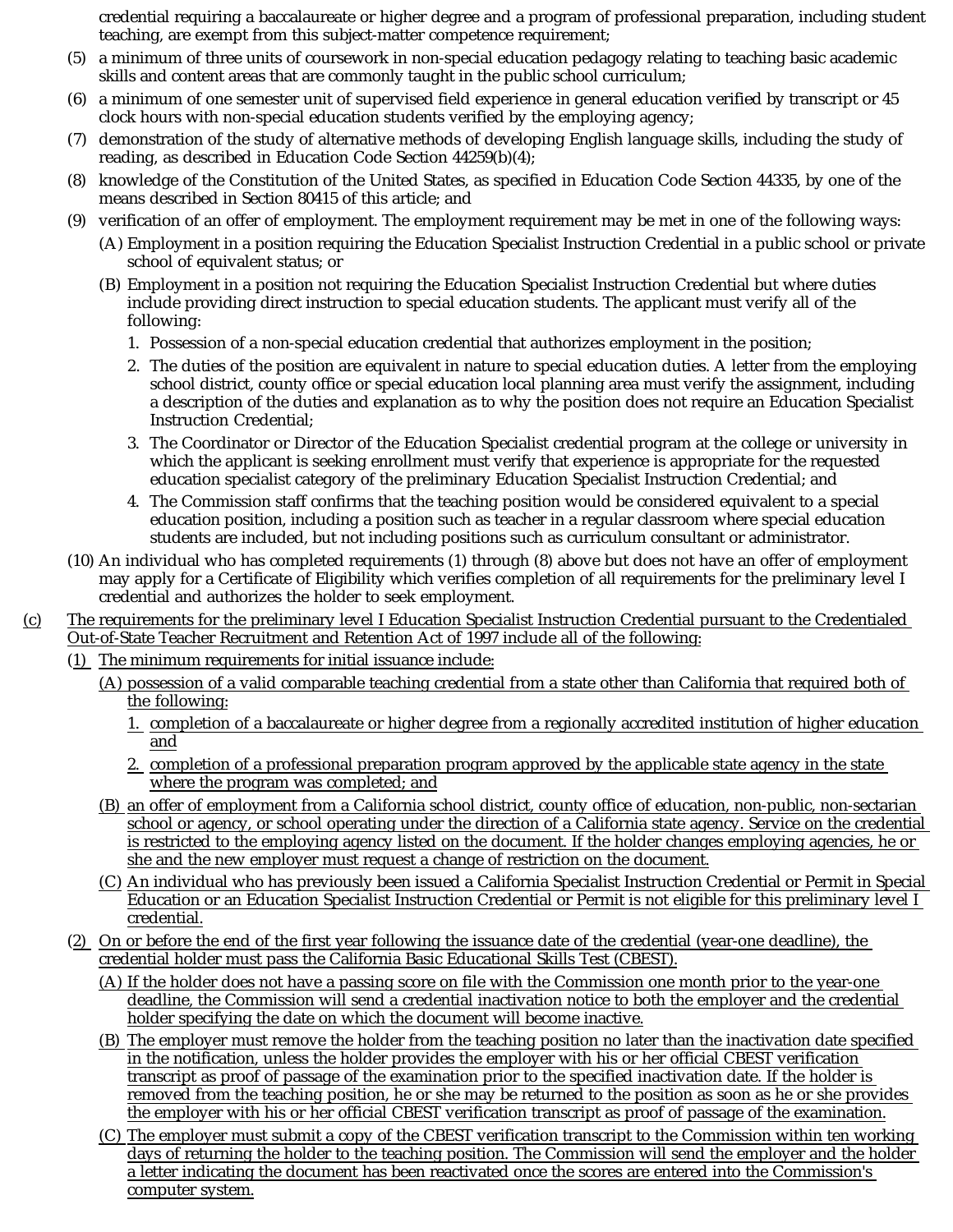credential requiring a baccalaureate or higher degree and a program of professional preparation, including student teaching, are exempt from this subject-matter competence requirement;

(5) a minimum of three units of coursework in non-special education pedagogy relating to teaching basic academic skills and content areas that are commonly taught in the public school curriculum;

(6) a minimum of one semester unit of supervised field experience in general education verified by transcript or 45 clock hours with non-special education students verified by the employing agency;

(7) demonstration of the study of alternative methods of developing English language skills, including the study of reading, as described in Education Code Section 44259(b)(4);

(8) knowledge of the Constitution of the United States, as specified in Education Code Section 44335, by one of the means described in Section 80415 of this article; and

(9) verification of an offer of employment. The employment requirement may be met in one of the following ways:

(A) Employment in a position requiring the Education Specialist Instruction Credential in a public school or private school of equivalent status; or

(B) Employment in a position not requiring the Education Specialist Instruction Credential but where duties include providing direct instruction to special education students. The applicant must verify all of the following:

1. Possession of a non-special education credential that authorizes employment in the position;
2. The duties of the position are equivalent in nature to special education duties. A letter from the employing school district, county office or special education local planning area must verify the assignment, including a description of the duties and explanation as to why the position does not require an Education Specialist Instruction Credential;
3. The Coordinator or Director of the Education Specialist credential program at the college or university in which the applicant is seeking enrollment must verify that experience is appropriate for the requested education specialist category of the preliminary Education Specialist Instruction Credential; and
4. The Commission staff confirms that the teaching position would be considered equivalent to a special education position, including a position such as teacher in a regular classroom where special education students are included, but not including positions such as curriculum consultant or administrator.

(10) An individual who has completed requirements (1) through (8) above but does not have an offer of employment may apply for a Certificate of Eligibility which verifies completion of all requirements for the preliminary level I credential and authorizes the holder to seek employment.

(c) The requirements for the preliminary level I Education Specialist Instruction Credential pursuant to the Credentialed Out-of-State Teacher Recruitment and Retention Act of 1997 include all of the following:

(1) The minimum requirements for initial issuance include:

(A) possession of a valid comparable teaching credential from a state other than California that required both of the following:

1. completion of a baccalaureate or higher degree from a regionally accredited institution of higher education and
2. completion of a professional preparation program approved by the applicable state agency in the state where the program was completed; and

(B) an offer of employment from a California school district, county office of education, non-public, non-sectarian school or agency, or school operating under the direction of a California state agency. Service on the credential is restricted to the employing agency listed on the document. If the holder changes employing agencies, he or she and the new employer must request a change of restriction on the document.

(C) An individual who has previously been issued a California Specialist Instruction Credential or Permit in Special Education or an Education Specialist Instruction Credential or Permit is not eligible for this preliminary level I credential.

(2) On or before the end of the first year following the issuance date of the credential (year-one deadline), the credential holder must pass the California Basic Educational Skills Test (CBEST).

(A) If the holder does not have a passing score on file with the Commission one month prior to the year-one deadline, the Commission will send a credential inactivation notice to both the employer and the credential holder specifying the date on which the document will become inactive.

(B) The employer must remove the holder from the teaching position no later than the inactivation date specified in the notification, unless the holder provides the employer with his or her official CBEST verification transcript as proof of passage of the examination prior to the specified inactivation date. If the holder is removed from the teaching position, he or she may be returned to the position as soon as he or she provides the employer with his or her official CBEST verification transcript as proof of passage of the examination.

(C) The employer must submit a copy of the CBEST verification transcript to the Commission within ten working days of returning the holder to the teaching position. The Commission will send the employer and the holder a letter indicating the document has been reactivated once the scores are entered into the Commission's computer system.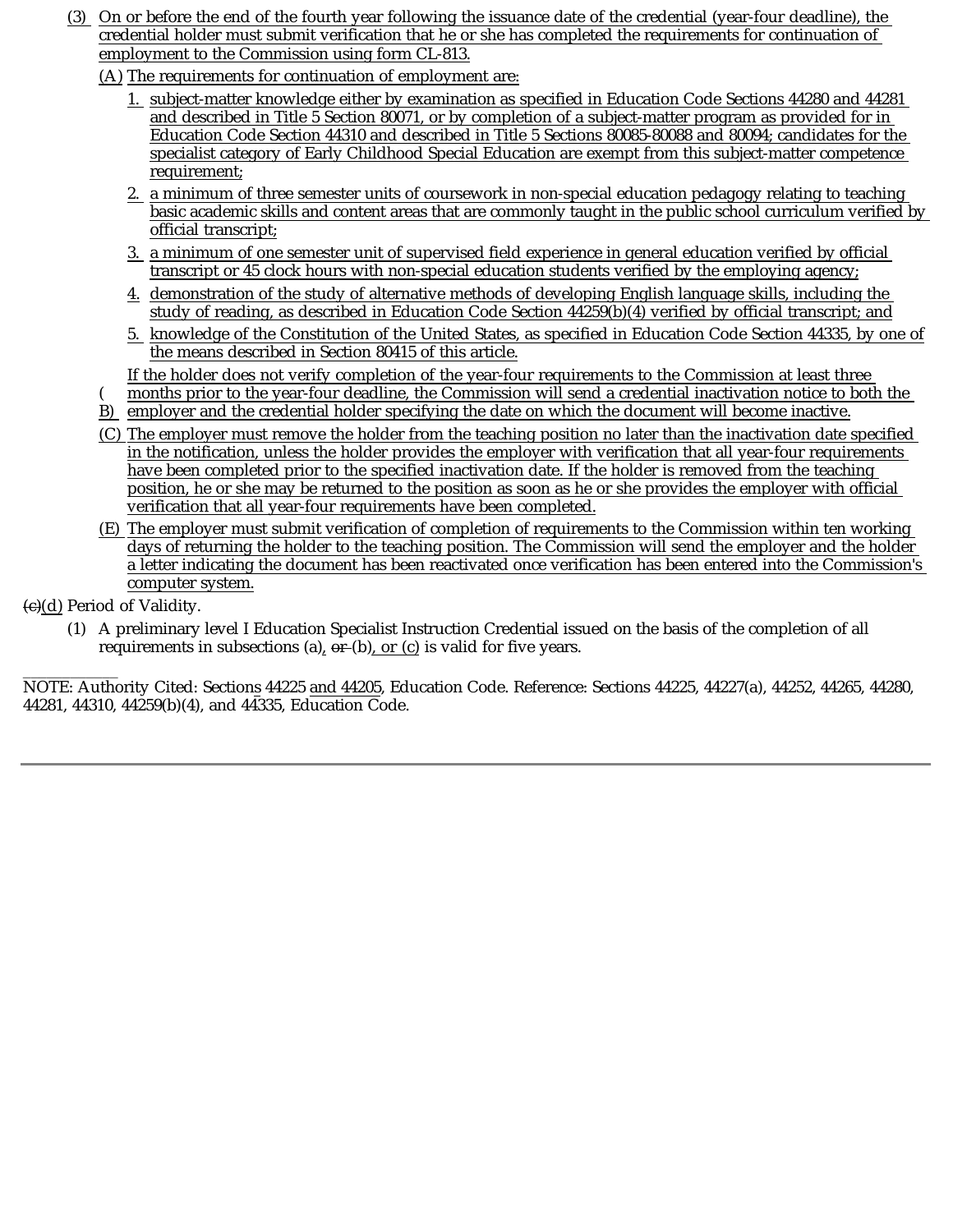(3) On or before the end of the fourth year following the issuance date of the credential (year-four deadline), the credential holder must submit verification that he or she has completed the requirements for continuation of employment to the Commission using form CL-813.

(A) The requirements for continuation of employment are:

1. subject-matter knowledge either by examination as specified in Education Code Sections 44280 and 44281 and described in Title 5 Section 80071, or by completion of a subject-matter program as provided for in Education Code Section 44310 and described in Title 5 Sections 80085-80088 and 80094; candidates for the specialist category of Early Childhood Special Education are exempt from this subject-matter competence requirement;
2. a minimum of three semester units of coursework in non-special education pedagogy relating to teaching basic academic skills and content areas that are commonly taught in the public school curriculum verified by official transcript;
3. a minimum of one semester unit of supervised field experience in general education verified by official transcript or 45 clock hours with non-special education students verified by the employing agency;
4. demonstration of the study of alternative methods of developing English language skills, including the study of reading, as described in Education Code Section 44259(b)(4) verified by official transcript; and
5. knowledge of the Constitution of the United States, as specified in Education Code Section 44335, by one of the means described in Section 80415 of this article.

(B) If the holder does not verify completion of the year-four requirements to the Commission at least three months prior to the year-four deadline, the Commission will send a credential inactivation notice to both the employer and the credential holder specifying the date on which the document will become inactive.

(C) The employer must remove the holder from the teaching position no later than the inactivation date specified in the notification, unless the holder provides the employer with verification that all year-four requirements have been completed prior to the specified inactivation date. If the holder is removed from the teaching position, he or she may be returned to the position as soon as he or she provides the employer with official verification that all year-four requirements have been completed.

(E) The employer must submit verification of completion of requirements to the Commission within ten working days of returning the holder to the teaching position. The Commission will send the employer and the holder a letter indicating the document has been reactivated once verification has been entered into the Commission's computer system.

~~(c)~~(d) Period of Validity.

(1) A preliminary level I Education Specialist Instruction Credential issued on the basis of the completion of all requirements in subsections (a), ~~or~~ (b), or (c) is valid for five years.

NOTE: Authority Cited: Sections 44225 and 44205, Education Code. Reference: Sections 44225, 44227(a), 44252, 44265, 44280, 44281, 44310, 44259(b)(4), and 44335, Education Code.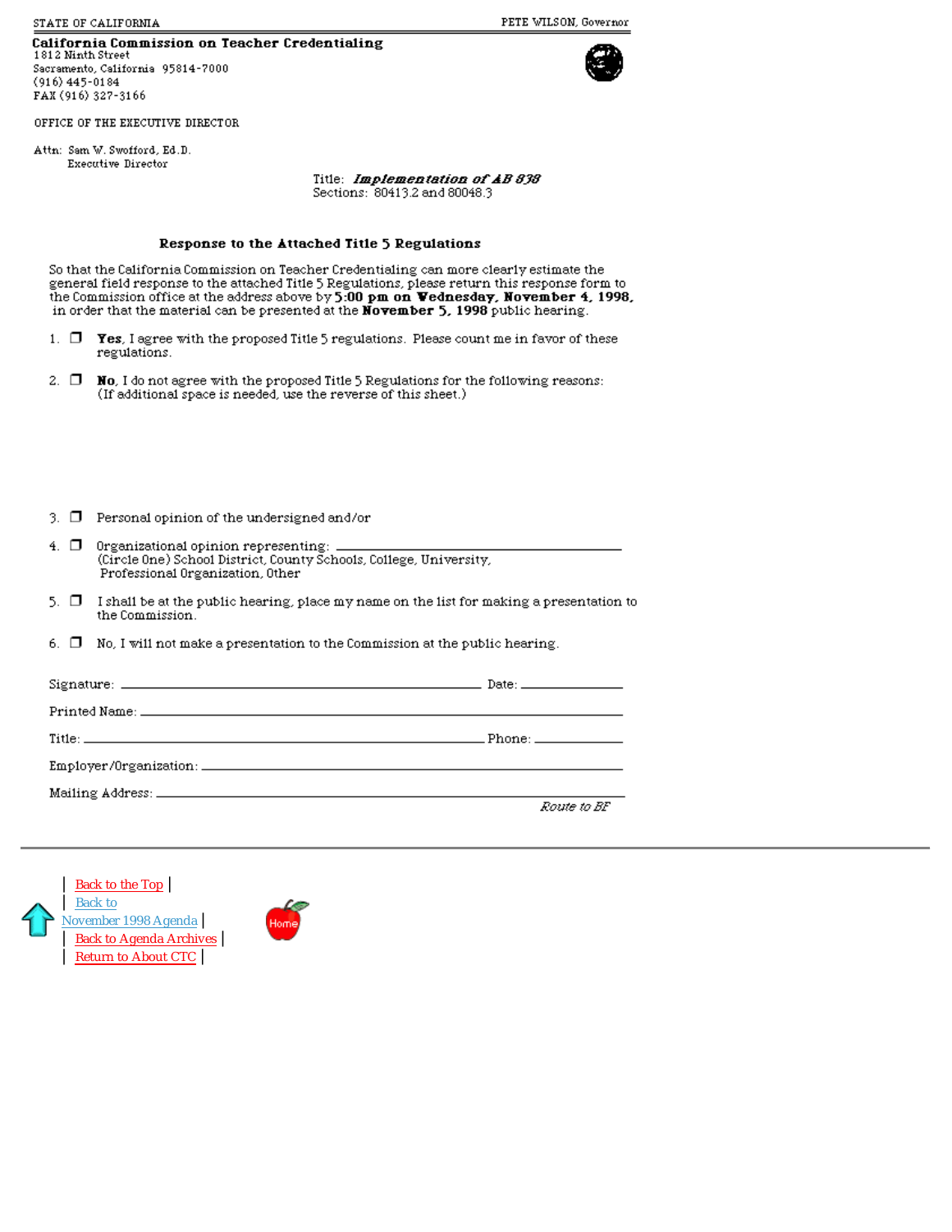STATE OF CALIFORNIA — PETE WILSON, Governor

**California Commission on Teacher Credentialing**
1812 Ninth Street
Sacramento, California 95814-7000
(916) 445-0184
FAX (916) 327-3166

OFFICE OF THE EXECUTIVE DIRECTOR

Attn: Sam W. Swofford, Ed.D.
Executive Director

Title: ***Implementation of AB 838***
Sections: 80413.2 and 80048.3

## Response to the Attached Title 5 Regulations

So that the California Commission on Teacher Credentialing can more clearly estimate the general field response to the attached Title 5 Regulations, please return this response form to the Commission office at the address above by **5:00 pm on Wednesday, November 4, 1998,** in order that the material can be presented at the **November 5, 1998** public hearing.

1. ❒ **Yes**, I agree with the proposed Title 5 regulations. Please count me in favor of these regulations.

2. ❒ **No**, I do not agree with the proposed Title 5 Regulations for the following reasons: (If additional space is needed, use the reverse of this sheet.)

3. ❒ Personal opinion of the undersigned and/or

4. ❒ Organizational opinion representing: ______________________________
(Circle One) School District, County Schools, College, University, Professional Organization, Other

5. ❒ I shall be at the public hearing, place my name on the list for making a presentation to the Commission.

6. ❒ No, I will not make a presentation to the Commission at the public hearing.

Signature: ______________________________ Date: ____________

Printed Name: ______________________________

Title: ______________________________ Phone: ____________

Employer/Organization: ______________________________

Mailing Address: ______________________________

*Route to BF*

---

| Back to the Top |
| Back to November 1998 Agenda |
| Back to Agenda Archives |
| Return to About CTC |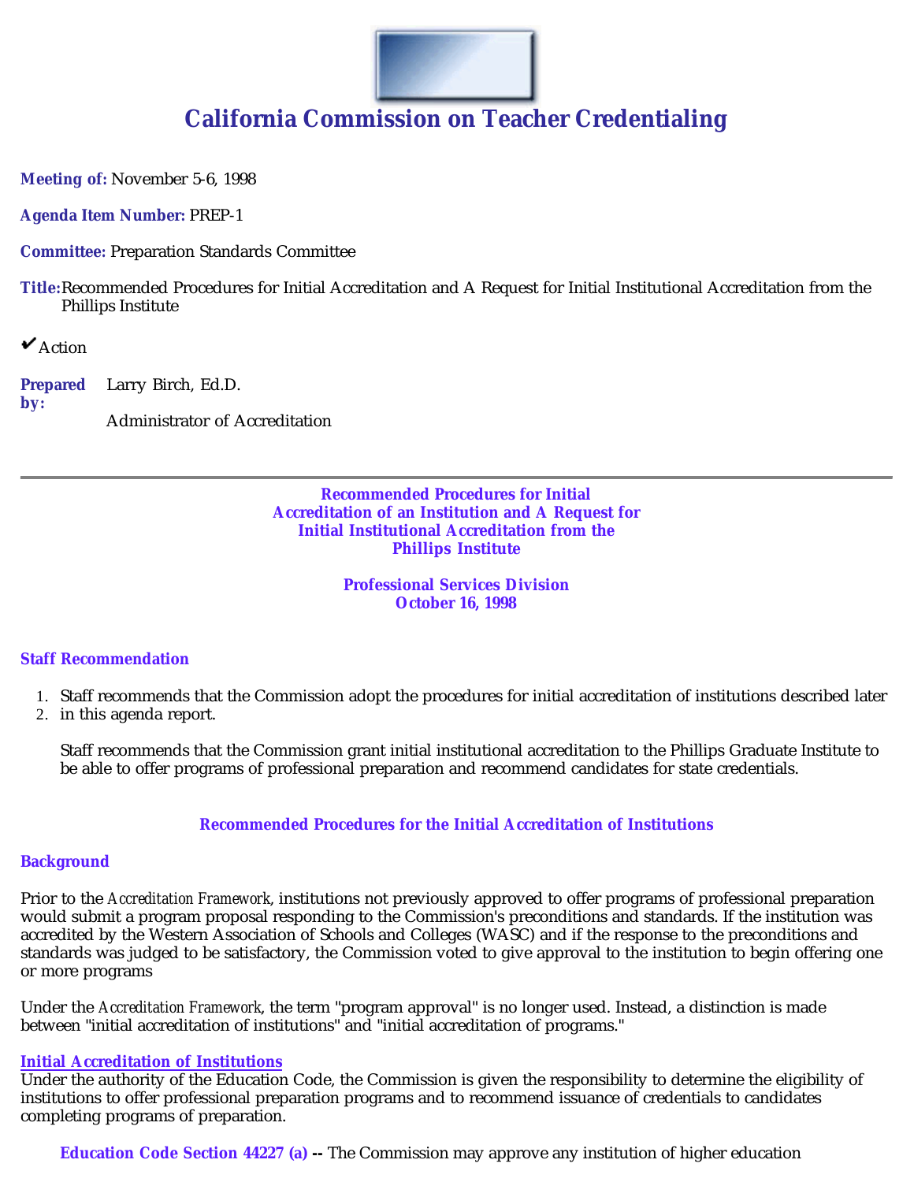# California Commission on Teacher Credentialing

**Meeting of:** November 5-6, 1998

**Agenda Item Number:** PREP-1

**Committee:** Preparation Standards Committee

**Title:** Recommended Procedures for Initial Accreditation and A Request for Initial Institutional Accreditation from the Phillips Institute

✔ Action

**Prepared by:** Larry Birch, Ed.D.

Administrator of Accreditation

---

## Recommended Procedures for Initial Accreditation of an Institution and A Request for Initial Institutional Accreditation from the Phillips Institute

**Professional Services Division**
**October 16, 1998**

### Staff Recommendation

1. Staff recommends that the Commission adopt the procedures for initial accreditation of institutions described later
2. in this agenda report.

   Staff recommends that the Commission grant initial institutional accreditation to the Phillips Graduate Institute to be able to offer programs of professional preparation and recommend candidates for state credentials.

### Recommended Procedures for the Initial Accreditation of Institutions

### Background

Prior to the *Accreditation Framework*, institutions not previously approved to offer programs of professional preparation would submit a program proposal responding to the Commission's preconditions and standards. If the institution was accredited by the Western Association of Schools and Colleges (WASC) and if the response to the preconditions and standards was judged to be satisfactory, the Commission voted to give approval to the institution to begin offering one or more programs

Under the *Accreditation Framework*, the term "program approval" is no longer used. Instead, a distinction is made between "initial accreditation of institutions" and "initial accreditation of programs."

**Initial Accreditation of Institutions**
Under the authority of the Education Code, the Commission is given the responsibility to determine the eligibility of institutions to offer professional preparation programs and to recommend issuance of credentials to candidates completing programs of preparation.

> **Education Code Section 44227 (a) --** The Commission may approve any institution of higher education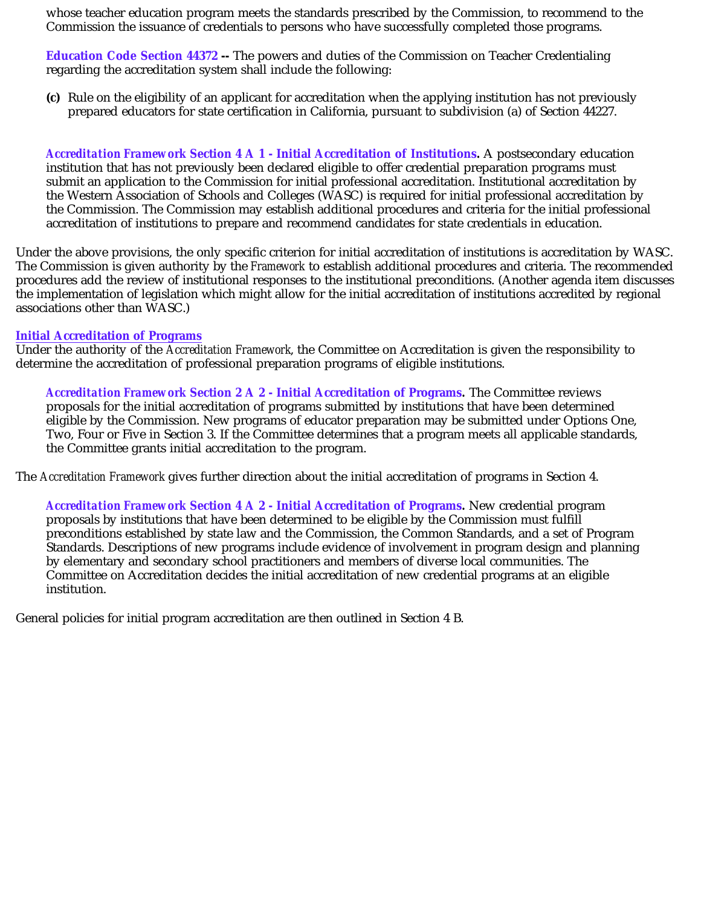whose teacher education program meets the standards prescribed by the Commission, to recommend to the Commission the issuance of credentials to persons who have successfully completed those programs.

> **Education Code Section 44372 --** The powers and duties of the Commission on Teacher Credentialing regarding the accreditation system shall include the following:
>
> **(c)** Rule on the eligibility of an applicant for accreditation when the applying institution has not previously prepared educators for state certification in California, pursuant to subdivision (a) of Section 44227.

> ***Accreditation Framework* Section 4 A 1 - Initial Accreditation of Institutions.** A postsecondary education institution that has not previously been declared eligible to offer credential preparation programs must submit an application to the Commission for initial professional accreditation. Institutional accreditation by the Western Association of Schools and Colleges (WASC) is required for initial professional accreditation by the Commission. The Commission may establish additional procedures and criteria for the initial professional accreditation of institutions to prepare and recommend candidates for state credentials in education.

Under the above provisions, the only specific criterion for initial accreditation of institutions is accreditation by WASC. The Commission is given authority by the *Framework* to establish additional procedures and criteria. The recommended procedures add the review of institutional responses to the institutional preconditions. (Another agenda item discusses the implementation of legislation which might allow for the initial accreditation of institutions accredited by regional associations other than WASC.)

**Initial Accreditation of Programs**

Under the authority of the *Accreditation Framework*, the Committee on Accreditation is given the responsibility to determine the accreditation of professional preparation programs of eligible institutions.

> ***Accreditation Framework* Section 2 A 2 - Initial Accreditation of Programs.** The Committee reviews proposals for the initial accreditation of programs submitted by institutions that have been determined eligible by the Commission. New programs of educator preparation may be submitted under Options One, Two, Four or Five in Section 3. If the Committee determines that a program meets all applicable standards, the Committee grants initial accreditation to the program.

The *Accreditation Framework* gives further direction about the initial accreditation of programs in Section 4.

> ***Accreditation Framework* Section 4 A 2 - Initial Accreditation of Programs.** New credential program proposals by institutions that have been determined to be eligible by the Commission must fulfill preconditions established by state law and the Commission, the Common Standards, and a set of Program Standards. Descriptions of new programs include evidence of involvement in program design and planning by elementary and secondary school practitioners and members of diverse local communities. The Committee on Accreditation decides the initial accreditation of new credential programs at an eligible institution.

General policies for initial program accreditation are then outlined in Section 4 B.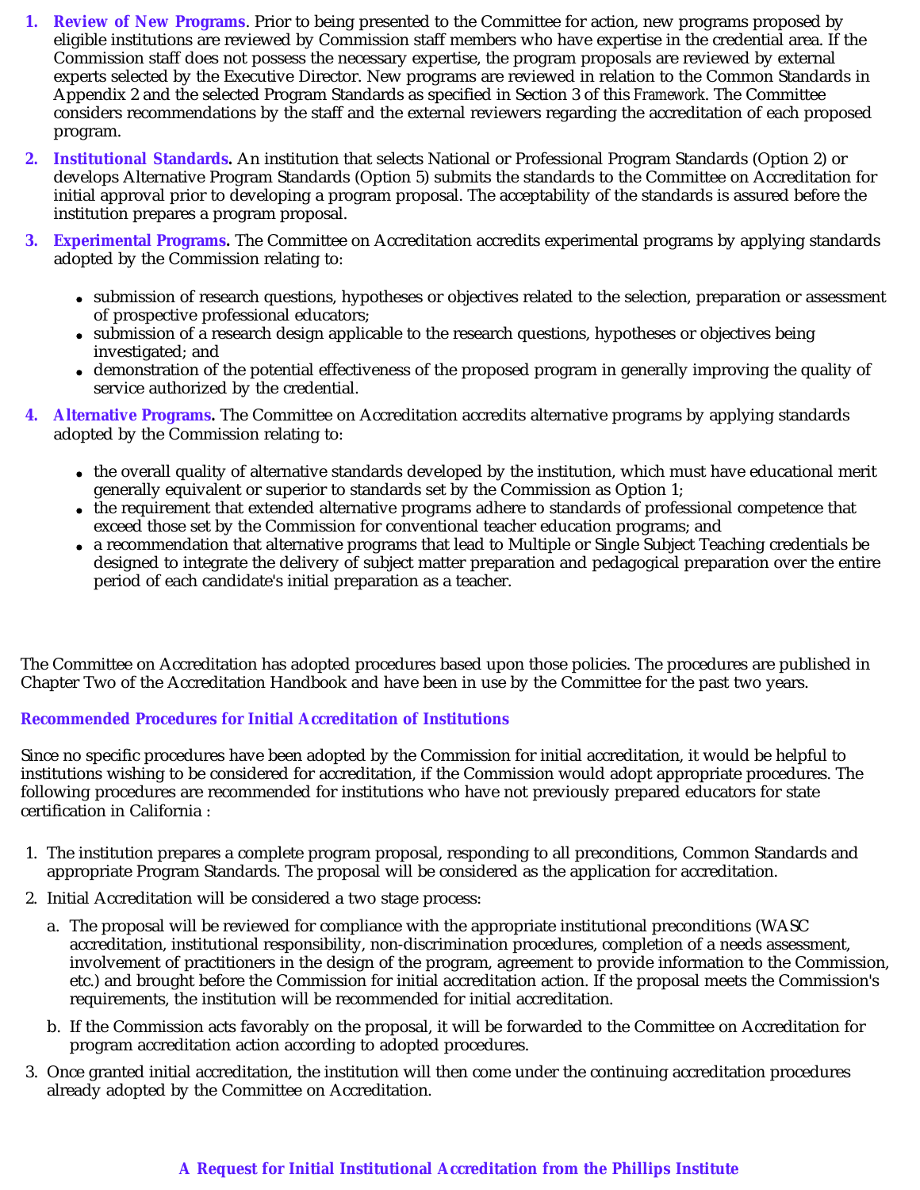1. **Review of New Programs**. Prior to being presented to the Committee for action, new programs proposed by eligible institutions are reviewed by Commission staff members who have expertise in the credential area. If the Commission staff does not possess the necessary expertise, the program proposals are reviewed by external experts selected by the Executive Director. New programs are reviewed in relation to the Common Standards in Appendix 2 and the selected Program Standards as specified in Section 3 of this *Framework*. The Committee considers recommendations by the staff and the external reviewers regarding the accreditation of each proposed program.
2. **Institutional Standards.** An institution that selects National or Professional Program Standards (Option 2) or develops Alternative Program Standards (Option 5) submits the standards to the Committee on Accreditation for initial approval prior to developing a program proposal. The acceptability of the standards is assured before the institution prepares a program proposal.
3. **Experimental Programs.** The Committee on Accreditation accredits experimental programs by applying standards adopted by the Commission relating to:
   - submission of research questions, hypotheses or objectives related to the selection, preparation or assessment of prospective professional educators;
   - submission of a research design applicable to the research questions, hypotheses or objectives being investigated; and
   - demonstration of the potential effectiveness of the proposed program in generally improving the quality of service authorized by the credential.
4. **Alternative Programs.** The Committee on Accreditation accredits alternative programs by applying standards adopted by the Commission relating to:
   - the overall quality of alternative standards developed by the institution, which must have educational merit generally equivalent or superior to standards set by the Commission as Option 1;
   - the requirement that extended alternative programs adhere to standards of professional competence that exceed those set by the Commission for conventional teacher education programs; and
   - a recommendation that alternative programs that lead to Multiple or Single Subject Teaching credentials be designed to integrate the delivery of subject matter preparation and pedagogical preparation over the entire period of each candidate's initial preparation as a teacher.

The Committee on Accreditation has adopted procedures based upon those policies. The procedures are published in Chapter Two of the Accreditation Handbook and have been in use by the Committee for the past two years.

### Recommended Procedures for Initial Accreditation of Institutions

Since no specific procedures have been adopted by the Commission for initial accreditation, it would be helpful to institutions wishing to be considered for accreditation, if the Commission would adopt appropriate procedures. The following procedures are recommended for institutions who have not previously prepared educators for state certification in California :

1. The institution prepares a complete program proposal, responding to all preconditions, Common Standards and appropriate Program Standards. The proposal will be considered as the application for accreditation.
2. Initial Accreditation will be considered a two stage process:
   a. The proposal will be reviewed for compliance with the appropriate institutional preconditions (WASC accreditation, institutional responsibility, non-discrimination procedures, completion of a needs assessment, involvement of practitioners in the design of the program, agreement to provide information to the Commission, etc.) and brought before the Commission for initial accreditation action. If the proposal meets the Commission's requirements, the institution will be recommended for initial accreditation.
   b. If the Commission acts favorably on the proposal, it will be forwarded to the Committee on Accreditation for program accreditation action according to adopted procedures.
3. Once granted initial accreditation, the institution will then come under the continuing accreditation procedures already adopted by the Committee on Accreditation.

### A Request for Initial Institutional Accreditation from the Phillips Institute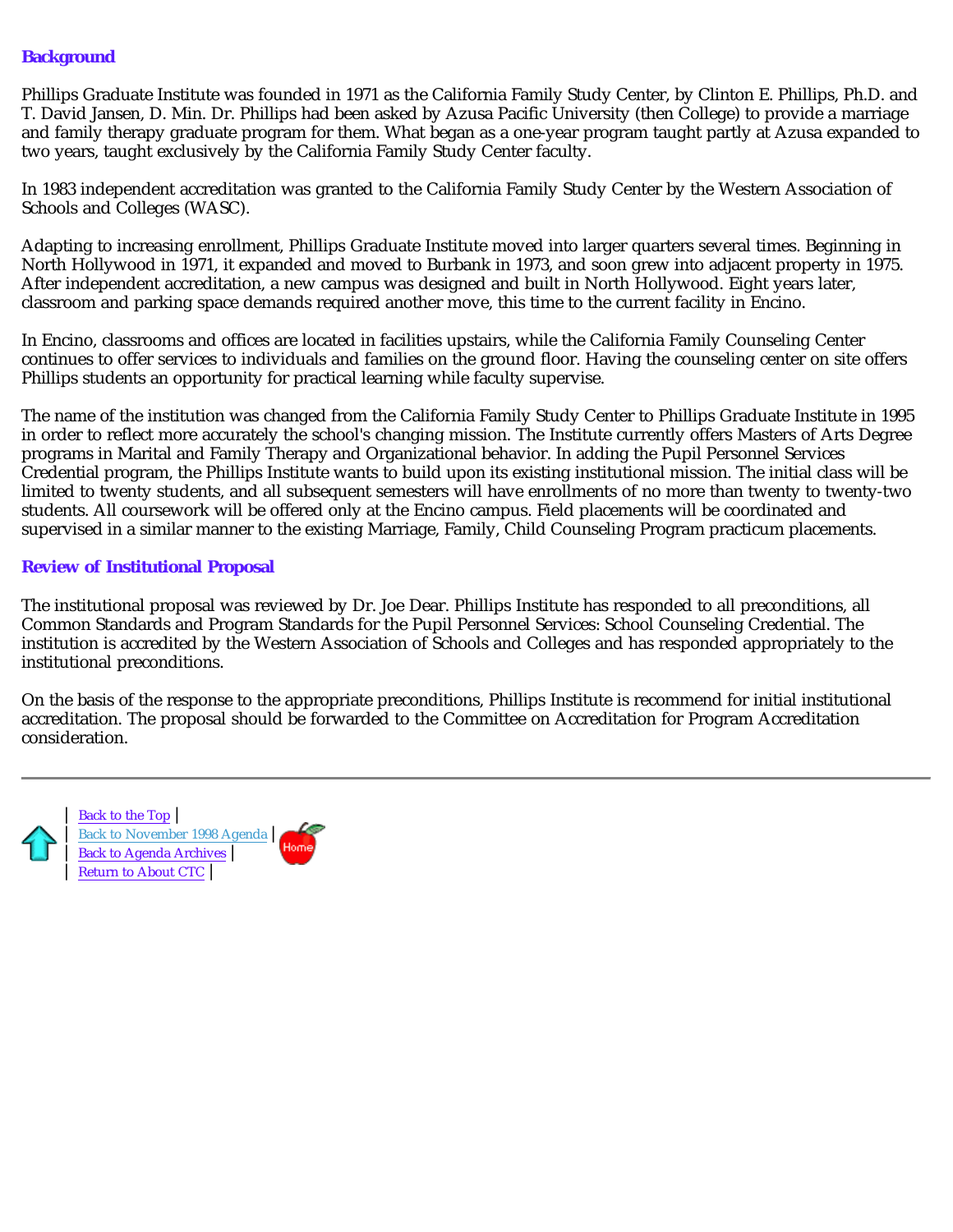### Background

Phillips Graduate Institute was founded in 1971 as the California Family Study Center, by Clinton E. Phillips, Ph.D. and T. David Jansen, D. Min. Dr. Phillips had been asked by Azusa Pacific University (then College) to provide a marriage and family therapy graduate program for them. What began as a one-year program taught partly at Azusa expanded to two years, taught exclusively by the California Family Study Center faculty.

In 1983 independent accreditation was granted to the California Family Study Center by the Western Association of Schools and Colleges (WASC).

Adapting to increasing enrollment, Phillips Graduate Institute moved into larger quarters several times. Beginning in North Hollywood in 1971, it expanded and moved to Burbank in 1973, and soon grew into adjacent property in 1975. After independent accreditation, a new campus was designed and built in North Hollywood. Eight years later, classroom and parking space demands required another move, this time to the current facility in Encino.

In Encino, classrooms and offices are located in facilities upstairs, while the California Family Counseling Center continues to offer services to individuals and families on the ground floor. Having the counseling center on site offers Phillips students an opportunity for practical learning while faculty supervise.

The name of the institution was changed from the California Family Study Center to Phillips Graduate Institute in 1995 in order to reflect more accurately the school's changing mission. The Institute currently offers Masters of Arts Degree programs in Marital and Family Therapy and Organizational behavior. In adding the Pupil Personnel Services Credential program, the Phillips Institute wants to build upon its existing institutional mission. The initial class will be limited to twenty students, and all subsequent semesters will have enrollments of no more than twenty to twenty-two students. All coursework will be offered only at the Encino campus. Field placements will be coordinated and supervised in a similar manner to the existing Marriage, Family, Child Counseling Program practicum placements.

### Review of Institutional Proposal

The institutional proposal was reviewed by Dr. Joe Dear. Phillips Institute has responded to all preconditions, all Common Standards and Program Standards for the Pupil Personnel Services: School Counseling Credential. The institution is accredited by the Western Association of Schools and Colleges and has responded appropriately to the institutional preconditions.

On the basis of the response to the appropriate preconditions, Phillips Institute is recommend for initial institutional accreditation. The proposal should be forwarded to the Committee on Accreditation for Program Accreditation consideration.

---

| Back to the Top |
| Back to November 1998 Agenda |
| Back to Agenda Archives |
| Return to About CTC |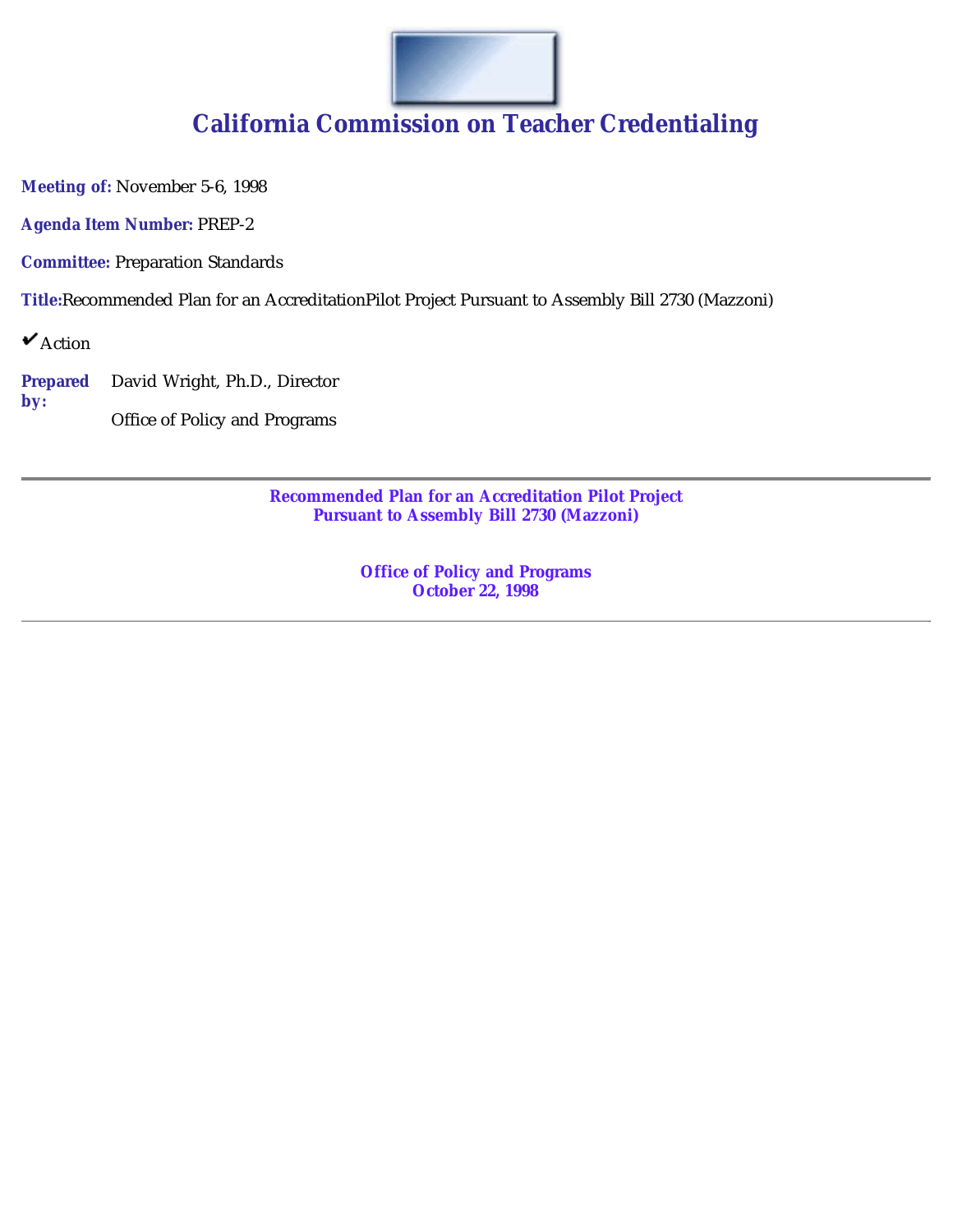# California Commission on Teacher Credentialing

**Meeting of:** November 5-6, 1998

**Agenda Item Number:** PREP-2

**Committee:** Preparation Standards

**Title:** Recommended Plan for an AccreditationPilot Project Pursuant to Assembly Bill 2730 (Mazzoni)

✔ Action

**Prepared by:** David Wright, Ph.D., Director

Office of Policy and Programs

---

**Recommended Plan for an Accreditation Pilot Project**
**Pursuant to Assembly Bill 2730 (Mazzoni)**

**Office of Policy and Programs**
**October 22, 1998**

---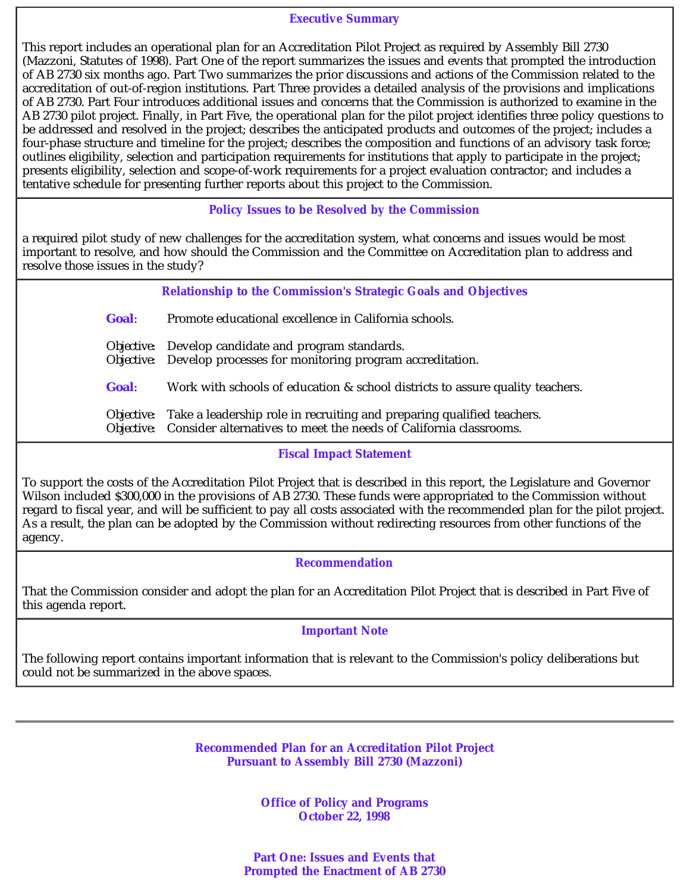### Executive Summary

This report includes an operational plan for an Accreditation Pilot Project as required by Assembly Bill 2730 (Mazzoni, Statutes of 1998). Part One of the report summarizes the issues and events that prompted the introduction of AB 2730 six months ago. Part Two summarizes the prior discussions and actions of the Commission related to the accreditation of out-of-region institutions. Part Three provides a detailed analysis of the provisions and implications of AB 2730. Part Four introduces additional issues and concerns that the Commission is authorized to examine in the AB 2730 pilot project. Finally, in Part Five, the operational plan for the pilot project identifies three policy questions to be addressed and resolved in the project; describes the anticipated products and outcomes of the project; includes a four-phase structure and timeline for the project; describes the composition and functions of an advisory task force; outlines eligibility, selection and participation requirements for institutions that apply to participate in the project; presents eligibility, selection and scope-of-work requirements for a project evaluation contractor; and includes a tentative schedule for presenting further reports about this project to the Commission.

### Policy Issues to be Resolved by the Commission

a required pilot study of new challenges for the accreditation system, what concerns and issues would be most important to resolve, and how should the Commission and the Committee on Accreditation plan to address and resolve those issues in the study?

### Relationship to the Commission's Strategic Goals and Objectives

**Goal**: Promote educational excellence in California schools.

*Objective*: Develop candidate and program standards.
*Objective*: Develop processes for monitoring program accreditation.

**Goal**: Work with schools of education & school districts to assure quality teachers.

*Objective*: Take a leadership role in recruiting and preparing qualified teachers.
*Objective*: Consider alternatives to meet the needs of California classrooms.

### Fiscal Impact Statement

To support the costs of the Accreditation Pilot Project that is described in this report, the Legislature and Governor Wilson included $300,000 in the provisions of AB 2730. These funds were appropriated to the Commission without regard to fiscal year, and will be sufficient to pay all costs associated with the recommended plan for the pilot project. As a result, the plan can be adopted by the Commission without redirecting resources from other functions of the agency.

### Recommendation

That the Commission consider and adopt the plan for an Accreditation Pilot Project that is described in Part Five of this agenda report.

### Important Note

The following report contains important information that is relevant to the Commission's policy deliberations but could not be summarized in the above spaces.

---

## Recommended Plan for an Accreditation Pilot Project Pursuant to Assembly Bill 2730 (Mazzoni)

**Office of Policy and Programs**
**October 22, 1998**

## Part One: Issues and Events that Prompted the Enactment of AB 2730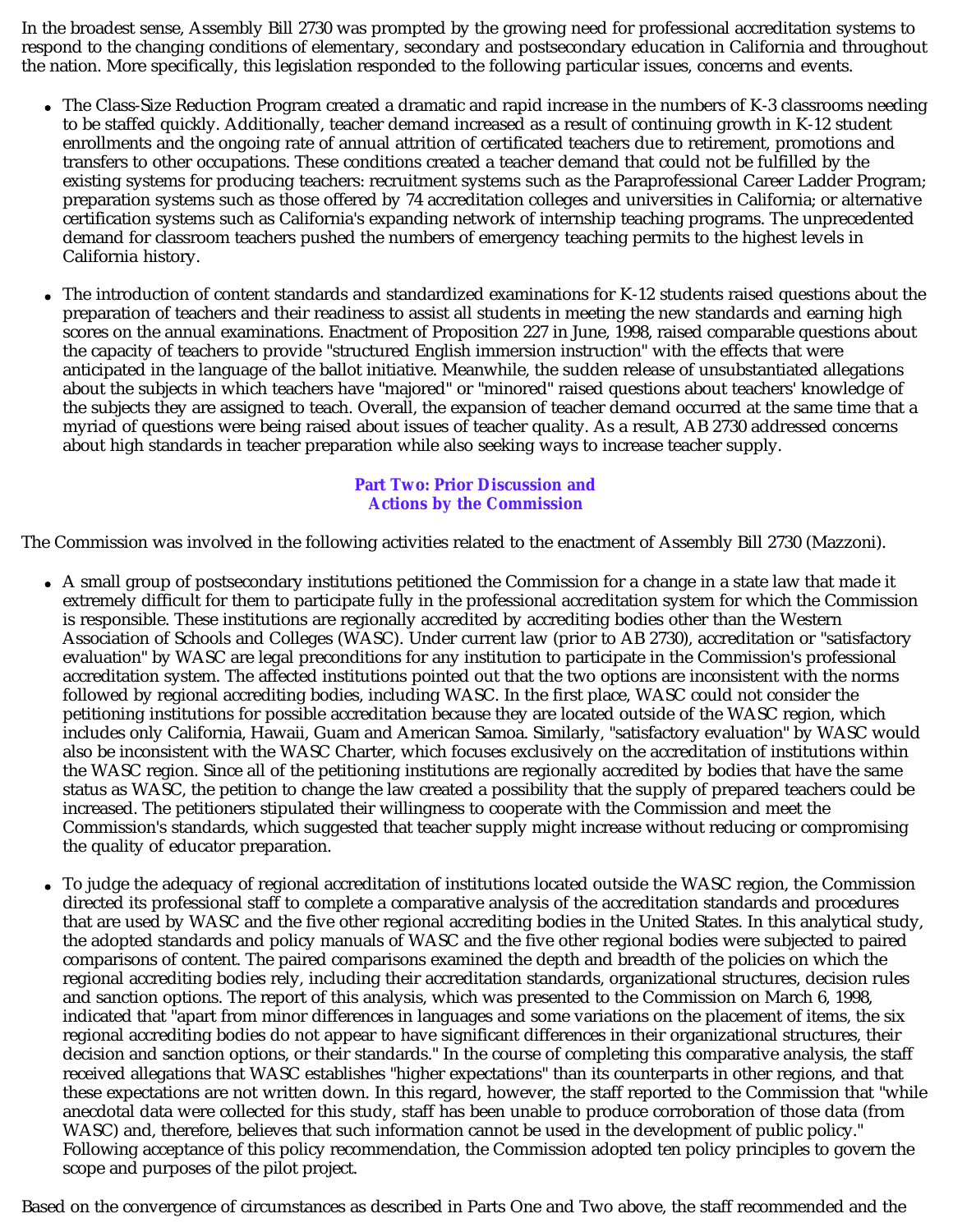In the broadest sense, Assembly Bill 2730 was prompted by the growing need for professional accreditation systems to respond to the changing conditions of elementary, secondary and postsecondary education in California and throughout the nation. More specifically, this legislation responded to the following particular issues, concerns and events.

- The Class-Size Reduction Program created a dramatic and rapid increase in the numbers of K-3 classrooms needing to be staffed quickly. Additionally, teacher demand increased as a result of continuing growth in K-12 student enrollments and the ongoing rate of annual attrition of certificated teachers due to retirement, promotions and transfers to other occupations. These conditions created a teacher demand that could not be fulfilled by the existing systems for producing teachers: recruitment systems such as the Paraprofessional Career Ladder Program; preparation systems such as those offered by 74 accreditation colleges and universities in California; or alternative certification systems such as California's expanding network of internship teaching programs. The unprecedented demand for classroom teachers pushed the numbers of emergency teaching permits to the highest levels in California history.

- The introduction of content standards and standardized examinations for K-12 students raised questions about the preparation of teachers and their readiness to assist all students in meeting the new standards and earning high scores on the annual examinations. Enactment of Proposition 227 in June, 1998, raised comparable questions about the capacity of teachers to provide "structured English immersion instruction" with the effects that were anticipated in the language of the ballot initiative. Meanwhile, the sudden release of unsubstantiated allegations about the subjects in which teachers have "majored" or "minored" raised questions about teachers' knowledge of the subjects they are assigned to teach. Overall, the expansion of teacher demand occurred at the same time that a myriad of questions were being raised about issues of teacher quality. As a result, AB 2730 addressed concerns about high standards in teacher preparation while also seeking ways to increase teacher supply.

## Part Two: Prior Discussion and Actions by the Commission

The Commission was involved in the following activities related to the enactment of Assembly Bill 2730 (Mazzoni).

- A small group of postsecondary institutions petitioned the Commission for a change in a state law that made it extremely difficult for them to participate fully in the professional accreditation system for which the Commission is responsible. These institutions are regionally accredited by accrediting bodies other than the Western Association of Schools and Colleges (WASC). Under current law (prior to AB 2730), accreditation or "satisfactory evaluation" by WASC are legal preconditions for any institution to participate in the Commission's professional accreditation system. The affected institutions pointed out that the two options are inconsistent with the norms followed by regional accrediting bodies, including WASC. In the first place, WASC could not consider the petitioning institutions for possible accreditation because they are located outside of the WASC region, which includes only California, Hawaii, Guam and American Samoa. Similarly, "satisfactory evaluation" by WASC would also be inconsistent with the WASC Charter, which focuses exclusively on the accreditation of institutions within the WASC region. Since all of the petitioning institutions are regionally accredited by bodies that have the same status as WASC, the petition to change the law created a possibility that the supply of prepared teachers could be increased. The petitioners stipulated their willingness to cooperate with the Commission and meet the Commission's standards, which suggested that teacher supply might increase without reducing or compromising the quality of educator preparation.

- To judge the adequacy of regional accreditation of institutions located outside the WASC region, the Commission directed its professional staff to complete a comparative analysis of the accreditation standards and procedures that are used by WASC and the five other regional accrediting bodies in the United States. In this analytical study, the adopted standards and policy manuals of WASC and the five other regional bodies were subjected to paired comparisons of content. The paired comparisons examined the depth and breadth of the policies on which the regional accrediting bodies rely, including their accreditation standards, organizational structures, decision rules and sanction options. The report of this analysis, which was presented to the Commission on March 6, 1998, indicated that "apart from minor differences in languages and some variations on the placement of items, the six regional accrediting bodies do not appear to have significant differences in their organizational structures, their decision and sanction options, or their standards." In the course of completing this comparative analysis, the staff received allegations that WASC establishes "higher expectations" than its counterparts in other regions, and that these expectations are not written down. In this regard, however, the staff reported to the Commission that "while anecdotal data were collected for this study, staff has been unable to produce corroboration of those data (from WASC) and, therefore, believes that such information cannot be used in the development of public policy." Following acceptance of this policy recommendation, the Commission adopted ten policy principles to govern the scope and purposes of the pilot project.

Based on the convergence of circumstances as described in Parts One and Two above, the staff recommended and the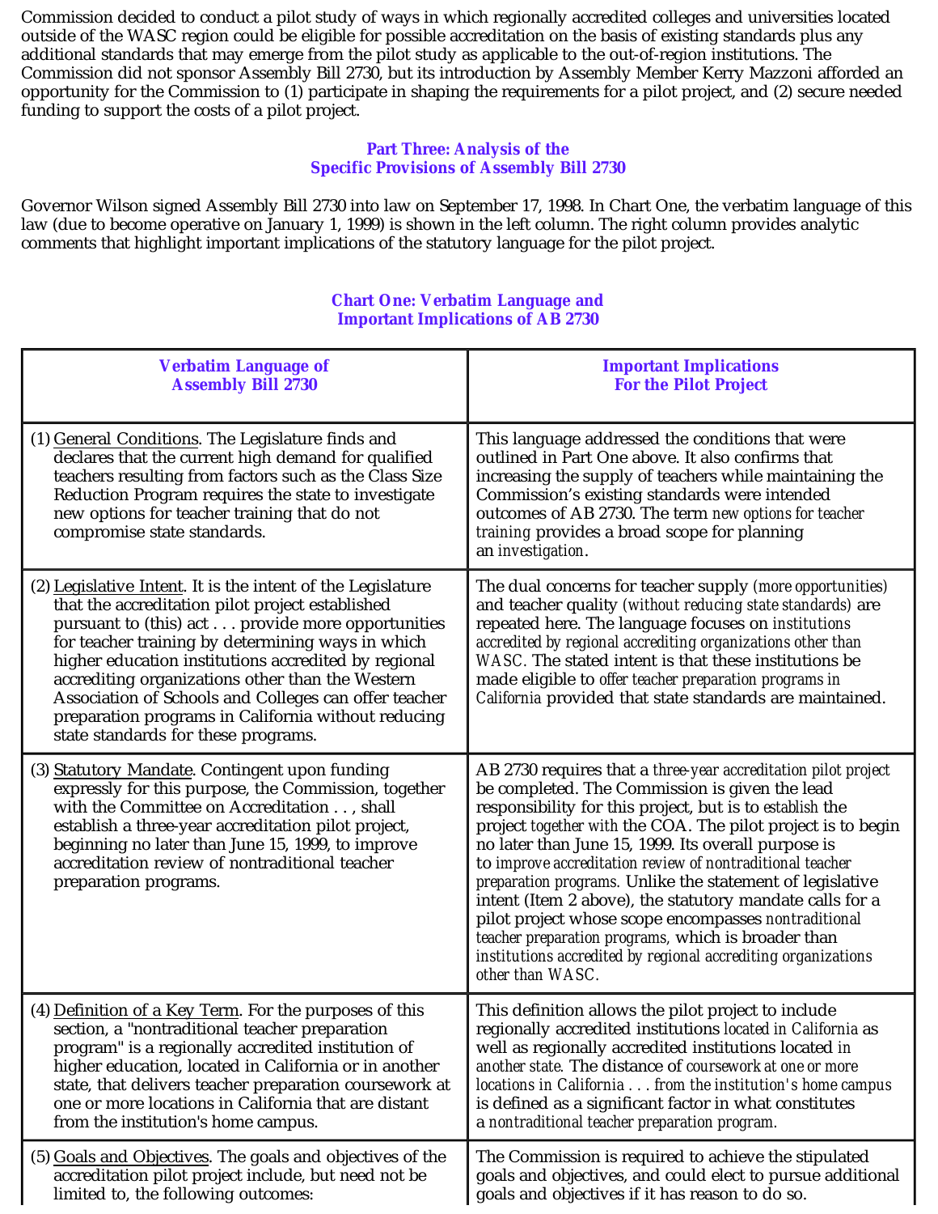Commission decided to conduct a pilot study of ways in which regionally accredited colleges and universities located outside of the WASC region could be eligible for possible accreditation on the basis of existing standards plus any additional standards that may emerge from the pilot study as applicable to the out-of-region institutions. The Commission did not sponsor Assembly Bill 2730, but its introduction by Assembly Member Kerry Mazzoni afforded an opportunity for the Commission to (1) participate in shaping the requirements for a pilot project, and (2) secure needed funding to support the costs of a pilot project.

## Part Three: Analysis of the Specific Provisions of Assembly Bill 2730

Governor Wilson signed Assembly Bill 2730 into law on September 17, 1998. In Chart One, the verbatim language of this law (due to become operative on January 1, 1999) is shown in the left column. The right column provides analytic comments that highlight important implications of the statutory language for the pilot project.

### Chart One: Verbatim Language and Important Implications of AB 2730

| Verbatim Language of Assembly Bill 2730 | Important Implications For the Pilot Project |
|---|---|
| (1) General Conditions. The Legislature finds and declares that the current high demand for qualified teachers resulting from factors such as the Class Size Reduction Program requires the state to investigate new options for teacher training that do not compromise state standards. | This language addressed the conditions that were outlined in Part One above. It also confirms that increasing the supply of teachers while maintaining the Commission's existing standards were intended outcomes of AB 2730. The term *new options for teacher training* provides a broad scope for planning an *investigation*. |
| (2) Legislative Intent. It is the intent of the Legislature that the accreditation pilot project established pursuant to (this) act . . . provide more opportunities for teacher training by determining ways in which higher education institutions accredited by regional accrediting organizations other than the Western Association of Schools and Colleges can offer teacher preparation programs in California without reducing state standards for these programs. | The dual concerns for teacher supply *(more opportunities)* and teacher quality *(without reducing state standards)* are repeated here. The language focuses on *institutions accredited by regional accrediting organizations other than WASC*. The stated intent is that these institutions be made eligible to *offer teacher preparation programs in California* provided that state standards are maintained. |
| (3) Statutory Mandate. Contingent upon funding expressly for this purpose, the Commission, together with the Committee on Accreditation . . , shall establish a three-year accreditation pilot project, beginning no later than June 15, 1999, to improve accreditation review of nontraditional teacher preparation programs. | AB 2730 requires that a *three-year accreditation pilot project* be completed. The Commission is given the lead responsibility for this project, but is to *establish* the project *together with* the COA. The pilot project is to begin no later than June 15, 1999. Its overall purpose is to *improve accreditation review of nontraditional teacher preparation programs.* Unlike the statement of legislative intent (Item 2 above), the statutory mandate calls for a pilot project whose scope encompasses *nontraditional teacher preparation programs,* which is broader than *institutions accredited by regional accrediting organizations other than WASC.* |
| (4) Definition of a Key Term. For the purposes of this section, a "nontraditional teacher preparation program" is a regionally accredited institution of higher education, located in California or in another state, that delivers teacher preparation coursework at one or more locations in California that are distant from the institution's home campus. | This definition allows the pilot project to include regionally accredited institutions *located in California* as well as regionally accredited institutions located in *another state.* The distance of *coursework at one or more locations in California . . . from the institution's home campus* is defined as a significant factor in what constitutes a *nontraditional teacher preparation program.* |
| (5) Goals and Objectives. The goals and objectives of the accreditation pilot project include, but need not be limited to, the following outcomes: | The Commission is required to achieve the stipulated goals and objectives, and could elect to pursue additional goals and objectives if it has reason to do so. |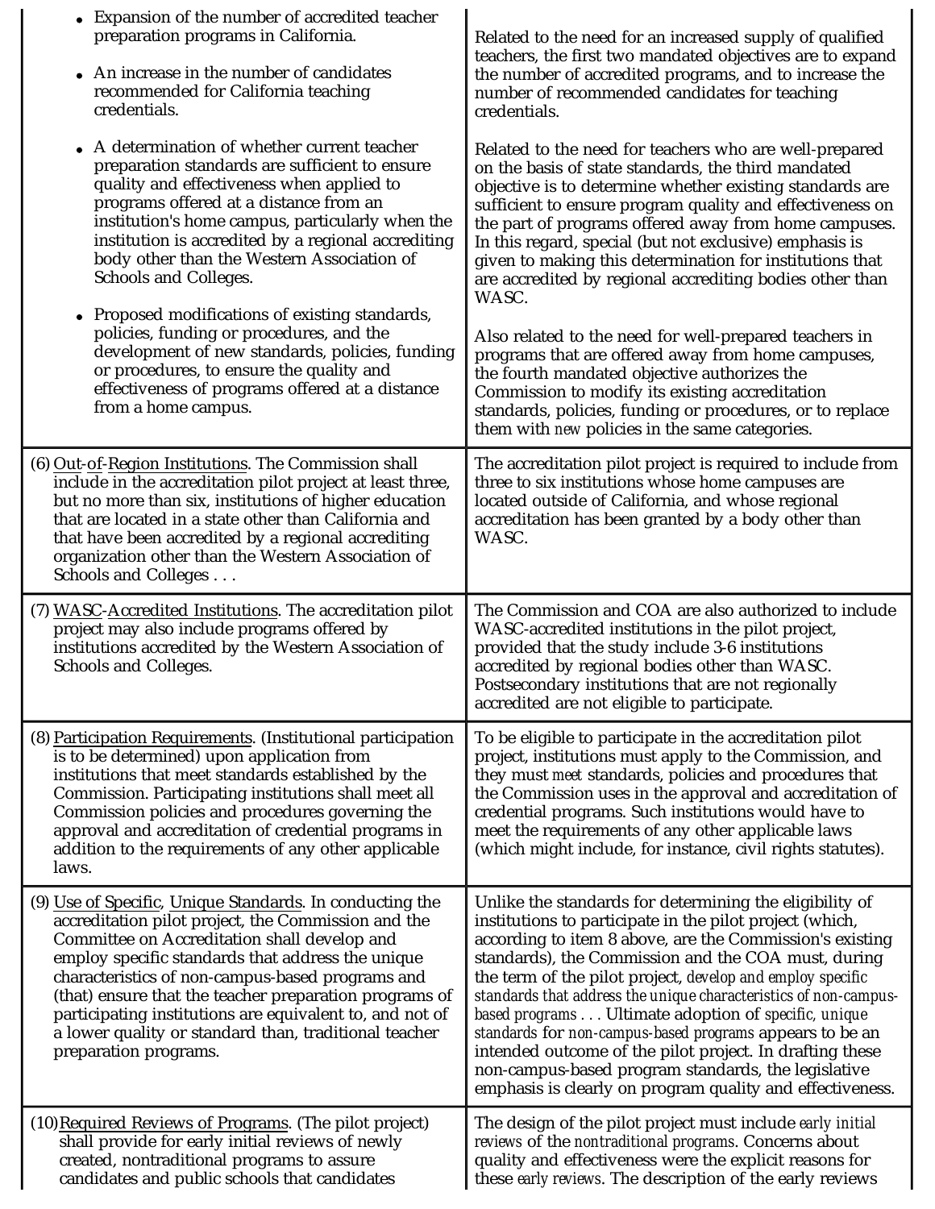| | |
|---|---|
| • Expansion of the number of accredited teacher preparation programs in California.<br><br>• An increase in the number of candidates recommended for California teaching credentials.<br><br>• A determination of whether current teacher preparation standards are sufficient to ensure quality and effectiveness when applied to programs offered at a distance from an institution's home campus, particularly when the institution is accredited by a regional accrediting body other than the Western Association of Schools and Colleges.<br><br>• Proposed modifications of existing standards, policies, funding or procedures, and the development of new standards, policies, funding or procedures, to ensure the quality and effectiveness of programs offered at a distance from a home campus. | Related to the need for an increased supply of qualified teachers, the first two mandated objectives are to expand the number of accredited programs, and to increase the number of recommended candidates for teaching credentials.<br><br>Related to the need for teachers who are well-prepared on the basis of state standards, the third mandated objective is to determine whether existing standards are sufficient to ensure program quality and effectiveness on the part of programs offered away from home campuses. In this regard, special (but not exclusive) emphasis is given to making this determination for institutions that are accredited by regional accrediting bodies other than WASC.<br><br>Also related to the need for well-prepared teachers in programs that are offered away from home campuses, the fourth mandated objective authorizes the Commission to modify its existing accreditation standards, policies, funding or procedures, or to replace them with *new* policies in the same categories. |
| (6) <u>Out-of-Region Institutions</u>. The Commission shall include in the accreditation pilot project at least three, but no more than six, institutions of higher education that are located in a state other than California and that have been accredited by a regional accrediting organization other than the Western Association of Schools and Colleges . . . | The accreditation pilot project is required to include from three to six institutions whose home campuses are located outside of California, and whose regional accreditation has been granted by a body other than WASC. |
| (7) <u>WASC-Accredited Institutions</u>. The accreditation pilot project may also include programs offered by institutions accredited by the Western Association of Schools and Colleges. | The Commission and COA are also authorized to include WASC-accredited institutions in the pilot project, provided that the study include 3-6 institutions accredited by regional bodies other than WASC. Postsecondary institutions that are not regionally accredited are not eligible to participate. |
| (8) <u>Participation Requirements</u>. (Institutional participation is to be determined) upon application from institutions that meet standards established by the Commission. Participating institutions shall meet all Commission policies and procedures governing the approval and accreditation of credential programs in addition to the requirements of any other applicable laws. | To be eligible to participate in the accreditation pilot project, institutions must apply to the Commission, and they must *meet* standards, policies and procedures that the Commission uses in the approval and accreditation of credential programs. Such institutions would have to meet the requirements of any other applicable laws (which might include, for instance, civil rights statutes). |
| (9) <u>Use of Specific, Unique Standards</u>. In conducting the accreditation pilot project, the Commission and the Committee on Accreditation shall develop and employ specific standards that address the unique characteristics of non-campus-based programs and (that) ensure that the teacher preparation programs of participating institutions are equivalent to, and not of a lower quality or standard than, traditional teacher preparation programs. | Unlike the standards for determining the eligibility of institutions to participate in the pilot project (which, according to item 8 above, are the Commission's existing standards), the Commission and the COA must, during the term of the pilot project, *develop and employ specific standards that address the unique characteristics of non-campus-based programs* . . . Ultimate adoption of *specific, unique standards* for *non-campus-based programs* appears to be an intended outcome of the pilot project. In drafting these non-campus-based program standards, the legislative emphasis is clearly on program quality and effectiveness. |
| (10) <u>Required Reviews of Programs</u>. (The pilot project) shall provide for early initial reviews of newly created, nontraditional programs to assure candidates and public schools that candidates | The design of the pilot project must include *early initial reviews* of the *nontraditional programs*. Concerns about quality and effectiveness were the explicit reasons for these *early reviews*. The description of the early reviews |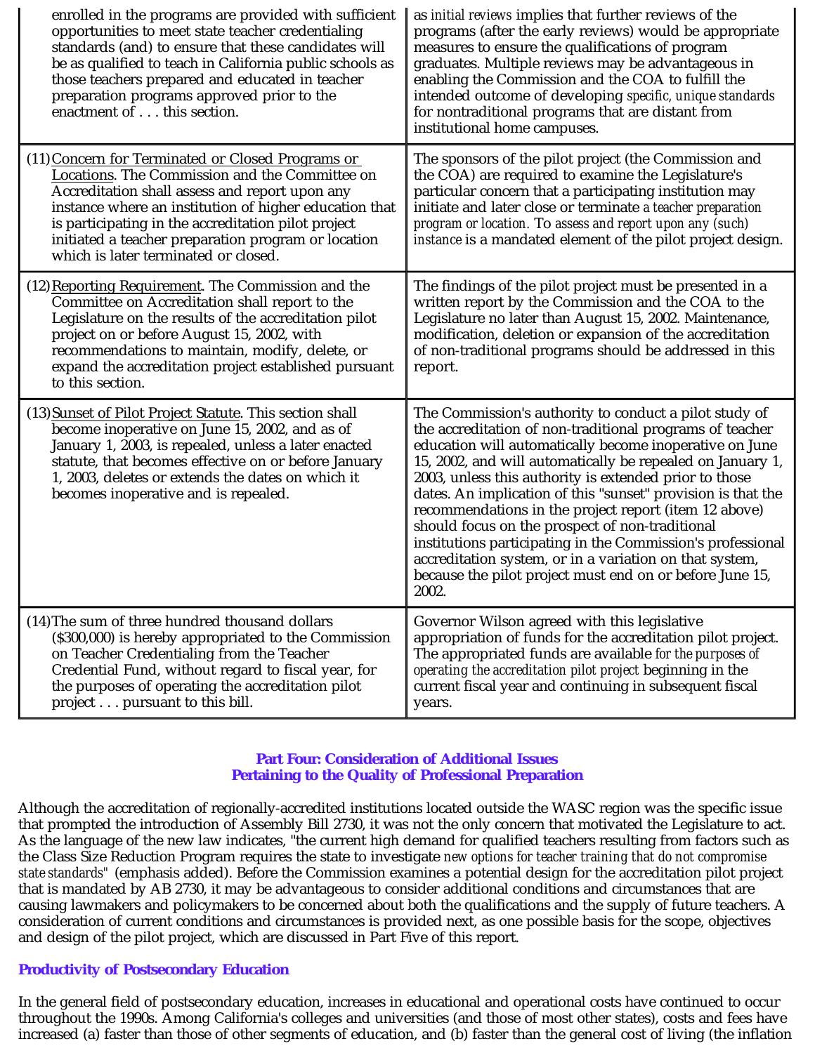| | |
|---|---|
| enrolled in the programs are provided with sufficient opportunities to meet state teacher credentialing standards (and) to ensure that these candidates will be as qualified to teach in California public schools as those teachers prepared and educated in teacher preparation programs approved prior to the enactment of . . . this section. | as *initial reviews* implies that further reviews of the programs (after the early reviews) would be appropriate measures to ensure the qualifications of program graduates. Multiple reviews may be advantageous in enabling the Commission and the COA to fulfill the intended outcome of developing *specific, unique standards* for nontraditional programs that are distant from institutional home campuses. |
| (11) Concern for Terminated or Closed Programs or Locations. The Commission and the Committee on Accreditation shall assess and report upon any instance where an institution of higher education that is participating in the accreditation pilot project initiated a teacher preparation program or location which is later terminated or closed. | The sponsors of the pilot project (the Commission and the COA) are required to examine the Legislature's particular concern that a participating institution may initiate and later close or terminate *a teacher preparation program or location. To assess and report upon any (such) instance* is a mandated element of the pilot project design. |
| (12) Reporting Requirement. The Commission and the Committee on Accreditation shall report to the Legislature on the results of the accreditation pilot project on or before August 15, 2002, with recommendations to maintain, modify, delete, or expand the accreditation project established pursuant to this section. | The findings of the pilot project must be presented in a written report by the Commission and the COA to the Legislature no later than August 15, 2002. Maintenance, modification, deletion or expansion of the accreditation of non-traditional programs should be addressed in this report. |
| (13) Sunset of Pilot Project Statute. This section shall become inoperative on June 15, 2002, and as of January 1, 2003, is repealed, unless a later enacted statute, that becomes effective on or before January 1, 2003, deletes or extends the dates on which it becomes inoperative and is repealed. | The Commission's authority to conduct a pilot study of the accreditation of non-traditional programs of teacher education will automatically become inoperative on June 15, 2002, and will automatically be repealed on January 1, 2003, unless this authority is extended prior to those dates. An implication of this "sunset" provision is that the recommendations in the project report (item 12 above) should focus on the prospect of non-traditional institutions participating in the Commission's professional accreditation system, or in a variation on that system, because the pilot project must end on or before June 15, 2002. |
| (14) The sum of three hundred thousand dollars ($300,000) is hereby appropriated to the Commission on Teacher Credentialing from the Teacher Credential Fund, without regard to fiscal year, for the purposes of operating the accreditation pilot project . . . pursuant to this bill. | Governor Wilson agreed with this legislative appropriation of funds for the accreditation pilot project. The appropriated funds are available *for the purposes of operating the accreditation pilot project* beginning in the current fiscal year and continuing in subsequent fiscal years. |

## Part Four: Consideration of Additional Issues Pertaining to the Quality of Professional Preparation

Although the accreditation of regionally-accredited institutions located outside the WASC region was the specific issue that prompted the introduction of Assembly Bill 2730, it was not the only concern that motivated the Legislature to act. As the language of the new law indicates, "the current high demand for qualified teachers resulting from factors such as the Class Size Reduction Program requires the state to investigate *new options for teacher training that do not compromise state standards*" (emphasis added). Before the Commission examines a potential design for the accreditation pilot project that is mandated by AB 2730, it may be advantageous to consider additional conditions and circumstances that are causing lawmakers and policymakers to be concerned about both the qualifications and the supply of future teachers. A consideration of current conditions and circumstances is provided next, as one possible basis for the scope, objectives and design of the pilot project, which are discussed in Part Five of this report.

### Productivity of Postsecondary Education

In the general field of postsecondary education, increases in educational and operational costs have continued to occur throughout the 1990s. Among California's colleges and universities (and those of most other states), costs and fees have increased (a) faster than those of other segments of education, and (b) faster than the general cost of living (the inflation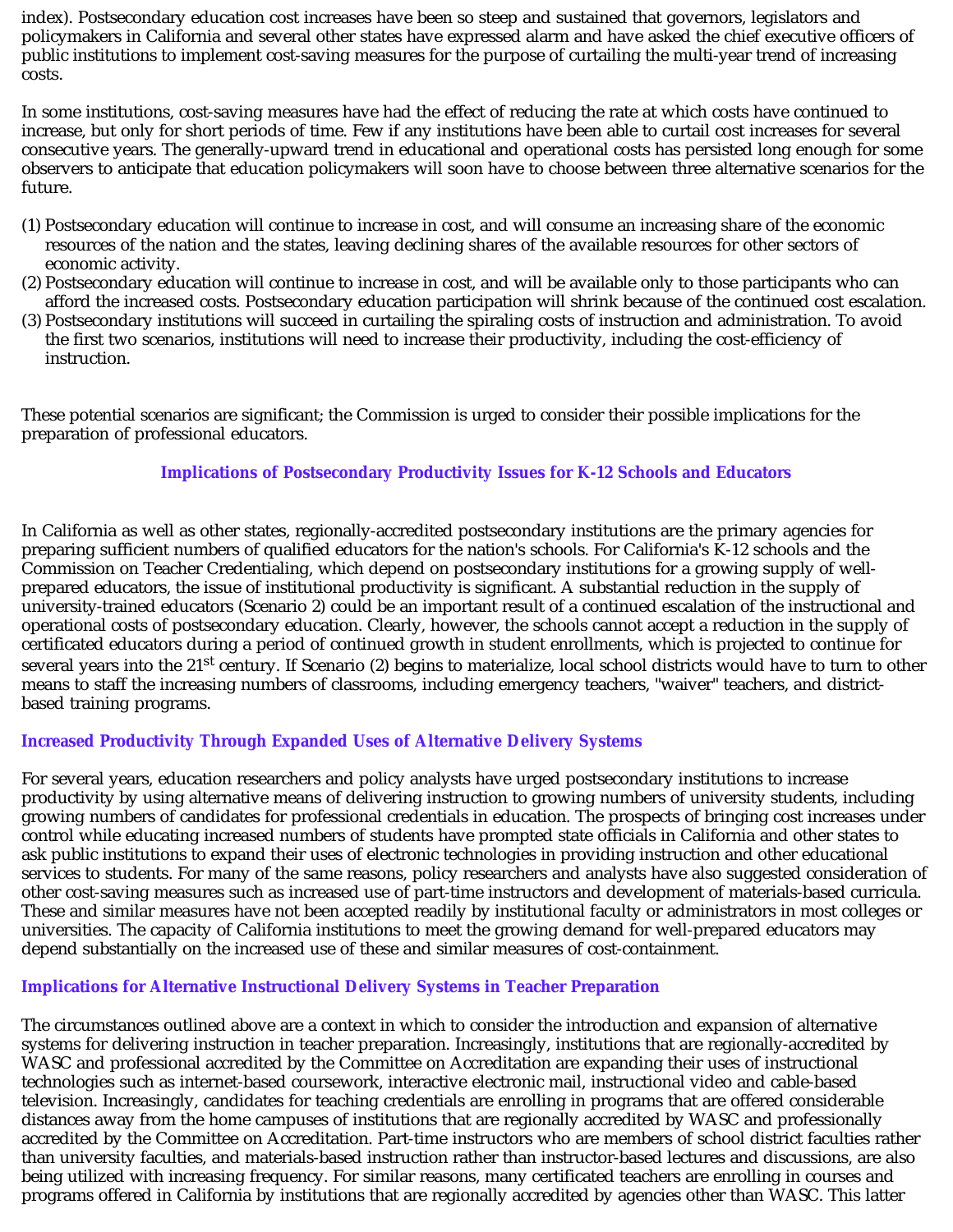index). Postsecondary education cost increases have been so steep and sustained that governors, legislators and policymakers in California and several other states have expressed alarm and have asked the chief executive officers of public institutions to implement cost-saving measures for the purpose of curtailing the multi-year trend of increasing costs.

In some institutions, cost-saving measures have had the effect of reducing the rate at which costs have continued to increase, but only for short periods of time. Few if any institutions have been able to curtail cost increases for several consecutive years. The generally-upward trend in educational and operational costs has persisted long enough for some observers to anticipate that education policymakers will soon have to choose between three alternative scenarios for the future.

(1) Postsecondary education will continue to increase in cost, and will consume an increasing share of the economic resources of the nation and the states, leaving declining shares of the available resources for other sectors of economic activity.
(2) Postsecondary education will continue to increase in cost, and will be available only to those participants who can afford the increased costs. Postsecondary education participation will shrink because of the continued cost escalation.
(3) Postsecondary institutions will succeed in curtailing the spiraling costs of instruction and administration. To avoid the first two scenarios, institutions will need to increase their productivity, including the cost-efficiency of instruction.

These potential scenarios are significant; the Commission is urged to consider their possible implications for the preparation of professional educators.

## Implications of Postsecondary Productivity Issues for K-12 Schools and Educators

In California as well as other states, regionally-accredited postsecondary institutions are the primary agencies for preparing sufficient numbers of qualified educators for the nation's schools. For California's K-12 schools and the Commission on Teacher Credentialing, which depend on postsecondary institutions for a growing supply of well-prepared educators, the issue of institutional productivity is significant. A substantial reduction in the supply of university-trained educators (Scenario 2) could be an important result of a continued escalation of the instructional and operational costs of postsecondary education. Clearly, however, the schools cannot accept a reduction in the supply of certificated educators during a period of continued growth in student enrollments, which is projected to continue for several years into the 21st century. If Scenario (2) begins to materialize, local school districts would have to turn to other means to staff the increasing numbers of classrooms, including emergency teachers, "waiver" teachers, and district-based training programs.

### Increased Productivity Through Expanded Uses of Alternative Delivery Systems

For several years, education researchers and policy analysts have urged postsecondary institutions to increase productivity by using alternative means of delivering instruction to growing numbers of university students, including growing numbers of candidates for professional credentials in education. The prospects of bringing cost increases under control while educating increased numbers of students have prompted state officials in California and other states to ask public institutions to expand their uses of electronic technologies in providing instruction and other educational services to students. For many of the same reasons, policy researchers and analysts have also suggested consideration of other cost-saving measures such as increased use of part-time instructors and development of materials-based curricula. These and similar measures have not been accepted readily by institutional faculty or administrators in most colleges or universities. The capacity of California institutions to meet the growing demand for well-prepared educators may depend substantially on the increased use of these and similar measures of cost-containment.

### Implications for Alternative Instructional Delivery Systems in Teacher Preparation

The circumstances outlined above are a context in which to consider the introduction and expansion of alternative systems for delivering instruction in teacher preparation. Increasingly, institutions that are regionally-accredited by WASC and professional accredited by the Committee on Accreditation are expanding their uses of instructional technologies such as internet-based coursework, interactive electronic mail, instructional video and cable-based television. Increasingly, candidates for teaching credentials are enrolling in programs that are offered considerable distances away from the home campuses of institutions that are regionally accredited by WASC and professionally accredited by the Committee on Accreditation. Part-time instructors who are members of school district faculties rather than university faculties, and materials-based instruction rather than instructor-based lectures and discussions, are also being utilized with increasing frequency. For similar reasons, many certificated teachers are enrolling in courses and programs offered in California by institutions that are regionally accredited by agencies other than WASC. This latter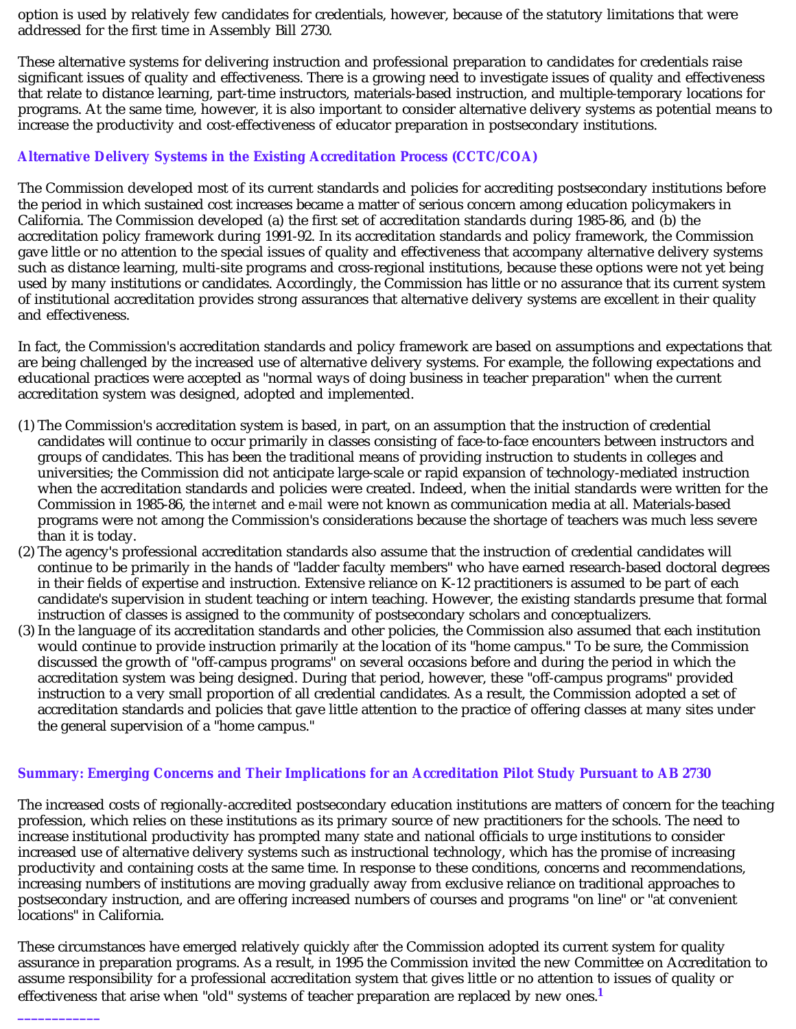option is used by relatively few candidates for credentials, however, because of the statutory limitations that were addressed for the first time in Assembly Bill 2730.

These alternative systems for delivering instruction and professional preparation to candidates for credentials raise significant issues of quality and effectiveness. There is a growing need to investigate issues of quality and effectiveness that relate to distance learning, part-time instructors, materials-based instruction, and multiple-temporary locations for programs. At the same time, however, it is also important to consider alternative delivery systems as potential means to increase the productivity and cost-effectiveness of educator preparation in postsecondary institutions.

### Alternative Delivery Systems in the Existing Accreditation Process (CCTC/COA)

The Commission developed most of its current standards and policies for accrediting postsecondary institutions before the period in which sustained cost increases became a matter of serious concern among education policymakers in California. The Commission developed (a) the first set of accreditation standards during 1985-86, and (b) the accreditation policy framework during 1991-92. In its accreditation standards and policy framework, the Commission gave little or no attention to the special issues of quality and effectiveness that accompany alternative delivery systems such as distance learning, multi-site programs and cross-regional institutions, because these options were not yet being used by many institutions or candidates. Accordingly, the Commission has little or no assurance that its current system of institutional accreditation provides strong assurances that alternative delivery systems are excellent in their quality and effectiveness.

In fact, the Commission's accreditation standards and policy framework are based on assumptions and expectations that are being challenged by the increased use of alternative delivery systems. For example, the following expectations and educational practices were accepted as "normal ways of doing business in teacher preparation" when the current accreditation system was designed, adopted and implemented.

(1) The Commission's accreditation system is based, in part, on an assumption that the instruction of credential candidates will continue to occur primarily in classes consisting of face-to-face encounters between instructors and groups of candidates. This has been the traditional means of providing instruction to students in colleges and universities; the Commission did not anticipate large-scale or rapid expansion of technology-mediated instruction when the accreditation standards and policies were created. Indeed, when the initial standards were written for the Commission in 1985-86, the *internet* and *e-mail* were not known as communication media at all. Materials-based programs were not among the Commission's considerations because the shortage of teachers was much less severe than it is today.

(2) The agency's professional accreditation standards also assume that the instruction of credential candidates will continue to be primarily in the hands of "ladder faculty members" who have earned research-based doctoral degrees in their fields of expertise and instruction. Extensive reliance on K-12 practitioners is assumed to be part of each candidate's supervision in student teaching or intern teaching. However, the existing standards presume that formal instruction of classes is assigned to the community of postsecondary scholars and conceptualizers.

(3) In the language of its accreditation standards and other policies, the Commission also assumed that each institution would continue to provide instruction primarily at the location of its "home campus." To be sure, the Commission discussed the growth of "off-campus programs" on several occasions before and during the period in which the accreditation system was being designed. During that period, however, these "off-campus programs" provided instruction to a very small proportion of all credential candidates. As a result, the Commission adopted a set of accreditation standards and policies that gave little attention to the practice of offering classes at many sites under the general supervision of a "home campus."

### Summary: Emerging Concerns and Their Implications for an Accreditation Pilot Study Pursuant to AB 2730

The increased costs of regionally-accredited postsecondary education institutions are matters of concern for the teaching profession, which relies on these institutions as its primary source of new practitioners for the schools. The need to increase institutional productivity has prompted many state and national officials to urge institutions to consider increased use of alternative delivery systems such as instructional technology, which has the promise of increasing productivity and containing costs at the same time. In response to these conditions, concerns and recommendations, increasing numbers of institutions are moving gradually away from exclusive reliance on traditional approaches to postsecondary instruction, and are offering increased numbers of courses and programs "on line" or "at convenient locations" in California.

These circumstances have emerged relatively quickly *after* the Commission adopted its current system for quality assurance in preparation programs. As a result, in 1995 the Commission invited the new Committee on Accreditation to assume responsibility for a professional accreditation system that gives little or no attention to issues of quality or effectiveness that arise when "old" systems of teacher preparation are replaced by new ones.[1]

___________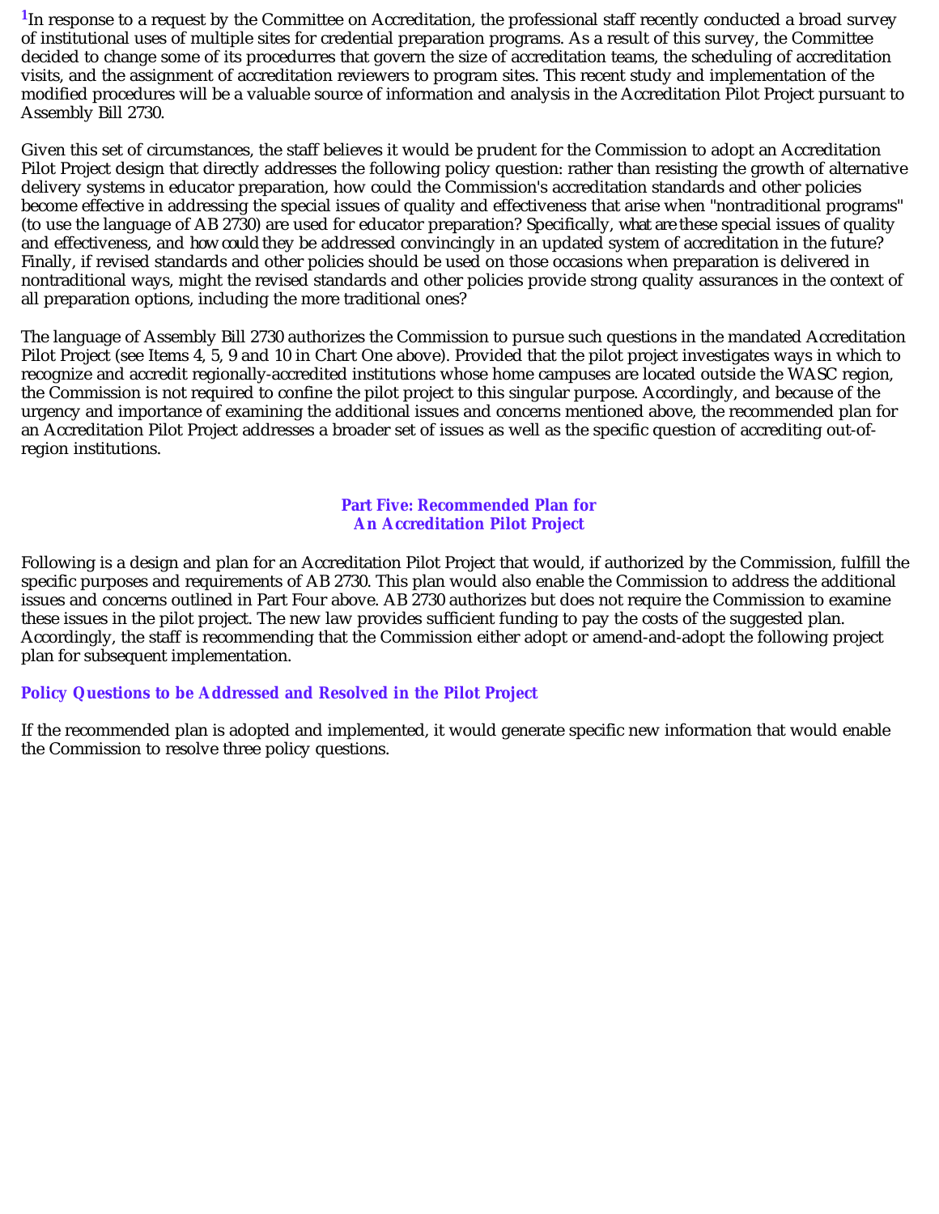[1]In response to a request by the Committee on Accreditation, the professional staff recently conducted a broad survey of institutional uses of multiple sites for credential preparation programs. As a result of this survey, the Committee decided to change some of its procedurres that govern the size of accreditation teams, the scheduling of accreditation visits, and the assignment of accreditation reviewers to program sites. This recent study and implementation of the modified procedures will be a valuable source of information and analysis in the Accreditation Pilot Project pursuant to Assembly Bill 2730.

Given this set of circumstances, the staff believes it would be prudent for the Commission to adopt an Accreditation Pilot Project design that directly addresses the following policy question: rather than resisting the growth of alternative delivery systems in educator preparation, how could the Commission's accreditation standards and other policies become effective in addressing the special issues of quality and effectiveness that arise when "nontraditional programs" (to use the language of AB 2730) are used for educator preparation? Specifically, *what are* these special issues of quality and effectiveness, and *how could* they be addressed convincingly in an updated system of accreditation in the future? Finally, if revised standards and other policies should be used on those occasions when preparation is delivered in nontraditional ways, might the revised standards and other policies provide strong quality assurances in the context of all preparation options, including the more traditional ones?

The language of Assembly Bill 2730 authorizes the Commission to pursue such questions in the mandated Accreditation Pilot Project (see Items 4, 5, 9 and 10 in Chart One above). Provided that the pilot project investigates ways in which to recognize and accredit regionally-accredited institutions whose home campuses are located outside the WASC region, the Commission is not required to confine the pilot project to this singular purpose. Accordingly, and because of the urgency and importance of examining the additional issues and concerns mentioned above, the recommended plan for an Accreditation Pilot Project addresses a broader set of issues as well as the specific question of accrediting out-of-region institutions.

## Part Five: Recommended Plan for An Accreditation Pilot Project

Following is a design and plan for an Accreditation Pilot Project that would, if authorized by the Commission, fulfill the specific purposes and requirements of AB 2730. This plan would also enable the Commission to address the additional issues and concerns outlined in Part Four above. AB 2730 authorizes but does not require the Commission to examine these issues in the pilot project. The new law provides sufficient funding to pay the costs of the suggested plan. Accordingly, the staff is recommending that the Commission either adopt or amend-and-adopt the following project plan for subsequent implementation.

### Policy Questions to be Addressed and Resolved in the Pilot Project

If the recommended plan is adopted and implemented, it would generate specific new information that would enable the Commission to resolve three policy questions.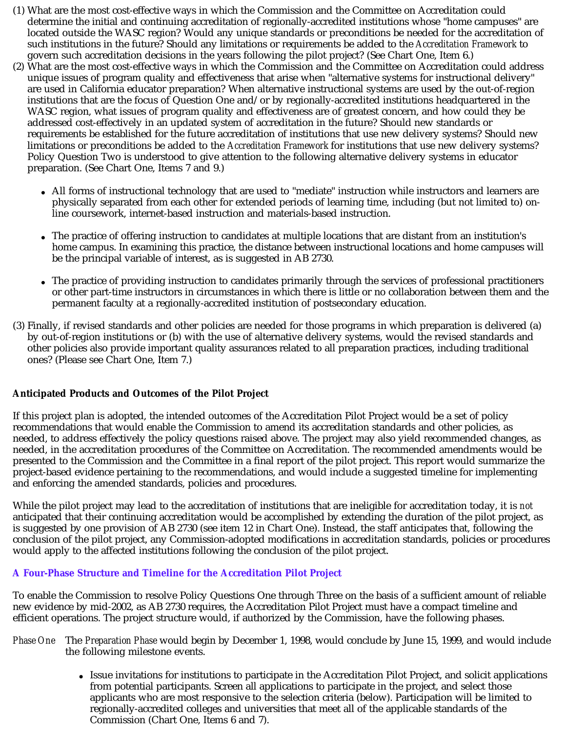(1) What are the most cost-effective ways in which the Commission and the Committee on Accreditation could determine the initial and continuing accreditation of regionally-accredited institutions whose "home campuses" are located outside the WASC region? Would any unique standards or preconditions be needed for the accreditation of such institutions in the future? Should any limitations or requirements be added to the *Accreditation Framework* to govern such accreditation decisions in the years following the pilot project? (See Chart One, Item 6.)

(2) What are the most cost-effective ways in which the Commission and the Committee on Accreditation could address unique issues of program quality and effectiveness that arise when "alternative systems for instructional delivery" are used in California educator preparation? When alternative instructional systems are used by the out-of-region institutions that are the focus of Question One and/or by regionally-accredited institutions headquartered in the WASC region, what issues of program quality and effectiveness are of greatest concern, and how could they be addressed cost-effectively in an updated system of accreditation in the future? Should new standards or requirements be established for the future accreditation of institutions that use new delivery systems? Should new limitations or preconditions be added to the *Accreditation Framework* for institutions that use new delivery systems? Policy Question Two is understood to give attention to the following alternative delivery systems in educator preparation. (See Chart One, Items 7 and 9.)

- All forms of instructional technology that are used to "mediate" instruction while instructors and learners are physically separated from each other for extended periods of learning time, including (but not limited to) on-line coursework, internet-based instruction and materials-based instruction.
- The practice of offering instruction to candidates at multiple locations that are distant from an institution's home campus. In examining this practice, the distance between instructional locations and home campuses will be the principal variable of interest, as is suggested in AB 2730.
- The practice of providing instruction to candidates primarily through the services of professional practitioners or other part-time instructors in circumstances in which there is little or no collaboration between them and the permanent faculty at a regionally-accredited institution of postsecondary education.

(3) Finally, if revised standards and other policies are needed for those programs in which preparation is delivered (a) by out-of-region institutions or (b) with the use of alternative delivery systems, would the revised standards and other policies also provide important quality assurances related to all preparation practices, including traditional ones? (Please see Chart One, Item 7.)

**Anticipated Products and Outcomes of the Pilot Project**

If this project plan is adopted, the intended outcomes of the Accreditation Pilot Project would be a set of policy recommendations that would enable the Commission to amend its accreditation standards and other policies, as needed, to address effectively the policy questions raised above. The project may also yield recommended changes, as needed, in the accreditation procedures of the Committee on Accreditation. The recommended amendments would be presented to the Commission and the Committee in a final report of the pilot project. This report would summarize the project-based evidence pertaining to the recommendations, and would include a suggested timeline for implementing and enforcing the amended standards, policies and procedures.

While the pilot project may lead to the accreditation of institutions that are ineligible for accreditation today, it is *not* anticipated that their continuing accreditation would be accomplished by extending the duration of the pilot project, as is suggested by one provision of AB 2730 (see item 12 in Chart One). Instead, the staff anticipates that, following the conclusion of the pilot project, any Commission-adopted modifications in accreditation standards, policies or procedures would apply to the affected institutions following the conclusion of the pilot project.

### A Four-Phase Structure and Timeline for the Accreditation Pilot Project

To enable the Commission to resolve Policy Questions One through Three on the basis of a sufficient amount of reliable new evidence by mid-2002, as AB 2730 requires, the Accreditation Pilot Project must have a compact timeline and efficient operations. The project structure would, if authorized by the Commission, have the following phases.

*Phase One* The *Preparation Phase* would begin by December 1, 1998, would conclude by June 15, 1999, and would include the following milestone events.

- Issue invitations for institutions to participate in the Accreditation Pilot Project, and solicit applications from potential participants. Screen all applications to participate in the project, and select those applicants who are most responsive to the selection criteria (below). Participation will be limited to regionally-accredited colleges and universities that meet all of the applicable standards of the Commission (Chart One, Items 6 and 7).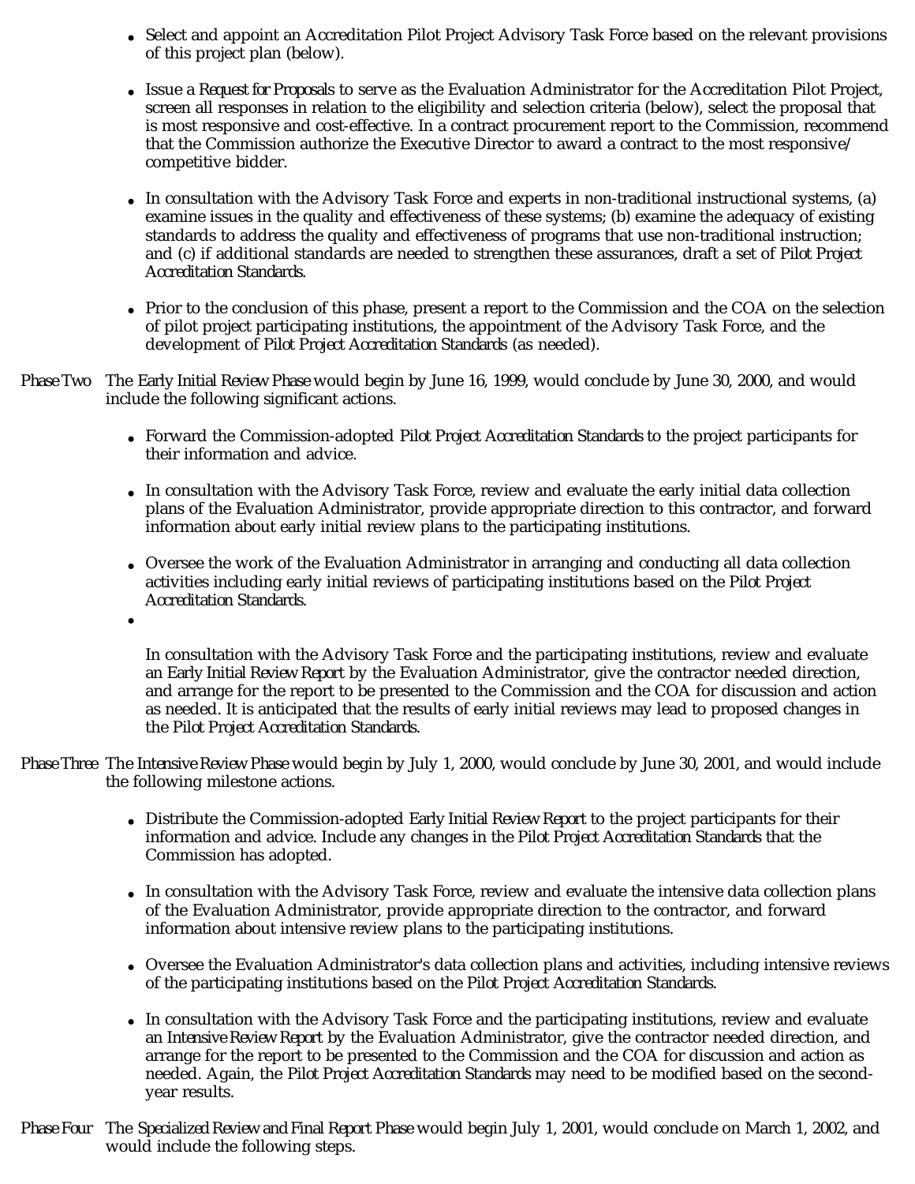- Select and appoint an Accreditation Pilot Project Advisory Task Force based on the relevant provisions of this project plan (below).

- Issue a *Request for Proposals* to serve as the Evaluation Administrator for the Accreditation Pilot Project, screen all responses in relation to the eligibility and selection criteria (below), select the proposal that is most responsive and cost-effective. In a contract procurement report to the Commission, recommend that the Commission authorize the Executive Director to award a contract to the most responsive/ competitive bidder.

- In consultation with the Advisory Task Force and experts in non-traditional instructional systems, (a) examine issues in the quality and effectiveness of these systems; (b) examine the adequacy of existing standards to address the quality and effectiveness of programs that use non-traditional instruction; and (c) if additional standards are needed to strengthen these assurances, draft a set of *Pilot Project Accreditation Standards*.

- Prior to the conclusion of this phase, present a report to the Commission and the COA on the selection of pilot project participating institutions, the appointment of the Advisory Task Force, and the development of *Pilot Project Accreditation Standards* (as needed).

*Phase Two* The *Early Initial Review Phase* would begin by June 16, 1999, would conclude by June 30, 2000, and would include the following significant actions.

- Forward the Commission-adopted *Pilot Project Accreditation Standards* to the project participants for their information and advice.

- In consultation with the Advisory Task Force, review and evaluate the early initial data collection plans of the Evaluation Administrator, provide appropriate direction to this contractor, and forward information about early initial review plans to the participating institutions.

- Oversee the work of the Evaluation Administrator in arranging and conducting all data collection activities including early initial reviews of participating institutions based on the *Pilot Project Accreditation Standards*.

- In consultation with the Advisory Task Force and the participating institutions, review and evaluate an *Early Initial Review Report* by the Evaluation Administrator, give the contractor needed direction, and arrange for the report to be presented to the Commission and the COA for discussion and action as needed. It is anticipated that the results of early initial reviews may lead to proposed changes in the *Pilot Project Accreditation Standards*.

*Phase Three* The *Intensive Review Phase* would begin by July 1, 2000, would conclude by June 30, 2001, and would include the following milestone actions.

- Distribute the Commission-adopted *Early Initial Review Report* to the project participants for their information and advice. Include any changes in the *Pilot Project Accreditation Standards* that the Commission has adopted.

- In consultation with the Advisory Task Force, review and evaluate the intensive data collection plans of the Evaluation Administrator, provide appropriate direction to the contractor, and forward information about intensive review plans to the participating institutions.

- Oversee the Evaluation Administrator's data collection plans and activities, including intensive reviews of the participating institutions based on the *Pilot Project Accreditation Standards*.

- In consultation with the Advisory Task Force and the participating institutions, review and evaluate an *Intensive Review Report* by the Evaluation Administrator, give the contractor needed direction, and arrange for the report to be presented to the Commission and the COA for discussion and action as needed. Again, the *Pilot Project Accreditation Standards* may need to be modified based on the second-year results.

*Phase Four* The *Specialized Review and Final Report Phase* would begin July 1, 2001, would conclude on March 1, 2002, and would include the following steps.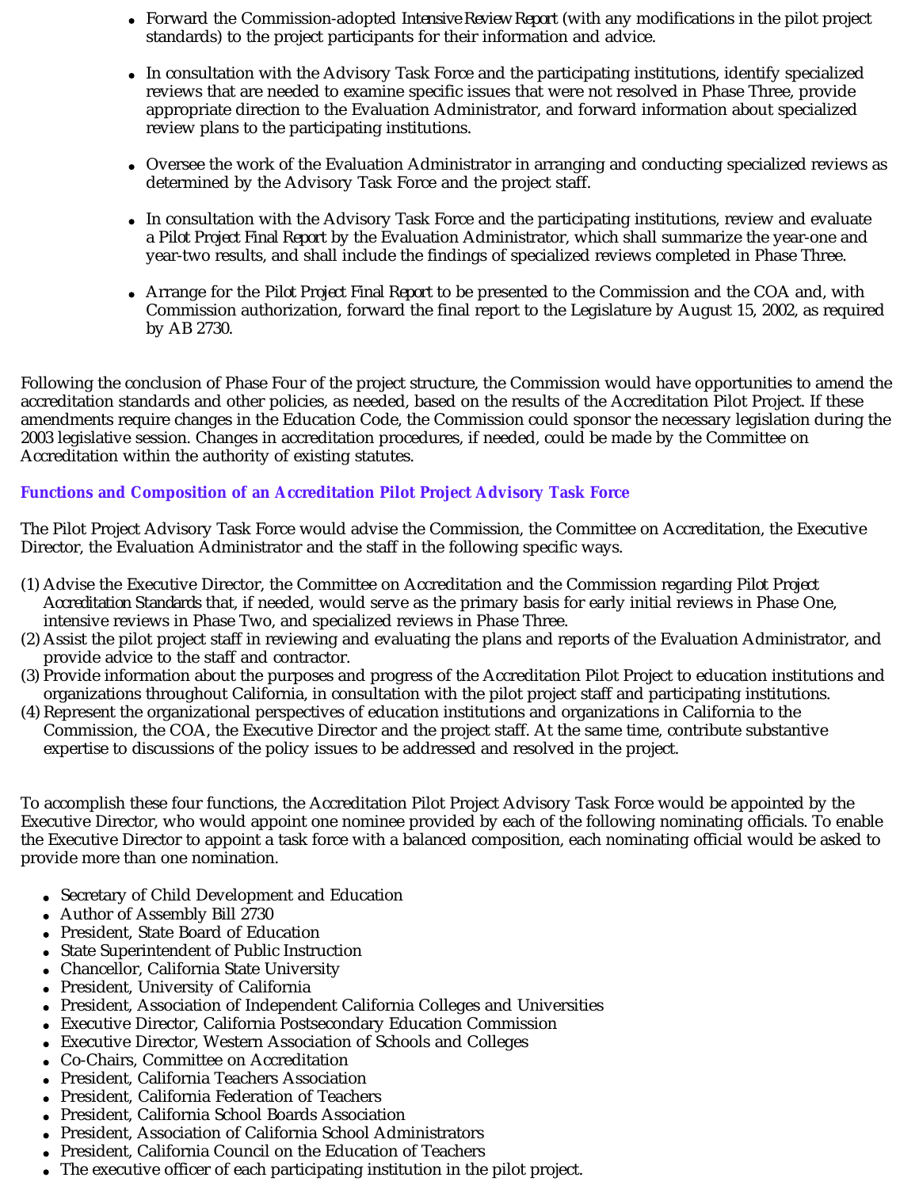- Forward the Commission-adopted *Intensive Review Report* (with any modifications in the pilot project standards) to the project participants for their information and advice.

- In consultation with the Advisory Task Force and the participating institutions, identify specialized reviews that are needed to examine specific issues that were not resolved in Phase Three, provide appropriate direction to the Evaluation Administrator, and forward information about specialized review plans to the participating institutions.

- Oversee the work of the Evaluation Administrator in arranging and conducting specialized reviews as determined by the Advisory Task Force and the project staff.

- In consultation with the Advisory Task Force and the participating institutions, review and evaluate a *Pilot Project Final Report* by the Evaluation Administrator, which shall summarize the year-one and year-two results, and shall include the findings of specialized reviews completed in Phase Three.

- Arrange for the *Pilot Project Final Report* to be presented to the Commission and the COA and, with Commission authorization, forward the final report to the Legislature by August 15, 2002, as required by AB 2730.

Following the conclusion of Phase Four of the project structure, the Commission would have opportunities to amend the accreditation standards and other policies, as needed, based on the results of the Accreditation Pilot Project. If these amendments require changes in the Education Code, the Commission could sponsor the necessary legislation during the 2003 legislative session. Changes in accreditation procedures, if needed, could be made by the Committee on Accreditation within the authority of existing statutes.

### Functions and Composition of an Accreditation Pilot Project Advisory Task Force

The Pilot Project Advisory Task Force would advise the Commission, the Committee on Accreditation, the Executive Director, the Evaluation Administrator and the staff in the following specific ways.

(1) Advise the Executive Director, the Committee on Accreditation and the Commission regarding *Pilot Project Accreditation Standards* that, if needed, would serve as the primary basis for early initial reviews in Phase One, intensive reviews in Phase Two, and specialized reviews in Phase Three.
(2) Assist the pilot project staff in reviewing and evaluating the plans and reports of the Evaluation Administrator, and provide advice to the staff and contractor.
(3) Provide information about the purposes and progress of the Accreditation Pilot Project to education institutions and organizations throughout California, in consultation with the pilot project staff and participating institutions.
(4) Represent the organizational perspectives of education institutions and organizations in California to the Commission, the COA, the Executive Director and the project staff. At the same time, contribute substantive expertise to discussions of the policy issues to be addressed and resolved in the project.

To accomplish these four functions, the Accreditation Pilot Project Advisory Task Force would be appointed by the Executive Director, who would appoint one nominee provided by each of the following nominating officials. To enable the Executive Director to appoint a task force with a balanced composition, each nominating official would be asked to provide more than one nomination.

- Secretary of Child Development and Education
- Author of Assembly Bill 2730
- President, State Board of Education
- State Superintendent of Public Instruction
- Chancellor, California State University
- President, University of California
- President, Association of Independent California Colleges and Universities
- Executive Director, California Postsecondary Education Commission
- Executive Director, Western Association of Schools and Colleges
- Co-Chairs, Committee on Accreditation
- President, California Teachers Association
- President, California Federation of Teachers
- President, California School Boards Association
- President, Association of California School Administrators
- President, California Council on the Education of Teachers
- The executive officer of each participating institution in the pilot project.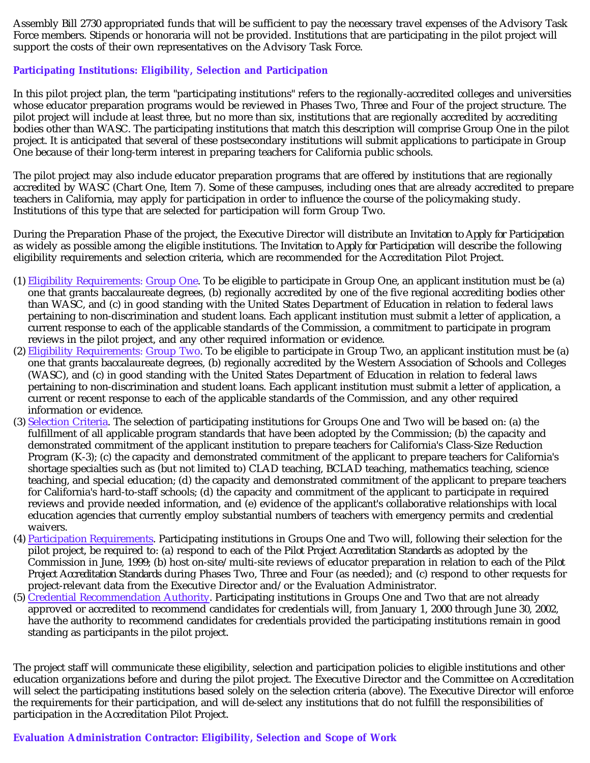Assembly Bill 2730 appropriated funds that will be sufficient to pay the necessary travel expenses of the Advisory Task Force members. Stipends or honoraria will not be provided. Institutions that are participating in the pilot project will support the costs of their own representatives on the Advisory Task Force.

### Participating Institutions: Eligibility, Selection and Participation

In this pilot project plan, the term "participating institutions" refers to the regionally-accredited colleges and universities whose educator preparation programs would be reviewed in Phases Two, Three and Four of the project structure. The pilot project will include at least three, but no more than six, institutions that are regionally accredited by accrediting bodies other than WASC. The participating institutions that match this description will comprise Group One in the pilot project. It is anticipated that several of these postsecondary institutions will submit applications to participate in Group One because of their long-term interest in preparing teachers for California public schools.

The pilot project may also include educator preparation programs that are offered by institutions that are regionally accredited by WASC (Chart One, Item 7). Some of these campuses, including ones that are already accredited to prepare teachers in California, may apply for participation in order to influence the course of the policymaking study. Institutions of this type that are selected for participation will form Group Two.

During the Preparation Phase of the project, the Executive Director will distribute an *Invitation to Apply for Participation* as widely as possible among the eligible institutions. The *Invitation to Apply for Participation* will describe the following eligibility requirements and selection criteria, which are recommended for the Accreditation Pilot Project.

1. Eligibility Requirements: Group One. To be eligible to participate in Group One, an applicant institution must be (a) one that grants baccalaureate degrees, (b) regionally accredited by one of the five regional accrediting bodies other than WASC, and (c) in good standing with the United States Department of Education in relation to federal laws pertaining to non-discrimination and student loans. Each applicant institution must submit a letter of application, a current response to each of the applicable standards of the Commission, a commitment to participate in program reviews in the pilot project, and any other required information or evidence.
2. Eligibility Requirements: Group Two. To be eligible to participate in Group Two, an applicant institution must be (a) one that grants baccalaureate degrees, (b) regionally accredited by the Western Association of Schools and Colleges (WASC), and (c) in good standing with the United States Department of Education in relation to federal laws pertaining to non-discrimination and student loans. Each applicant institution must submit a letter of application, a current or recent response to each of the applicable standards of the Commission, and any other required information or evidence.
3. Selection Criteria. The selection of participating institutions for Groups One and Two will be based on: (a) the fulfillment of all applicable program standards that have been adopted by the Commission; (b) the capacity and demonstrated commitment of the applicant institution to prepare teachers for California's Class-Size Reduction Program (K-3); (c) the capacity and demonstrated commitment of the applicant to prepare teachers for California's shortage specialties such as (but not limited to) CLAD teaching, BCLAD teaching, mathematics teaching, science teaching, and special education; (d) the capacity and demonstrated commitment of the applicant to prepare teachers for California's hard-to-staff schools; (d) the capacity and commitment of the applicant to participate in required reviews and provide needed information, and (e) evidence of the applicant's collaborative relationships with local education agencies that currently employ substantial numbers of teachers with emergency permits and credential waivers.
4. Participation Requirements. Participating institutions in Groups One and Two will, following their selection for the pilot project, be required to: (a) respond to each of the *Pilot Project Accreditation Standards* as adopted by the Commission in June, 1999; (b) host on-site/multi-site reviews of educator preparation in relation to each of the *Pilot Project Accreditation Standards* during Phases Two, Three and Four (as needed); and (c) respond to other requests for project-relevant data from the Executive Director and/or the Evaluation Administrator.
5. Credential Recommendation Authority. Participating institutions in Groups One and Two that are not already approved or accredited to recommend candidates for credentials will, from January 1, 2000 through June 30, 2002, have the authority to recommend candidates for credentials provided the participating institutions remain in good standing as participants in the pilot project.

The project staff will communicate these eligibility, selection and participation policies to eligible institutions and other education organizations before and during the pilot project. The Executive Director and the Committee on Accreditation will select the participating institutions based solely on the selection criteria (above). The Executive Director will enforce the requirements for their participation, and will de-select any institutions that do not fulfill the responsibilities of participation in the Accreditation Pilot Project.

### Evaluation Administration Contractor: Eligibility, Selection and Scope of Work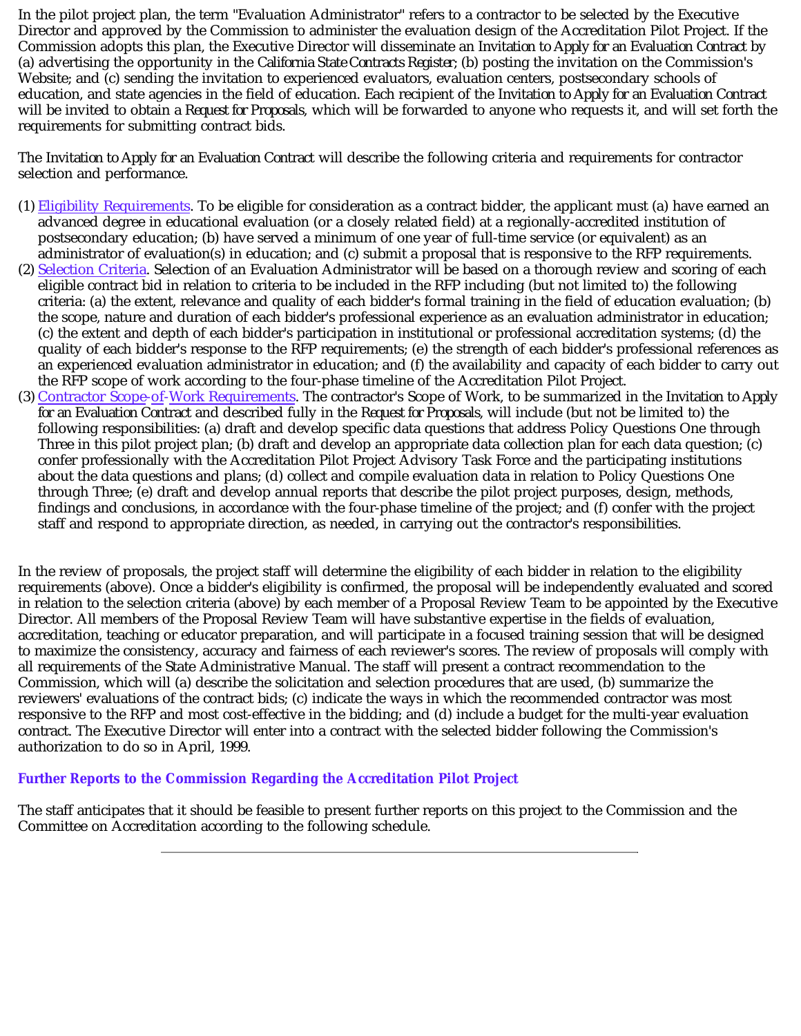In the pilot project plan, the term "Evaluation Administrator" refers to a contractor to be selected by the Executive Director and approved by the Commission to administer the evaluation design of the Accreditation Pilot Project. If the Commission adopts this plan, the Executive Director will disseminate an *Invitation to Apply for an Evaluation Contract* by (a) advertising the opportunity in the *California State Contracts Register*; (b) posting the invitation on the Commission's Website; and (c) sending the invitation to experienced evaluators, evaluation centers, postsecondary schools of education, and state agencies in the field of education. Each recipient of the *Invitation to Apply for an Evaluation Contract* will be invited to obtain a *Request for Proposals*, which will be forwarded to anyone who requests it, and will set forth the requirements for submitting contract bids.

The *Invitation to Apply for an Evaluation Contract* will describe the following criteria and requirements for contractor selection and performance.

(1) Eligibility Requirements. To be eligible for consideration as a contract bidder, the applicant must (a) have earned an advanced degree in educational evaluation (or a closely related field) at a regionally-accredited institution of postsecondary education; (b) have served a minimum of one year of full-time service (or equivalent) as an administrator of evaluation(s) in education; and (c) submit a proposal that is responsive to the RFP requirements.

(2) Selection Criteria. Selection of an Evaluation Administrator will be based on a thorough review and scoring of each eligible contract bid in relation to criteria to be included in the RFP including (but not limited to) the following criteria: (a) the extent, relevance and quality of each bidder's formal training in the field of education evaluation; (b) the scope, nature and duration of each bidder's professional experience as an evaluation administrator in education; (c) the extent and depth of each bidder's participation in institutional or professional accreditation systems; (d) the quality of each bidder's response to the RFP requirements; (e) the strength of each bidder's professional references as an experienced evaluation administrator in education; and (f) the availability and capacity of each bidder to carry out the RFP scope of work according to the four-phase timeline of the Accreditation Pilot Project.

(3) Contractor Scope-of-Work Requirements. The contractor's Scope of Work, to be summarized in the *Invitation to Apply for an Evaluation Contract* and described fully in the *Request for Proposals*, will include (but not be limited to) the following responsibilities: (a) draft and develop specific data questions that address Policy Questions One through Three in this pilot project plan; (b) draft and develop an appropriate data collection plan for each data question; (c) confer professionally with the Accreditation Pilot Project Advisory Task Force and the participating institutions about the data questions and plans; (d) collect and compile evaluation data in relation to Policy Questions One through Three; (e) draft and develop annual reports that describe the pilot project purposes, design, methods, findings and conclusions, in accordance with the four-phase timeline of the project; and (f) confer with the project staff and respond to appropriate direction, as needed, in carrying out the contractor's responsibilities.

In the review of proposals, the project staff will determine the eligibility of each bidder in relation to the eligibility requirements (above). Once a bidder's eligibility is confirmed, the proposal will be independently evaluated and scored in relation to the selection criteria (above) by each member of a Proposal Review Team to be appointed by the Executive Director. All members of the Proposal Review Team will have substantive expertise in the fields of evaluation, accreditation, teaching or educator preparation, and will participate in a focused training session that will be designed to maximize the consistency, accuracy and fairness of each reviewer's scores. The review of proposals will comply with all requirements of the State Administrative Manual. The staff will present a contract recommendation to the Commission, which will (a) describe the solicitation and selection procedures that are used, (b) summarize the reviewers' evaluations of the contract bids; (c) indicate the ways in which the recommended contractor was most responsive to the RFP and most cost-effective in the bidding; and (d) include a budget for the multi-year evaluation contract. The Executive Director will enter into a contract with the selected bidder following the Commission's authorization to do so in April, 1999.

### Further Reports to the Commission Regarding the Accreditation Pilot Project

The staff anticipates that it should be feasible to present further reports on this project to the Commission and the Committee on Accreditation according to the following schedule.

---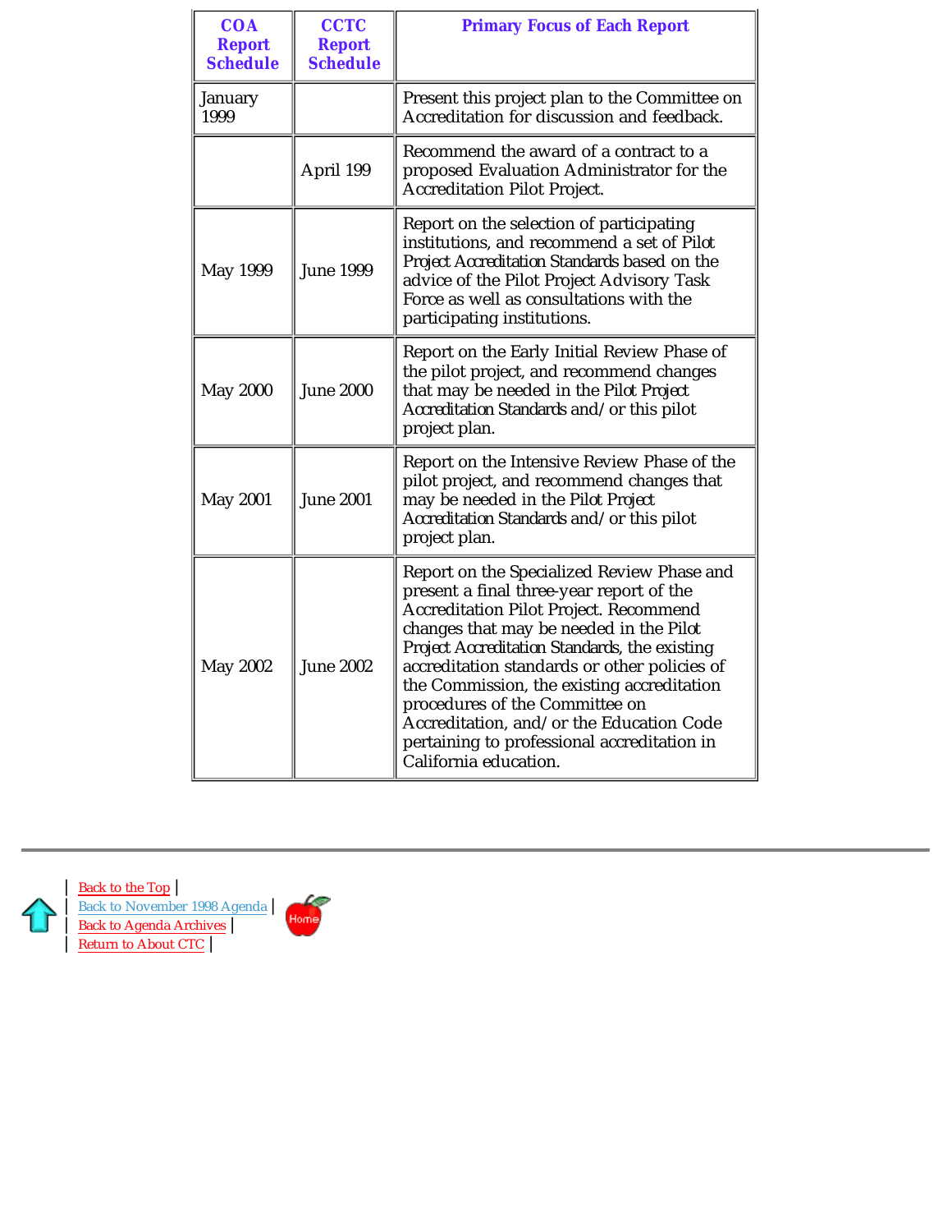| COA Report Schedule | CCTC Report Schedule | Primary Focus of Each Report |
|---|---|---|
| January 1999 | | Present this project plan to the Committee on Accreditation for discussion and feedback. |
| | April 199 | Recommend the award of a contract to a proposed Evaluation Administrator for the Accreditation Pilot Project. |
| May 1999 | June 1999 | Report on the selection of participating institutions, and recommend a set of Pilot Project Accreditation Standards based on the advice of the Pilot Project Advisory Task Force as well as consultations with the participating institutions. |
| May 2000 | June 2000 | Report on the Early Initial Review Phase of the pilot project, and recommend changes that may be needed in the Pilot Project Accreditation Standards and/or this pilot project plan. |
| May 2001 | June 2001 | Report on the Intensive Review Phase of the pilot project, and recommend changes that may be needed in the Pilot Project Accreditation Standards and/or this pilot project plan. |
| May 2002 | June 2002 | Report on the Specialized Review Phase and present a final three-year report of the Accreditation Pilot Project. Recommend changes that may be needed in the Pilot Project Accreditation Standards, the existing accreditation standards or other policies of the Commission, the existing accreditation procedures of the Committee on Accreditation, and/or the Education Code pertaining to professional accreditation in California education. |

---

| Back to the Top |
| Back to November 1998 Agenda |
| Back to Agenda Archives |
| Return to About CTC |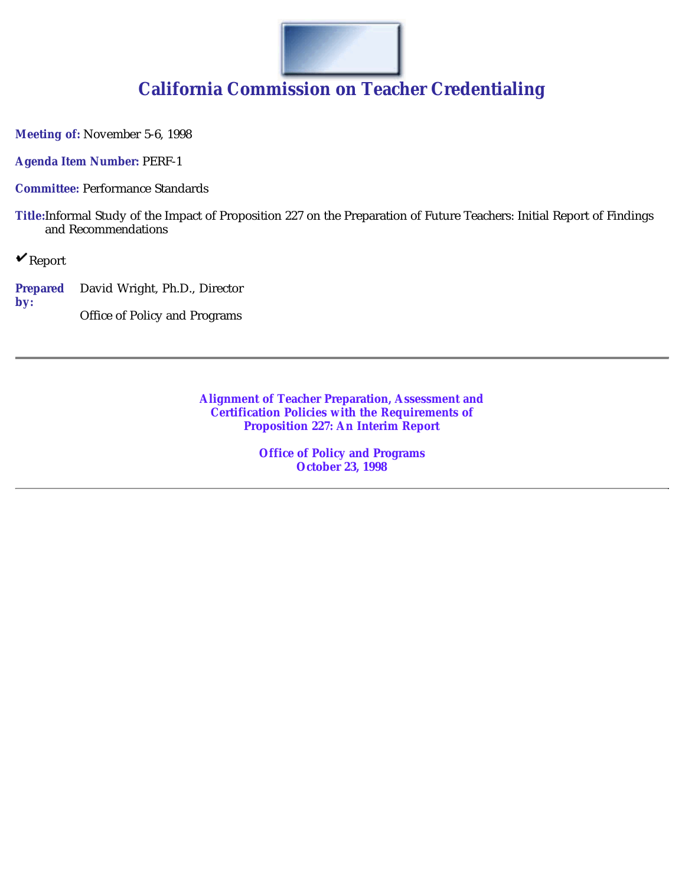# California Commission on Teacher Credentialing

**Meeting of:** November 5-6, 1998

**Agenda Item Number:** PERF-1

**Committee:** Performance Standards

**Title:** Informal Study of the Impact of Proposition 227 on the Preparation of Future Teachers: Initial Report of Findings and Recommendations

✔ Report

**Prepared by:** David Wright, Ph.D., Director

Office of Policy and Programs

---

**Alignment of Teacher Preparation, Assessment and Certification Policies with the Requirements of Proposition 227: An Interim Report**

**Office of Policy and Programs**
**October 23, 1998**

---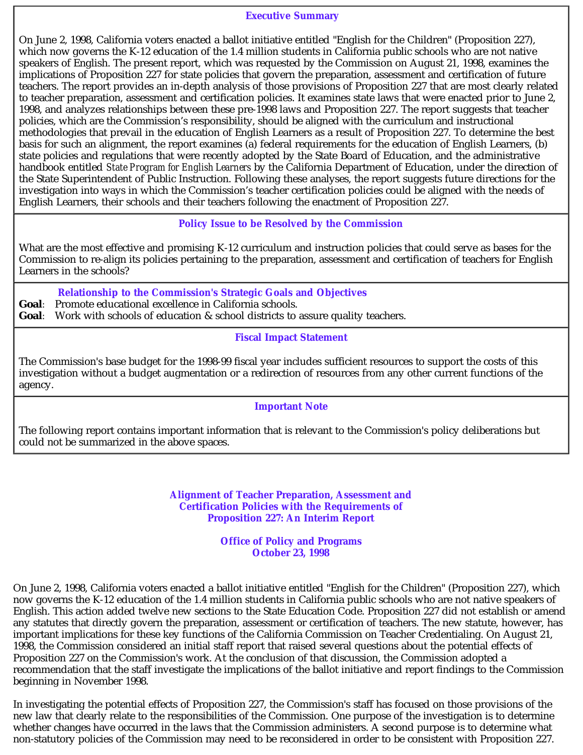### Executive Summary

On June 2, 1998, California voters enacted a ballot initiative entitled "English for the Children" (Proposition 227), which now governs the K-12 education of the 1.4 million students in California public schools who are not native speakers of English. The present report, which was requested by the Commission on August 21, 1998, examines the implications of Proposition 227 for state policies that govern the preparation, assessment and certification of future teachers. The report provides an in-depth analysis of those provisions of Proposition 227 that are most clearly related to teacher preparation, assessment and certification policies. It examines state laws that were enacted prior to June 2, 1998, and analyzes relationships between these pre-1998 laws and Proposition 227. The report suggests that teacher policies, which are the Commission's responsibility, should be aligned with the curriculum and instructional methodologies that prevail in the education of English Learners as a result of Proposition 227. To determine the best basis for such an alignment, the report examines (a) federal requirements for the education of English Learners, (b) state policies and regulations that were recently adopted by the State Board of Education, and the administrative handbook entitled *State Program for English Learners* by the California Department of Education, under the direction of the State Superintendent of Public Instruction. Following these analyses, the report suggests future directions for the investigation into ways in which the Commission's teacher certification policies could be aligned with the needs of English Learners, their schools and their teachers following the enactment of Proposition 227.

### Policy Issue to be Resolved by the Commission

What are the most effective and promising K-12 curriculum and instruction policies that could serve as bases for the Commission to re-align its policies pertaining to the preparation, assessment and certification of teachers for English Learners in the schools?

### Relationship to the Commission's Strategic Goals and Objectives

**Goal**: Promote educational excellence in California schools.
**Goal**: Work with schools of education & school districts to assure quality teachers.

### Fiscal Impact Statement

The Commission's base budget for the 1998-99 fiscal year includes sufficient resources to support the costs of this investigation without a budget augmentation or a redirection of resources from any other current functions of the agency.

### Important Note

The following report contains important information that is relevant to the Commission's policy deliberations but could not be summarized in the above spaces.

## Alignment of Teacher Preparation, Assessment and Certification Policies with the Requirements of Proposition 227: An Interim Report

**Office of Policy and Programs**
**October 23, 1998**

On June 2, 1998, California voters enacted a ballot initiative entitled "English for the Children" (Proposition 227), which now governs the K-12 education of the 1.4 million students in California public schools who are not native speakers of English. This action added twelve new sections to the State Education Code. Proposition 227 did not establish or amend any statutes that directly govern the preparation, assessment or certification of teachers. The new statute, however, has important implications for these key functions of the California Commission on Teacher Credentialing. On August 21, 1998, the Commission considered an initial staff report that raised several questions about the potential effects of Proposition 227 on the Commission's work. At the conclusion of that discussion, the Commission adopted a recommendation that the staff investigate the implications of the ballot initiative and report findings to the Commission beginning in November 1998.

In investigating the potential effects of Proposition 227, the Commission's staff has focused on those provisions of the new law that clearly relate to the responsibilities of the Commission. One purpose of the investigation is to determine whether changes have occurred in the laws that the Commission administers. A second purpose is to determine what non-statutory policies of the Commission may need to be reconsidered in order to be consistent with Proposition 227.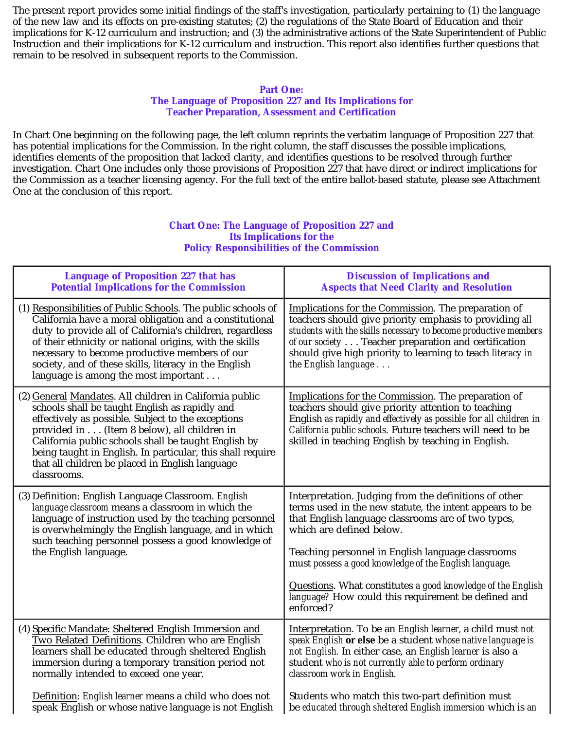The present report provides some initial findings of the staff's investigation, particularly pertaining to (1) the language of the new law and its effects on pre-existing statutes; (2) the regulations of the State Board of Education and their implications for K-12 curriculum and instruction; and (3) the administrative actions of the State Superintendent of Public Instruction and their implications for K-12 curriculum and instruction. This report also identifies further questions that remain to be resolved in subsequent reports to the Commission.

## Part One: The Language of Proposition 227 and Its Implications for Teacher Preparation, Assessment and Certification

In Chart One beginning on the following page, the left column reprints the verbatim language of Proposition 227 that has potential implications for the Commission. In the right column, the staff discusses the possible implications, identifies elements of the proposition that lacked clarity, and identifies questions to be resolved through further investigation. Chart One includes only those provisions of Proposition 227 that have direct or indirect implications for the Commission as a teacher licensing agency. For the full text of the entire ballot-based statute, please see Attachment One at the conclusion of this report.

### Chart One: The Language of Proposition 227 and Its Implications for the Policy Responsibilities of the Commission

| Language of Proposition 227 that has Potential Implications for the Commission | Discussion of Implications and Aspects that Need Clarity and Resolution |
|---|---|
| (1) Responsibilities of Public Schools. The public schools of California have a moral obligation and a constitutional duty to provide all of California's children, regardless of their ethnicity or national origins, with the skills necessary to become productive members of our society, and of these skills, literacy in the English language is among the most important . . . | Implications for the Commission. The preparation of teachers should give priority emphasis to providing *all students with the skills necessary to become productive members of our society* . . . Teacher preparation and certification should give high priority to learning to teach *literacy in the English language* . . . |
| (2) General Mandates. All children in California public schools shall be taught English as rapidly and effectively as possible. Subject to the exceptions provided in . . . (Item 8 below), all children in California public schools shall be taught English by being taught in English. In particular, this shall require that all children be placed in English language classrooms. | Implications for the Commission. The preparation of teachers should give priority attention to teaching English *as rapidly and effectively as possible* for *all children in California public schools.* Future teachers will need to be skilled in teaching English by teaching in English. |
| (3) Definition: English Language Classroom. *English language classroom* means a classroom in which the language of instruction used by the teaching personnel is overwhelmingly the English language, and in which such teaching personnel possess a good knowledge of the English language. | Interpretation. Judging from the definitions of other terms used in the new statute, the intent appears to be that English language classrooms are of two types, which are defined below.<br><br>Teaching personnel in English language classrooms must *possess a good knowledge of the English language.*<br><br>Questions. What constitutes *a good knowledge of the English language?* How could this requirement be defined and enforced? |
| (4) Specific Mandate: Sheltered English Immersion and Two Related Definitions. Children who are English learners shall be educated through sheltered English immersion during a temporary transition period not normally intended to exceed one year.<br><br>Definition: *English learner* means a child who does not speak English or whose native language is not English | Interpretation. To be an *English learner,* a child must *not speak English* **or else** be a student *whose native language is not English.* In either case, an *English learner* is also a student *who is not currently able to perform ordinary classroom work in English.*<br><br>Students who match this two-part definition must be *educated through sheltered English immersion* which is an |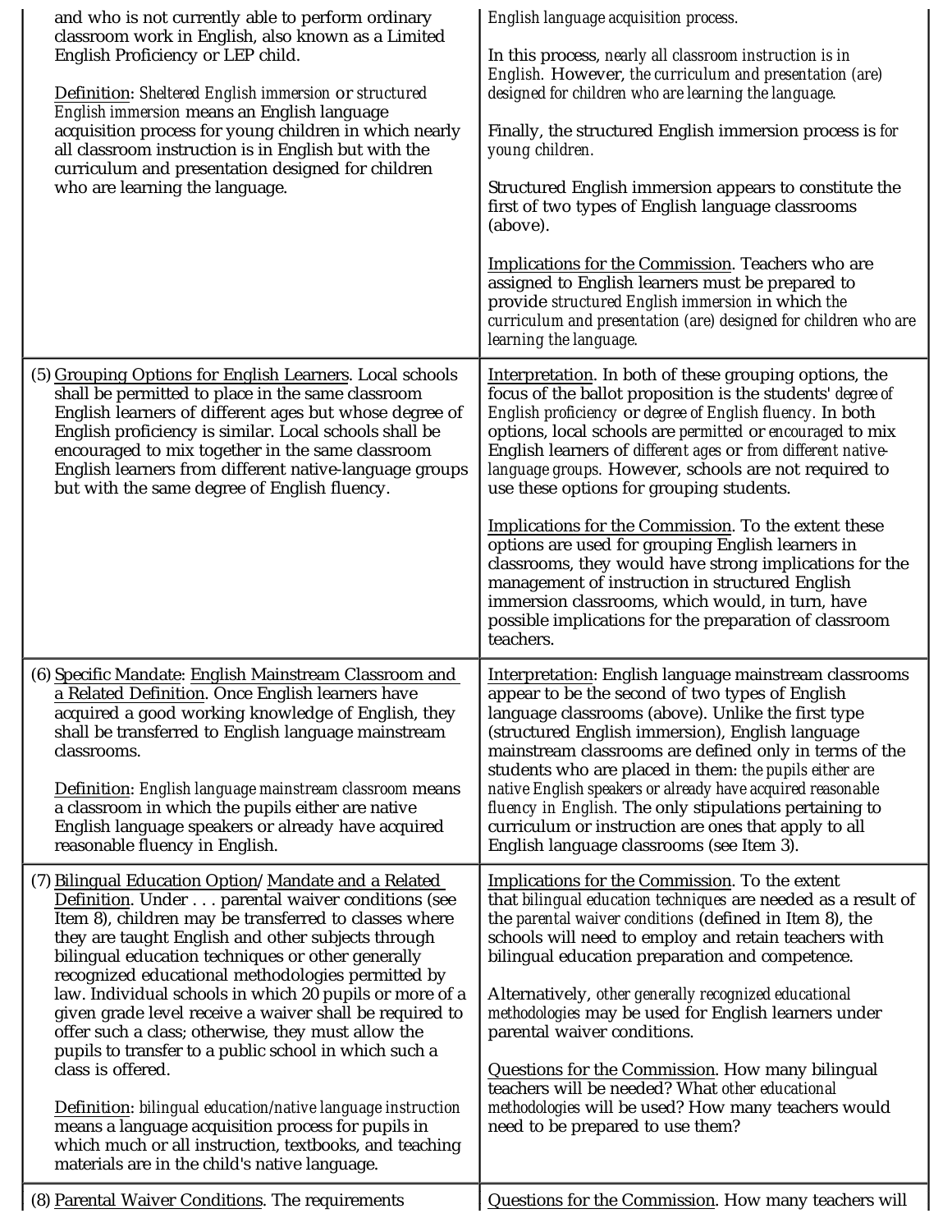| | |
|---|---|
| and who is not currently able to perform ordinary classroom work in English, also known as a Limited English Proficiency or LEP child.<br><br>Definition: *Sheltered English immersion* or *structured English immersion* means an English language acquisition process for young children in which nearly all classroom instruction is in English but with the curriculum and presentation designed for children who are learning the language. | *English language acquisition process.*<br><br>In this process, *nearly all classroom instruction is in English.* However, *the curriculum and presentation (are) designed for children who are learning the language.*<br><br>Finally, the structured English immersion process is *for young children.*<br><br>Structured English immersion appears to constitute the first of two types of English language classrooms (above).<br><br>Implications for the Commission. Teachers who are assigned to English learners must be prepared to provide *structured English immersion* in which *the curriculum and presentation (are) designed for children who are learning the language.* |
| (5) Grouping Options for English Learners. Local schools shall be permitted to place in the same classroom English learners of different ages but whose degree of English proficiency is similar. Local schools shall be encouraged to mix together in the same classroom English learners from different native-language groups but with the same degree of English fluency. | Interpretation. In both of these grouping options, the focus of the ballot proposition is the students' *degree of English proficiency* or *degree of English fluency.* In both options, local schools are *permitted* or *encouraged* to mix English learners of *different ages* or *from different native-language groups.* However, schools are not required to use these options for grouping students.<br><br>Implications for the Commission. To the extent these options are used for grouping English learners in classrooms, they would have strong implications for the management of instruction in structured English immersion classrooms, which would, in turn, have possible implications for the preparation of classroom teachers. |
| (6) Specific Mandate: English Mainstream Classroom and a Related Definition. Once English learners have acquired a good working knowledge of English, they shall be transferred to English language mainstream classrooms.<br><br>Definition: *English language mainstream classroom* means a classroom in which the pupils either are native English language speakers or already have acquired reasonable fluency in English. | Interpretation: English language mainstream classrooms appear to be the second of two types of English language classrooms (above). Unlike the first type (structured English immersion), English language mainstream classrooms are defined only in terms of the students who are placed in them: *the pupils either are native English speakers or already have acquired reasonable fluency in English.* The only stipulations pertaining to curriculum or instruction are ones that apply to all English language classrooms (see Item 3). |
| (7) Bilingual Education Option/ Mandate and a Related Definition. Under . . . parental waiver conditions (see Item 8), children may be transferred to classes where they are taught English and other subjects through bilingual education techniques or other generally recognized educational methodologies permitted by law. Individual schools in which 20 pupils or more of a given grade level receive a waiver shall be required to offer such a class; otherwise, they must allow the pupils to transfer to a public school in which such a class is offered.<br><br>Definition: *bilingual education/native language instruction* means a language acquisition process for pupils in which much or all instruction, textbooks, and teaching materials are in the child's native language. | Implications for the Commission. To the extent that *bilingual education techniques* are needed as a result of the *parental waiver conditions* (defined in Item 8), the schools will need to employ and retain teachers with bilingual education preparation and competence.<br><br>Alternatively, *other generally recognized educational methodologies* may be used for English learners under parental waiver conditions.<br><br>Questions for the Commission. How many bilingual teachers will be needed? What *other educational methodologies* will be used? How many teachers would need to be prepared to use them? |
| (8) Parental Waiver Conditions. The requirements | Questions for the Commission. How many teachers will |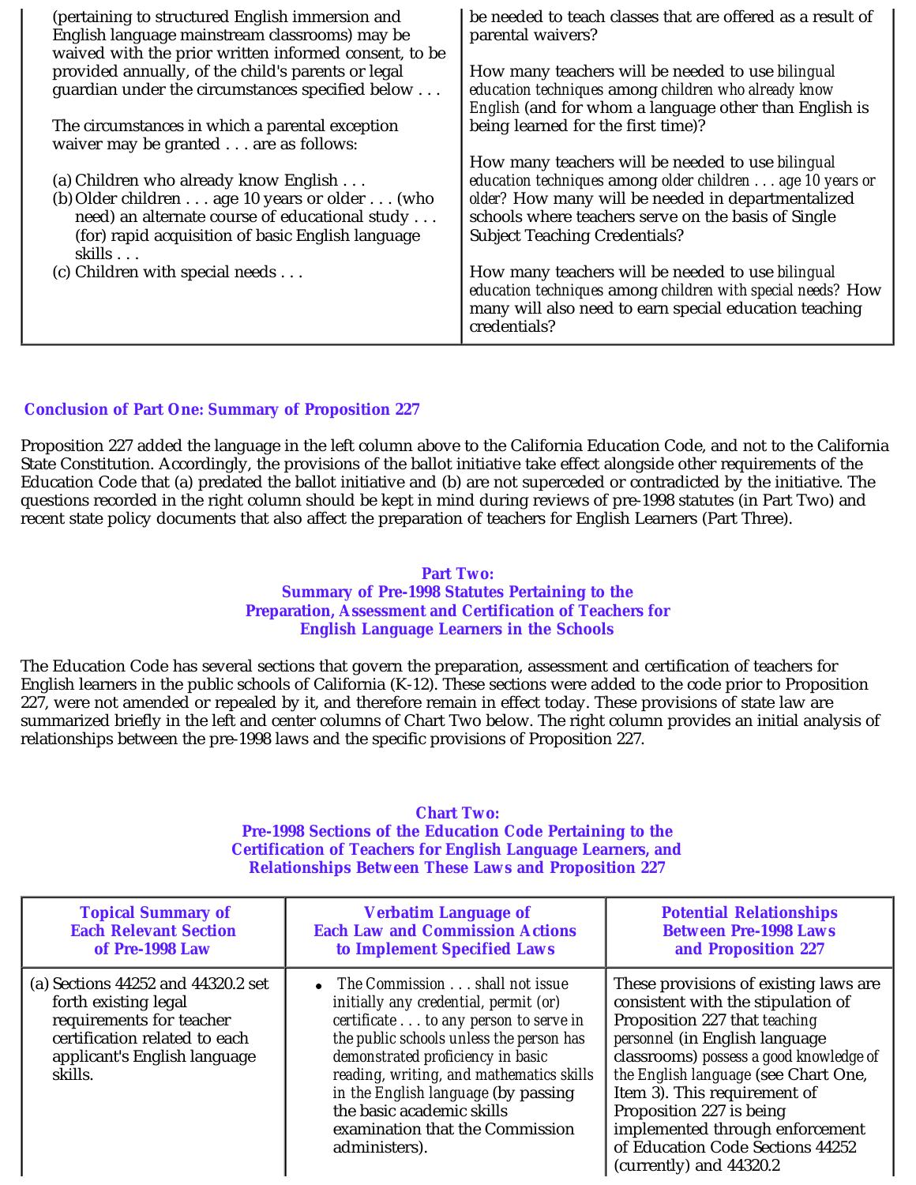| | |
|---|---|
| (pertaining to structured English immersion and English language mainstream classrooms) may be waived with the prior written informed consent, to be provided annually, of the child's parents or legal guardian under the circumstances specified below . . .<br><br>The circumstances in which a parental exception waiver may be granted . . . are as follows:<br><br>(a) Children who already know English . . .<br>(b) Older children . . . age 10 years or older . . . (who need) an alternate course of educational study . . . (for) rapid acquisition of basic English language skills . . .<br>(c) Children with special needs . . . | be needed to teach classes that are offered as a result of parental waivers?<br><br>How many teachers will be needed to use *bilingual education techniques* among *children who already know English* (and for whom a language other than English is being learned for the first time)?<br><br>How many teachers will be needed to use *bilingual education techniques* among *older children . . . age 10 years or older*? How many will be needed in departmentalized schools where teachers serve on the basis of Single Subject Teaching Credentials?<br><br>How many teachers will be needed to use *bilingual education techniques* among *children with special needs*? How many will also need to earn special education teaching credentials? |

**Conclusion of Part One: Summary of Proposition 227**

Proposition 227 added the language in the left column above to the California Education Code, and not to the California State Constitution. Accordingly, the provisions of the ballot initiative take effect alongside other requirements of the Education Code that (a) predated the ballot initiative and (b) are not superceded or contradicted by the initiative. The questions recorded in the right column should be kept in mind during reviews of pre-1998 statutes (in Part Two) and recent state policy documents that also affect the preparation of teachers for English Learners (Part Three).

## Part Two: Summary of Pre-1998 Statutes Pertaining to the Preparation, Assessment and Certification of Teachers for English Language Learners in the Schools

The Education Code has several sections that govern the preparation, assessment and certification of teachers for English learners in the public schools of California (K-12). These sections were added to the code prior to Proposition 227, were not amended or repealed by it, and therefore remain in effect today. These provisions of state law are summarized briefly in the left and center columns of Chart Two below. The right column provides an initial analysis of relationships between the pre-1998 laws and the specific provisions of Proposition 227.

### Chart Two: Pre-1998 Sections of the Education Code Pertaining to the Certification of Teachers for English Language Learners, and Relationships Between These Laws and Proposition 227

| Topical Summary of Each Relevant Section of Pre-1998 Law | Verbatim Language of Each Law and Commission Actions to Implement Specified Laws | Potential Relationships Between Pre-1998 Laws and Proposition 227 |
|---|---|---|
| (a) Sections 44252 and 44320.2 set forth existing legal requirements for teacher certification related to each applicant's English language skills. | • *The Commission . . . shall not issue initially any credential, permit (or) certificate . . . to any person to serve in the public schools unless the person has demonstrated proficiency in basic reading, writing, and mathematics skills in the English language* (by passing the basic academic skills examination that the Commission administers). | These provisions of existing laws are consistent with the stipulation of Proposition 227 that *teaching personnel* (in English language classrooms) *possess a good knowledge of the English language* (see Chart One, Item 3). This requirement of Proposition 227 is being implemented through enforcement of Education Code Sections 44252 (currently) and 44320.2 |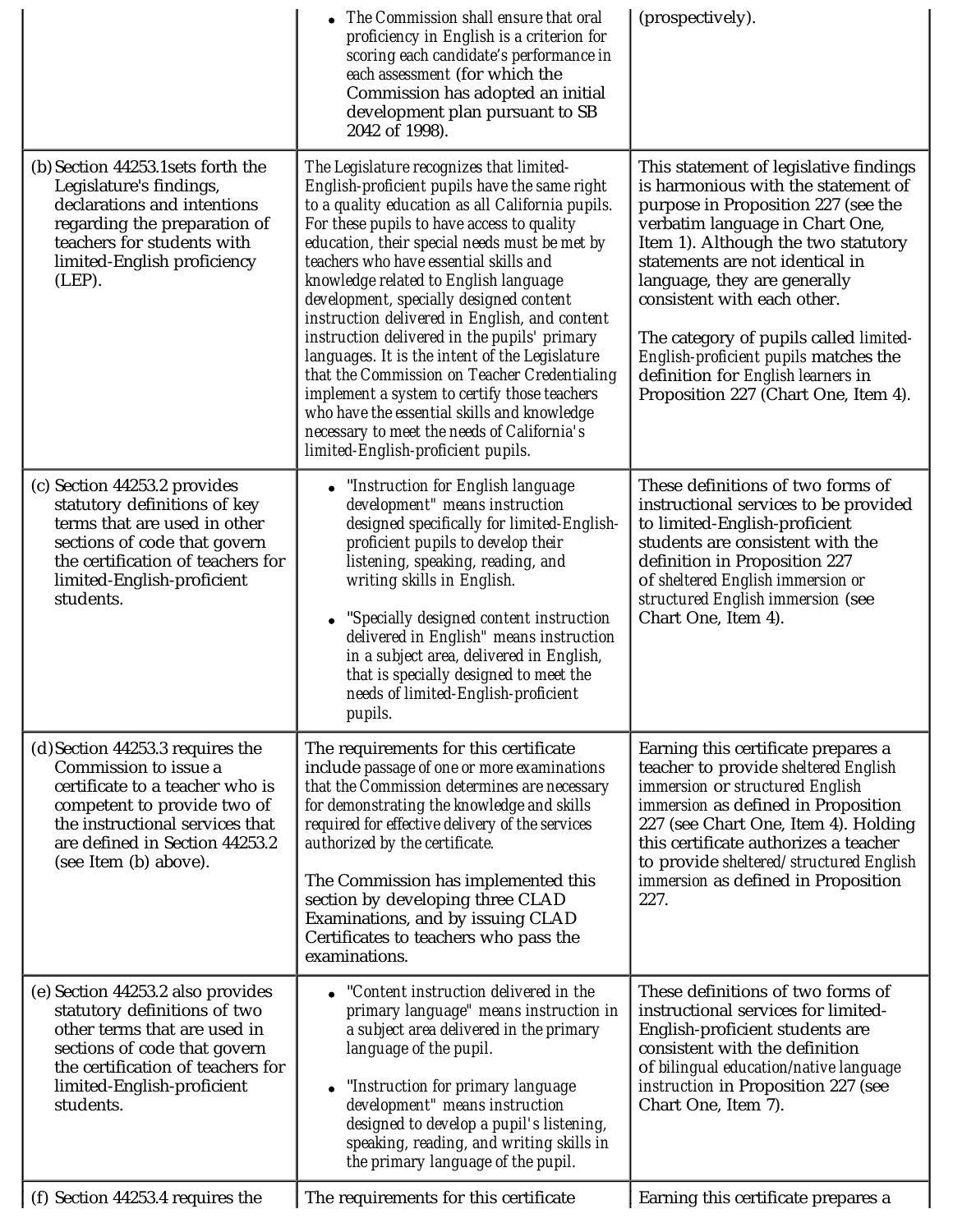| | | |
|---|---|---|
| | • The Commission shall ensure that oral proficiency in English is a criterion for scoring each candidate's performance in each assessment (for which the Commission has adopted an initial development plan pursuant to SB 2042 of 1998). | (prospectively). |
| (b) Section 44253.1sets forth the Legislature's findings, declarations and intentions regarding the preparation of teachers for students with limited-English proficiency (LEP). | The Legislature recognizes that limited-English-proficient pupils have the same right to a quality education as all California pupils. For these pupils to have access to quality education, their special needs must be met by teachers who have essential skills and knowledge related to English language development, specially designed content instruction delivered in English, and content instruction delivered in the pupils' primary languages. It is the intent of the Legislature that the Commission on Teacher Credentialing implement a system to certify those teachers who have the essential skills and knowledge necessary to meet the needs of California's limited-English-proficient pupils. | This statement of legislative findings is harmonious with the statement of purpose in Proposition 227 (see the verbatim language in Chart One, Item 1). Although the two statutory statements are not identical in language, they are generally consistent with each other.<br><br>The category of pupils called limited-English-proficient pupils matches the definition for English learners in Proposition 227 (Chart One, Item 4). |
| (c) Section 44253.2 provides statutory definitions of key terms that are used in other sections of code that govern the certification of teachers for limited-English-proficient students. | • "Instruction for English language development" means instruction designed specifically for limited-English-proficient pupils to develop their listening, speaking, reading, and writing skills in English.<br><br>• "Specially designed content instruction delivered in English" means instruction in a subject area, delivered in English, that is specially designed to meet the needs of limited-English-proficient pupils. | These definitions of two forms of instructional services to be provided to limited-English-proficient students are consistent with the definition in Proposition 227 of sheltered English immersion or structured English immersion (see Chart One, Item 4). |
| (d) Section 44253.3 requires the Commission to issue a certificate to a teacher who is competent to provide two of the instructional services that are defined in Section 44253.2 (see Item (b) above). | The requirements for this certificate include passage of one or more examinations that the Commission determines are necessary for demonstrating the knowledge and skills required for effective delivery of the services authorized by the certificate.<br><br>The Commission has implemented this section by developing three CLAD Examinations, and by issuing CLAD Certificates to teachers who pass the examinations. | Earning this certificate prepares a teacher to provide sheltered English immersion or structured English immersion as defined in Proposition 227 (see Chart One, Item 4). Holding this certificate authorizes a teacher to provide sheltered/structured English immersion as defined in Proposition 227. |
| (e) Section 44253.2 also provides statutory definitions of two other terms that are used in sections of code that govern the certification of teachers for limited-English-proficient students. | • "Content instruction delivered in the primary language" means instruction in a subject area delivered in the primary language of the pupil.<br><br>• "Instruction for primary language development" means instruction designed to develop a pupil's listening, speaking, reading, and writing skills in the primary language of the pupil. | These definitions of two forms of instructional services for limited-English-proficient students are consistent with the definition of bilingual education/native language instruction in Proposition 227 (see Chart One, Item 7). |
| (f) Section 44253.4 requires the | The requirements for this certificate | Earning this certificate prepares a |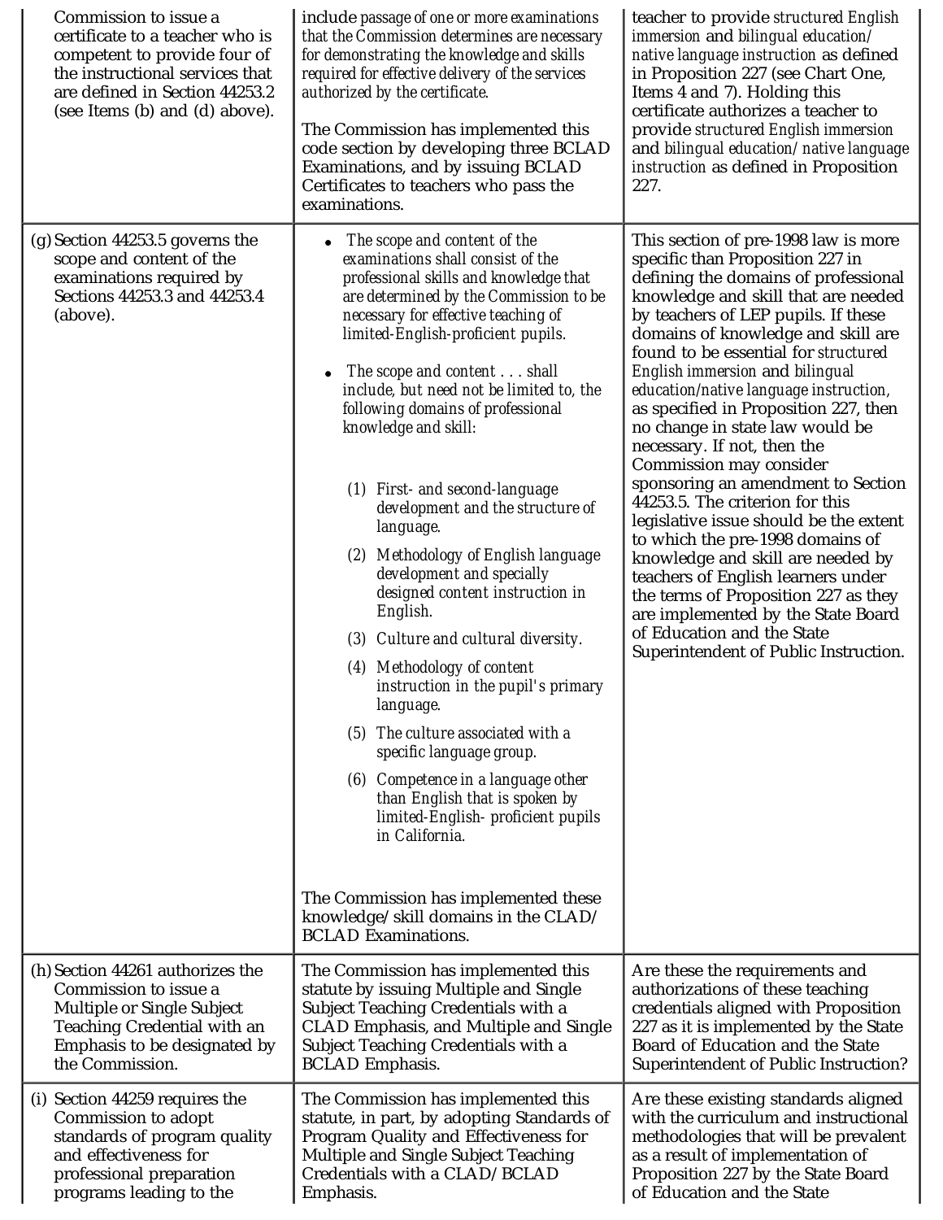| | | |
|---|---|---|
| Commission to issue a certificate to a teacher who is competent to provide four of the instructional services that are defined in Section 44253.2 (see Items (b) and (d) above). | include passage of one or more examinations that the Commission determines are necessary for demonstrating the knowledge and skills required for effective delivery of the services authorized by the certificate.<br><br>The Commission has implemented this code section by developing three BCLAD Examinations, and by issuing BCLAD Certificates to teachers who pass the examinations. | teacher to provide structured English immersion and bilingual education/ native language instruction as defined in Proposition 227 (see Chart One, Items 4 and 7). Holding this certificate authorizes a teacher to provide structured English immersion and bilingual education/ native language instruction as defined in Proposition 227. |
| (g) Section 44253.5 governs the scope and content of the examinations required by Sections 44253.3 and 44253.4 (above). | • The scope and content of the examinations shall consist of the professional skills and knowledge that are determined by the Commission to be necessary for effective teaching of limited-English-proficient pupils.<br><br>• The scope and content . . . shall include, but need not be limited to, the following domains of professional knowledge and skill:<br><br>(1) First- and second-language development and the structure of language.<br>(2) Methodology of English language development and specially designed content instruction in English.<br>(3) Culture and cultural diversity.<br>(4) Methodology of content instruction in the pupil's primary language.<br>(5) The culture associated with a specific language group.<br>(6) Competence in a language other than English that is spoken by limited-English- proficient pupils in California.<br><br>The Commission has implemented these knowledge/skill domains in the CLAD/ BCLAD Examinations. | This section of pre-1998 law is more specific than Proposition 227 in defining the domains of professional knowledge and skill that are needed by teachers of LEP pupils. If these domains of knowledge and skill are found to be essential for structured English immersion and bilingual education/native language instruction, as specified in Proposition 227, then no change in state law would be necessary. If not, then the Commission may consider sponsoring an amendment to Section 44253.5. The criterion for this legislative issue should be the extent to which the pre-1998 domains of knowledge and skill are needed by teachers of English learners under the terms of Proposition 227 as they are implemented by the State Board of Education and the State Superintendent of Public Instruction. |
| (h) Section 44261 authorizes the Commission to issue a Multiple or Single Subject Teaching Credential with an Emphasis to be designated by the Commission. | The Commission has implemented this statute by issuing Multiple and Single Subject Teaching Credentials with a CLAD Emphasis, and Multiple and Single Subject Teaching Credentials with a BCLAD Emphasis. | Are these the requirements and authorizations of these teaching credentials aligned with Proposition 227 as it is implemented by the State Board of Education and the State Superintendent of Public Instruction? |
| (i) Section 44259 requires the Commission to adopt standards of program quality and effectiveness for professional preparation programs leading to the | The Commission has implemented this statute, in part, by adopting Standards of Program Quality and Effectiveness for Multiple and Single Subject Teaching Credentials with a CLAD/BCLAD Emphasis. | Are these existing standards aligned with the curriculum and instructional methodologies that will be prevalent as a result of implementation of Proposition 227 by the State Board of Education and the State |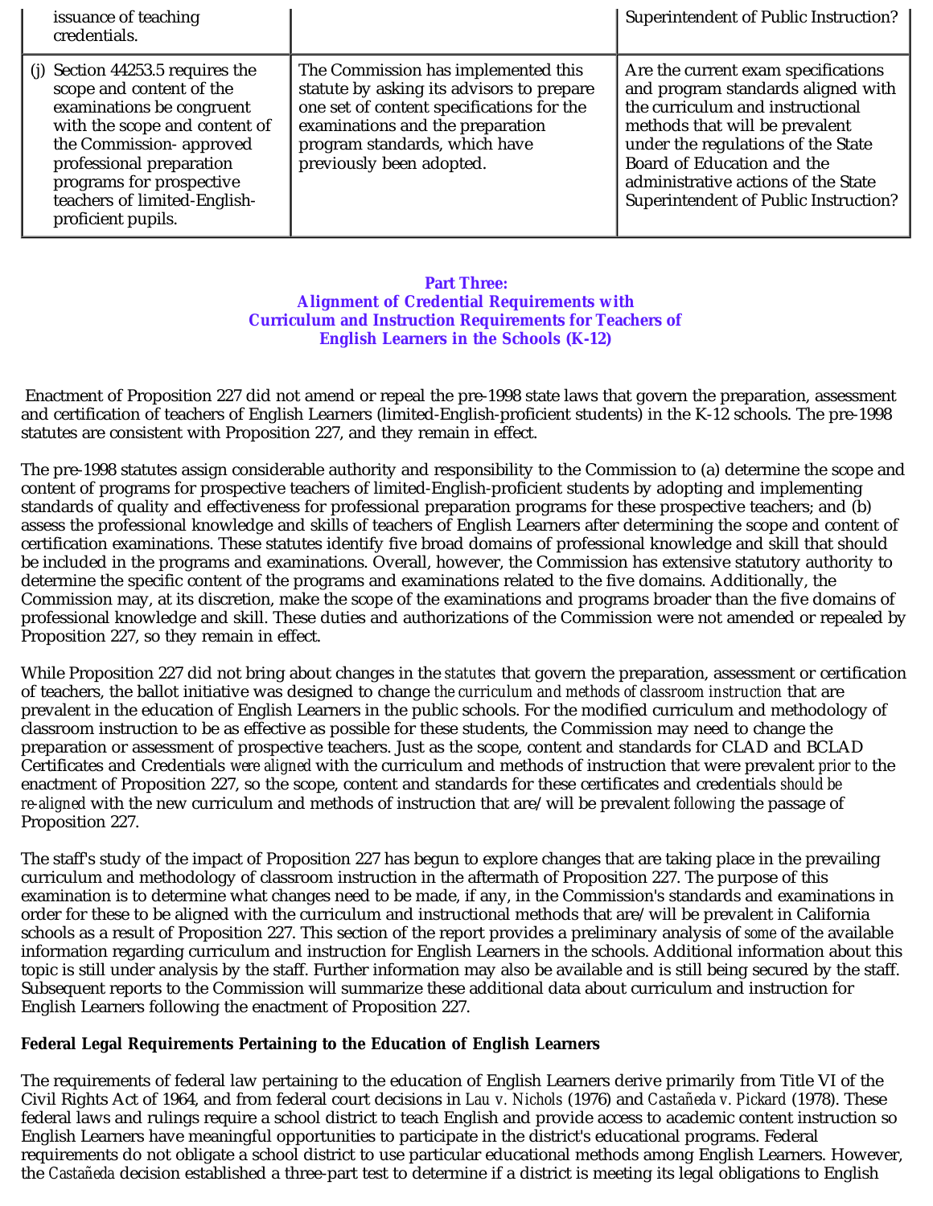| issuance of teaching credentials. | | Superintendent of Public Instruction? |
|---|---|---|
| (j) Section 44253.5 requires the scope and content of the examinations be congruent with the scope and content of the Commission- approved professional preparation programs for prospective teachers of limited-English-proficient pupils. | The Commission has implemented this statute by asking its advisors to prepare one set of content specifications for the examinations and the preparation program standards, which have previously been adopted. | Are the current exam specifications and program standards aligned with the curriculum and instructional methods that will be prevalent under the regulations of the State Board of Education and the administrative actions of the State Superintendent of Public Instruction? |

## Part Three: Alignment of Credential Requirements with Curriculum and Instruction Requirements for Teachers of English Learners in the Schools (K-12)

Enactment of Proposition 227 did not amend or repeal the pre-1998 state laws that govern the preparation, assessment and certification of teachers of English Learners (limited-English-proficient students) in the K-12 schools. The pre-1998 statutes are consistent with Proposition 227, and they remain in effect.

The pre-1998 statutes assign considerable authority and responsibility to the Commission to (a) determine the scope and content of programs for prospective teachers of limited-English-proficient students by adopting and implementing standards of quality and effectiveness for professional preparation programs for these prospective teachers; and (b) assess the professional knowledge and skills of teachers of English Learners after determining the scope and content of certification examinations. These statutes identify five broad domains of professional knowledge and skill that should be included in the programs and examinations. Overall, however, the Commission has extensive statutory authority to determine the specific content of the programs and examinations related to the five domains. Additionally, the Commission may, at its discretion, make the scope of the examinations and programs broader than the five domains of professional knowledge and skill. These duties and authorizations of the Commission were not amended or repealed by Proposition 227, so they remain in effect.

While Proposition 227 did not bring about changes in the *statutes* that govern the preparation, assessment or certification of teachers, the ballot initiative was designed to change *the curriculum and methods of classroom instruction* that are prevalent in the education of English Learners in the public schools. For the modified curriculum and methodology of classroom instruction to be as effective as possible for these students, the Commission may need to change the preparation or assessment of prospective teachers. Just as the scope, content and standards for CLAD and BCLAD Certificates and Credentials *were aligned* with the curriculum and methods of instruction that were prevalent *prior to* the enactment of Proposition 227, so the scope, content and standards for these certificates and credentials *should be re-aligned* with the new curriculum and methods of instruction that are/will be prevalent *following* the passage of Proposition 227.

The staff's study of the impact of Proposition 227 has begun to explore changes that are taking place in the prevailing curriculum and methodology of classroom instruction in the aftermath of Proposition 227. The purpose of this examination is to determine what changes need to be made, if any, in the Commission's standards and examinations in order for these to be aligned with the curriculum and instructional methods that are/will be prevalent in California schools as a result of Proposition 227. This section of the report provides a preliminary analysis of *some* of the available information regarding curriculum and instruction for English Learners in the schools. Additional information about this topic is still under analysis by the staff. Further information may also be available and is still being secured by the staff. Subsequent reports to the Commission will summarize these additional data about curriculum and instruction for English Learners following the enactment of Proposition 227.

**Federal Legal Requirements Pertaining to the Education of English Learners**

The requirements of federal law pertaining to the education of English Learners derive primarily from Title VI of the Civil Rights Act of 1964, and from federal court decisions in *Lau v. Nichols* (1976) and *Castañeda v. Pickard* (1978). These federal laws and rulings require a school district to teach English and provide access to academic content instruction so English Learners have meaningful opportunities to participate in the district's educational programs. Federal requirements do not obligate a school district to use particular educational methods among English Learners. However, the *Castañeda* decision established a three-part test to determine if a district is meeting its legal obligations to English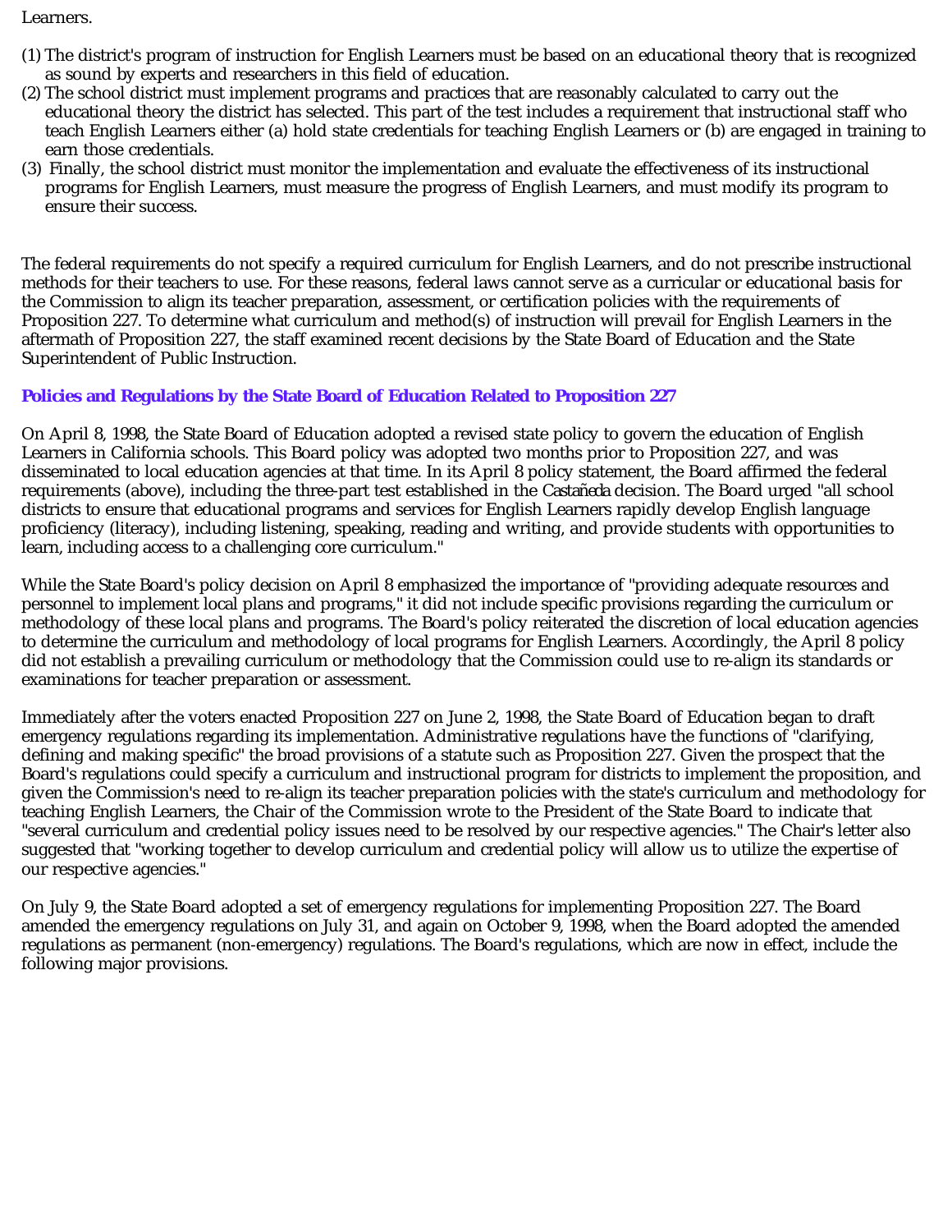Learners.

(1) The district's program of instruction for English Learners must be based on an educational theory that is recognized as sound by experts and researchers in this field of education.
(2) The school district must implement programs and practices that are reasonably calculated to carry out the educational theory the district has selected. This part of the test includes a requirement that instructional staff who teach English Learners either (a) hold state credentials for teaching English Learners or (b) are engaged in training to earn those credentials.
(3) Finally, the school district must monitor the implementation and evaluate the effectiveness of its instructional programs for English Learners, must measure the progress of English Learners, and must modify its program to ensure their success.

The federal requirements do not specify a required curriculum for English Learners, and do not prescribe instructional methods for their teachers to use. For these reasons, federal laws cannot serve as a curricular or educational basis for the Commission to align its teacher preparation, assessment, or certification policies with the requirements of Proposition 227. To determine what curriculum and method(s) of instruction will prevail for English Learners in the aftermath of Proposition 227, the staff examined recent decisions by the State Board of Education and the State Superintendent of Public Instruction.

### Policies and Regulations by the State Board of Education Related to Proposition 227

On April 8, 1998, the State Board of Education adopted a revised state policy to govern the education of English Learners in California schools. This Board policy was adopted two months prior to Proposition 227, and was disseminated to local education agencies at that time. In its April 8 policy statement, the Board affirmed the federal requirements (above), including the three-part test established in the *Castañeda* decision. The Board urged "all school districts to ensure that educational programs and services for English Learners rapidly develop English language proficiency (literacy), including listening, speaking, reading and writing, and provide students with opportunities to learn, including access to a challenging core curriculum."

While the State Board's policy decision on April 8 emphasized the importance of "providing adequate resources and personnel to implement local plans and programs," it did not include specific provisions regarding the curriculum or methodology of these local plans and programs. The Board's policy reiterated the discretion of local education agencies to determine the curriculum and methodology of local programs for English Learners. Accordingly, the April 8 policy did not establish a prevailing curriculum or methodology that the Commission could use to re-align its standards or examinations for teacher preparation or assessment.

Immediately after the voters enacted Proposition 227 on June 2, 1998, the State Board of Education began to draft emergency regulations regarding its implementation. Administrative regulations have the functions of "clarifying, defining and making specific" the broad provisions of a statute such as Proposition 227. Given the prospect that the Board's regulations could specify a curriculum and instructional program for districts to implement the proposition, and given the Commission's need to re-align its teacher preparation policies with the state's curriculum and methodology for teaching English Learners, the Chair of the Commission wrote to the President of the State Board to indicate that "several curriculum and credential policy issues need to be resolved by our respective agencies." The Chair's letter also suggested that "working together to develop curriculum and credential policy will allow us to utilize the expertise of our respective agencies."

On July 9, the State Board adopted a set of emergency regulations for implementing Proposition 227. The Board amended the emergency regulations on July 31, and again on October 9, 1998, when the Board adopted the amended regulations as permanent (non-emergency) regulations. The Board's regulations, which are now in effect, include the following major provisions.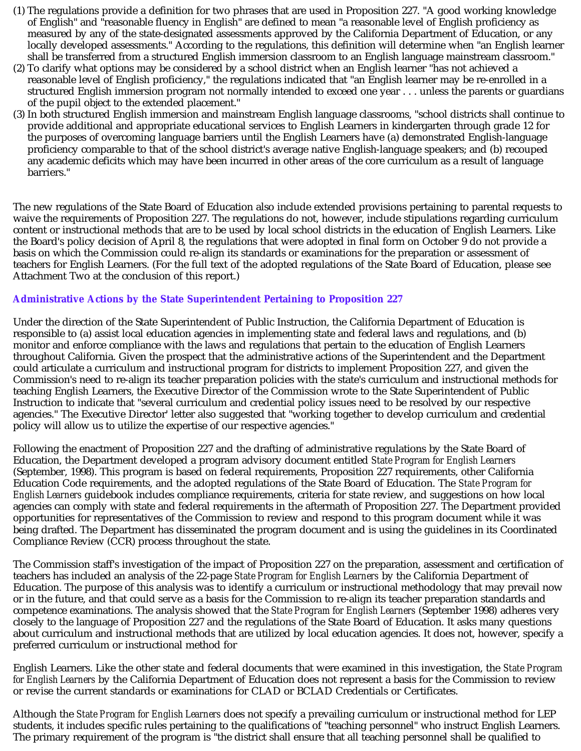(1) The regulations provide a definition for two phrases that are used in Proposition 227. "A good working knowledge of English" and "reasonable fluency in English" are defined to mean "a reasonable level of English proficiency as measured by any of the state-designated assessments approved by the California Department of Education, or any locally developed assessments." According to the regulations, this definition will determine when "an English learner shall be transferred from a structured English immersion classroom to an English language mainstream classroom."
(2) To clarify what options may be considered by a school district when an English learner "has not achieved a reasonable level of English proficiency," the regulations indicated that "an English learner may be re-enrolled in a structured English immersion program not normally intended to exceed one year . . . unless the parents or guardians of the pupil object to the extended placement."
(3) In both structured English immersion and mainstream English language classrooms, "school districts shall continue to provide additional and appropriate educational services to English Learners in kindergarten through grade 12 for the purposes of overcoming language barriers until the English Learners have (a) demonstrated English-language proficiency comparable to that of the school district's average native English-language speakers; and (b) recouped any academic deficits which may have been incurred in other areas of the core curriculum as a result of language barriers."

The new regulations of the State Board of Education also include extended provisions pertaining to parental requests to waive the requirements of Proposition 227. The regulations do not, however, include stipulations regarding curriculum content or instructional methods that are to be used by local school districts in the education of English Learners. Like the Board's policy decision of April 8, the regulations that were adopted in final form on October 9 do not provide a basis on which the Commission could re-align its standards or examinations for the preparation or assessment of teachers for English Learners. (For the full text of the adopted regulations of the State Board of Education, please see Attachment Two at the conclusion of this report.)

### Administrative Actions by the State Superintendent Pertaining to Proposition 227

Under the direction of the State Superintendent of Public Instruction, the California Department of Education is responsible to (a) assist local education agencies in implementing state and federal laws and regulations, and (b) monitor and enforce compliance with the laws and regulations that pertain to the education of English Learners throughout California. Given the prospect that the administrative actions of the Superintendent and the Department could articulate a curriculum and instructional program for districts to implement Proposition 227, and given the Commission's need to re-align its teacher preparation policies with the state's curriculum and instructional methods for teaching English Learners, the Executive Director of the Commission wrote to the State Superintendent of Public Instruction to indicate that "several curriculum and credential policy issues need to be resolved by our respective agencies." The Executive Director' letter also suggested that "working together to develop curriculum and credential policy will allow us to utilize the expertise of our respective agencies."

Following the enactment of Proposition 227 and the drafting of administrative regulations by the State Board of Education, the Department developed a program advisory document entitled *State Program for English Learners* (September, 1998). This program is based on federal requirements, Proposition 227 requirements, other California Education Code requirements, and the adopted regulations of the State Board of Education. The *State Program for English Learners* guidebook includes compliance requirements, criteria for state review, and suggestions on how local agencies can comply with state and federal requirements in the aftermath of Proposition 227. The Department provided opportunities for representatives of the Commission to review and respond to this program document while it was being drafted. The Department has disseminated the program document and is using the guidelines in its Coordinated Compliance Review (CCR) process throughout the state.

The Commission staff's investigation of the impact of Proposition 227 on the preparation, assessment and certification of teachers has included an analysis of the 22-page *State Program for English Learners* by the California Department of Education. The purpose of this analysis was to identify a curriculum or instructional methodology that may prevail now or in the future, and that could serve as a basis for the Commission to re-align its teacher preparation standards and competence examinations. The analysis showed that the *State Program for English Learners* (September 1998) adheres very closely to the language of Proposition 227 and the regulations of the State Board of Education. It asks many questions about curriculum and instructional methods that are utilized by local education agencies. It does not, however, specify a preferred curriculum or instructional method for

English Learners. Like the other state and federal documents that were examined in this investigation, the *State Program for English Learners* by the California Department of Education does not represent a basis for the Commission to review or revise the current standards or examinations for CLAD or BCLAD Credentials or Certificates.

Although the *State Program for English Learners* does not specify a prevailing curriculum or instructional method for LEP students, it includes specific rules pertaining to the qualifications of "teaching personnel" who instruct English Learners. The primary requirement of the program is "the district shall ensure that all teaching personnel shall be qualified to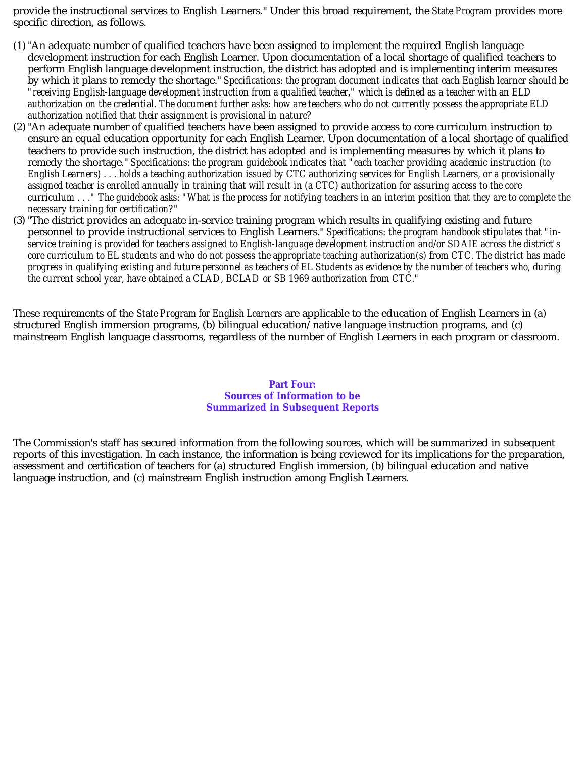provide the instructional services to English Learners." Under this broad requirement, the *State Program* provides more specific direction, as follows.

(1) "An adequate number of qualified teachers have been assigned to implement the required English language development instruction for each English Learner. Upon documentation of a local shortage of qualified teachers to perform English language development instruction, the district has adopted and is implementing interim measures by which it plans to remedy the shortage." *Specifications: the program document indicates that each English learner should be "receiving English-language development instruction from a qualified teacher," which is defined as a teacher with an ELD authorization on the credential. The document further asks: how are teachers who do not currently possess the appropriate ELD authorization notified that their assignment is provisional in nature?*

(2) "An adequate number of qualified teachers have been assigned to provide access to core curriculum instruction to ensure an equal education opportunity for each English Learner. Upon documentation of a local shortage of qualified teachers to provide such instruction, the district has adopted and is implementing measures by which it plans to remedy the shortage." *Specifications: the program guidebook indicates that "each teacher providing academic instruction (to English Learners) . . . holds a teaching authorization issued by CTC authorizing services for English Learners, or a provisionally assigned teacher is enrolled annually in training that will result in (a CTC) authorization for assuring access to the core curriculum . . ." The guidebook asks: "What is the process for notifying teachers in an interim position that they are to complete the necessary training for certification?"*

(3) "The district provides an adequate in-service training program which results in qualifying existing and future personnel to provide instructional services to English Learners." *Specifications: the program handbook stipulates that "in-service training is provided for teachers assigned to English-language development instruction and/or SDAIE across the district's core curriculum to EL students and who do not possess the appropriate teaching authorization(s) from CTC. The district has made progress in qualifying existing and future personnel as teachers of EL Students as evidence by the number of teachers who, during the current school year, have obtained a CLAD, BCLAD or SB 1969 authorization from CTC."*

These requirements of the *State Program for English Learners* are applicable to the education of English Learners in (a) structured English immersion programs, (b) bilingual education/native language instruction programs, and (c) mainstream English language classrooms, regardless of the number of English Learners in each program or classroom.

## Part Four: Sources of Information to be Summarized in Subsequent Reports

The Commission's staff has secured information from the following sources, which will be summarized in subsequent reports of this investigation. In each instance, the information is being reviewed for its implications for the preparation, assessment and certification of teachers for (a) structured English immersion, (b) bilingual education and native language instruction, and (c) mainstream English instruction among English Learners.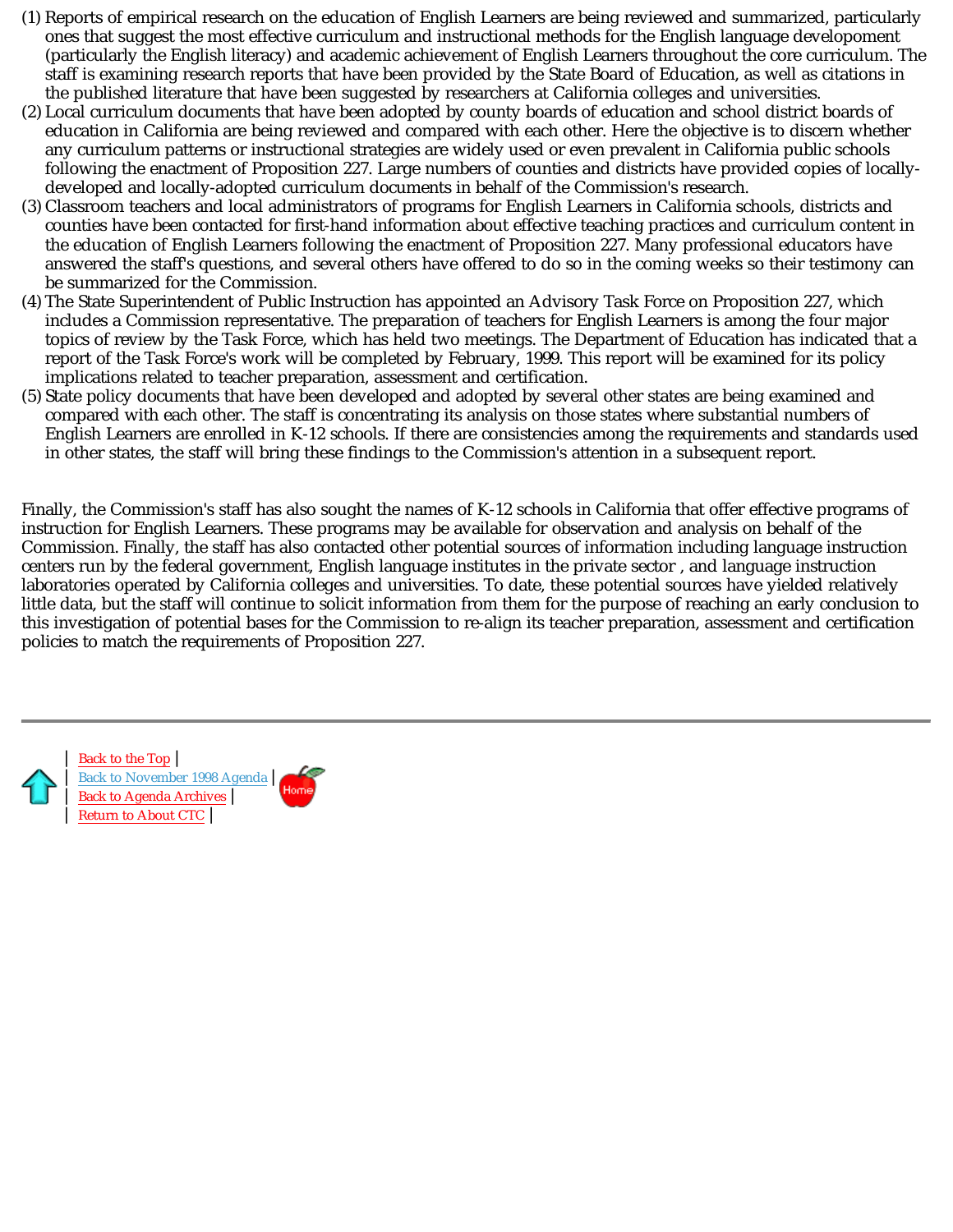(1) Reports of empirical research on the education of English Learners are being reviewed and summarized, particularly ones that suggest the most effective curriculum and instructional methods for the English language developoment (particularly the English literacy) and academic achievement of English Learners throughout the core curriculum. The staff is examining research reports that have been provided by the State Board of Education, as well as citations in the published literature that have been suggested by researchers at California colleges and universities.

(2) Local curriculum documents that have been adopted by county boards of education and school district boards of education in California are being reviewed and compared with each other. Here the objective is to discern whether any curriculum patterns or instructional strategies are widely used or even prevalent in California public schools following the enactment of Proposition 227. Large numbers of counties and districts have provided copies of locally-developed and locally-adopted curriculum documents in behalf of the Commission's research.

(3) Classroom teachers and local administrators of programs for English Learners in California schools, districts and counties have been contacted for first-hand information about effective teaching practices and curriculum content in the education of English Learners following the enactment of Proposition 227. Many professional educators have answered the staff's questions, and several others have offered to do so in the coming weeks so their testimony can be summarized for the Commission.

(4) The State Superintendent of Public Instruction has appointed an Advisory Task Force on Proposition 227, which includes a Commission representative. The preparation of teachers for English Learners is among the four major topics of review by the Task Force, which has held two meetings. The Department of Education has indicated that a report of the Task Force's work will be completed by February, 1999. This report will be examined for its policy implications related to teacher preparation, assessment and certification.

(5) State policy documents that have been developed and adopted by several other states are being examined and compared with each other. The staff is concentrating its analysis on those states where substantial numbers of English Learners are enrolled in K-12 schools. If there are consistencies among the requirements and standards used in other states, the staff will bring these findings to the Commission's attention in a subsequent report.

Finally, the Commission's staff has also sought the names of K-12 schools in California that offer effective programs of instruction for English Learners. These programs may be available for observation and analysis on behalf of the Commission. Finally, the staff has also contacted other potential sources of information including language instruction centers run by the federal government, English language institutes in the private sector , and language instruction laboratories operated by California colleges and universities. To date, these potential sources have yielded relatively little data, but the staff will continue to solicit information from them for the purpose of reaching an early conclusion to this investigation of potential bases for the Commission to re-align its teacher preparation, assessment and certification policies to match the requirements of Proposition 227.

---

| Back to the Top |
| Back to November 1998 Agenda |
| Back to Agenda Archives |
| Return to About CTC |